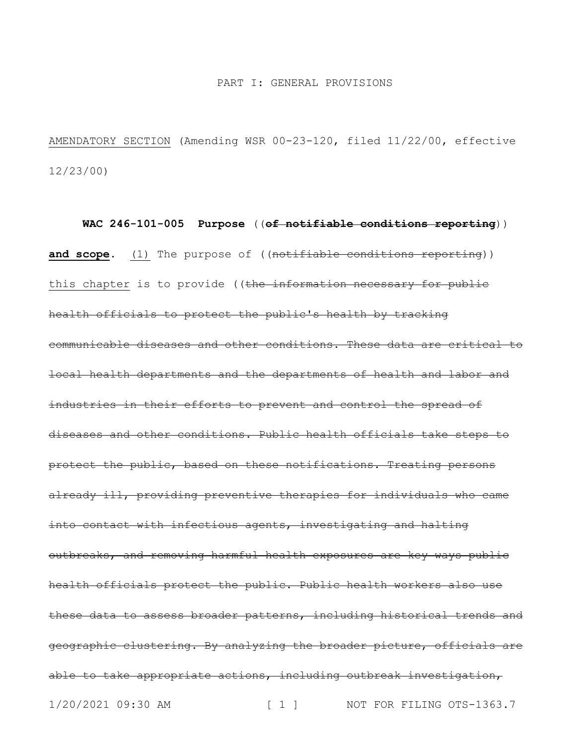PART I: GENERAL PROVISIONS

AMENDATORY SECTION (Amending WSR 00-23-120, filed 11/22/00, effective 12/23/00)

**WAC 246-101-005 Purpose** ((~~**of notifiable conditions reporting**~~)) **and scope.** (1) The purpose of ((~~notifiable conditions reporting~~)) this chapter is to provide ((~~the information necessary for public health officials to protect the public's health by tracking communicable diseases and other conditions. These data are critical to local health departments and the departments of health and labor and industries in their efforts to prevent and control the spread of diseases and other conditions. Public health officials take steps to protect the public, based on these notifications. Treating persons already ill, providing preventive therapies for individuals who came into contact with infectious agents, investigating and halting outbreaks, and removing harmful health exposures are key ways public health officials protect the public. Public health workers also use these data to assess broader patterns, including historical trends and geographic clustering. By analyzing the broader picture, officials are able to take appropriate actions, including outbreak investigation,~~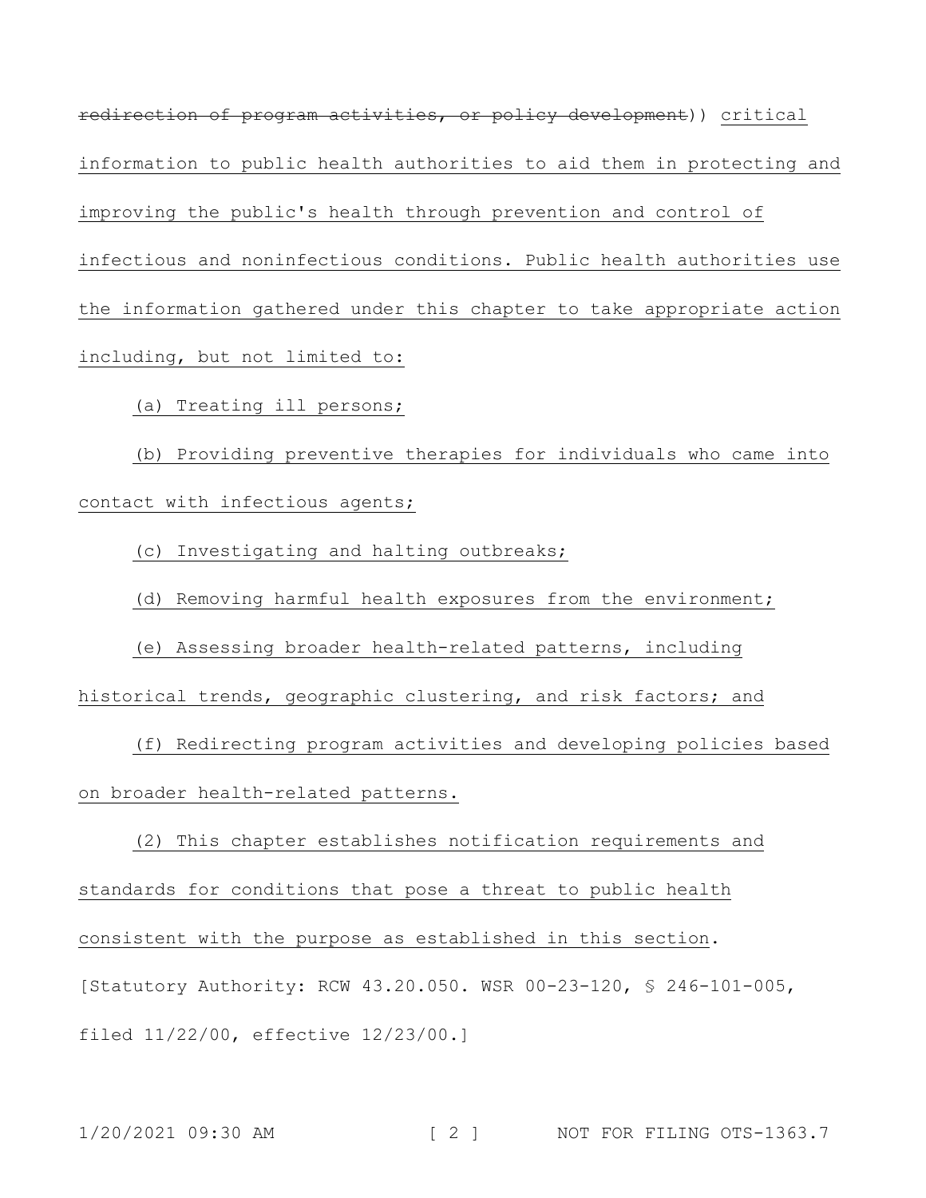~~redirection of program activities, or policy development~~)) <u>critical information to public health authorities to aid them in protecting and improving the public's health through prevention and control of infectious and noninfectious conditions. Public health authorities use the information gathered under this chapter to take appropriate action including, but not limited to:</u>

<u>(a) Treating ill persons;</u>

<u>(b) Providing preventive therapies for individuals who came into contact with infectious agents;</u>

<u>(c) Investigating and halting outbreaks;</u>

<u>(d) Removing harmful health exposures from the environment;</u>

<u>(e) Assessing broader health-related patterns, including historical trends, geographic clustering, and risk factors; and</u>

<u>(f) Redirecting program activities and developing policies based on broader health-related patterns.</u>

<u>(2) This chapter establishes notification requirements and standards for conditions that pose a threat to public health consistent with the purpose as established in this section</u>.

[Statutory Authority: RCW 43.20.050. WSR 00-23-120, § 246-101-005, filed 11/22/00, effective 12/23/00.]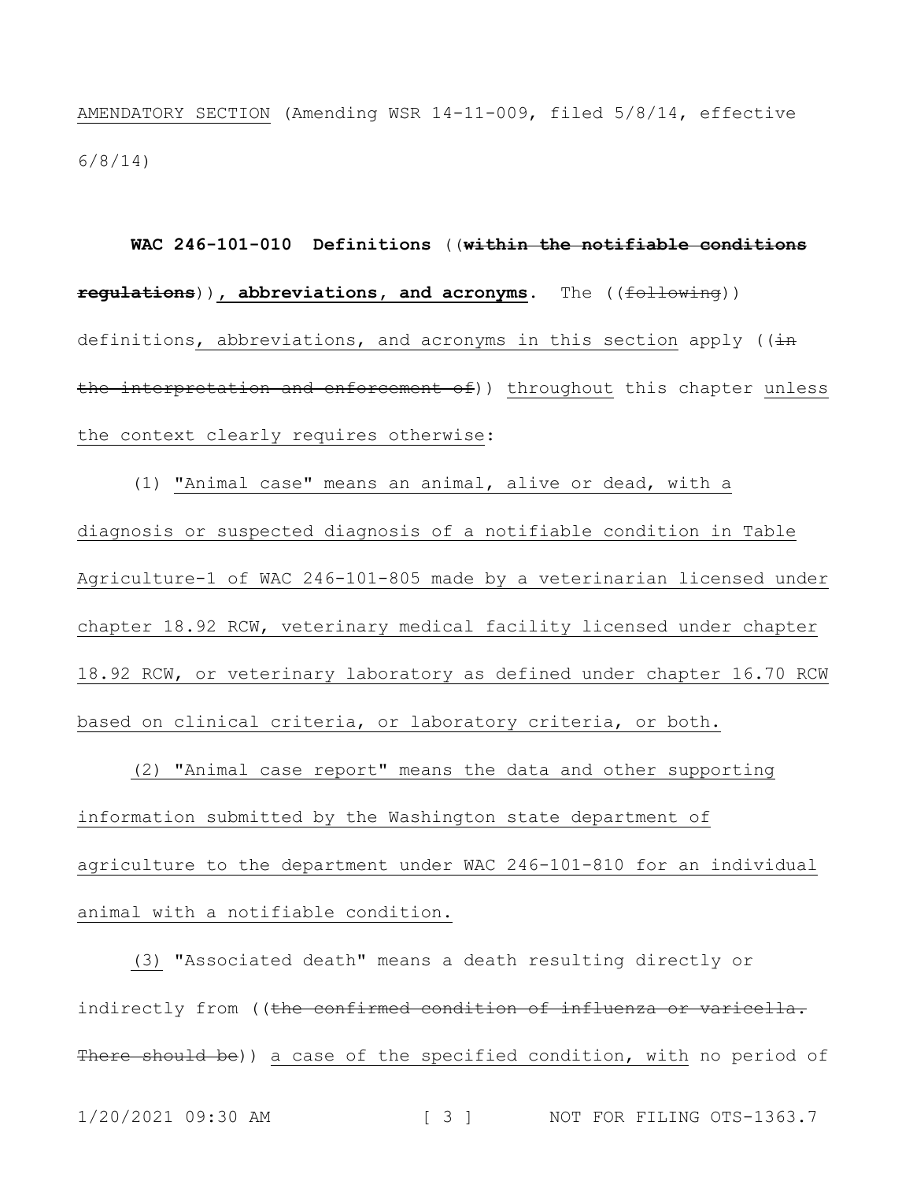AMENDATORY SECTION (Amending WSR 14-11-009, filed 5/8/14, effective 6/8/14)

**WAC 246-101-010 Definitions** ((~~**within the notifiable conditions regulations**~~))**, abbreviations, and acronyms.** The ((~~following~~)) definitions, abbreviations, and acronyms in this section apply ((~~in the interpretation and enforcement of~~)) throughout this chapter unless the context clearly requires otherwise:

(1) "Animal case" means an animal, alive or dead, with a diagnosis or suspected diagnosis of a notifiable condition in Table Agriculture-1 of WAC 246-101-805 made by a veterinarian licensed under chapter 18.92 RCW, veterinary medical facility licensed under chapter 18.92 RCW, or veterinary laboratory as defined under chapter 16.70 RCW based on clinical criteria, or laboratory criteria, or both.

(2) "Animal case report" means the data and other supporting information submitted by the Washington state department of agriculture to the department under WAC 246-101-810 for an individual animal with a notifiable condition.

(3) "Associated death" means a death resulting directly or indirectly from ((~~the confirmed condition of influenza or varicella. There should be~~)) a case of the specified condition, with no period of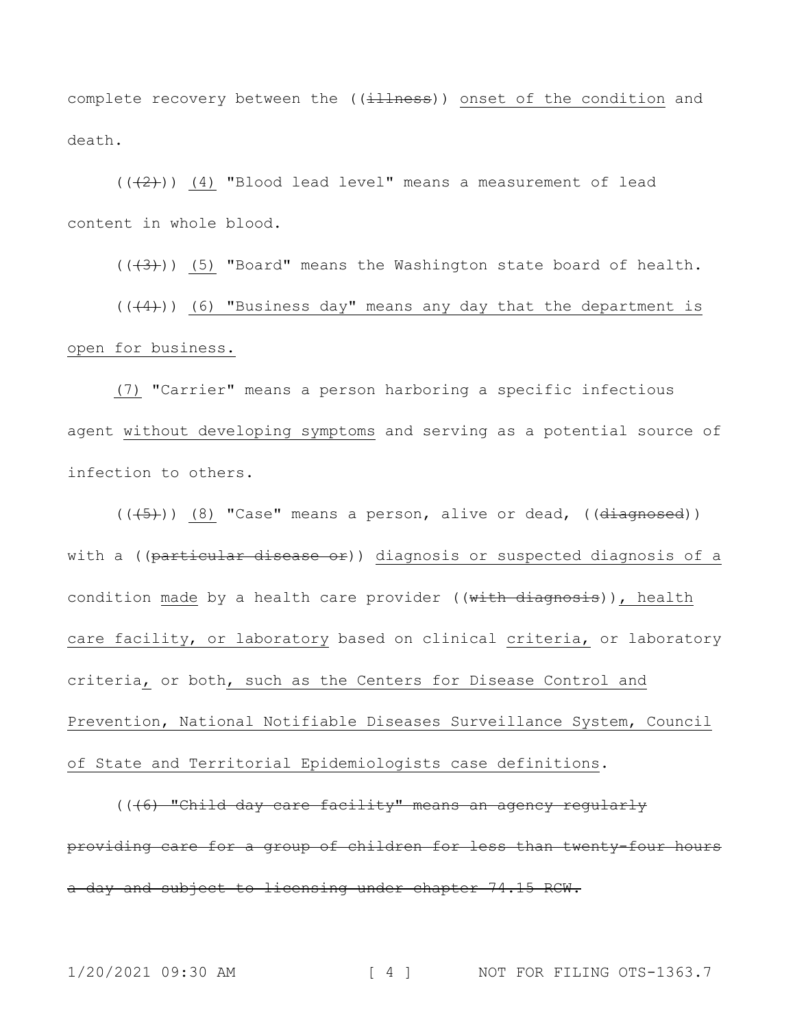complete recovery between the ((~~illness~~)) <u>onset of the condition</u> and death.

((~~(2)~~)) <u>(4)</u> "Blood lead level" means a measurement of lead content in whole blood.

((~~(3)~~)) <u>(5)</u> "Board" means the Washington state board of health.

((~~(4)~~)) <u>(6) "Business day" means any day that the department is open for business.</u>

<u>(7)</u> "Carrier" means a person harboring a specific infectious agent <u>without developing symptoms</u> and serving as a potential source of infection to others.

((~~(5)~~)) <u>(8)</u> "Case" means a person, alive or dead, ((~~diagnosed~~)) with a ((~~particular disease or~~)) <u>diagnosis or suspected diagnosis of a</u> condition <u>made</u> by a health care provider ((~~with diagnosis~~))<u>, health care facility, or laboratory</u> based on clinical <u>criteria,</u> or laboratory criteria<u>,</u> or both<u>, such as the Centers for Disease Control and Prevention, National Notifiable Diseases Surveillance System, Council of State and Territorial Epidemiologists case definitions</u>.

((~~(6) "Child day care facility" means an agency regularly providing care for a group of children for less than twenty-four hours a day and subject to licensing under chapter 74.15 RCW.~~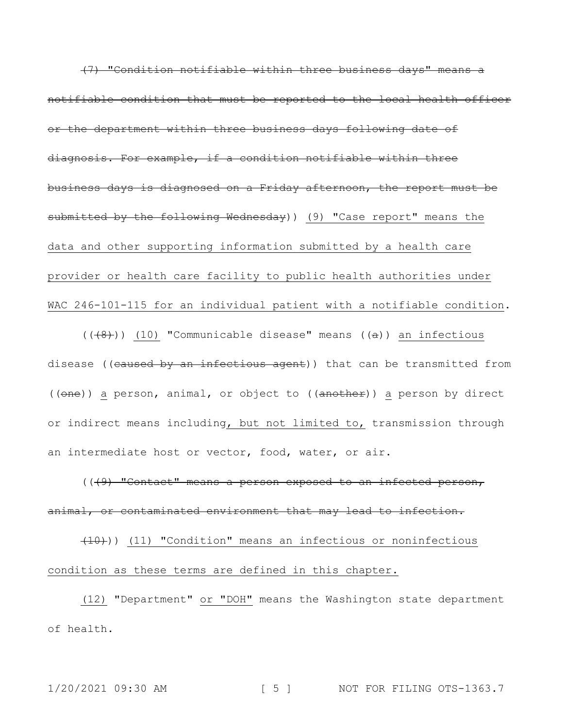~~(7) "Condition notifiable within three business days" means a notifiable condition that must be reported to the local health officer or the department within three business days following date of diagnosis. For example, if a condition notifiable within three business days is diagnosed on a Friday afternoon, the report must be submitted by the following Wednesday~~)) <u>(9) "Case report" means the data and other supporting information submitted by a health care provider or health care facility to public health authorities under WAC 246-101-115 for an individual patient with a notifiable condition</u>.

((~~(8)~~)) <u>(10)</u> "Communicable disease" means ((~~a~~)) <u>an infectious</u> disease ((~~caused by an infectious agent~~)) that can be transmitted from ((~~one~~)) <u>a</u> person, animal, or object to ((~~another~~)) <u>a</u> person by direct or indirect means including<u>, but not limited to,</u> transmission through an intermediate host or vector, food, water, or air.

((~~(9) "Contact" means a person exposed to an infected person, animal, or contaminated environment that may lead to infection.~~

~~(10)~~)) <u>(11) "Condition" means an infectious or noninfectious condition as these terms are defined in this chapter.</u>

<u>(12)</u> "Department" <u>or "DOH"</u> means the Washington state department of health.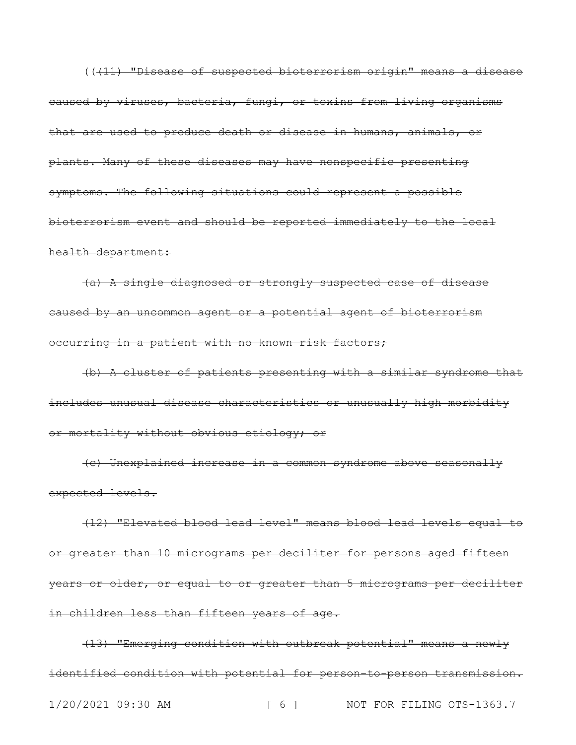((~~(11) "Disease of suspected bioterrorism origin" means a disease caused by viruses, bacteria, fungi, or toxins from living organisms that are used to produce death or disease in humans, animals, or plants. Many of these diseases may have nonspecific presenting symptoms. The following situations could represent a possible bioterrorism event and should be reported immediately to the local health department:~~

~~(a) A single diagnosed or strongly suspected case of disease caused by an uncommon agent or a potential agent of bioterrorism occurring in a patient with no known risk factors;~~

~~(b) A cluster of patients presenting with a similar syndrome that includes unusual disease characteristics or unusually high morbidity or mortality without obvious etiology; or~~

~~(c) Unexplained increase in a common syndrome above seasonally expected levels.~~

~~(12) "Elevated blood lead level" means blood lead levels equal to or greater than 10 micrograms per deciliter for persons aged fifteen years or older, or equal to or greater than 5 micrograms per deciliter in children less than fifteen years of age.~~

~~(13) "Emerging condition with outbreak potential" means a newly identified condition with potential for person-to-person transmission.~~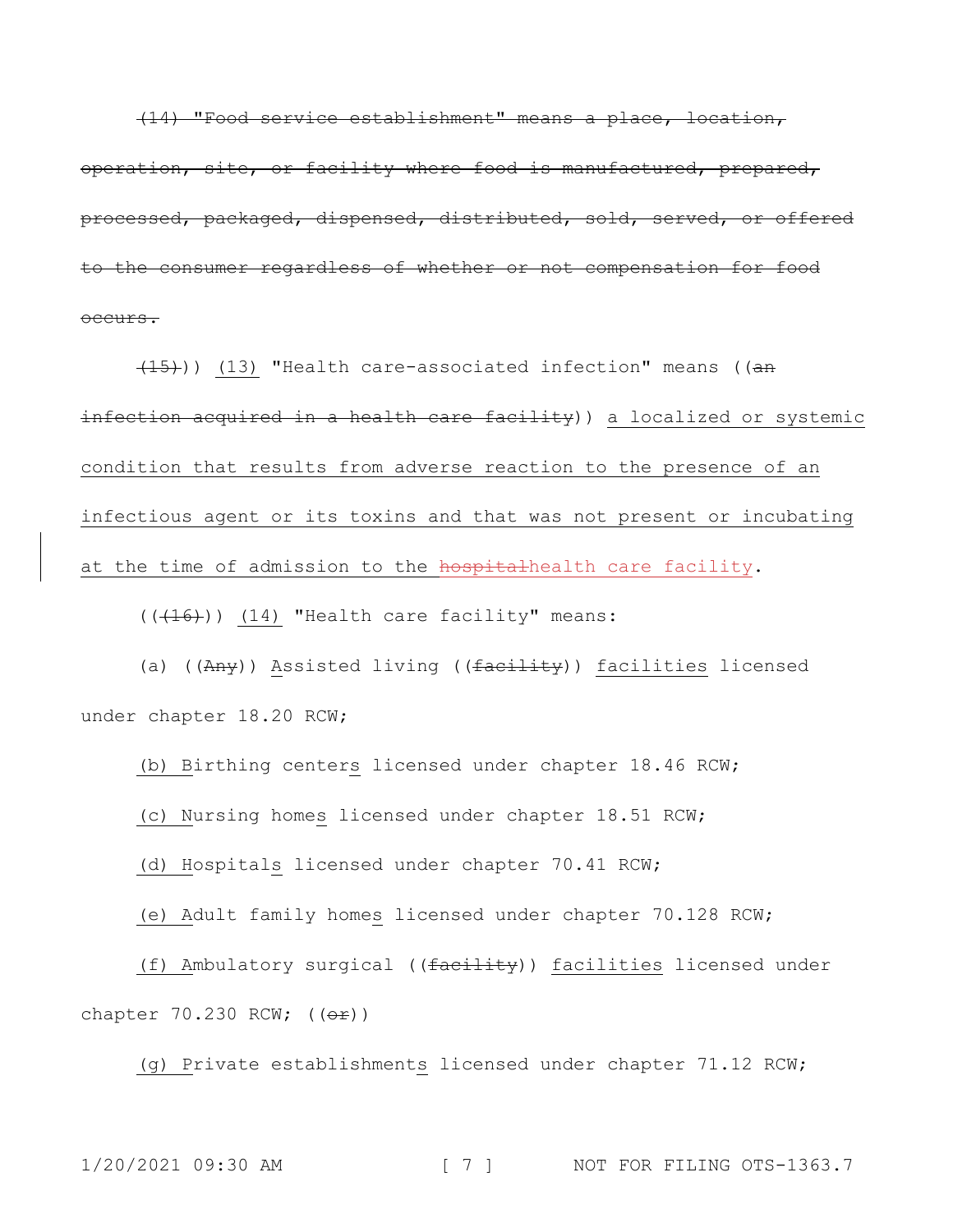~~(14) "Food service establishment" means a place, location, operation, site, or facility where food is manufactured, prepared, processed, packaged, dispensed, distributed, sold, served, or offered to the consumer regardless of whether or not compensation for food occurs.~~

~~(15)~~)) <u>(13)</u> "Health care-associated infection" means ((~~an infection acquired in a health care facility~~)) <u>a localized or systemic condition that results from adverse reaction to the presence of an infectious agent or its toxins and that was not present or incubating at the time of admission to the</u> ~~hospital~~health care facility.

((~~(16)~~)) <u>(14)</u> "Health care facility" means:

(a) ((~~Any~~)) <u>A</u>ssisted living ((~~facility~~)) <u>facilities</u> licensed under chapter 18.20 RCW;

<u>(b) B</u>irthing center<u>s</u> licensed under chapter 18.46 RCW;

<u>(c) N</u>ursing home<u>s</u> licensed under chapter 18.51 RCW;

<u>(d) H</u>ospital<u>s</u> licensed under chapter 70.41 RCW;

<u>(e) A</u>dult family home<u>s</u> licensed under chapter 70.128 RCW;

<u>(f) A</u>mbulatory surgical ((~~facility~~)) <u>facilities</u> licensed under chapter 70.230 RCW; ((~~or~~))

<u>(g) P</u>rivate establishment<u>s</u> licensed under chapter 71.12 RCW;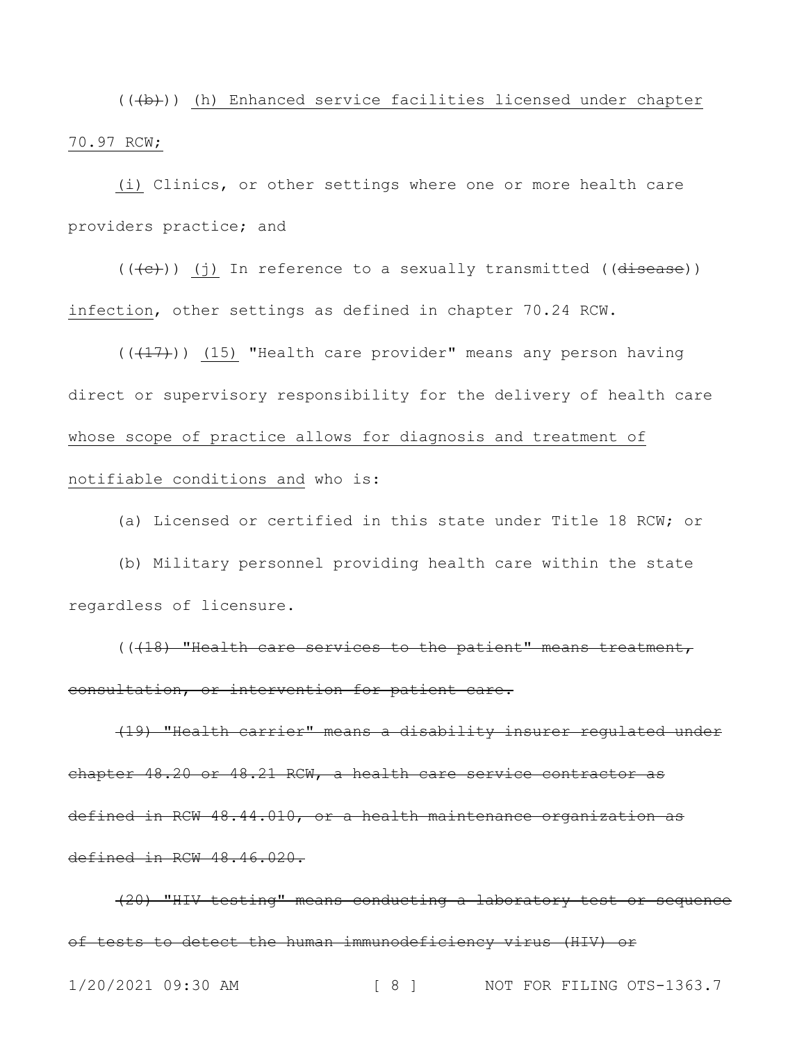(((b))) <u>(h) Enhanced service facilities licensed under chapter 70.97 RCW;</u>

<u>(i)</u> Clinics, or other settings where one or more health care providers practice; and

(((c))) <u>(j)</u> In reference to a sexually transmitted ((~~disease~~)) <u>infection</u>, other settings as defined in chapter 70.24 RCW.

(((17))) <u>(15)</u> "Health care provider" means any person having direct or supervisory responsibility for the delivery of health care <u>whose scope of practice allows for diagnosis and treatment of notifiable conditions and</u> who is:

(a) Licensed or certified in this state under Title 18 RCW; or

(b) Military personnel providing health care within the state regardless of licensure.

((~~(18) "Health care services to the patient" means treatment, consultation, or intervention for patient care.~~

~~(19) "Health carrier" means a disability insurer regulated under chapter 48.20 or 48.21 RCW, a health care service contractor as defined in RCW 48.44.010, or a health maintenance organization as defined in RCW 48.46.020.~~

~~(20) "HIV testing" means conducting a laboratory test or sequence of tests to detect the human immunodeficiency virus (HIV) or~~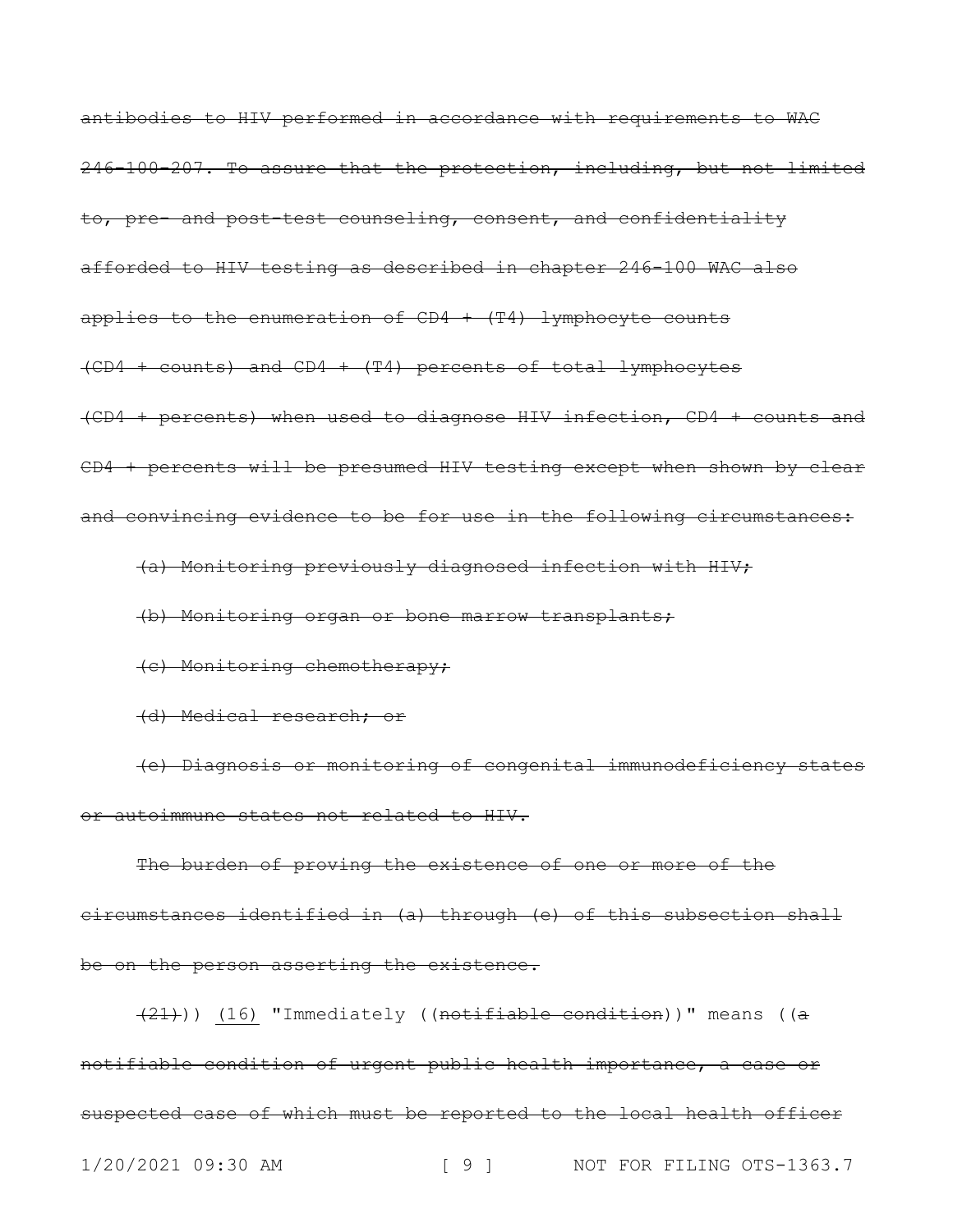~~antibodies to HIV performed in accordance with requirements to WAC 246-100-207. To assure that the protection, including, but not limited to, pre- and post-test counseling, consent, and confidentiality afforded to HIV testing as described in chapter 246-100 WAC also applies to the enumeration of CD4 + (T4) lymphocyte counts (CD4 + counts) and CD4 + (T4) percents of total lymphocytes (CD4 + percents) when used to diagnose HIV infection, CD4 + counts and CD4 + percents will be presumed HIV testing except when shown by clear and convincing evidence to be for use in the following circumstances:~~

~~(a) Monitoring previously diagnosed infection with HIV;~~

~~(b) Monitoring organ or bone marrow transplants;~~

~~(c) Monitoring chemotherapy;~~

~~(d) Medical research; or~~

~~(e) Diagnosis or monitoring of congenital immunodeficiency states or autoimmune states not related to HIV.~~

~~The burden of proving the existence of one or more of the circumstances identified in (a) through (e) of this subsection shall be on the person asserting the existence.~~

~~(21)~~)) <u>(16)</u> "Immediately ((~~notifiable condition~~))" means ((~~a notifiable condition of urgent public health importance, a case or suspected case of which must be reported to the local health officer~~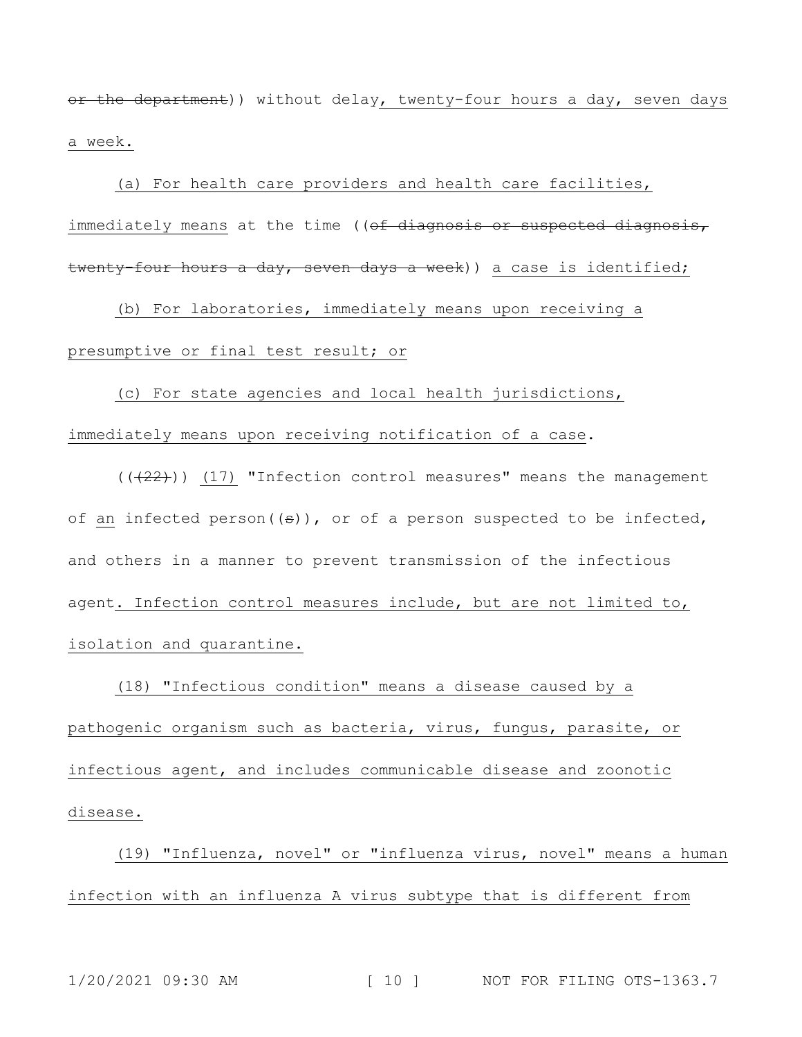~~or the department~~)) without delay, twenty-four hours a day, seven days a week.

(a) For health care providers and health care facilities, immediately means at the time ((~~of diagnosis or suspected diagnosis, twenty-four hours a day, seven days a week~~)) a case is identified;

(b) For laboratories, immediately means upon receiving a presumptive or final test result; or

(c) For state agencies and local health jurisdictions, immediately means upon receiving notification of a case.

((~~(22)~~)) (17) "Infection control measures" means the management of an infected person((~~s~~)), or of a person suspected to be infected, and others in a manner to prevent transmission of the infectious agent. Infection control measures include, but are not limited to, isolation and quarantine.

(18) "Infectious condition" means a disease caused by a pathogenic organism such as bacteria, virus, fungus, parasite, or infectious agent, and includes communicable disease and zoonotic disease.

(19) "Influenza, novel" or "influenza virus, novel" means a human infection with an influenza A virus subtype that is different from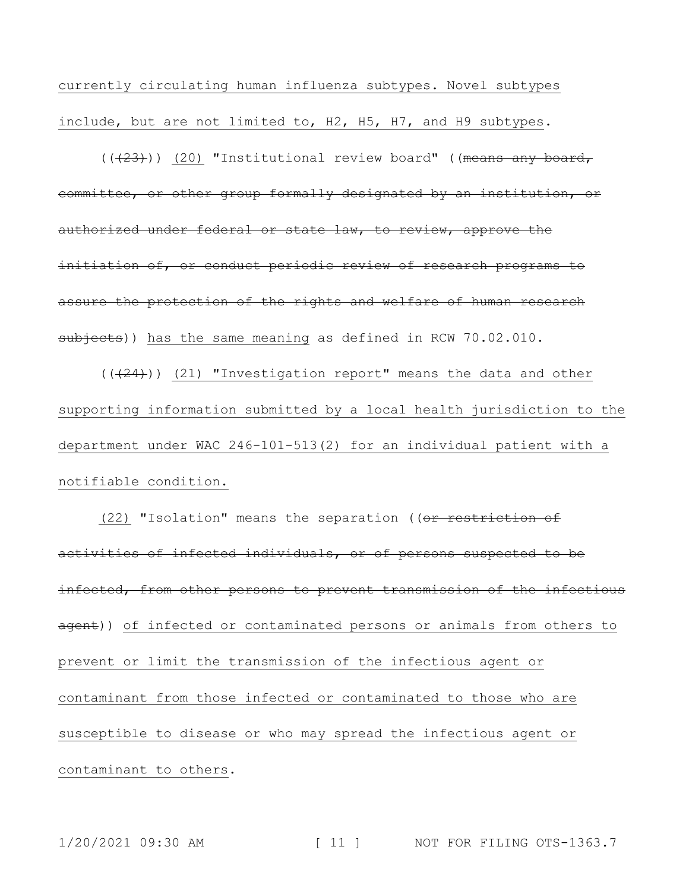currently circulating human influenza subtypes. Novel subtypes include, but are not limited to, H2, H5, H7, and H9 subtypes.

((~~(23)~~)) (20) "Institutional review board" ((~~means any board, committee, or other group formally designated by an institution, or authorized under federal or state law, to review, approve the initiation of, or conduct periodic review of research programs to assure the protection of the rights and welfare of human research subjects~~)) has the same meaning as defined in RCW 70.02.010.

((~~(24)~~)) (21) "Investigation report" means the data and other supporting information submitted by a local health jurisdiction to the department under WAC 246-101-513(2) for an individual patient with a notifiable condition.

(22) "Isolation" means the separation ((~~or restriction of activities of infected individuals, or of persons suspected to be infected, from other persons to prevent transmission of the infectious agent~~)) of infected or contaminated persons or animals from others to prevent or limit the transmission of the infectious agent or contaminant from those infected or contaminated to those who are susceptible to disease or who may spread the infectious agent or contaminant to others.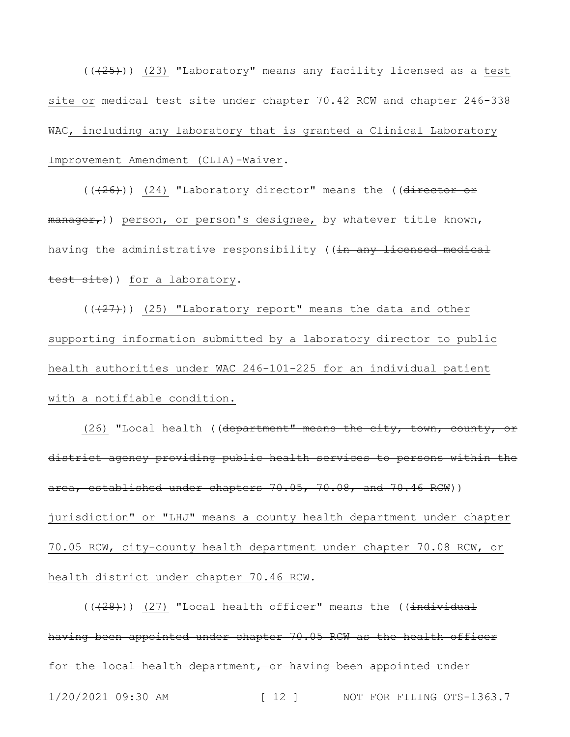((~~(25)~~)) <u>(23)</u> "Laboratory" means any facility licensed as a <u>test site or</u> medical test site under chapter 70.42 RCW and chapter 246-338 WAC<u>, including any laboratory that is granted a Clinical Laboratory Improvement Amendment (CLIA)-Waiver</u>.

((~~(26)~~)) <u>(24)</u> "Laboratory director" means the ((~~director or manager,~~)) <u>person, or person's designee,</u> by whatever title known, having the administrative responsibility ((~~in any licensed medical test site~~)) <u>for a laboratory</u>.

((~~(27)~~)) <u>(25) "Laboratory report" means the data and other supporting information submitted by a laboratory director to public health authorities under WAC 246-101-225 for an individual patient with a notifiable condition.</u>

<u>(26)</u> "Local health ((~~department" means the city, town, county, or district agency providing public health services to persons within the area, established under chapters 70.05, 70.08, and 70.46 RCW~~)) <u>jurisdiction" or "LHJ" means a county health department under chapter 70.05 RCW, city-county health department under chapter 70.08 RCW, or health district under chapter 70.46 RCW</u>.

((~~(28)~~)) <u>(27)</u> "Local health officer" means the ((~~individual having been appointed under chapter 70.05 RCW as the health officer for the local health department, or having been appointed under~~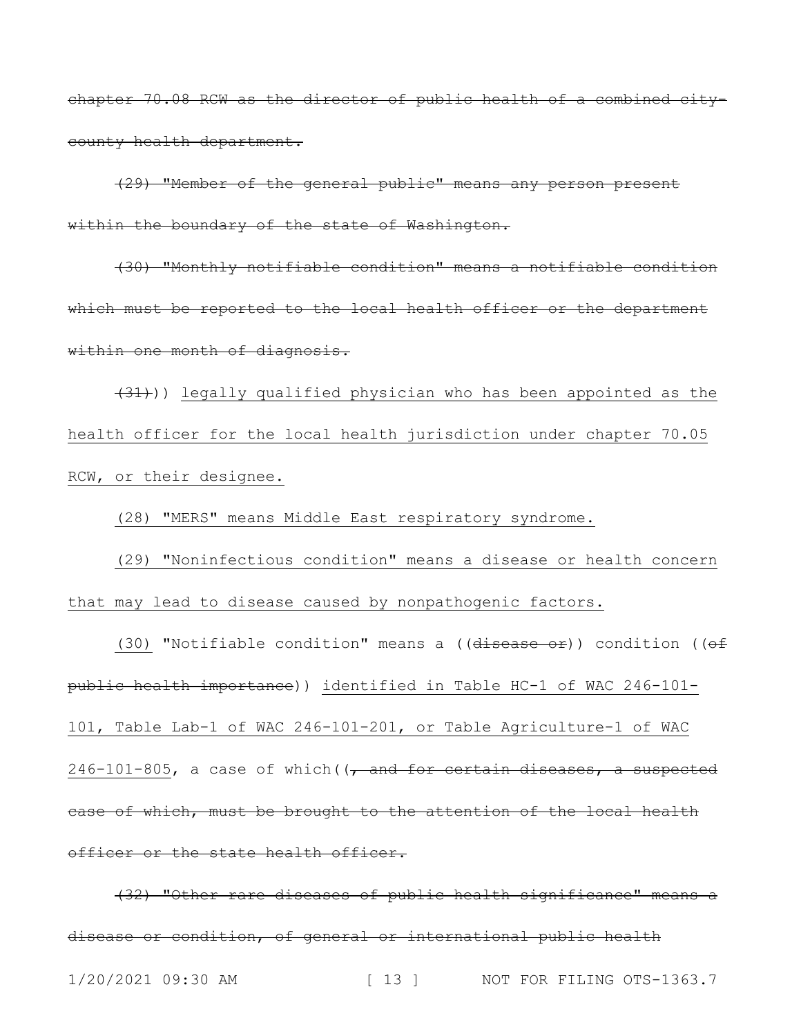~~chapter 70.08 RCW as the director of public health of a combined city-county health department.~~

~~(29) "Member of the general public" means any person present within the boundary of the state of Washington.~~

~~(30) "Monthly notifiable condition" means a notifiable condition which must be reported to the local health officer or the department within one month of diagnosis.~~

~~(31)~~)) <u>legally qualified physician who has been appointed as the health officer for the local health jurisdiction under chapter 70.05 RCW, or their designee.</u>

<u>(28) "MERS" means Middle East respiratory syndrome.</u>

<u>(29) "Noninfectious condition" means a disease or health concern that may lead to disease caused by nonpathogenic factors.</u>

<u>(30)</u> "Notifiable condition" means a ((~~disease or~~)) condition ((~~of public health importance~~)) <u>identified in Table HC-1 of WAC 246-101-101, Table Lab-1 of WAC 246-101-201, or Table Agriculture-1 of WAC 246-101-805</u>, a case of which((~~, and for certain diseases, a suspected case of which, must be brought to the attention of the local health officer or the state health officer.~~

~~(32) "Other rare diseases of public health significance" means a disease or condition, of general or international public health~~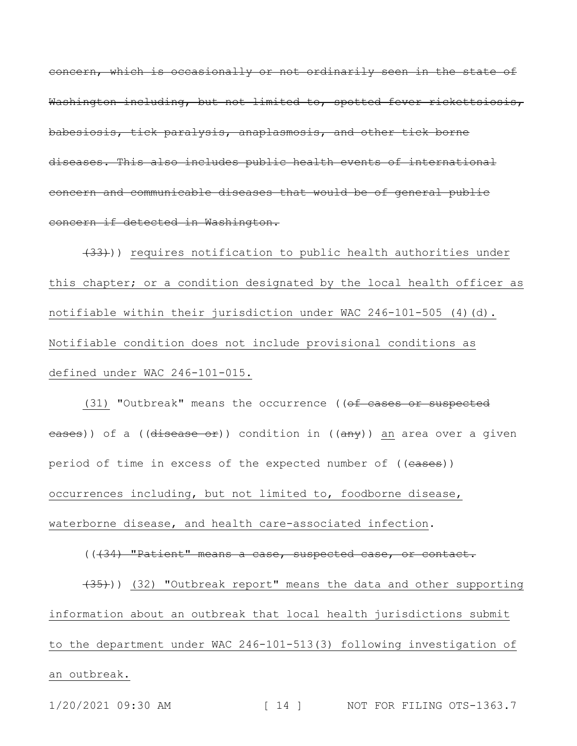~~concern, which is occasionally or not ordinarily seen in the state of Washington including, but not limited to, spotted fever rickettsiosis, babesiosis, tick paralysis, anaplasmosis, and other tick borne diseases. This also includes public health events of international concern and communicable diseases that would be of general public concern if detected in Washington.~~

~~(33)~~)) <u>requires notification to public health authorities under this chapter; or a condition designated by the local health officer as notifiable within their jurisdiction under WAC 246-101-505 (4)(d). Notifiable condition does not include provisional conditions as defined under WAC 246-101-015.</u>

<u>(31)</u> "Outbreak" means the occurrence ((~~of cases or suspected cases~~)) of a ((~~disease or~~)) condition in ((~~any~~)) <u>an</u> area over a given period of time in excess of the expected number of ((~~cases~~)) <u>occurrences including, but not limited to, foodborne disease, waterborne disease, and health care-associated infection</u>.

((~~(34) "Patient" means a case, suspected case, or contact.~~

~~(35)~~)) <u>(32) "Outbreak report" means the data and other supporting information about an outbreak that local health jurisdictions submit to the department under WAC 246-101-513(3) following investigation of an outbreak.</u>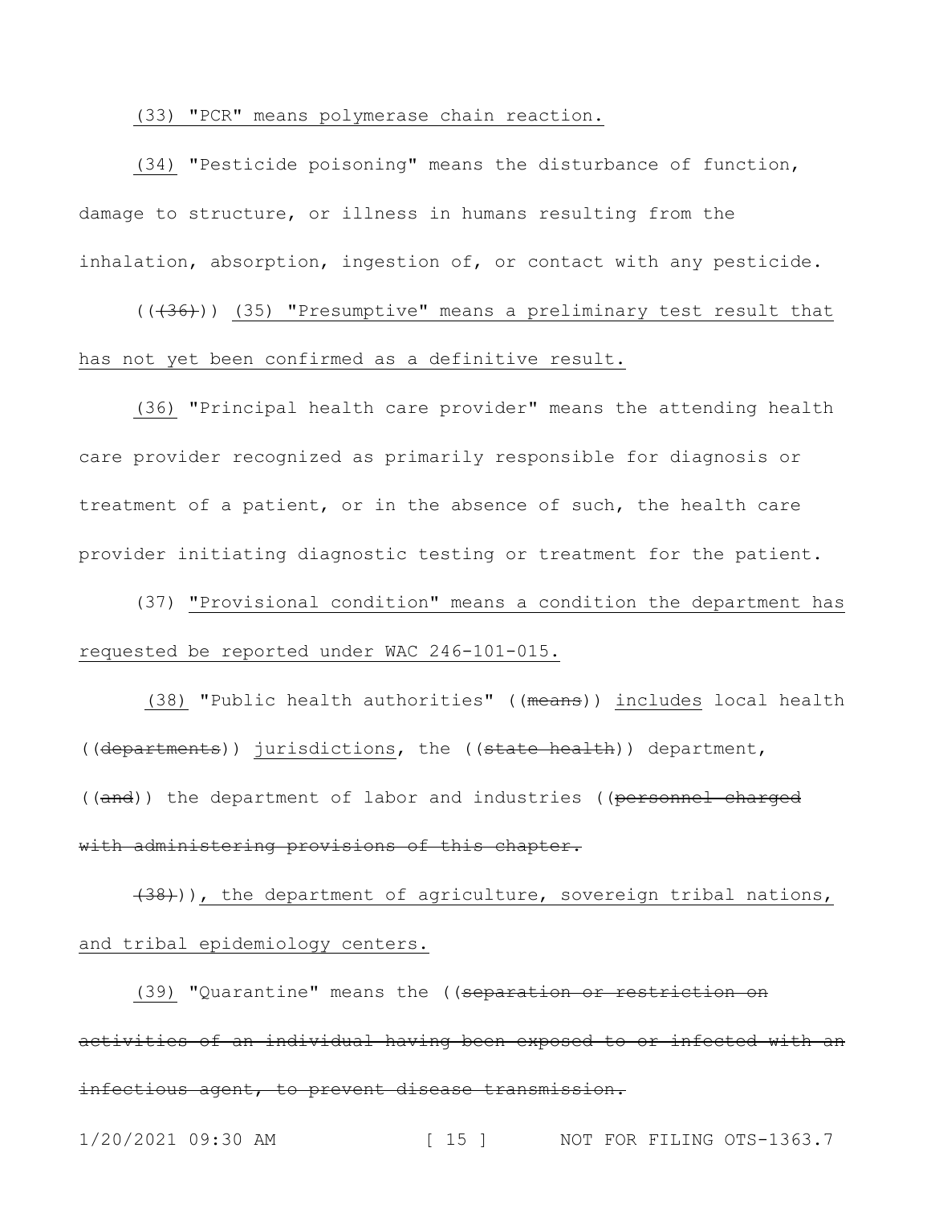(33) "PCR" means polymerase chain reaction.

(34) "Pesticide poisoning" means the disturbance of function, damage to structure, or illness in humans resulting from the inhalation, absorption, ingestion of, or contact with any pesticide.

(((36))) (35) "Presumptive" means a preliminary test result that has not yet been confirmed as a definitive result.

(36) "Principal health care provider" means the attending health care provider recognized as primarily responsible for diagnosis or treatment of a patient, or in the absence of such, the health care provider initiating diagnostic testing or treatment for the patient.

(37) "Provisional condition" means a condition the department has requested be reported under WAC 246-101-015.

(38) "Public health authorities" ((means)) includes local health ((departments)) jurisdictions, the ((state health)) department, ((and)) the department of labor and industries ((personnel charged with administering provisions of this chapter.

(38))), the department of agriculture, sovereign tribal nations, and tribal epidemiology centers.

(39) "Quarantine" means the ((separation or restriction on activities of an individual having been exposed to or infected with an infectious agent, to prevent disease transmission.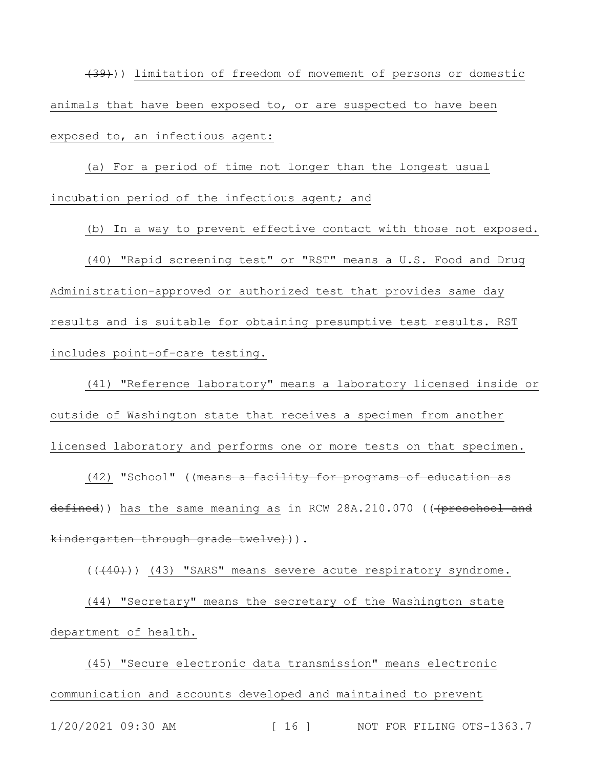~~(39)~~)) limitation of freedom of movement of persons or domestic animals that have been exposed to, or are suspected to have been exposed to, an infectious agent:

(a) For a period of time not longer than the longest usual incubation period of the infectious agent; and

(b) In a way to prevent effective contact with those not exposed.

(40) "Rapid screening test" or "RST" means a U.S. Food and Drug Administration-approved or authorized test that provides same day results and is suitable for obtaining presumptive test results. RST includes point-of-care testing.

(41) "Reference laboratory" means a laboratory licensed inside or outside of Washington state that receives a specimen from another licensed laboratory and performs one or more tests on that specimen.

(42) "School" ((~~means a facility for programs of education as defined~~)) has the same meaning as in RCW 28A.210.070 ((~~(preschool and kindergarten through grade twelve)~~)).

((~~(40)~~)) (43) "SARS" means severe acute respiratory syndrome.

(44) "Secretary" means the secretary of the Washington state department of health.

(45) "Secure electronic data transmission" means electronic communication and accounts developed and maintained to prevent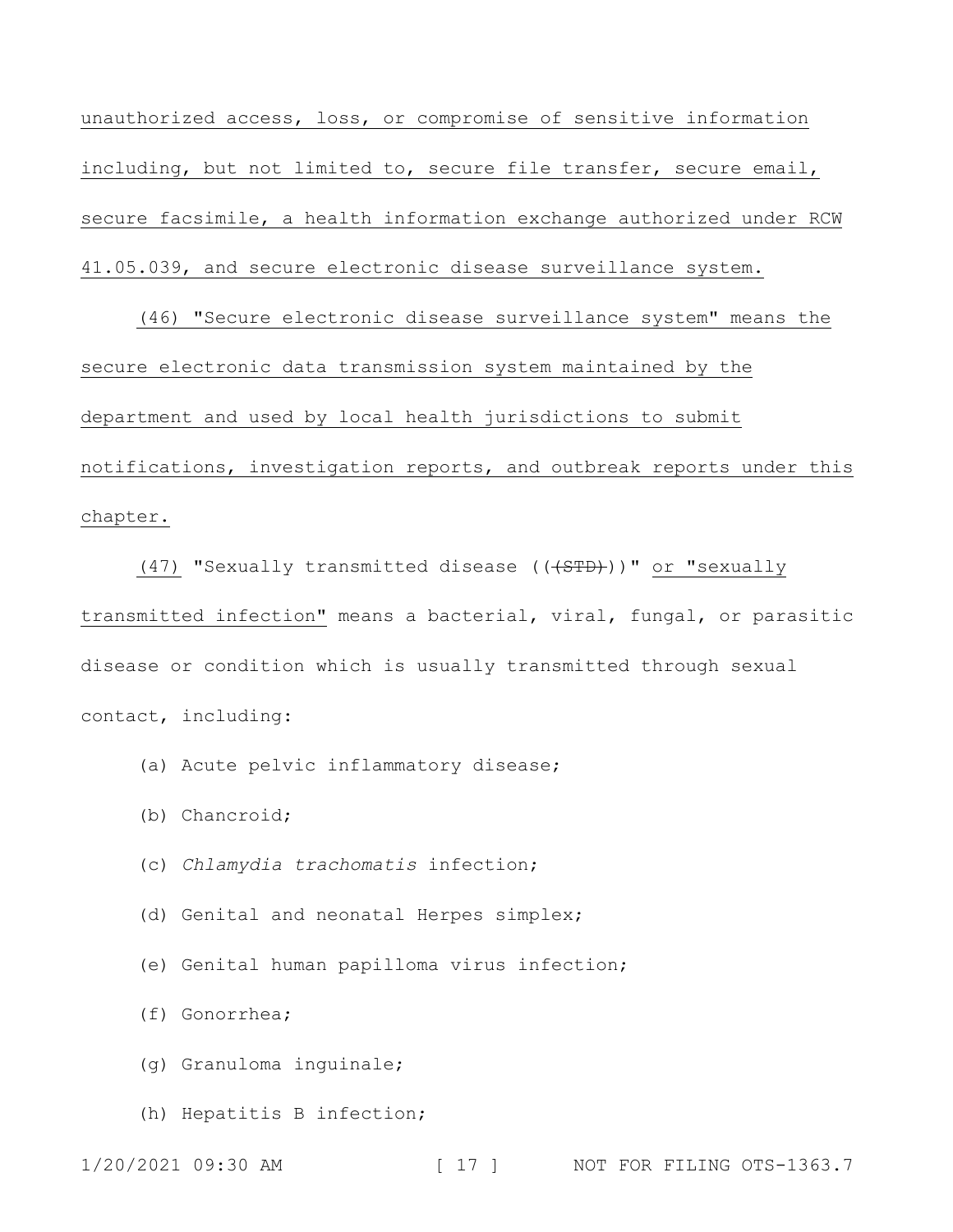unauthorized access, loss, or compromise of sensitive information including, but not limited to, secure file transfer, secure email, secure facsimile, a health information exchange authorized under RCW 41.05.039, and secure electronic disease surveillance system.

(46) "Secure electronic disease surveillance system" means the secure electronic data transmission system maintained by the department and used by local health jurisdictions to submit notifications, investigation reports, and outbreak reports under this chapter.

(47) "Sexually transmitted disease ((~~(STD)~~))" or "sexually transmitted infection" means a bacterial, viral, fungal, or parasitic disease or condition which is usually transmitted through sexual contact, including:

(a) Acute pelvic inflammatory disease;

(b) Chancroid;

(c) *Chlamydia trachomatis* infection;

(d) Genital and neonatal Herpes simplex;

(e) Genital human papilloma virus infection;

(f) Gonorrhea;

(g) Granuloma inguinale;

(h) Hepatitis B infection;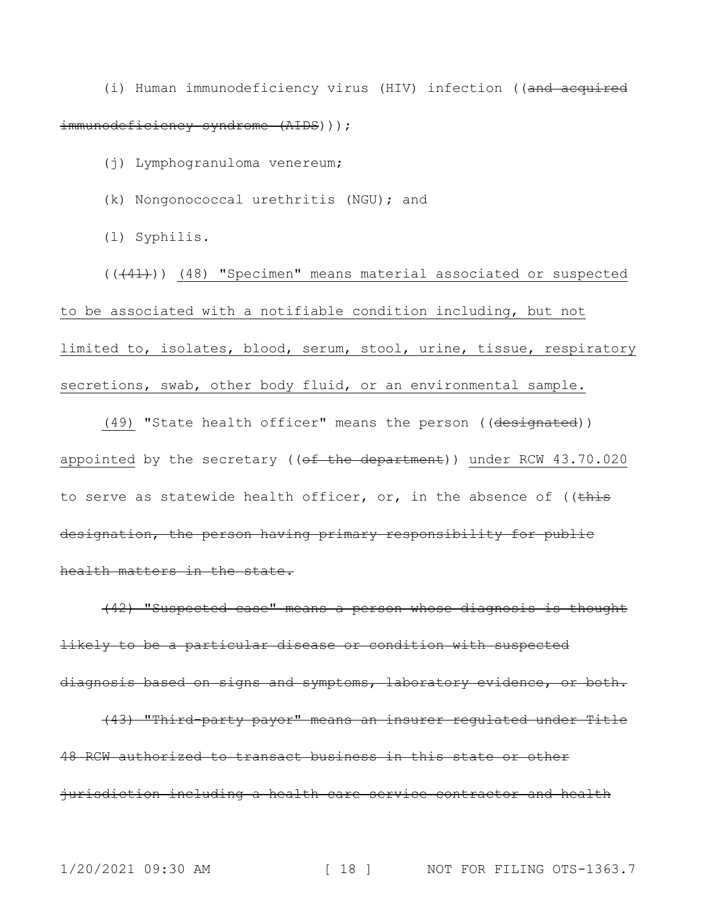(i) Human immunodeficiency virus (HIV) infection ((~~and acquired immunodeficiency syndrome (AIDS)~~));

(j) Lymphogranuloma venereum;

(k) Nongonococcal urethritis (NGU); and

(l) Syphilis.

((~~(41)~~)) <u>(48) "Specimen" means material associated or suspected to be associated with a notifiable condition including, but not limited to, isolates, blood, serum, stool, urine, tissue, respiratory secretions, swab, other body fluid, or an environmental sample.</u>

<u>(49)</u> "State health officer" means the person ((~~designated~~)) <u>appointed</u> by the secretary ((~~of the department~~)) <u>under RCW 43.70.020</u> to serve as statewide health officer, or, in the absence of ((~~this designation, the person having primary responsibility for public health matters in the state.~~

~~(42) "Suspected case" means a person whose diagnosis is thought likely to be a particular disease or condition with suspected diagnosis based on signs and symptoms, laboratory evidence, or both.~~

~~(43) "Third-party payor" means an insurer regulated under Title 48 RCW authorized to transact business in this state or other jurisdiction including a health care service contractor and health~~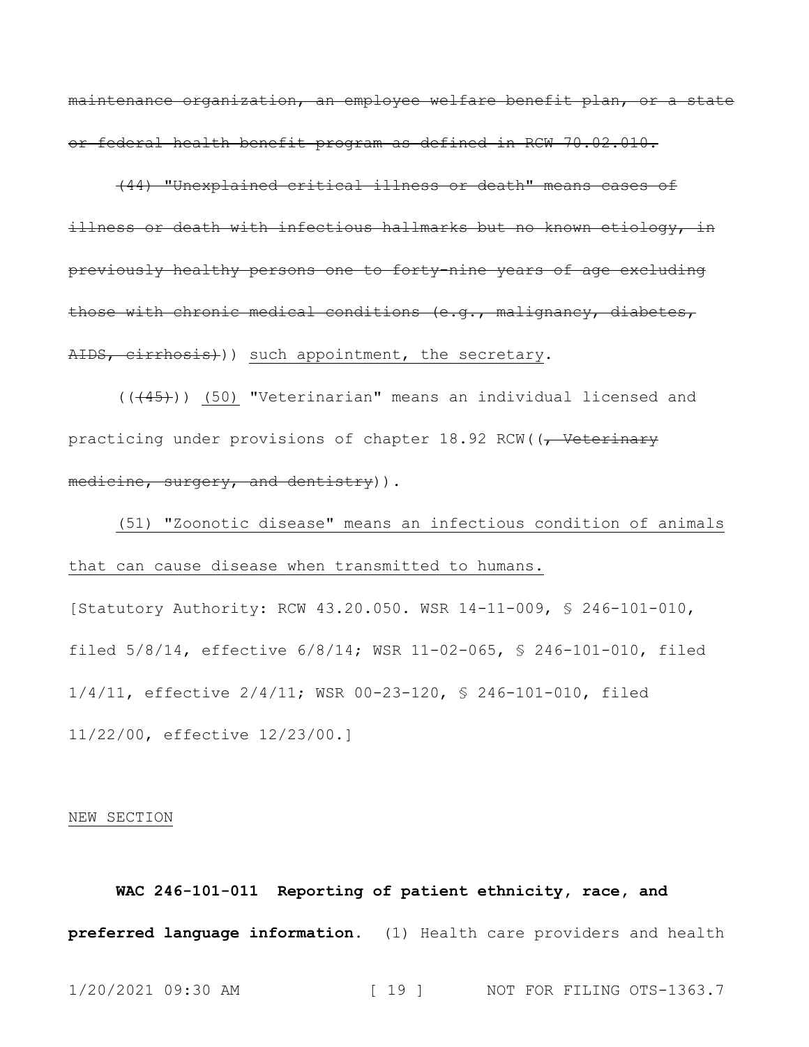~~maintenance organization, an employee welfare benefit plan, or a state or federal health benefit program as defined in RCW 70.02.010.~~

~~(44) "Unexplained critical illness or death" means cases of illness or death with infectious hallmarks but no known etiology, in previously healthy persons one to forty-nine years of age excluding those with chronic medical conditions (e.g., malignancy, diabetes, AIDS, cirrhosis)~~)) <u>such appointment, the secretary</u>.

((~~(45)~~)) <u>(50)</u> "Veterinarian" means an individual licensed and practicing under provisions of chapter 18.92 RCW((~~, Veterinary medicine, surgery, and dentistry~~)).

<u>(51) "Zoonotic disease" means an infectious condition of animals that can cause disease when transmitted to humans.</u>

[Statutory Authority: RCW 43.20.050. WSR 14-11-009, § 246-101-010, filed 5/8/14, effective 6/8/14; WSR 11-02-065, § 246-101-010, filed 1/4/11, effective 2/4/11; WSR 00-23-120, § 246-101-010, filed 11/22/00, effective 12/23/00.]

<u>NEW SECTION</u>

**WAC 246-101-011 Reporting of patient ethnicity, race, and preferred language information.** (1) Health care providers and health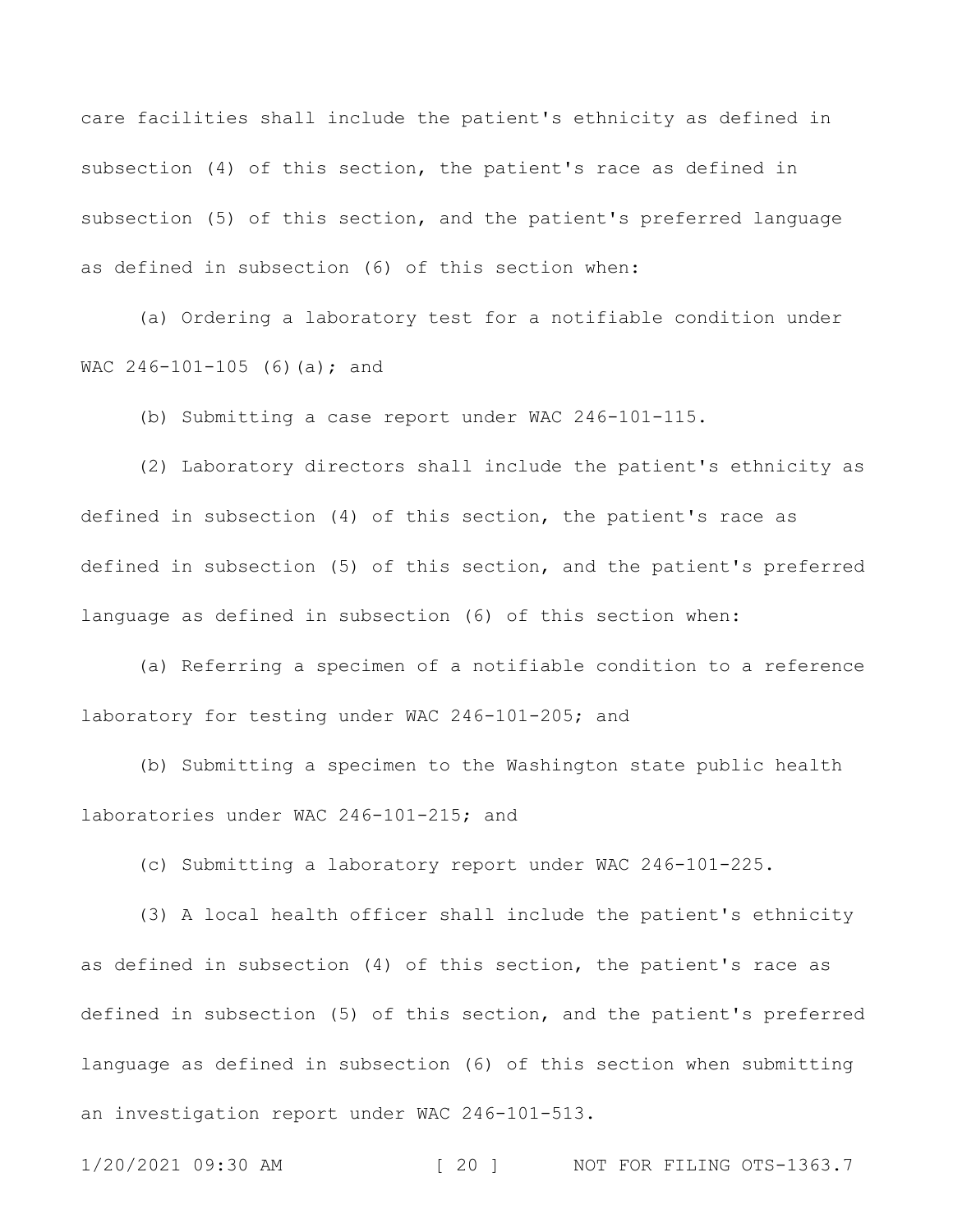care facilities shall include the patient's ethnicity as defined in subsection (4) of this section, the patient's race as defined in subsection (5) of this section, and the patient's preferred language as defined in subsection (6) of this section when:

(a) Ordering a laboratory test for a notifiable condition under WAC 246-101-105 (6)(a); and

(b) Submitting a case report under WAC 246-101-115.

(2) Laboratory directors shall include the patient's ethnicity as defined in subsection (4) of this section, the patient's race as defined in subsection (5) of this section, and the patient's preferred language as defined in subsection (6) of this section when:

(a) Referring a specimen of a notifiable condition to a reference laboratory for testing under WAC 246-101-205; and

(b) Submitting a specimen to the Washington state public health laboratories under WAC 246-101-215; and

(c) Submitting a laboratory report under WAC 246-101-225.

(3) A local health officer shall include the patient's ethnicity as defined in subsection (4) of this section, the patient's race as defined in subsection (5) of this section, and the patient's preferred language as defined in subsection (6) of this section when submitting an investigation report under WAC 246-101-513.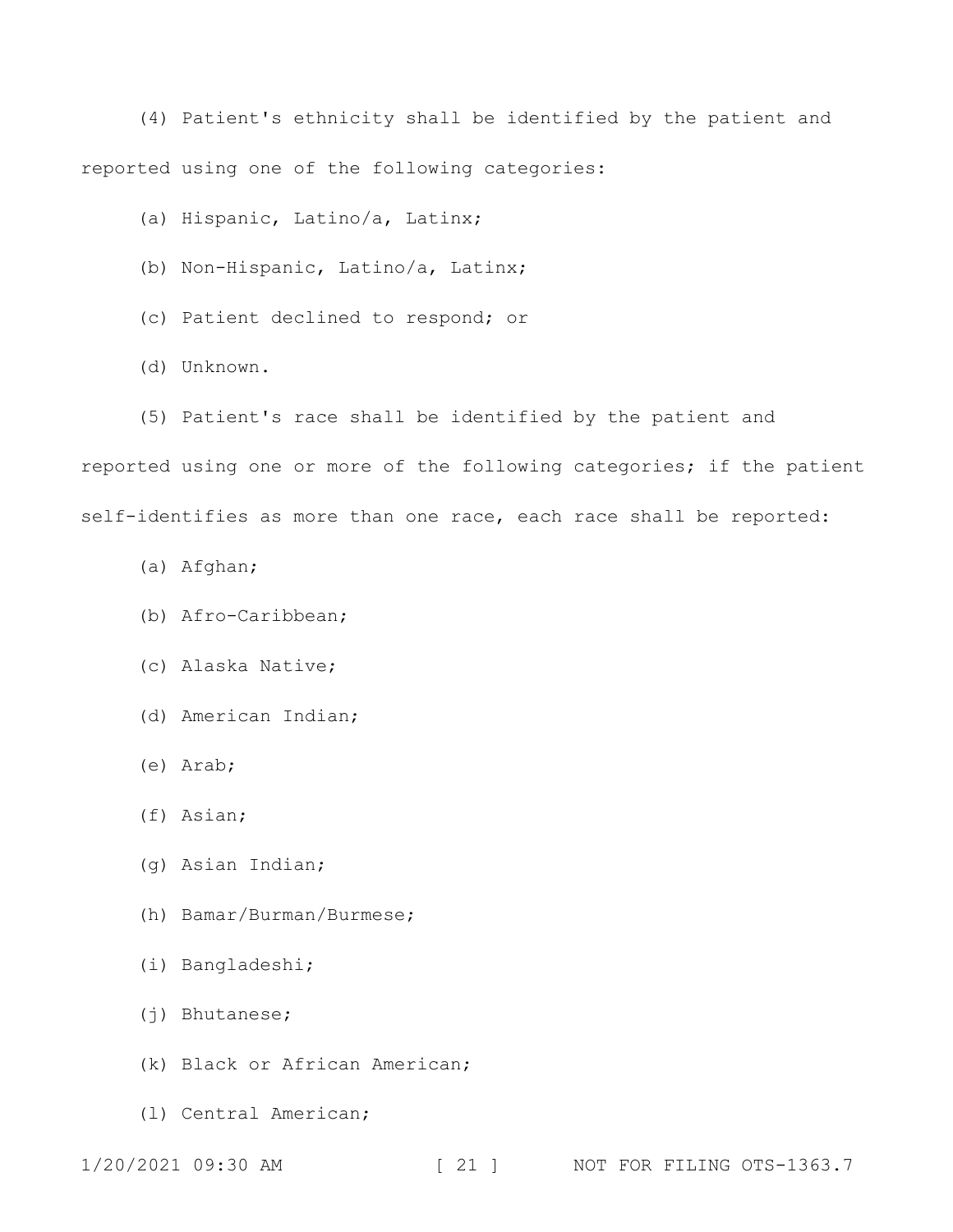(4) Patient's ethnicity shall be identified by the patient and reported using one of the following categories:

(a) Hispanic, Latino/a, Latinx;

(b) Non-Hispanic, Latino/a, Latinx;

(c) Patient declined to respond; or

(d) Unknown.

(5) Patient's race shall be identified by the patient and reported using one or more of the following categories; if the patient self-identifies as more than one race, each race shall be reported:

(a) Afghan;

(b) Afro-Caribbean;

(c) Alaska Native;

(d) American Indian;

(e) Arab;

(f) Asian;

(g) Asian Indian;

(h) Bamar/Burman/Burmese;

(i) Bangladeshi;

(j) Bhutanese;

(k) Black or African American;

(l) Central American;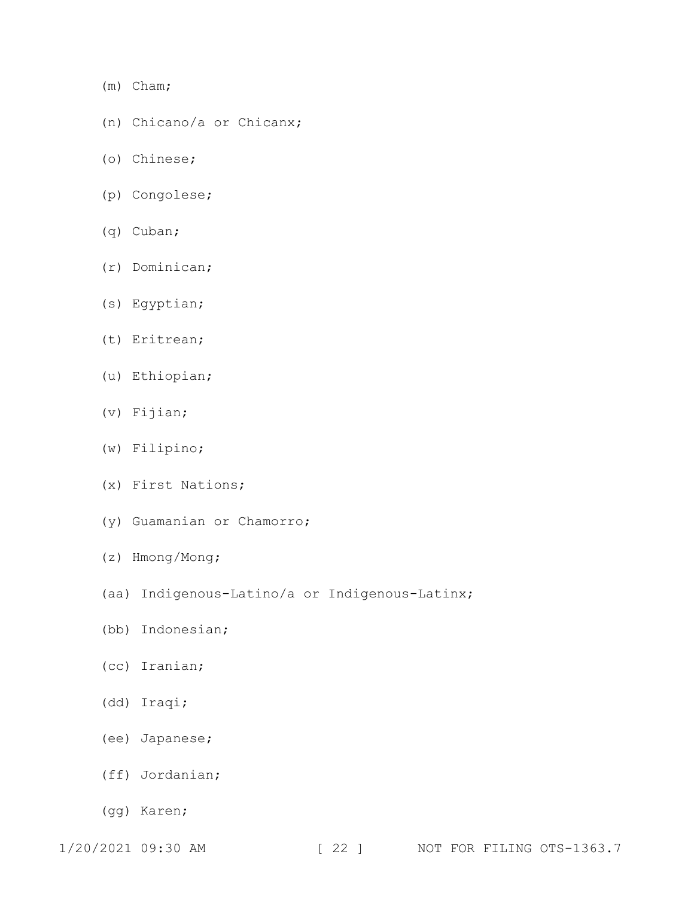(m) Cham;

(n) Chicano/a or Chicanx;

(o) Chinese;

(p) Congolese;

(q) Cuban;

(r) Dominican;

(s) Egyptian;

(t) Eritrean;

(u) Ethiopian;

(v) Fijian;

(w) Filipino;

(x) First Nations;

(y) Guamanian or Chamorro;

(z) Hmong/Mong;

(aa) Indigenous-Latino/a or Indigenous-Latinx;

(bb) Indonesian;

(cc) Iranian;

(dd) Iraqi;

(ee) Japanese;

(ff) Jordanian;

(gg) Karen;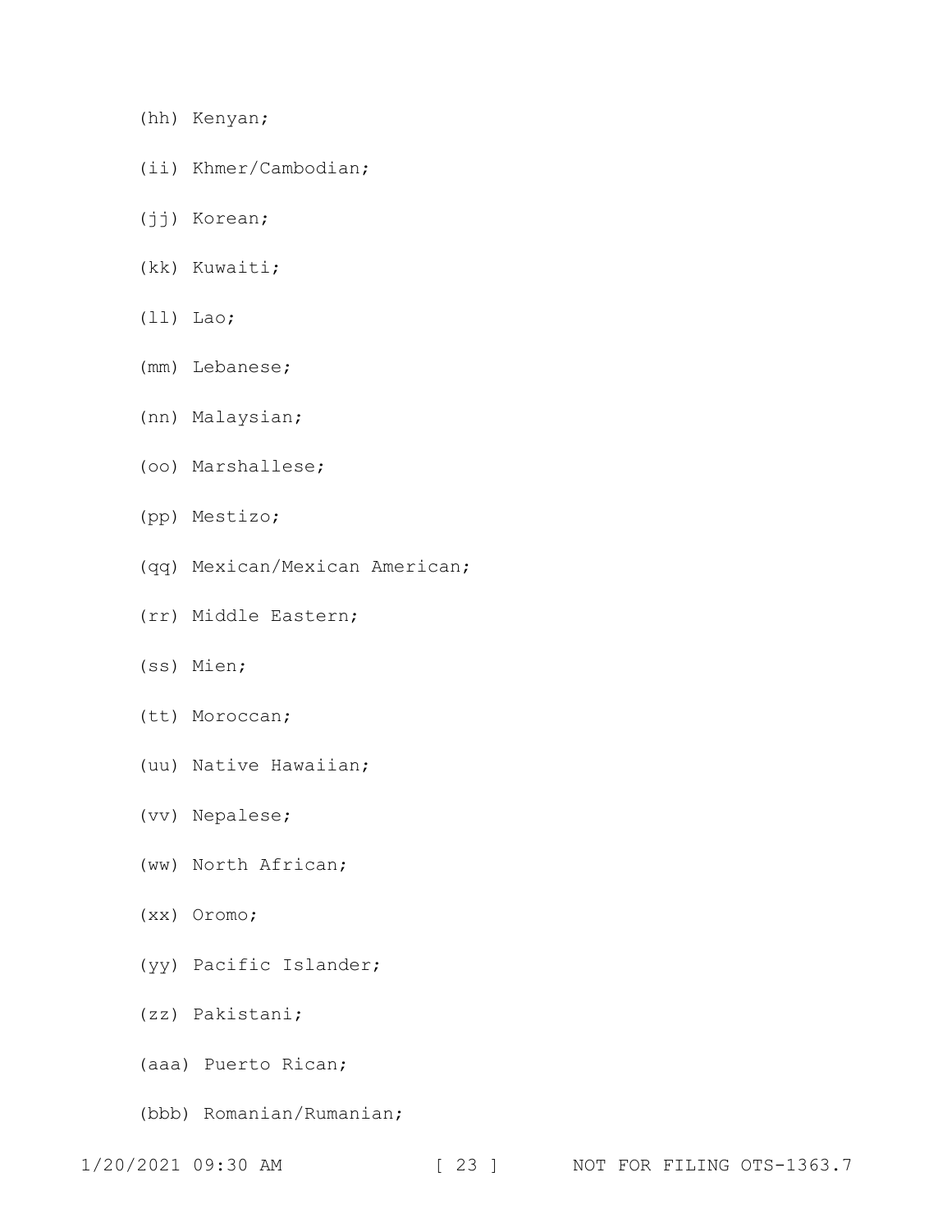(hh) Kenyan;

(ii) Khmer/Cambodian;

(jj) Korean;

(kk) Kuwaiti;

(ll) Lao;

(mm) Lebanese;

(nn) Malaysian;

(oo) Marshallese;

(pp) Mestizo;

(qq) Mexican/Mexican American;

(rr) Middle Eastern;

(ss) Mien;

(tt) Moroccan;

(uu) Native Hawaiian;

(vv) Nepalese;

(ww) North African;

(xx) Oromo;

(yy) Pacific Islander;

(zz) Pakistani;

(aaa) Puerto Rican;

(bbb) Romanian/Rumanian;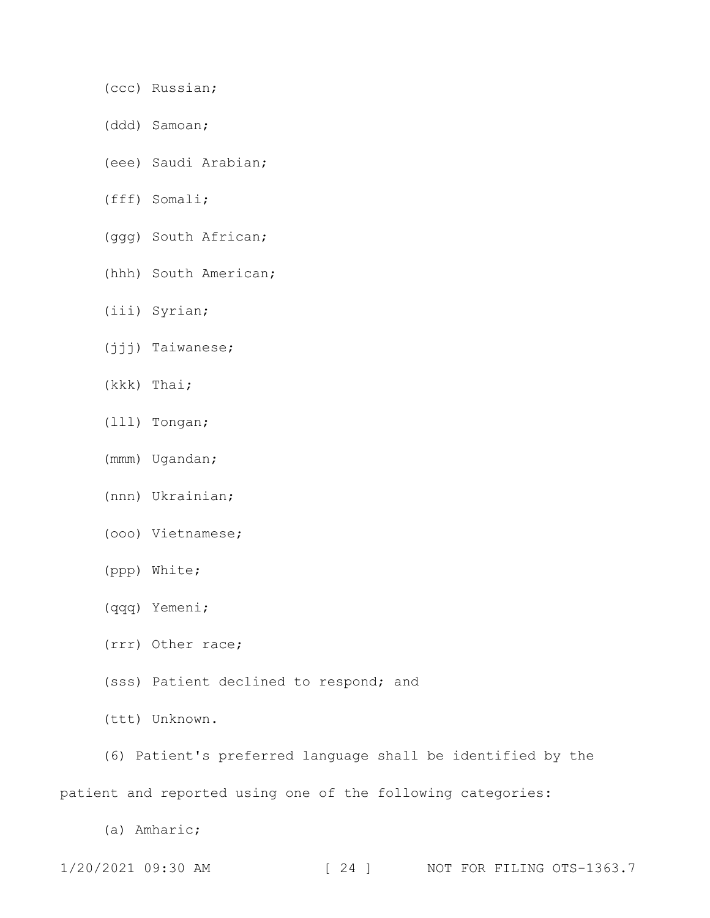(ccc) Russian;

(ddd) Samoan;

(eee) Saudi Arabian;

(fff) Somali;

(ggg) South African;

(hhh) South American;

(iii) Syrian;

(jjj) Taiwanese;

(kkk) Thai;

(lll) Tongan;

(mmm) Ugandan;

(nnn) Ukrainian;

(ooo) Vietnamese;

(ppp) White;

(qqq) Yemeni;

(rrr) Other race;

(sss) Patient declined to respond; and

(ttt) Unknown.

(6) Patient's preferred language shall be identified by the patient and reported using one of the following categories:

(a) Amharic;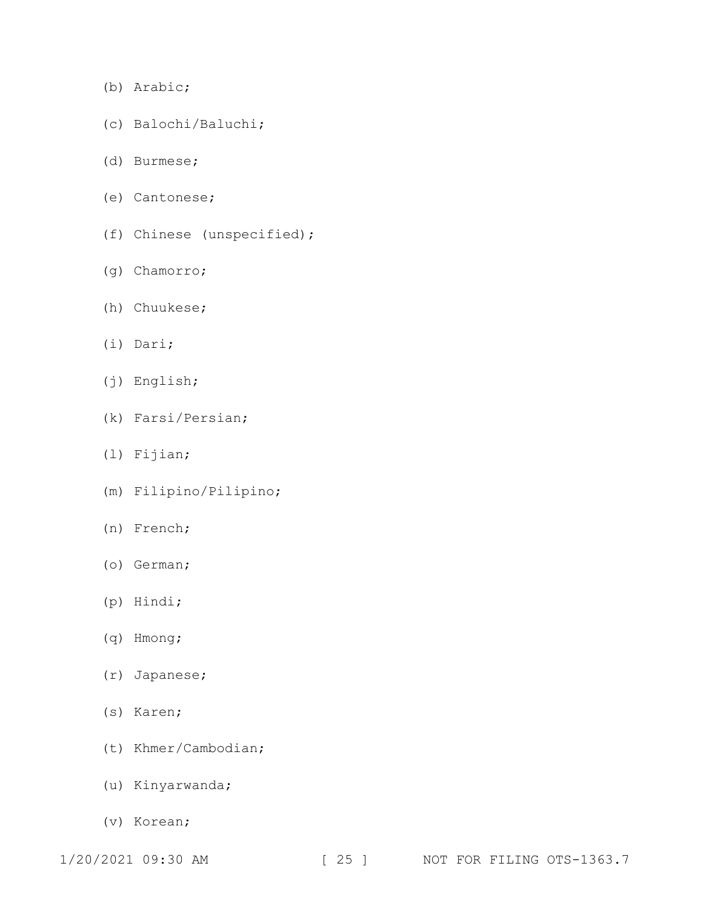(b) Arabic;

(c) Balochi/Baluchi;

(d) Burmese;

(e) Cantonese;

(f) Chinese (unspecified);

(g) Chamorro;

(h) Chuukese;

(i) Dari;

(j) English;

(k) Farsi/Persian;

(l) Fijian;

(m) Filipino/Pilipino;

(n) French;

(o) German;

(p) Hindi;

(q) Hmong;

(r) Japanese;

(s) Karen;

(t) Khmer/Cambodian;

(u) Kinyarwanda;

(v) Korean;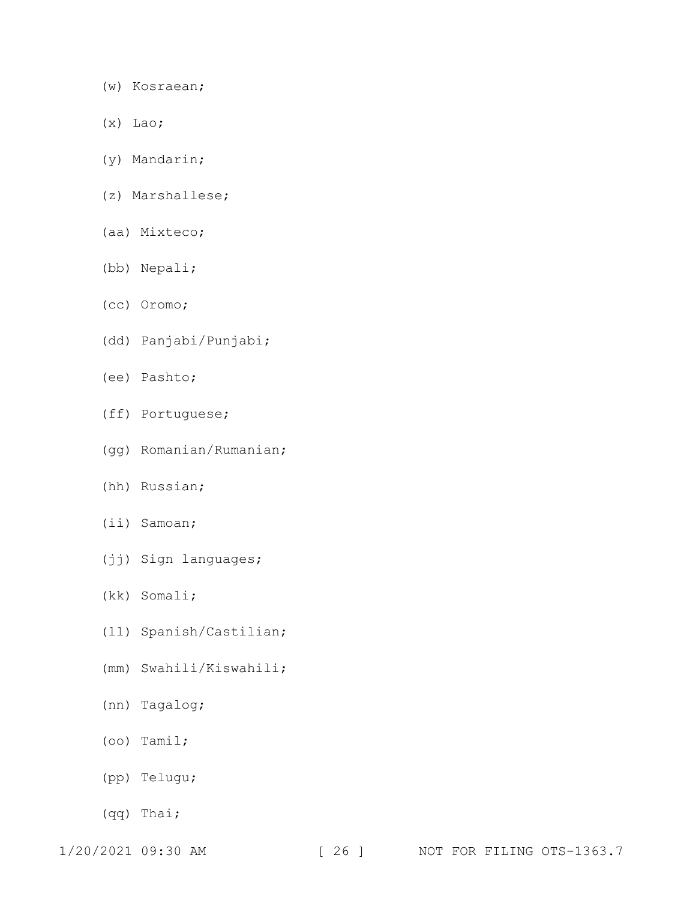(w) Kosraean;

(x) Lao;

(y) Mandarin;

(z) Marshallese;

(aa) Mixteco;

(bb) Nepali;

(cc) Oromo;

(dd) Panjabi/Punjabi;

(ee) Pashto;

(ff) Portuguese;

(gg) Romanian/Rumanian;

(hh) Russian;

(ii) Samoan;

(jj) Sign languages;

(kk) Somali;

(ll) Spanish/Castilian;

(mm) Swahili/Kiswahili;

(nn) Tagalog;

(oo) Tamil;

(pp) Telugu;

(qq) Thai;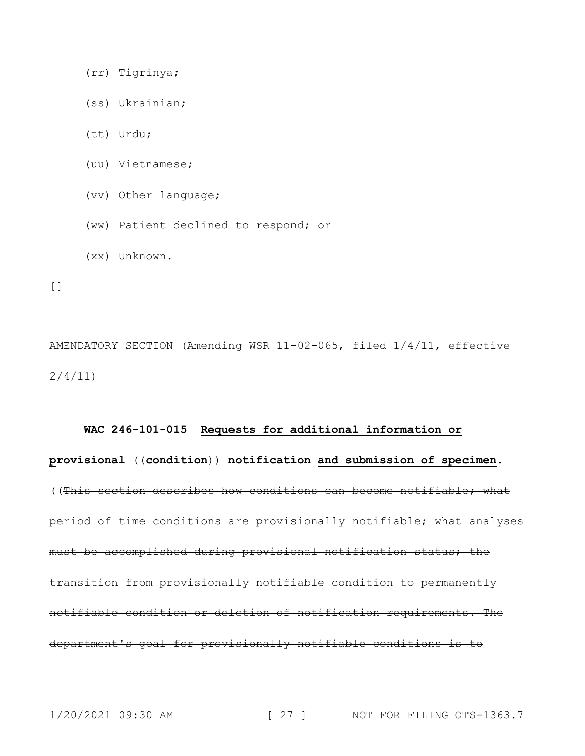(rr) Tigrinya;

(ss) Ukrainian;

(tt) Urdu;

(uu) Vietnamese;

(vv) Other language;

(ww) Patient declined to respond; or

(xx) Unknown.

[]

<u>AMENDATORY SECTION</u> (Amending WSR 11-02-065, filed 1/4/11, effective 2/4/11)

**WAC 246-101-015 <u>Requests for additional information or provisional</u> ((~~condition~~)) notification <u>and submission of specimen</u>.** ((~~This section describes how conditions can become notifiable; what period of time conditions are provisionally notifiable; what analyses must be accomplished during provisional notification status; the transition from provisionally notifiable condition to permanently notifiable condition or deletion of notification requirements. The department's goal for provisionally notifiable conditions is to~~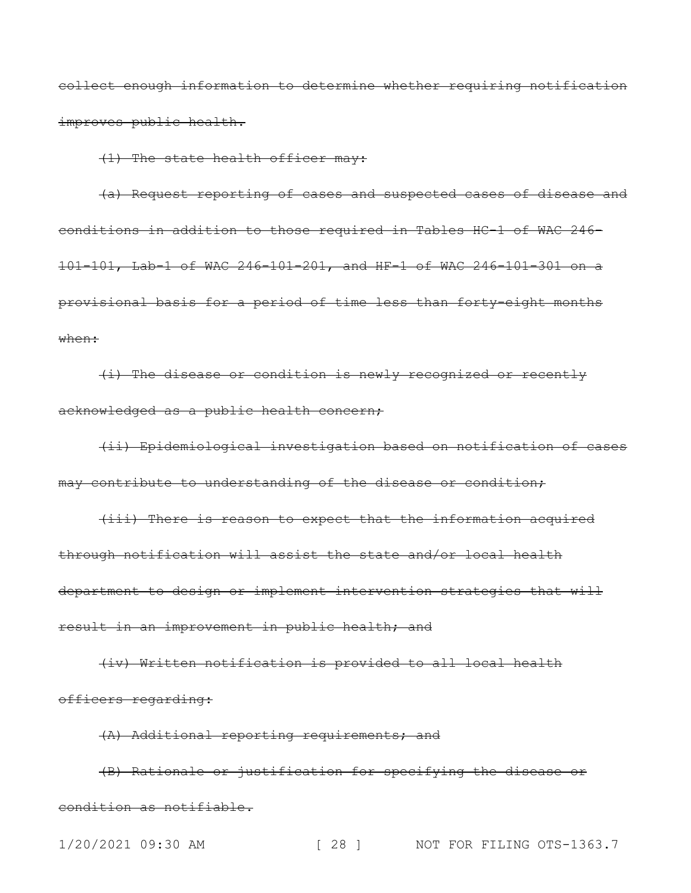~~collect enough information to determine whether requiring notification improves public health.~~

~~(1) The state health officer may:~~

~~(a) Request reporting of cases and suspected cases of disease and conditions in addition to those required in Tables HC-1 of WAC 246-101-101, Lab-1 of WAC 246-101-201, and HF-1 of WAC 246-101-301 on a provisional basis for a period of time less than forty-eight months when:~~

~~(i) The disease or condition is newly recognized or recently acknowledged as a public health concern;~~

~~(ii) Epidemiological investigation based on notification of cases may contribute to understanding of the disease or condition;~~

~~(iii) There is reason to expect that the information acquired through notification will assist the state and/or local health department to design or implement intervention strategies that will result in an improvement in public health; and~~

~~(iv) Written notification is provided to all local health officers regarding:~~

~~(A) Additional reporting requirements; and~~

~~(B) Rationale or justification for specifying the disease or condition as notifiable.~~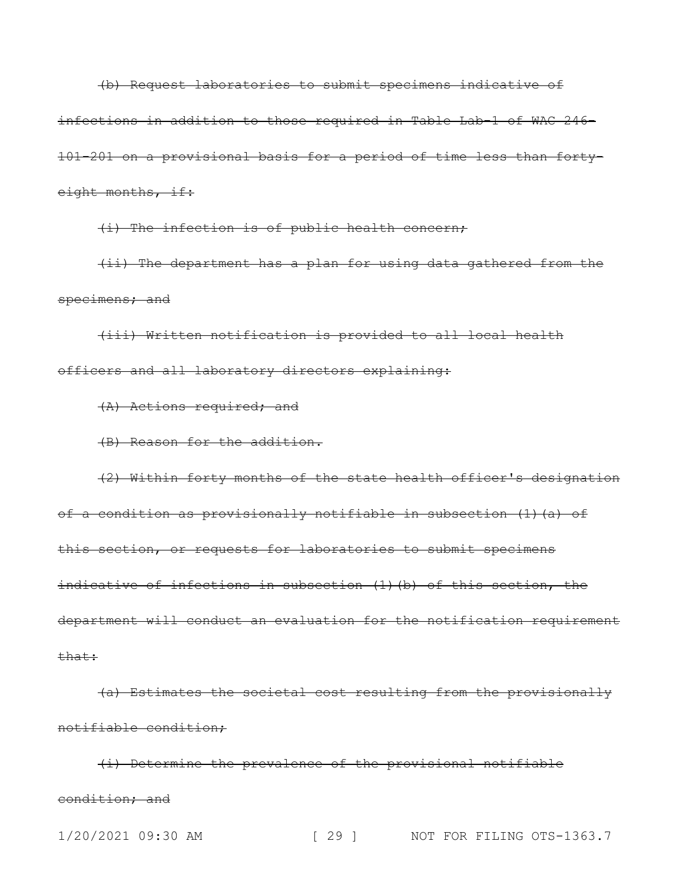~~(b) Request laboratories to submit specimens indicative of infections in addition to those required in Table Lab-1 of WAC 246-101-201 on a provisional basis for a period of time less than forty-eight months, if:~~

~~(i) The infection is of public health concern;~~

~~(ii) The department has a plan for using data gathered from the specimens; and~~

~~(iii) Written notification is provided to all local health officers and all laboratory directors explaining:~~

~~(A) Actions required; and~~

~~(B) Reason for the addition.~~

~~(2) Within forty months of the state health officer's designation of a condition as provisionally notifiable in subsection (1)(a) of this section, or requests for laboratories to submit specimens indicative of infections in subsection (1)(b) of this section, the department will conduct an evaluation for the notification requirement that:~~

~~(a) Estimates the societal cost resulting from the provisionally notifiable condition;~~

~~(i) Determine the prevalence of the provisional notifiable condition; and~~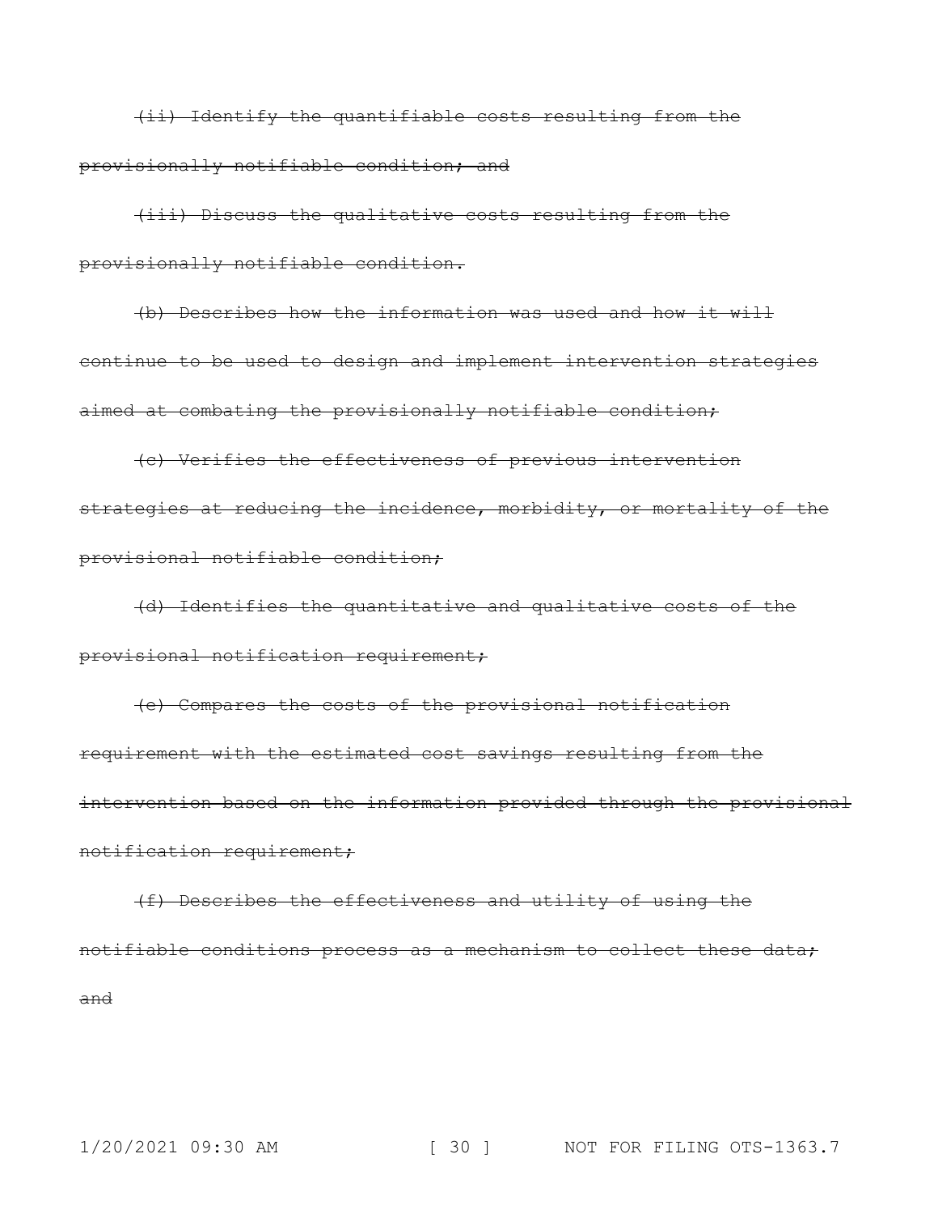~~(ii) Identify the quantifiable costs resulting from the provisionally notifiable condition; and~~

~~(iii) Discuss the qualitative costs resulting from the provisionally notifiable condition.~~

~~(b) Describes how the information was used and how it will continue to be used to design and implement intervention strategies aimed at combating the provisionally notifiable condition;~~

~~(c) Verifies the effectiveness of previous intervention strategies at reducing the incidence, morbidity, or mortality of the provisional notifiable condition;~~

~~(d) Identifies the quantitative and qualitative costs of the provisional notification requirement;~~

~~(e) Compares the costs of the provisional notification requirement with the estimated cost savings resulting from the intervention based on the information provided through the provisional notification requirement;~~

~~(f) Describes the effectiveness and utility of using the notifiable conditions process as a mechanism to collect these data; and~~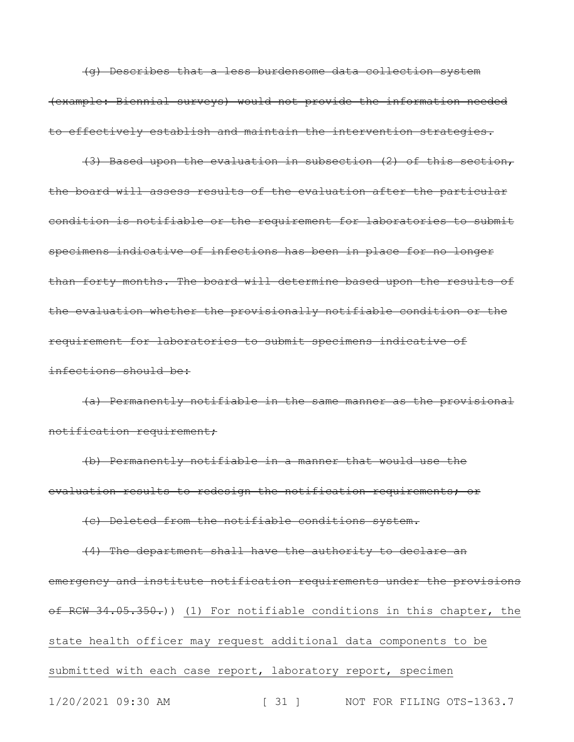~~(g) Describes that a less burdensome data collection system (example: Biennial surveys) would not provide the information needed to effectively establish and maintain the intervention strategies.~~

~~(3) Based upon the evaluation in subsection (2) of this section, the board will assess results of the evaluation after the particular condition is notifiable or the requirement for laboratories to submit specimens indicative of infections has been in place for no longer than forty months. The board will determine based upon the results of the evaluation whether the provisionally notifiable condition or the requirement for laboratories to submit specimens indicative of infections should be:~~

~~(a) Permanently notifiable in the same manner as the provisional notification requirement;~~

~~(b) Permanently notifiable in a manner that would use the evaluation results to redesign the notification requirements; or~~

~~(c) Deleted from the notifiable conditions system.~~

~~(4) The department shall have the authority to declare an emergency and institute notification requirements under the provisions of RCW 34.05.350.~~)) <u>(1) For notifiable conditions in this chapter, the state health officer may request additional data components to be submitted with each case report, laboratory report, specimen</u>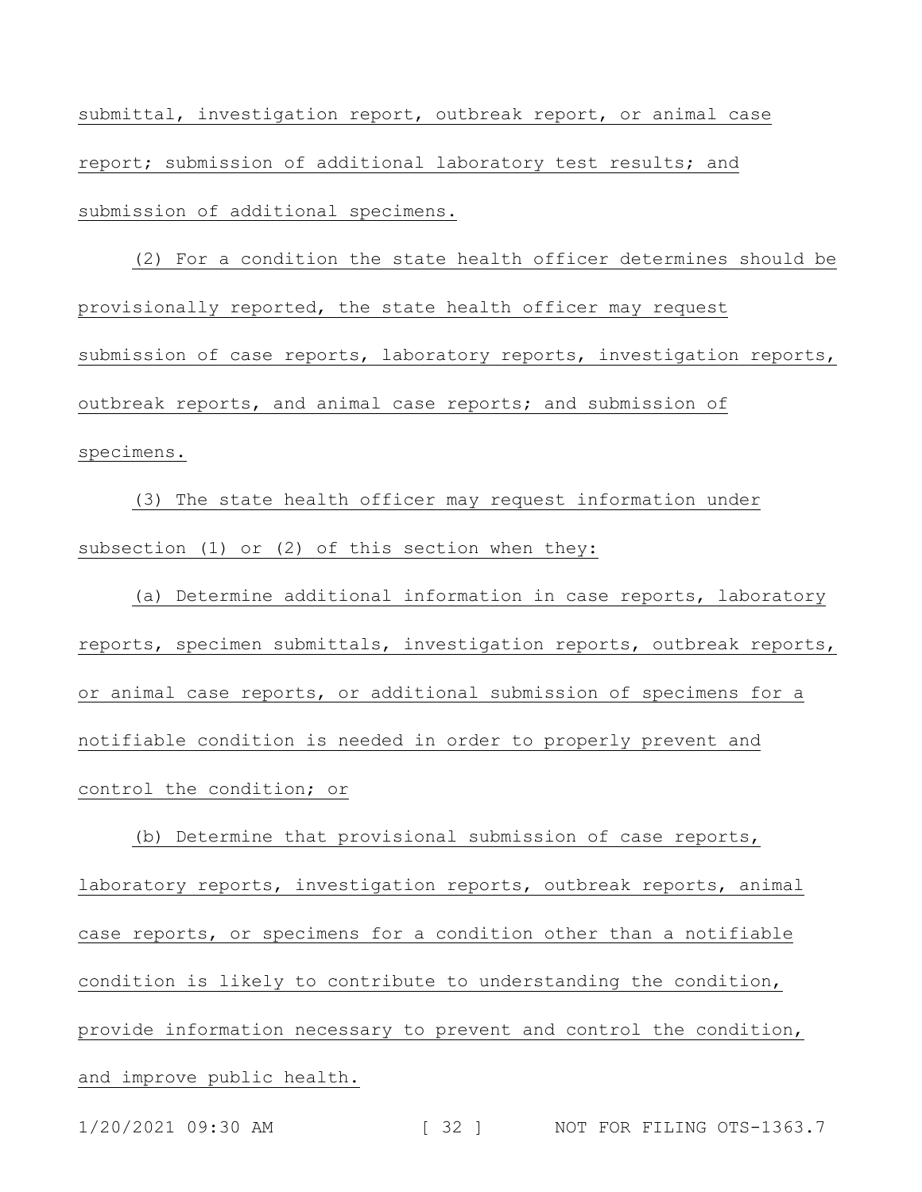submittal, investigation report, outbreak report, or animal case report; submission of additional laboratory test results; and submission of additional specimens.

(2) For a condition the state health officer determines should be provisionally reported, the state health officer may request submission of case reports, laboratory reports, investigation reports, outbreak reports, and animal case reports; and submission of specimens.

(3) The state health officer may request information under subsection (1) or (2) of this section when they:

(a) Determine additional information in case reports, laboratory reports, specimen submittals, investigation reports, outbreak reports, or animal case reports, or additional submission of specimens for a notifiable condition is needed in order to properly prevent and control the condition; or

(b) Determine that provisional submission of case reports, laboratory reports, investigation reports, outbreak reports, animal case reports, or specimens for a condition other than a notifiable condition is likely to contribute to understanding the condition, provide information necessary to prevent and control the condition, and improve public health.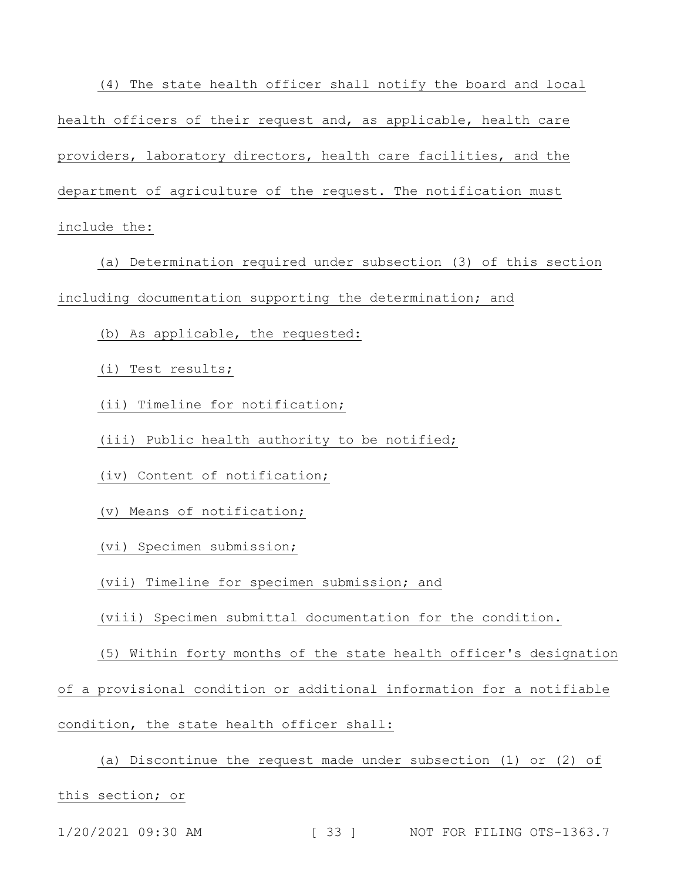(4) The state health officer shall notify the board and local health officers of their request and, as applicable, health care providers, laboratory directors, health care facilities, and the department of agriculture of the request. The notification must include the:

(a) Determination required under subsection (3) of this section including documentation supporting the determination; and

(b) As applicable, the requested:

(i) Test results;

(ii) Timeline for notification;

(iii) Public health authority to be notified;

(iv) Content of notification;

(v) Means of notification;

(vi) Specimen submission;

(vii) Timeline for specimen submission; and

(viii) Specimen submittal documentation for the condition.

(5) Within forty months of the state health officer's designation of a provisional condition or additional information for a notifiable condition, the state health officer shall:

(a) Discontinue the request made under subsection (1) or (2) of this section; or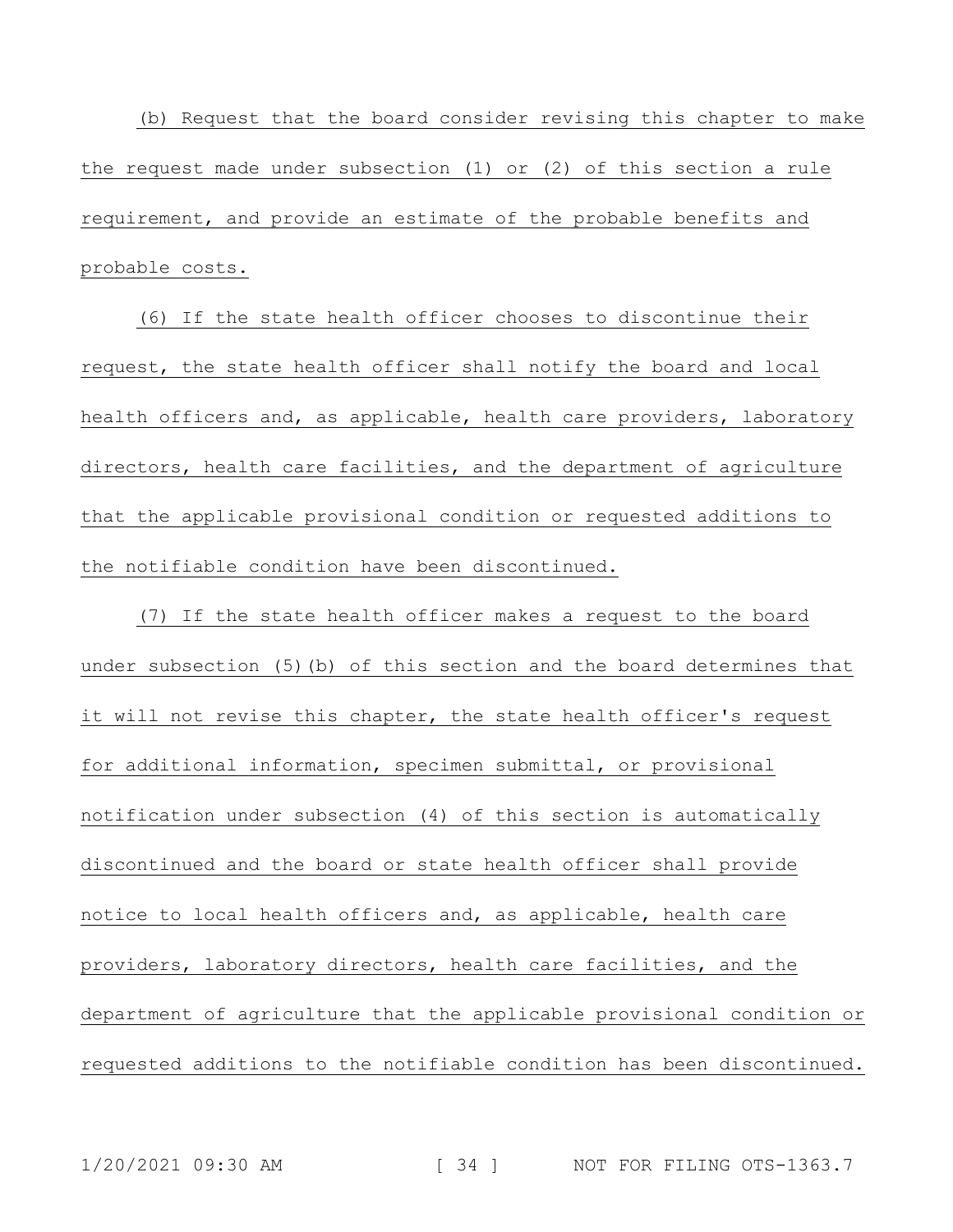(b) Request that the board consider revising this chapter to make the request made under subsection (1) or (2) of this section a rule requirement, and provide an estimate of the probable benefits and probable costs.

(6) If the state health officer chooses to discontinue their request, the state health officer shall notify the board and local health officers and, as applicable, health care providers, laboratory directors, health care facilities, and the department of agriculture that the applicable provisional condition or requested additions to the notifiable condition have been discontinued.

(7) If the state health officer makes a request to the board under subsection (5)(b) of this section and the board determines that it will not revise this chapter, the state health officer's request for additional information, specimen submittal, or provisional notification under subsection (4) of this section is automatically discontinued and the board or state health officer shall provide notice to local health officers and, as applicable, health care providers, laboratory directors, health care facilities, and the department of agriculture that the applicable provisional condition or requested additions to the notifiable condition has been discontinued.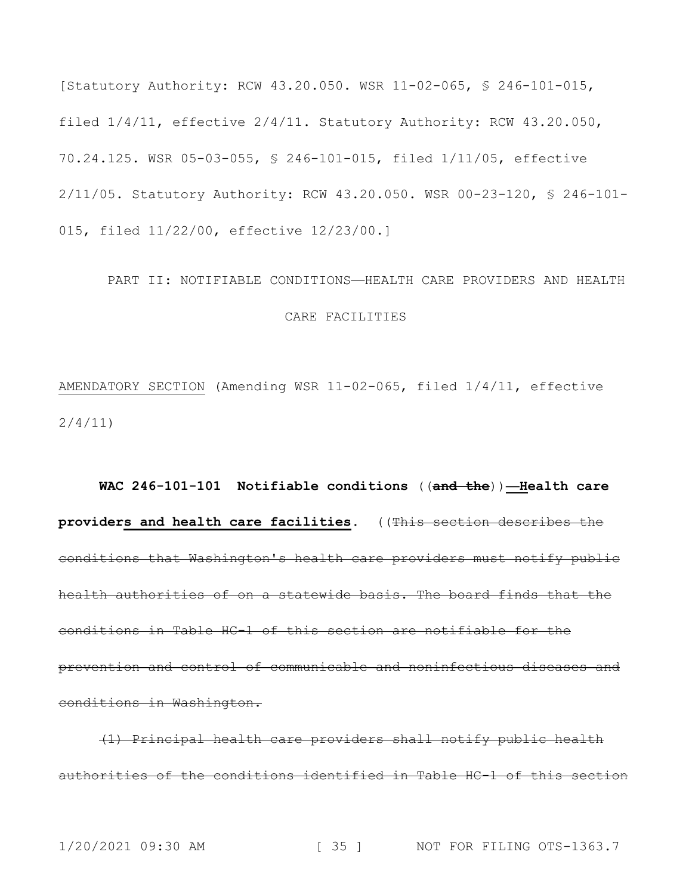[Statutory Authority: RCW 43.20.050. WSR 11-02-065, § 246-101-015, filed 1/4/11, effective 2/4/11. Statutory Authority: RCW 43.20.050, 70.24.125. WSR 05-03-055, § 246-101-015, filed 1/11/05, effective 2/11/05. Statutory Authority: RCW 43.20.050. WSR 00-23-120, § 246-101-015, filed 11/22/00, effective 12/23/00.]

PART II: NOTIFIABLE CONDITIONS—HEALTH CARE PROVIDERS AND HEALTH CARE FACILITIES

AMENDATORY SECTION (Amending WSR 11-02-065, filed 1/4/11, effective 2/4/11)

**WAC 246-101-101 Notifiable conditions** ((~~**and the**~~))**—Health care providers and health care facilities.** ((~~This section describes the conditions that Washington's health care providers must notify public health authorities of on a statewide basis. The board finds that the conditions in Table HC-1 of this section are notifiable for the prevention and control of communicable and noninfectious diseases and conditions in Washington.~~

~~(1) Principal health care providers shall notify public health authorities of the conditions identified in Table HC-1 of this section~~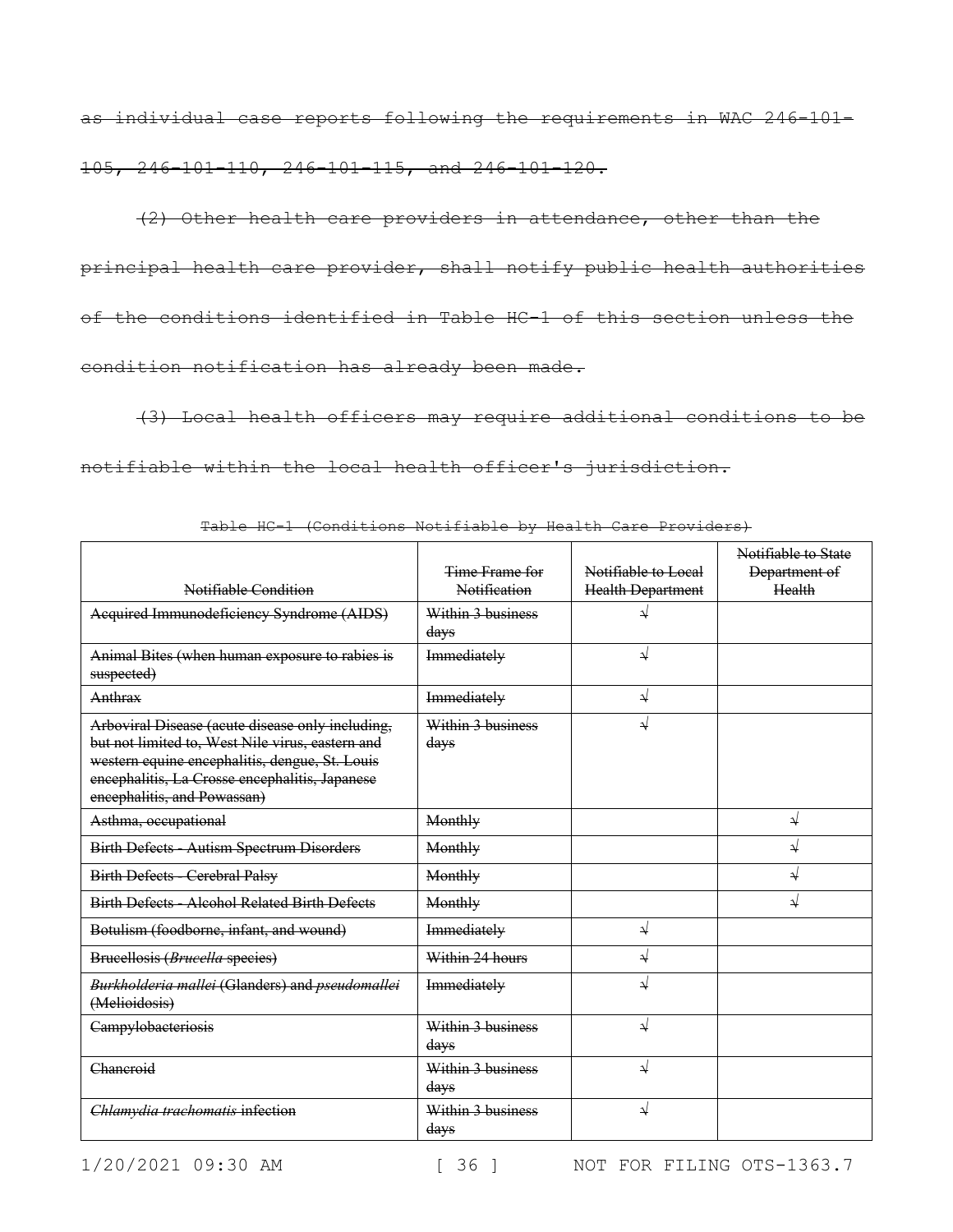~~as individual case reports following the requirements in WAC 246-101-105, 246-101-110, 246-101-115, and 246-101-120.~~

~~(2) Other health care providers in attendance, other than the principal health care provider, shall notify public health authorities of the conditions identified in Table HC-1 of this section unless the condition notification has already been made.~~

~~(3) Local health officers may require additional conditions to be notifiable within the local health officer's jurisdiction.~~

~~Table HC-1 (Conditions Notifiable by Health Care Providers)~~

| ~~Notifiable Condition~~ | ~~Time Frame for Notification~~ | ~~Notifiable to Local Health Department~~ | ~~Notifiable to State Department of Health~~ |
|---|---|---|---|
| ~~Acquired Immunodeficiency Syndrome (AIDS)~~ | ~~Within 3 business days~~ | √ | |
| ~~Animal Bites (when human exposure to rabies is suspected)~~ | ~~Immediately~~ | √ | |
| ~~Anthrax~~ | ~~Immediately~~ | √ | |
| ~~Arboviral Disease (acute disease only including, but not limited to, West Nile virus, eastern and western equine encephalitis, dengue, St. Louis encephalitis, La Crosse encephalitis, Japanese encephalitis, and Powassan)~~ | ~~Within 3 business days~~ | √ | |
| ~~Asthma, occupational~~ | ~~Monthly~~ | | √ |
| ~~Birth Defects - Autism Spectrum Disorders~~ | ~~Monthly~~ | | √ |
| ~~Birth Defects - Cerebral Palsy~~ | ~~Monthly~~ | | √ |
| ~~Birth Defects - Alcohol Related Birth Defects~~ | ~~Monthly~~ | | √ |
| ~~Botulism (foodborne, infant, and wound)~~ | ~~Immediately~~ | √ | |
| ~~Brucellosis (*Brucella* species)~~ | ~~Within 24 hours~~ | √ | |
| ~~*Burkholderia mallei* (Glanders) and *pseudomallei* (Melioidosis)~~ | ~~Immediately~~ | √ | |
| ~~Campylobacteriosis~~ | ~~Within 3 business days~~ | √ | |
| ~~Chancroid~~ | ~~Within 3 business days~~ | √ | |
| ~~*Chlamydia trachomatis* infection~~ | ~~Within 3 business days~~ | √ | |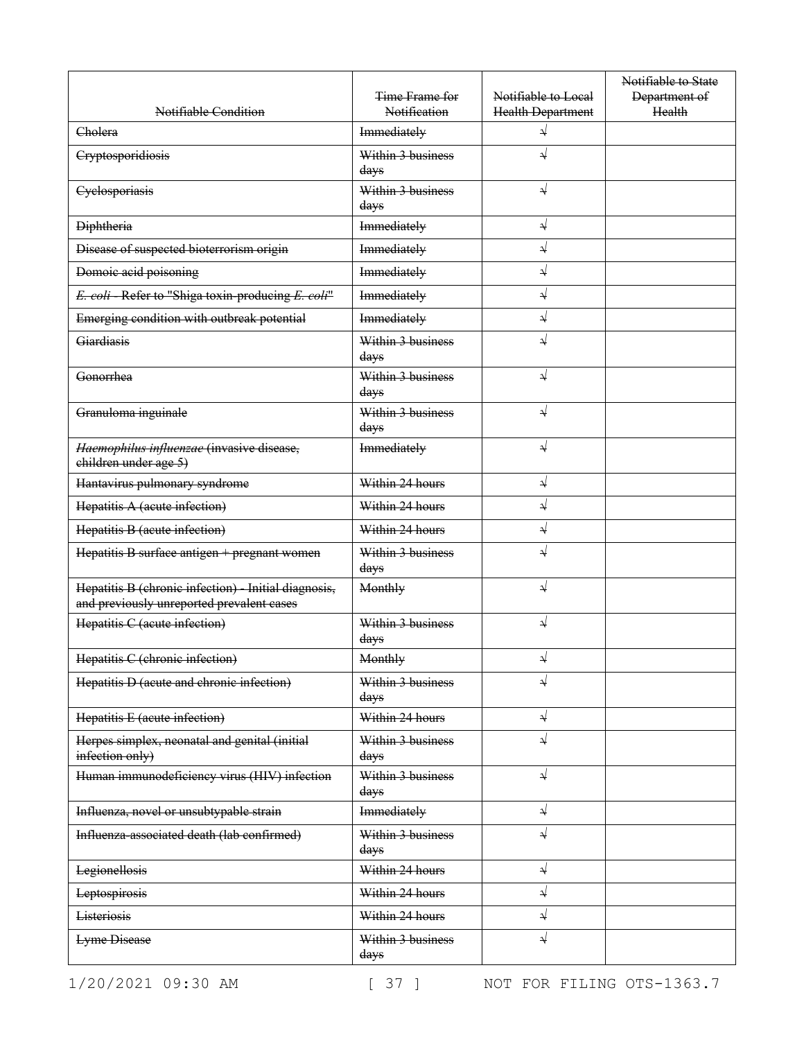| ~~Notifiable Condition~~ | ~~Time Frame for Notification~~ | ~~Notifiable to Local Health Department~~ | ~~Notifiable to State Department of Health~~ |
|---|---|---|---|
| ~~Cholera~~ | ~~Immediately~~ | ~~√~~ | |
| ~~Cryptosporidiosis~~ | ~~Within 3 business days~~ | ~~√~~ | |
| ~~Cyclosporiasis~~ | ~~Within 3 business days~~ | ~~√~~ | |
| ~~Diphtheria~~ | ~~Immediately~~ | ~~√~~ | |
| ~~Disease of suspected bioterrorism origin~~ | ~~Immediately~~ | ~~√~~ | |
| ~~Domoic acid poisoning~~ | ~~Immediately~~ | ~~√~~ | |
| ~~*E. coli* - Refer to "Shiga toxin-producing *E. coli*"~~ | ~~Immediately~~ | ~~√~~ | |
| ~~Emerging condition with outbreak potential~~ | ~~Immediately~~ | ~~√~~ | |
| ~~Giardiasis~~ | ~~Within 3 business days~~ | ~~√~~ | |
| ~~Gonorrhea~~ | ~~Within 3 business days~~ | ~~√~~ | |
| ~~Granuloma inguinale~~ | ~~Within 3 business days~~ | ~~√~~ | |
| ~~*Haemophilus influenzae* (invasive disease, children under age 5)~~ | ~~Immediately~~ | ~~√~~ | |
| ~~Hantavirus pulmonary syndrome~~ | ~~Within 24 hours~~ | ~~√~~ | |
| ~~Hepatitis A (acute infection)~~ | ~~Within 24 hours~~ | ~~√~~ | |
| ~~Hepatitis B (acute infection)~~ | ~~Within 24 hours~~ | ~~√~~ | |
| ~~Hepatitis B surface antigen + pregnant women~~ | ~~Within 3 business days~~ | ~~√~~ | |
| ~~Hepatitis B (chronic infection) - Initial diagnosis, and previously unreported prevalent cases~~ | ~~Monthly~~ | ~~√~~ | |
| ~~Hepatitis C (acute infection)~~ | ~~Within 3 business days~~ | ~~√~~ | |
| ~~Hepatitis C (chronic infection)~~ | ~~Monthly~~ | ~~√~~ | |
| ~~Hepatitis D (acute and chronic infection)~~ | ~~Within 3 business days~~ | ~~√~~ | |
| ~~Hepatitis E (acute infection)~~ | ~~Within 24 hours~~ | ~~√~~ | |
| ~~Herpes simplex, neonatal and genital (initial infection only)~~ | ~~Within 3 business days~~ | ~~√~~ | |
| ~~Human immunodeficiency virus (HIV) infection~~ | ~~Within 3 business days~~ | ~~√~~ | |
| ~~Influenza, novel or unsubtypable strain~~ | ~~Immediately~~ | ~~√~~ | |
| ~~Influenza-associated death (lab confirmed)~~ | ~~Within 3 business days~~ | ~~√~~ | |
| ~~Legionellosis~~ | ~~Within 24 hours~~ | ~~√~~ | |
| ~~Leptospirosis~~ | ~~Within 24 hours~~ | ~~√~~ | |
| ~~Listeriosis~~ | ~~Within 24 hours~~ | ~~√~~ | |
| ~~Lyme Disease~~ | ~~Within 3 business days~~ | ~~√~~ | |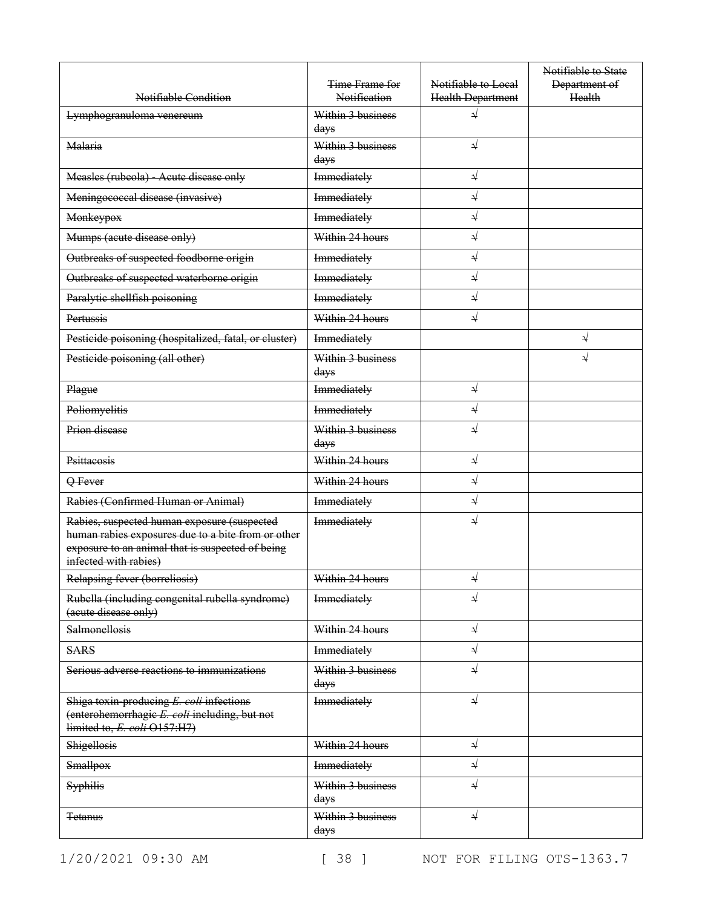| ~~Notifiable Condition~~ | ~~Time Frame for Notification~~ | ~~Notifiable to Local Health Department~~ | ~~Notifiable to State Department of Health~~ |
|---|---|---|---|
| ~~Lymphogranuloma venereum~~ | ~~Within 3 business days~~ | ~~√~~ | |
| ~~Malaria~~ | ~~Within 3 business days~~ | ~~√~~ | |
| ~~Measles (rubeola) - Acute disease only~~ | ~~Immediately~~ | ~~√~~ | |
| ~~Meningococcal disease (invasive)~~ | ~~Immediately~~ | ~~√~~ | |
| ~~Monkeypox~~ | ~~Immediately~~ | ~~√~~ | |
| ~~Mumps (acute disease only)~~ | ~~Within 24 hours~~ | ~~√~~ | |
| ~~Outbreaks of suspected foodborne origin~~ | ~~Immediately~~ | ~~√~~ | |
| ~~Outbreaks of suspected waterborne origin~~ | ~~Immediately~~ | ~~√~~ | |
| ~~Paralytic shellfish poisoning~~ | ~~Immediately~~ | ~~√~~ | |
| ~~Pertussis~~ | ~~Within 24 hours~~ | ~~√~~ | |
| ~~Pesticide poisoning (hospitalized, fatal, or cluster)~~ | ~~Immediately~~ | | ~~√~~ |
| ~~Pesticide poisoning (all other)~~ | ~~Within 3 business days~~ | | ~~√~~ |
| ~~Plague~~ | ~~Immediately~~ | ~~√~~ | |
| ~~Poliomyelitis~~ | ~~Immediately~~ | ~~√~~ | |
| ~~Prion disease~~ | ~~Within 3 business days~~ | ~~√~~ | |
| ~~Psittacosis~~ | ~~Within 24 hours~~ | ~~√~~ | |
| ~~Q Fever~~ | ~~Within 24 hours~~ | ~~√~~ | |
| ~~Rabies (Confirmed Human or Animal)~~ | ~~Immediately~~ | ~~√~~ | |
| ~~Rabies, suspected human exposure (suspected human rabies exposures due to a bite from or other exposure to an animal that is suspected of being infected with rabies)~~ | ~~Immediately~~ | ~~√~~ | |
| ~~Relapsing fever (borreliosis)~~ | ~~Within 24 hours~~ | ~~√~~ | |
| ~~Rubella (including congenital rubella syndrome) (acute disease only)~~ | ~~Immediately~~ | ~~√~~ | |
| ~~Salmonellosis~~ | ~~Within 24 hours~~ | ~~√~~ | |
| ~~SARS~~ | ~~Immediately~~ | ~~√~~ | |
| ~~Serious adverse reactions to immunizations~~ | ~~Within 3 business days~~ | ~~√~~ | |
| ~~Shiga toxin-producing *E. coli* infections (enterohemorrhagic *E. coli* including, but not limited to, *E. coli* O157:H7)~~ | ~~Immediately~~ | ~~√~~ | |
| ~~Shigellosis~~ | ~~Within 24 hours~~ | ~~√~~ | |
| ~~Smallpox~~ | ~~Immediately~~ | ~~√~~ | |
| ~~Syphilis~~ | ~~Within 3 business days~~ | ~~√~~ | |
| ~~Tetanus~~ | ~~Within 3 business days~~ | ~~√~~ | |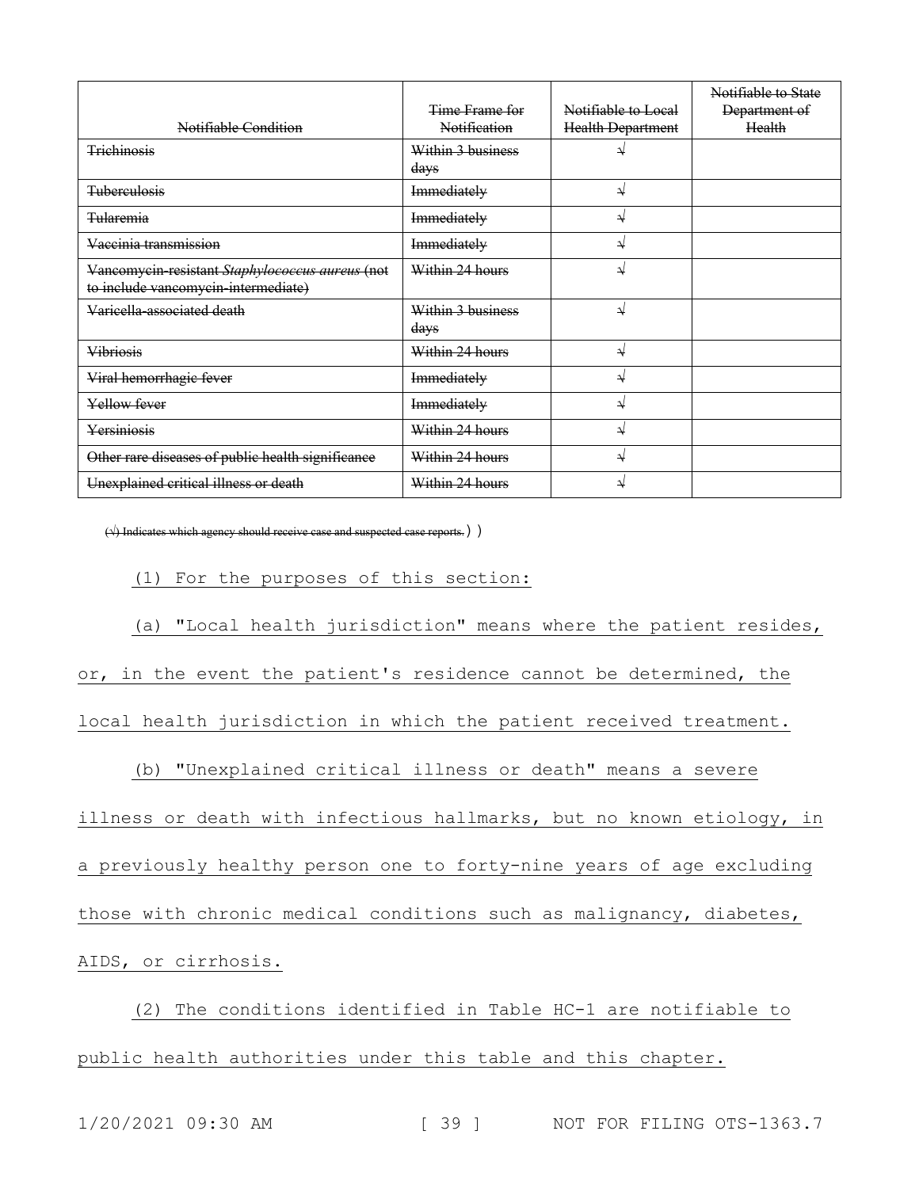| ~~Notifiable Condition~~ | ~~Time Frame for Notification~~ | ~~Notifiable to Local Health Department~~ | ~~Notifiable to State Department of Health~~ |
|---|---|---|---|
| ~~Trichinosis~~ | ~~Within 3 business days~~ | ~~√~~ | |
| ~~Tuberculosis~~ | ~~Immediately~~ | ~~√~~ | |
| ~~Tularemia~~ | ~~Immediately~~ | ~~√~~ | |
| ~~Vaccinia transmission~~ | ~~Immediately~~ | ~~√~~ | |
| ~~Vancomycin-resistant *Staphylococcus aureus* (not to include vancomycin-intermediate)~~ | ~~Within 24 hours~~ | ~~√~~ | |
| ~~Varicella-associated death~~ | ~~Within 3 business days~~ | ~~√~~ | |
| ~~Vibriosis~~ | ~~Within 24 hours~~ | ~~√~~ | |
| ~~Viral hemorrhagic fever~~ | ~~Immediately~~ | ~~√~~ | |
| ~~Yellow fever~~ | ~~Immediately~~ | ~~√~~ | |
| ~~Yersiniosis~~ | ~~Within 24 hours~~ | ~~√~~ | |
| ~~Other rare diseases of public health significance~~ | ~~Within 24 hours~~ | ~~√~~ | |
| ~~Unexplained critical illness or death~~ | ~~Within 24 hours~~ | ~~√~~ | |

~~(√) Indicates which agency should receive case and suspected case reports.~~))

<u>(1) For the purposes of this section:</u>

<u>(a) "Local health jurisdiction" means where the patient resides, or, in the event the patient's residence cannot be determined, the local health jurisdiction in which the patient received treatment.</u>

<u>(b) "Unexplained critical illness or death" means a severe illness or death with infectious hallmarks, but no known etiology, in a previously healthy person one to forty-nine years of age excluding those with chronic medical conditions such as malignancy, diabetes, AIDS, or cirrhosis.</u>

<u>(2) The conditions identified in Table HC-1 are notifiable to public health authorities under this table and this chapter.</u>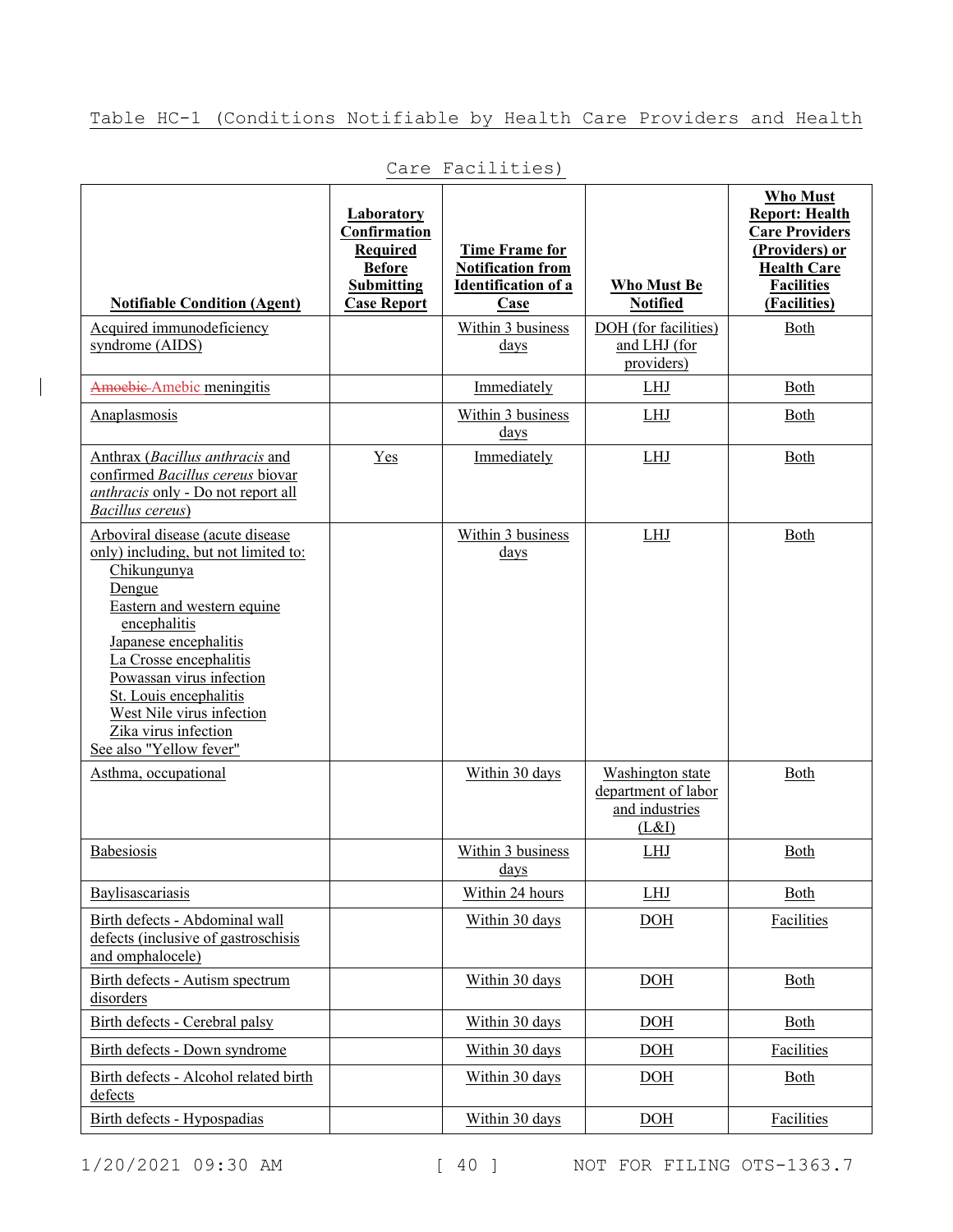Table HC-1 (Conditions Notifiable by Health Care Providers and Health Care Facilities)

| Notifiable Condition (Agent) | Laboratory Confirmation Required Before Submitting Case Report | Time Frame for Notification from Identification of a Case | Who Must Be Notified | Who Must Report: Health Care Providers (Providers) or Health Care Facilities (Facilities) |
|---|---|---|---|---|
| Acquired immunodeficiency syndrome (AIDS) | | Within 3 business days | DOH (for facilities) and LHJ (for providers) | Both |
| ~~Amoebic~~ Amebic meningitis | | Immediately | LHJ | Both |
| Anaplasmosis | | Within 3 business days | LHJ | Both |
| Anthrax (*Bacillus anthracis* and confirmed *Bacillus cereus* biovar *anthracis* only - Do not report all *Bacillus cereus*) | Yes | Immediately | LHJ | Both |
| Arboviral disease (acute disease only) including, but not limited to: Chikungunya, Dengue, Eastern and western equine encephalitis, Japanese encephalitis, La Crosse encephalitis, Powassan virus infection, St. Louis encephalitis, West Nile virus infection, Zika virus infection. See also "Yellow fever" | | Within 3 business days | LHJ | Both |
| Asthma, occupational | | Within 30 days | Washington state department of labor and industries (L&I) | Both |
| Babesiosis | | Within 3 business days | LHJ | Both |
| Baylisascariasis | | Within 24 hours | LHJ | Both |
| Birth defects - Abdominal wall defects (inclusive of gastroschisis and omphalocele) | | Within 30 days | DOH | Facilities |
| Birth defects - Autism spectrum disorders | | Within 30 days | DOH | Both |
| Birth defects - Cerebral palsy | | Within 30 days | DOH | Both |
| Birth defects - Down syndrome | | Within 30 days | DOH | Facilities |
| Birth defects - Alcohol related birth defects | | Within 30 days | DOH | Both |
| Birth defects - Hypospadias | | Within 30 days | DOH | Facilities |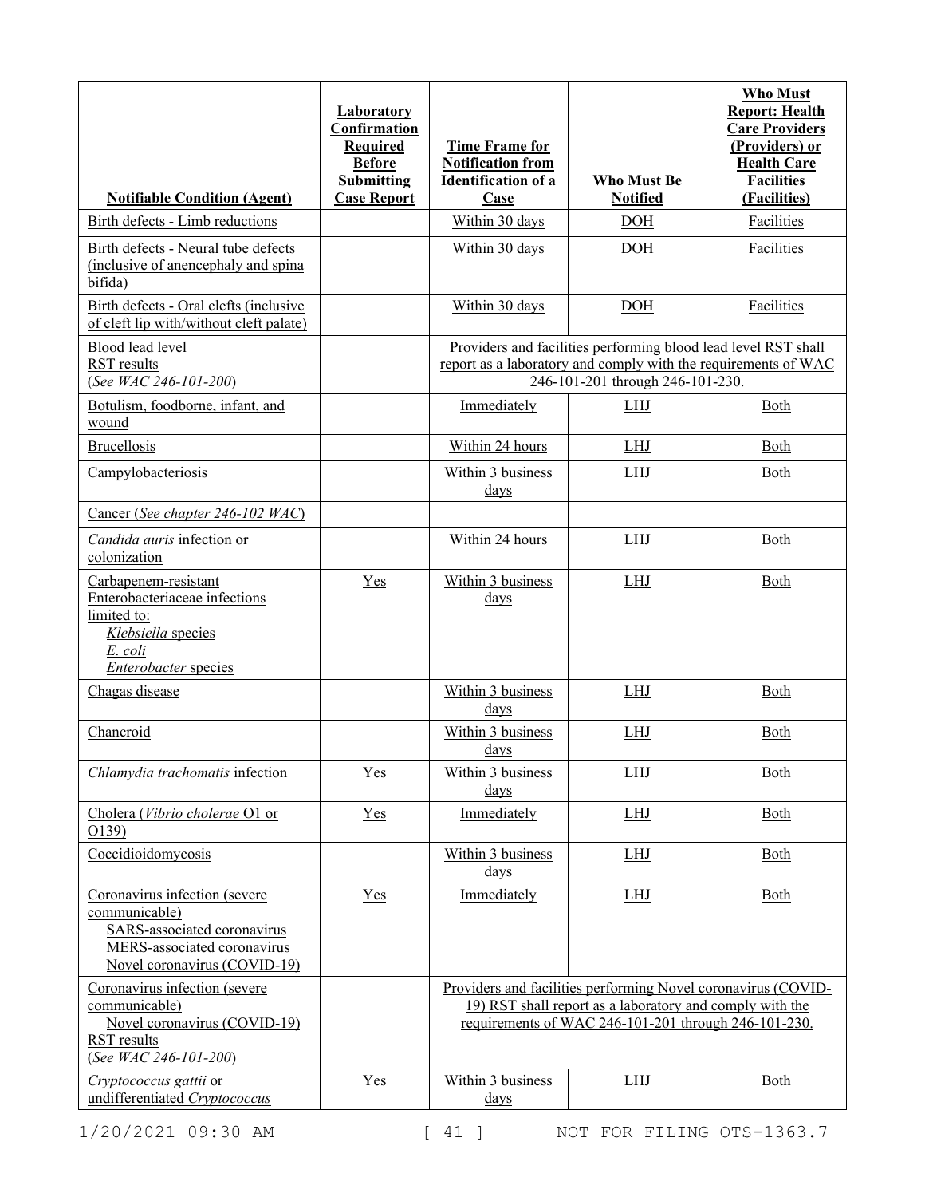| Notifiable Condition (Agent) | Laboratory Confirmation Required Before Submitting Case Report | Time Frame for Notification from Identification of a Case | Who Must Be Notified | Who Must Report: Health Care Providers (Providers) or Health Care Facilities (Facilities) |
|---|---|---|---|---|
| Birth defects - Limb reductions | | Within 30 days | DOH | Facilities |
| Birth defects - Neural tube defects (inclusive of anencephaly and spina bifida) | | Within 30 days | DOH | Facilities |
| Birth defects - Oral clefts (inclusive of cleft lip with/without cleft palate) | | Within 30 days | DOH | Facilities |
| Blood lead level RST results (*See WAC 246-101-200*) | | Providers and facilities performing blood lead level RST shall report as a laboratory and comply with the requirements of WAC 246-101-201 through 246-101-230. | | |
| Botulism, foodborne, infant, and wound | | Immediately | LHJ | Both |
| Brucellosis | | Within 24 hours | LHJ | Both |
| Campylobacteriosis | | Within 3 business days | LHJ | Both |
| Cancer (*See chapter 246-102 WAC*) | | | | |
| *Candida auris* infection or colonization | | Within 24 hours | LHJ | Both |
| Carbapenem-resistant Enterobacteriaceae infections limited to: *Klebsiella* species *E. coli* *Enterobacter* species | Yes | Within 3 business days | LHJ | Both |
| Chagas disease | | Within 3 business days | LHJ | Both |
| Chancroid | | Within 3 business days | LHJ | Both |
| *Chlamydia trachomatis* infection | Yes | Within 3 business days | LHJ | Both |
| Cholera (*Vibrio cholerae* O1 or O139) | Yes | Immediately | LHJ | Both |
| Coccidioidomycosis | | Within 3 business days | LHJ | Both |
| Coronavirus infection (severe communicable) SARS-associated coronavirus MERS-associated coronavirus Novel coronavirus (COVID-19) | Yes | Immediately | LHJ | Both |
| Coronavirus infection (severe communicable) Novel coronavirus (COVID-19) RST results (*See WAC 246-101-200*) | | Providers and facilities performing Novel coronavirus (COVID-19) RST shall report as a laboratory and comply with the requirements of WAC 246-101-201 through 246-101-230. | | |
| *Cryptococcus gattii* or undifferentiated *Cryptococcus* | Yes | Within 3 business days | LHJ | Both |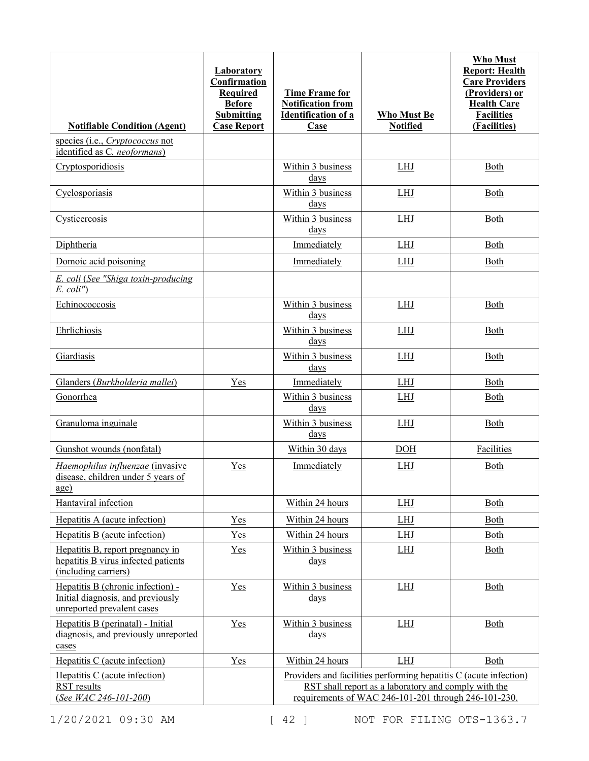| Notifiable Condition (Agent) | Laboratory Confirmation Required Before Submitting Case Report | Time Frame for Notification from Identification of a Case | Who Must Be Notified | Who Must Report: Health Care Providers (Providers) or Health Care Facilities (Facilities) |
|---|---|---|---|---|
| species (i.e., *Cryptococcus* not identified as C. *neoformans*) | | | | |
| Cryptosporidiosis | | Within 3 business days | LHJ | Both |
| Cyclosporiasis | | Within 3 business days | LHJ | Both |
| Cysticercosis | | Within 3 business days | LHJ | Both |
| Diphtheria | | Immediately | LHJ | Both |
| Domoic acid poisoning | | Immediately | LHJ | Both |
| *E. coli (See "Shiga toxin-producing E. coli")* | | | | |
| Echinococcosis | | Within 3 business days | LHJ | Both |
| Ehrlichiosis | | Within 3 business days | LHJ | Both |
| Giardiasis | | Within 3 business days | LHJ | Both |
| Glanders (*Burkholderia mallei*) | Yes | Immediately | LHJ | Both |
| Gonorrhea | | Within 3 business days | LHJ | Both |
| Granuloma inguinale | | Within 3 business days | LHJ | Both |
| Gunshot wounds (nonfatal) | | Within 30 days | DOH | Facilities |
| *Haemophilus influenzae* (invasive disease, children under 5 years of age) | Yes | Immediately | LHJ | Both |
| Hantaviral infection | | Within 24 hours | LHJ | Both |
| Hepatitis A (acute infection) | Yes | Within 24 hours | LHJ | Both |
| Hepatitis B (acute infection) | Yes | Within 24 hours | LHJ | Both |
| Hepatitis B, report pregnancy in hepatitis B virus infected patients (including carriers) | Yes | Within 3 business days | LHJ | Both |
| Hepatitis B (chronic infection) - Initial diagnosis, and previously unreported prevalent cases | Yes | Within 3 business days | LHJ | Both |
| Hepatitis B (perinatal) - Initial diagnosis, and previously unreported cases | Yes | Within 3 business days | LHJ | Both |
| Hepatitis C (acute infection) | Yes | Within 24 hours | LHJ | Both |
| Hepatitis C (acute infection) RST results (*See WAC 246-101-200*) | | Providers and facilities performing hepatitis C (acute infection) RST shall report as a laboratory and comply with the requirements of WAC 246-101-201 through 246-101-230. | | |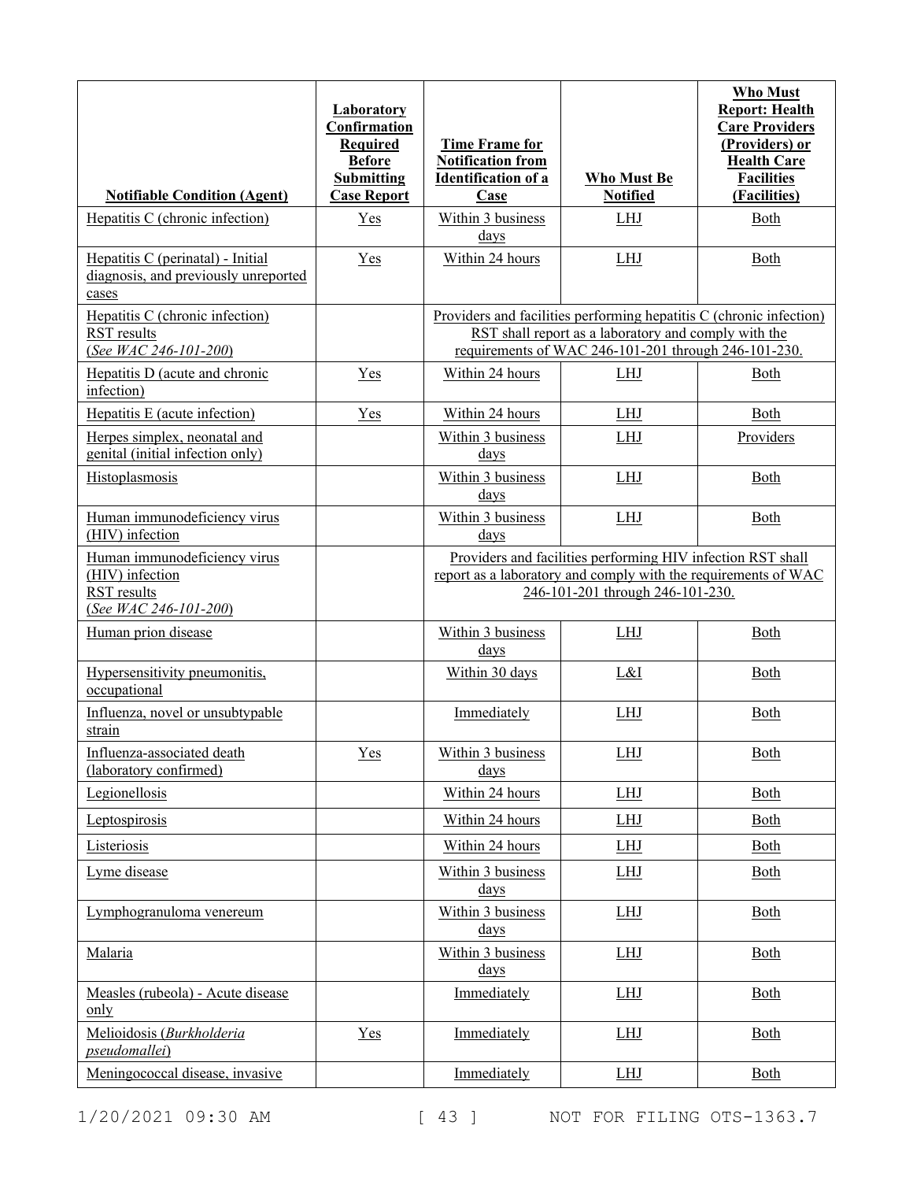| Notifiable Condition (Agent) | Laboratory Confirmation Required Before Submitting Case Report | Time Frame for Notification from Identification of a Case | Who Must Be Notified | Who Must Report: Health Care Providers (Providers) or Health Care Facilities (Facilities) |
|---|---|---|---|---|
| Hepatitis C (chronic infection) | Yes | Within 3 business days | LHJ | Both |
| Hepatitis C (perinatal) - Initial diagnosis, and previously unreported cases | Yes | Within 24 hours | LHJ | Both |
| Hepatitis C (chronic infection) RST results (*See WAC 246-101-200*) | | Providers and facilities performing hepatitis C (chronic infection) RST shall report as a laboratory and comply with the requirements of WAC 246-101-201 through 246-101-230. | | |
| Hepatitis D (acute and chronic infection) | Yes | Within 24 hours | LHJ | Both |
| Hepatitis E (acute infection) | Yes | Within 24 hours | LHJ | Both |
| Herpes simplex, neonatal and genital (initial infection only) | | Within 3 business days | LHJ | Providers |
| Histoplasmosis | | Within 3 business days | LHJ | Both |
| Human immunodeficiency virus (HIV) infection | | Within 3 business days | LHJ | Both |
| Human immunodeficiency virus (HIV) infection RST results (*See WAC 246-101-200*) | | Providers and facilities performing HIV infection RST shall report as a laboratory and comply with the requirements of WAC 246-101-201 through 246-101-230. | | |
| Human prion disease | | Within 3 business days | LHJ | Both |
| Hypersensitivity pneumonitis, occupational | | Within 30 days | L&I | Both |
| Influenza, novel or unsubtypable strain | | Immediately | LHJ | Both |
| Influenza-associated death (laboratory confirmed) | Yes | Within 3 business days | LHJ | Both |
| Legionellosis | | Within 24 hours | LHJ | Both |
| Leptospirosis | | Within 24 hours | LHJ | Both |
| Listeriosis | | Within 24 hours | LHJ | Both |
| Lyme disease | | Within 3 business days | LHJ | Both |
| Lymphogranuloma venereum | | Within 3 business days | LHJ | Both |
| Malaria | | Within 3 business days | LHJ | Both |
| Measles (rubeola) - Acute disease only | | Immediately | LHJ | Both |
| Melioidosis (*Burkholderia pseudomallei*) | Yes | Immediately | LHJ | Both |
| Meningococcal disease, invasive | | Immediately | LHJ | Both |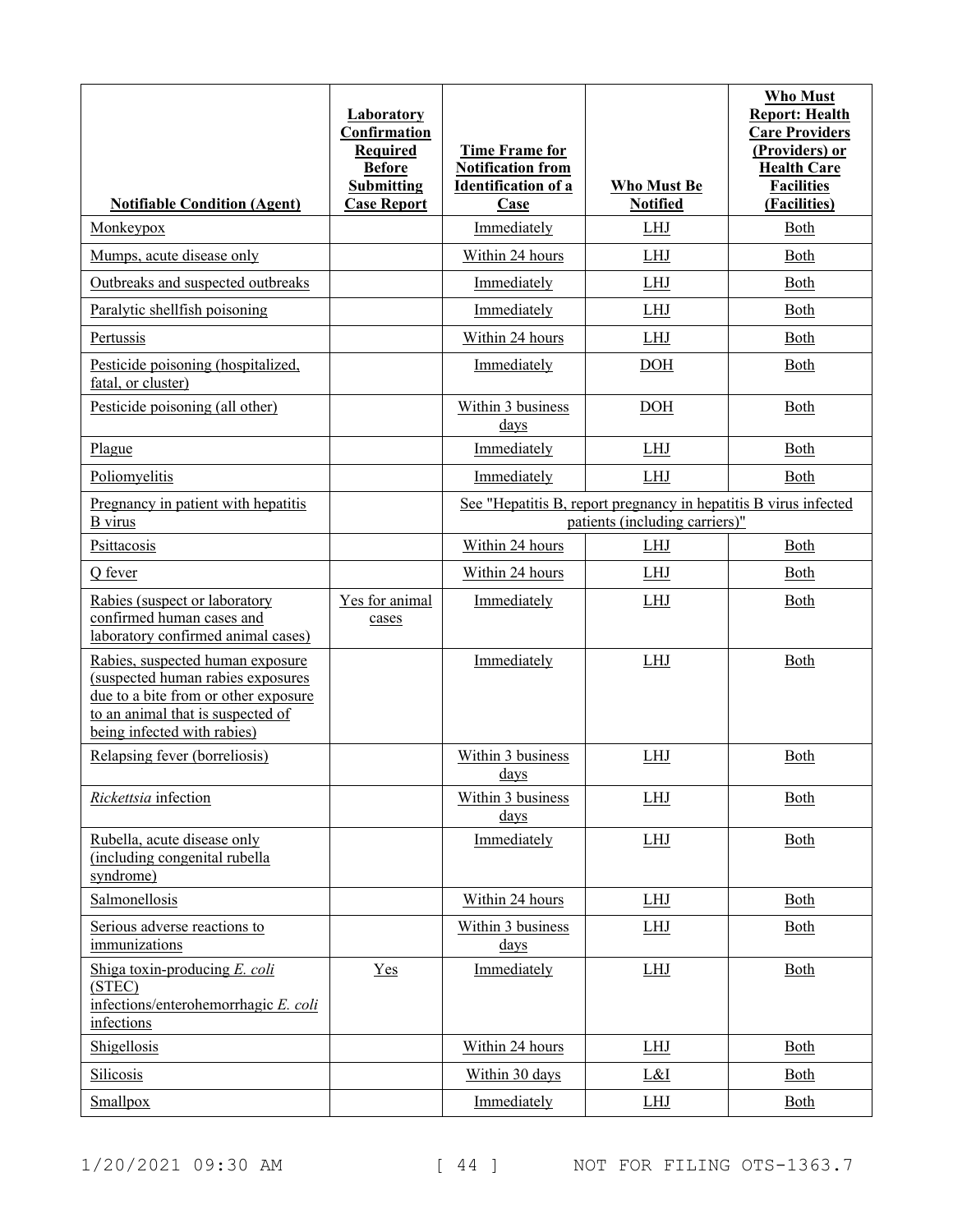| Notifiable Condition (Agent) | Laboratory Confirmation Required Before Submitting Case Report | Time Frame for Notification from Identification of a Case | Who Must Be Notified | Who Must Report: Health Care Providers (Providers) or Health Care Facilities (Facilities) |
|---|---|---|---|---|
| Monkeypox | | Immediately | LHJ | Both |
| Mumps, acute disease only | | Within 24 hours | LHJ | Both |
| Outbreaks and suspected outbreaks | | Immediately | LHJ | Both |
| Paralytic shellfish poisoning | | Immediately | LHJ | Both |
| Pertussis | | Within 24 hours | LHJ | Both |
| Pesticide poisoning (hospitalized, fatal, or cluster) | | Immediately | DOH | Both |
| Pesticide poisoning (all other) | | Within 3 business days | DOH | Both |
| Plague | | Immediately | LHJ | Both |
| Poliomyelitis | | Immediately | LHJ | Both |
| Pregnancy in patient with hepatitis B virus | | See "Hepatitis B, report pregnancy in hepatitis B virus infected patients (including carriers)" | | |
| Psittacosis | | Within 24 hours | LHJ | Both |
| Q fever | | Within 24 hours | LHJ | Both |
| Rabies (suspect or laboratory confirmed human cases and laboratory confirmed animal cases) | Yes for animal cases | Immediately | LHJ | Both |
| Rabies, suspected human exposure (suspected human rabies exposures due to a bite from or other exposure to an animal that is suspected of being infected with rabies) | | Immediately | LHJ | Both |
| Relapsing fever (borreliosis) | | Within 3 business days | LHJ | Both |
| *Rickettsia* infection | | Within 3 business days | LHJ | Both |
| Rubella, acute disease only (including congenital rubella syndrome) | | Immediately | LHJ | Both |
| Salmonellosis | | Within 24 hours | LHJ | Both |
| Serious adverse reactions to immunizations | | Within 3 business days | LHJ | Both |
| Shiga toxin-producing *E. coli* (STEC) infections/enterohemorrhagic *E. coli* infections | Yes | Immediately | LHJ | Both |
| Shigellosis | | Within 24 hours | LHJ | Both |
| Silicosis | | Within 30 days | L&I | Both |
| Smallpox | | Immediately | LHJ | Both |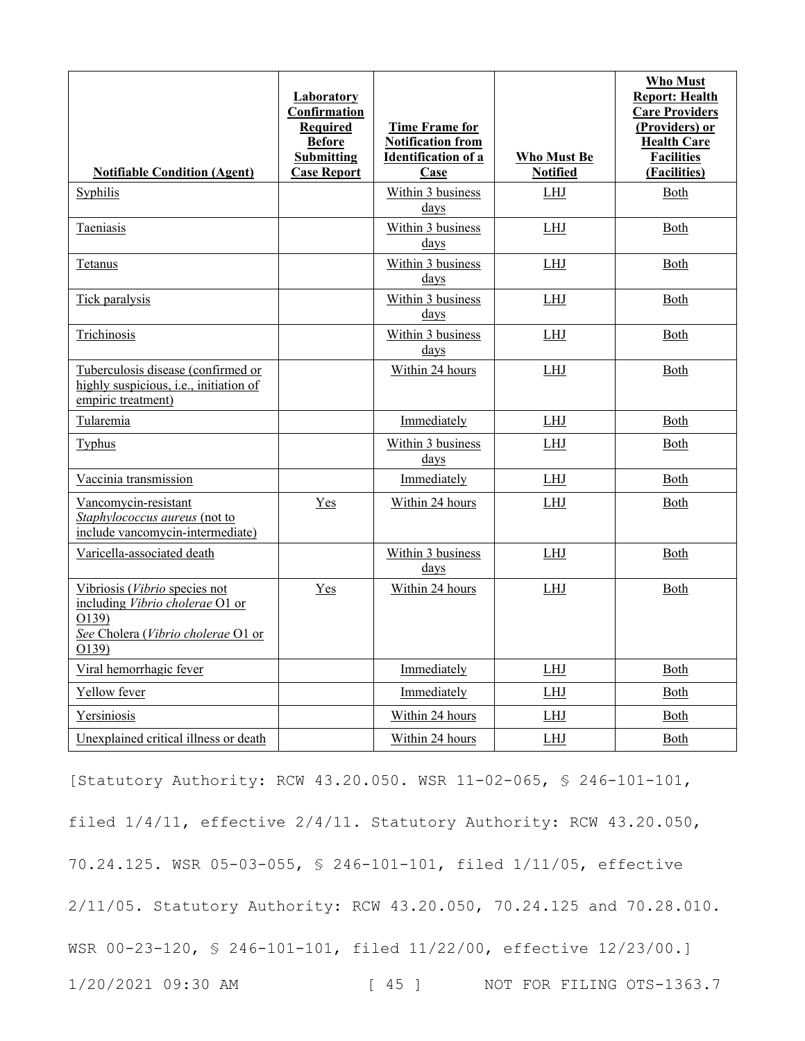| Notifiable Condition (Agent) | Laboratory Confirmation Required Before Submitting Case Report | Time Frame for Notification from Identification of a Case | Who Must Be Notified | Who Must Report: Health Care Providers (Providers) or Health Care Facilities (Facilities) |
|---|---|---|---|---|
| Syphilis | | Within 3 business days | LHJ | Both |
| Taeniasis | | Within 3 business days | LHJ | Both |
| Tetanus | | Within 3 business days | LHJ | Both |
| Tick paralysis | | Within 3 business days | LHJ | Both |
| Trichinosis | | Within 3 business days | LHJ | Both |
| Tuberculosis disease (confirmed or highly suspicious, i.e., initiation of empiric treatment) | | Within 24 hours | LHJ | Both |
| Tularemia | | Immediately | LHJ | Both |
| Typhus | | Within 3 business days | LHJ | Both |
| Vaccinia transmission | | Immediately | LHJ | Both |
| Vancomycin-resistant *Staphylococcus aureus* (not to include vancomycin-intermediate) | Yes | Within 24 hours | LHJ | Both |
| Varicella-associated death | | Within 3 business days | LHJ | Both |
| Vibriosis (*Vibrio* species not including *Vibrio cholerae* O1 or O139) *See* Cholera (*Vibrio cholerae* O1 or O139) | Yes | Within 24 hours | LHJ | Both |
| Viral hemorrhagic fever | | Immediately | LHJ | Both |
| Yellow fever | | Immediately | LHJ | Both |
| Yersiniosis | | Within 24 hours | LHJ | Both |
| Unexplained critical illness or death | | Within 24 hours | LHJ | Both |

[Statutory Authority: RCW 43.20.050. WSR 11-02-065, § 246-101-101, filed 1/4/11, effective 2/4/11. Statutory Authority: RCW 43.20.050, 70.24.125. WSR 05-03-055, § 246-101-101, filed 1/11/05, effective 2/11/05. Statutory Authority: RCW 43.20.050, 70.24.125 and 70.28.010. WSR 00-23-120, § 246-101-101, filed 11/22/00, effective 12/23/00.]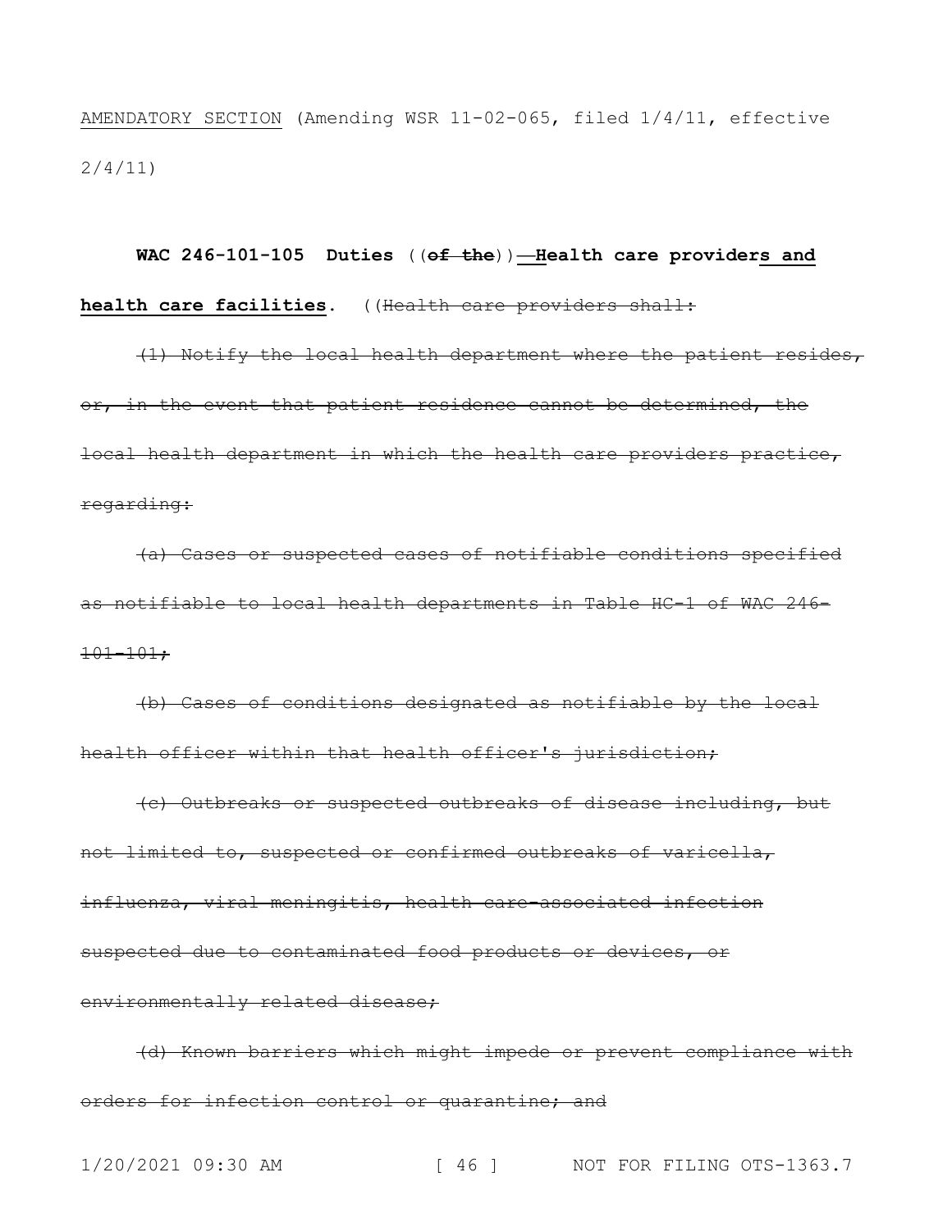AMENDATORY SECTION (Amending WSR 11-02-065, filed 1/4/11, effective 2/4/11)

**WAC 246-101-105 Duties** ((~~of the~~)) **—Health care provider<u>s and health care facilities</u>**. ((~~Health care providers shall:~~

~~(1) Notify the local health department where the patient resides, or, in the event that patient residence cannot be determined, the local health department in which the health care providers practice, regarding:~~

~~(a) Cases or suspected cases of notifiable conditions specified as notifiable to local health departments in Table HC-1 of WAC 246-101-101;~~

~~(b) Cases of conditions designated as notifiable by the local health officer within that health officer's jurisdiction;~~

~~(c) Outbreaks or suspected outbreaks of disease including, but not limited to, suspected or confirmed outbreaks of varicella, influenza, viral meningitis, health care-associated infection suspected due to contaminated food products or devices, or environmentally related disease;~~

~~(d) Known barriers which might impede or prevent compliance with orders for infection control or quarantine; and~~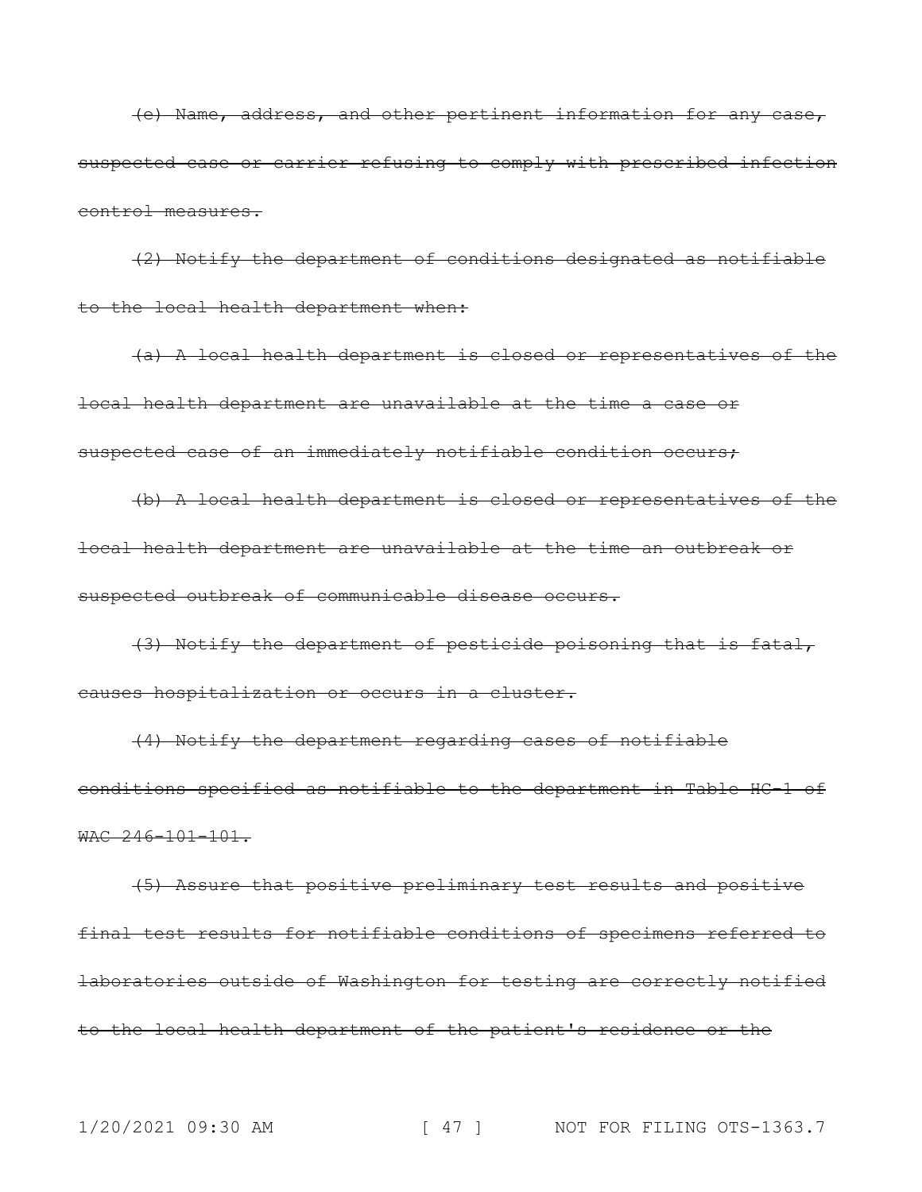~~(e) Name, address, and other pertinent information for any case, suspected case or carrier refusing to comply with prescribed infection control measures.~~

~~(2) Notify the department of conditions designated as notifiable to the local health department when:~~

~~(a) A local health department is closed or representatives of the local health department are unavailable at the time a case or suspected case of an immediately notifiable condition occurs;~~

~~(b) A local health department is closed or representatives of the local health department are unavailable at the time an outbreak or suspected outbreak of communicable disease occurs.~~

~~(3) Notify the department of pesticide poisoning that is fatal, causes hospitalization or occurs in a cluster.~~

~~(4) Notify the department regarding cases of notifiable conditions specified as notifiable to the department in Table HC-1 of WAC 246-101-101.~~

~~(5) Assure that positive preliminary test results and positive final test results for notifiable conditions of specimens referred to laboratories outside of Washington for testing are correctly notified to the local health department of the patient's residence or the~~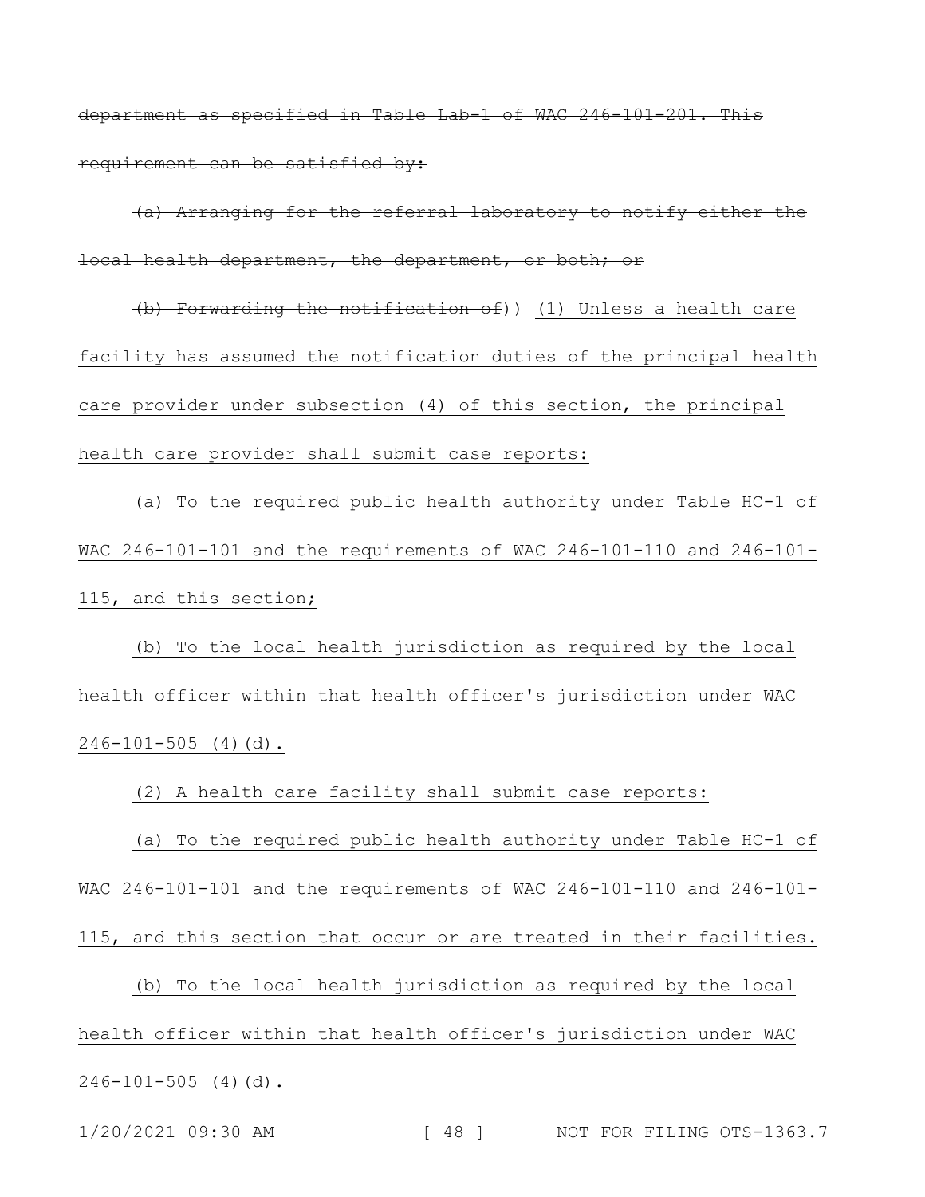~~department as specified in Table Lab-1 of WAC 246-101-201. This requirement can be satisfied by:~~

~~(a) Arranging for the referral laboratory to notify either the local health department, the department, or both; or~~

~~(b) Forwarding the notification of~~)) <u>(1) Unless a health care facility has assumed the notification duties of the principal health care provider under subsection (4) of this section, the principal health care provider shall submit case reports:</u>

<u>(a) To the required public health authority under Table HC-1 of WAC 246-101-101 and the requirements of WAC 246-101-110 and 246-101-115, and this section;</u>

<u>(b) To the local health jurisdiction as required by the local health officer within that health officer's jurisdiction under WAC 246-101-505 (4)(d).</u>

<u>(2) A health care facility shall submit case reports:</u>

<u>(a) To the required public health authority under Table HC-1 of WAC 246-101-101 and the requirements of WAC 246-101-110 and 246-101-115, and this section that occur or are treated in their facilities.</u>

<u>(b) To the local health jurisdiction as required by the local health officer within that health officer's jurisdiction under WAC 246-101-505 (4)(d).</u>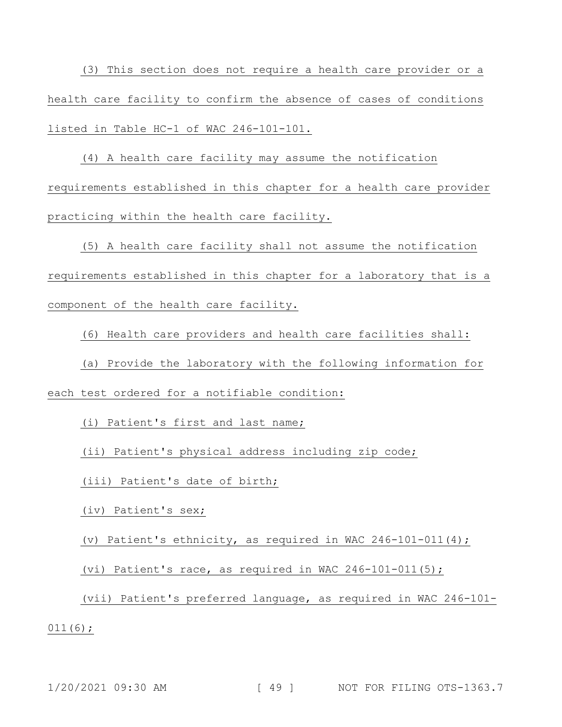(3) This section does not require a health care provider or a health care facility to confirm the absence of cases of conditions listed in Table HC-1 of WAC 246-101-101.

(4) A health care facility may assume the notification requirements established in this chapter for a health care provider practicing within the health care facility.

(5) A health care facility shall not assume the notification requirements established in this chapter for a laboratory that is a component of the health care facility.

(6) Health care providers and health care facilities shall:

(a) Provide the laboratory with the following information for each test ordered for a notifiable condition:

(i) Patient's first and last name;

(ii) Patient's physical address including zip code;

(iii) Patient's date of birth;

(iv) Patient's sex;

(v) Patient's ethnicity, as required in WAC 246-101-011(4);

(vi) Patient's race, as required in WAC 246-101-011(5);

(vii) Patient's preferred language, as required in WAC 246-101-011(6);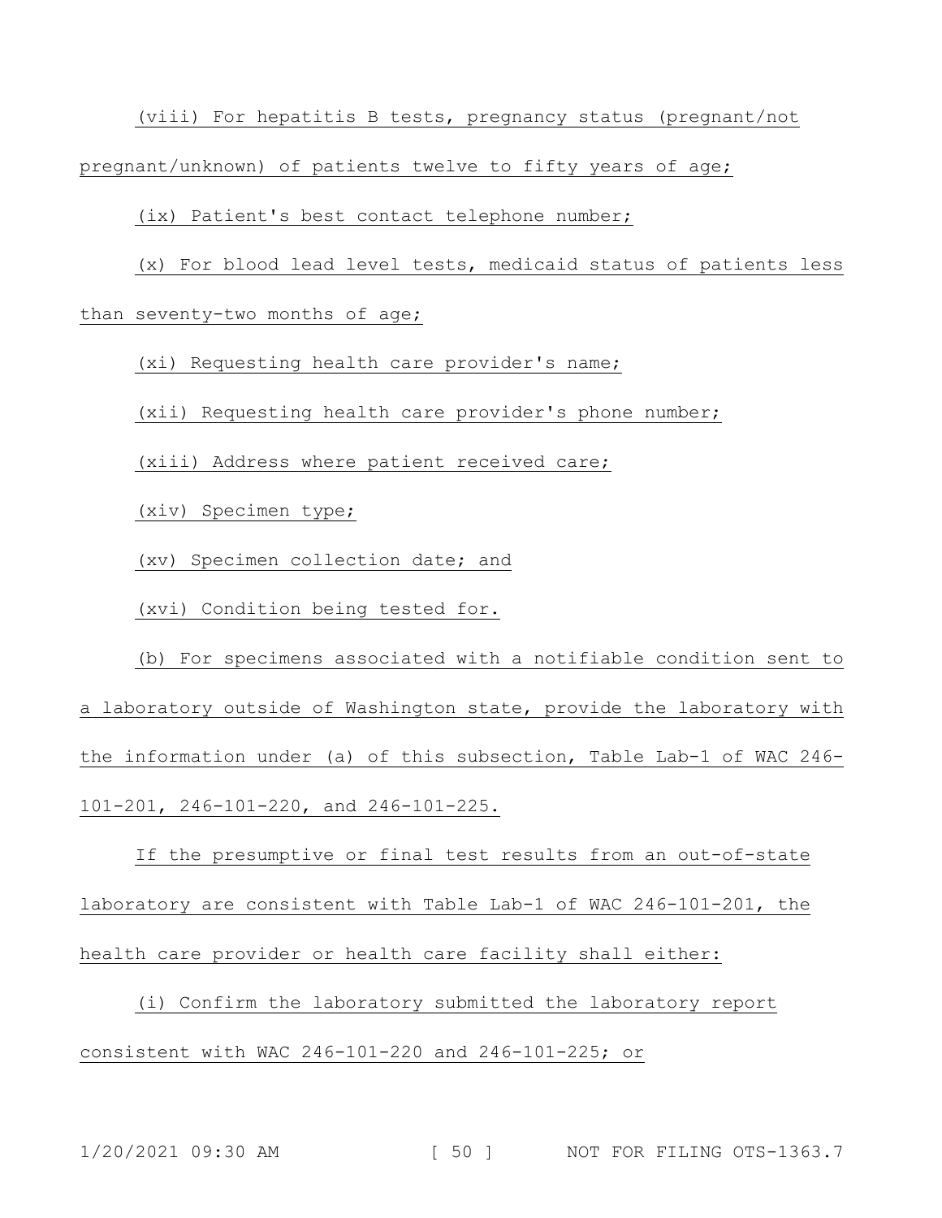(viii) For hepatitis B tests, pregnancy status (pregnant/not pregnant/unknown) of patients twelve to fifty years of age;

(ix) Patient's best contact telephone number;

(x) For blood lead level tests, medicaid status of patients less than seventy-two months of age;

(xi) Requesting health care provider's name;

(xii) Requesting health care provider's phone number;

(xiii) Address where patient received care;

(xiv) Specimen type;

(xv) Specimen collection date; and

(xvi) Condition being tested for.

(b) For specimens associated with a notifiable condition sent to a laboratory outside of Washington state, provide the laboratory with the information under (a) of this subsection, Table Lab-1 of WAC 246-101-201, 246-101-220, and 246-101-225.

If the presumptive or final test results from an out-of-state laboratory are consistent with Table Lab-1 of WAC 246-101-201, the health care provider or health care facility shall either:

(i) Confirm the laboratory submitted the laboratory report consistent with WAC 246-101-220 and 246-101-225; or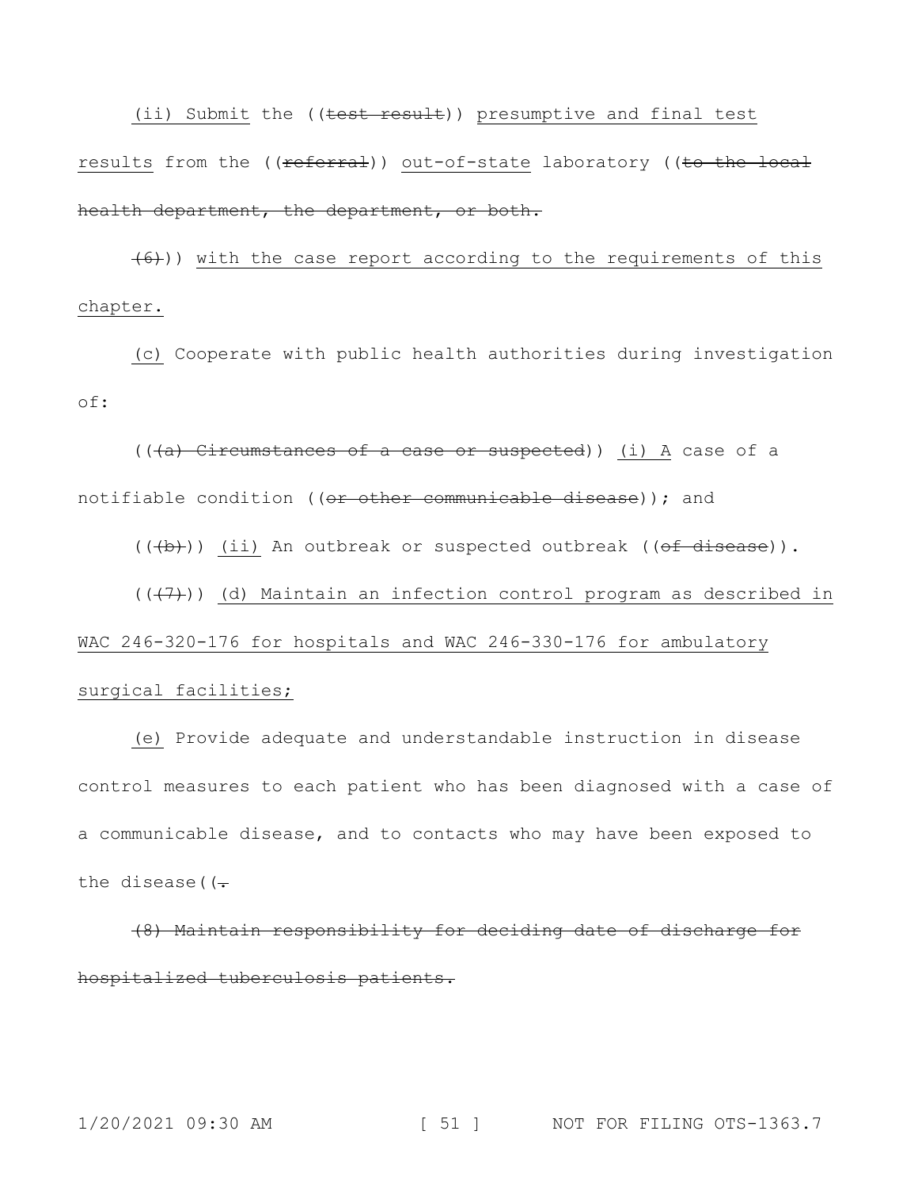(ii) Submit the ((test result)) presumptive and final test results from the ((referral)) out-of-state laboratory ((to the local health department, the department, or both.

(6))) with the case report according to the requirements of this chapter.

(c) Cooperate with public health authorities during investigation of:

(((a) Circumstances of a case or suspected)) (i) A case of a notifiable condition ((or other communicable disease)); and

(((b))) (ii) An outbreak or suspected outbreak ((of disease)).

(((7))) (d) Maintain an infection control program as described in WAC 246-320-176 for hospitals and WAC 246-330-176 for ambulatory surgical facilities;

(e) Provide adequate and understandable instruction in disease control measures to each patient who has been diagnosed with a case of a communicable disease, and to contacts who may have been exposed to the disease((.

(8) Maintain responsibility for deciding date of discharge for hospitalized tuberculosis patients.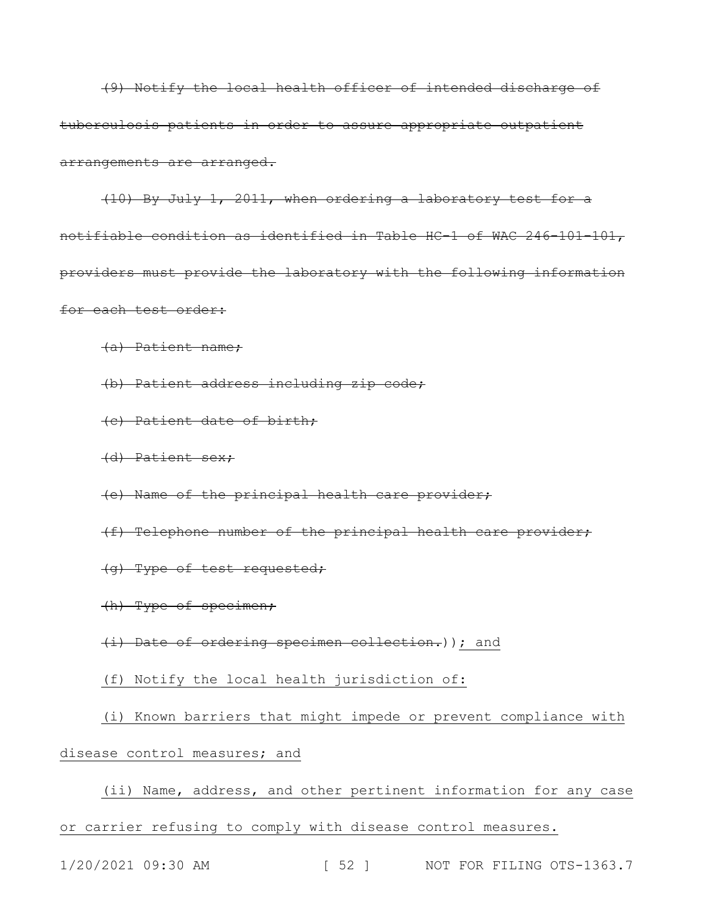~~(9) Notify the local health officer of intended discharge of tuberculosis patients in order to assure appropriate outpatient arrangements are arranged.~~

~~(10) By July 1, 2011, when ordering a laboratory test for a notifiable condition as identified in Table HC-1 of WAC 246-101-101, providers must provide the laboratory with the following information for each test order:~~

~~(a) Patient name;~~

~~(b) Patient address including zip code;~~

~~(c) Patient date of birth;~~

~~(d) Patient sex;~~

~~(e) Name of the principal health care provider;~~

~~(f) Telephone number of the principal health care provider;~~

~~(g) Type of test requested;~~

~~(h) Type of specimen;~~

~~(i) Date of ordering specimen collection.~~)); <u>and</u>

<u>(f) Notify the local health jurisdiction of:</u>

<u>(i) Known barriers that might impede or prevent compliance with disease control measures; and</u>

<u>(ii) Name, address, and other pertinent information for any case or carrier refusing to comply with disease control measures.</u>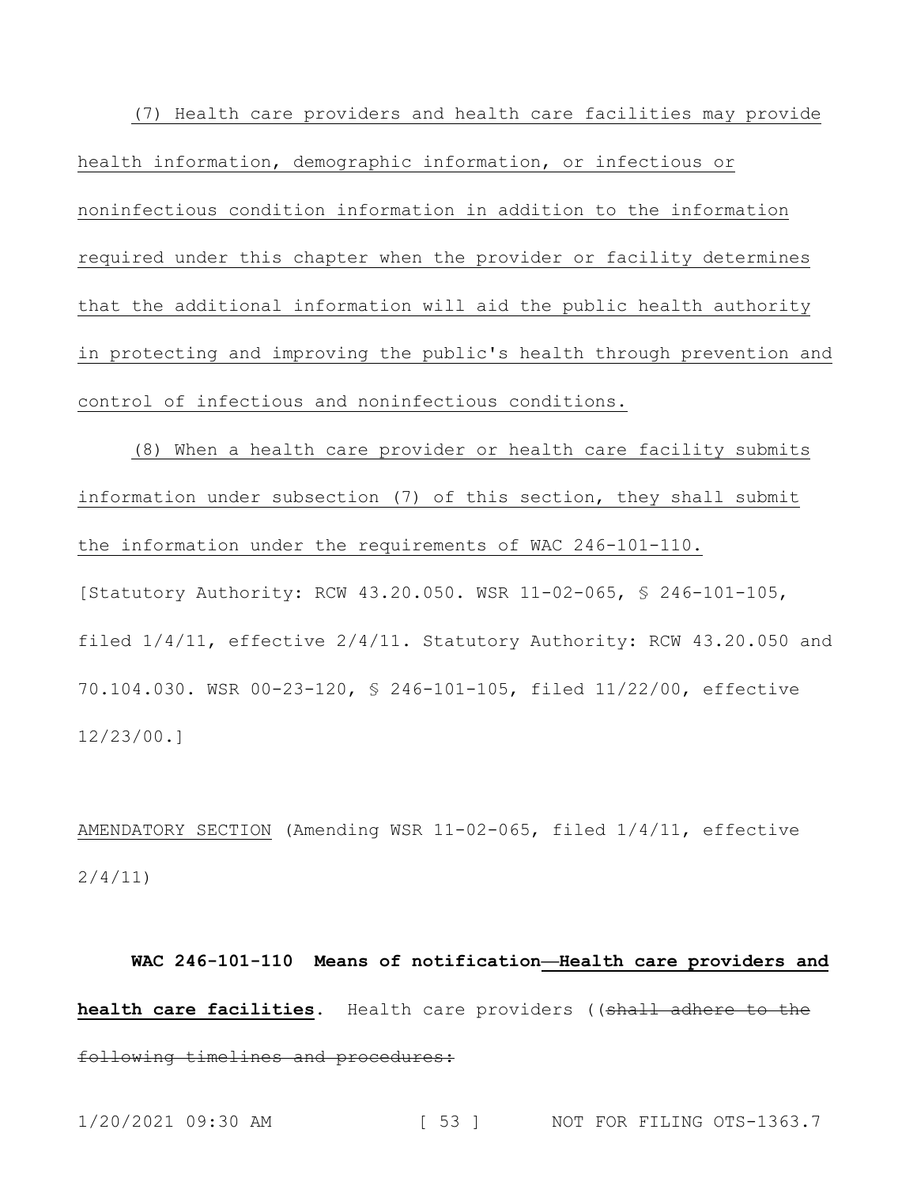(7) Health care providers and health care facilities may provide health information, demographic information, or infectious or noninfectious condition information in addition to the information required under this chapter when the provider or facility determines that the additional information will aid the public health authority in protecting and improving the public's health through prevention and control of infectious and noninfectious conditions.

(8) When a health care provider or health care facility submits information under subsection (7) of this section, they shall submit the information under the requirements of WAC 246-101-110.

[Statutory Authority: RCW 43.20.050. WSR 11-02-065, § 246-101-105, filed 1/4/11, effective 2/4/11. Statutory Authority: RCW 43.20.050 and 70.104.030. WSR 00-23-120, § 246-101-105, filed 11/22/00, effective 12/23/00.]

AMENDATORY SECTION (Amending WSR 11-02-065, filed 1/4/11, effective 2/4/11)

**WAC 246-101-110 Means of notification—Health care providers and health care facilities.** Health care providers ((~~shall adhere to the following timelines and procedures:~~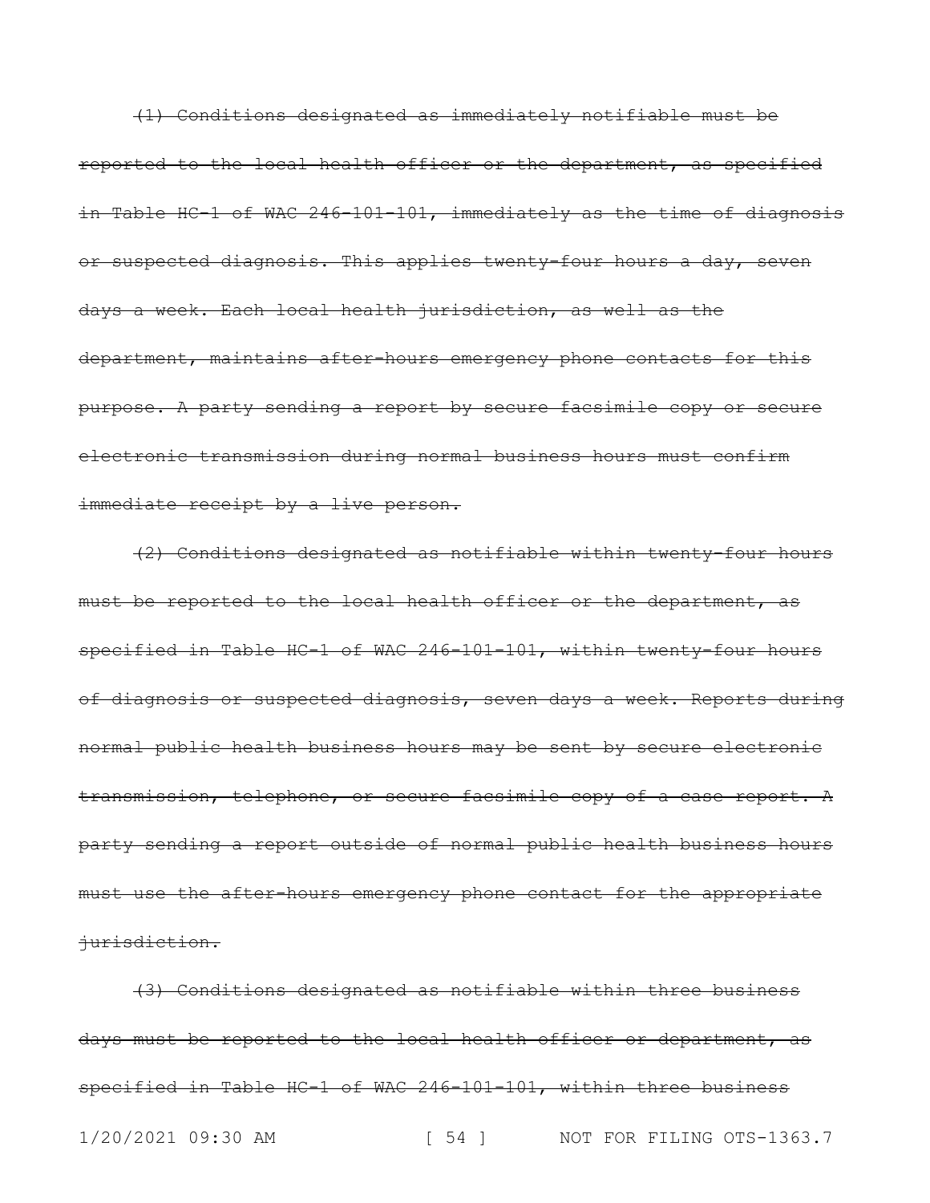~~(1) Conditions designated as immediately notifiable must be reported to the local health officer or the department, as specified in Table HC-1 of WAC 246-101-101, immediately as the time of diagnosis or suspected diagnosis. This applies twenty-four hours a day, seven days a week. Each local health jurisdiction, as well as the department, maintains after-hours emergency phone contacts for this purpose. A party sending a report by secure facsimile copy or secure electronic transmission during normal business hours must confirm immediate receipt by a live person.~~

~~(2) Conditions designated as notifiable within twenty-four hours must be reported to the local health officer or the department, as specified in Table HC-1 of WAC 246-101-101, within twenty-four hours of diagnosis or suspected diagnosis, seven days a week. Reports during normal public health business hours may be sent by secure electronic transmission, telephone, or secure facsimile copy of a case report. A party sending a report outside of normal public health business hours must use the after-hours emergency phone contact for the appropriate jurisdiction.~~

~~(3) Conditions designated as notifiable within three business days must be reported to the local health officer or department, as specified in Table HC-1 of WAC 246-101-101, within three business~~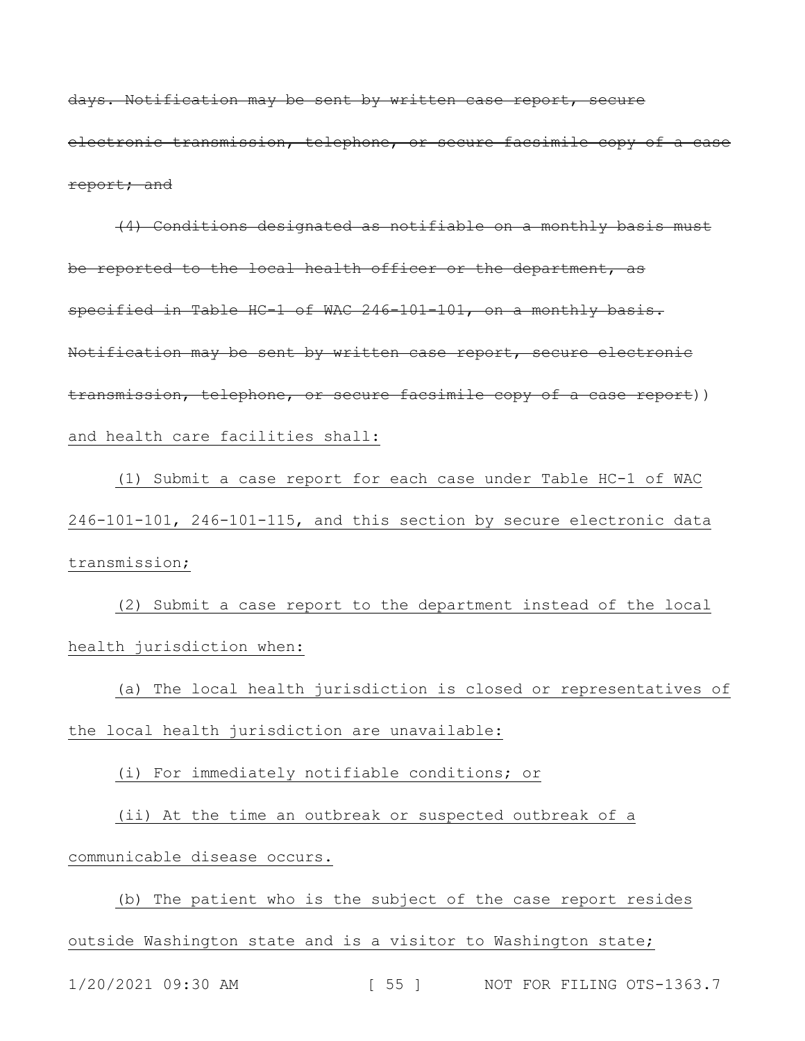~~days. Notification may be sent by written case report, secure electronic transmission, telephone, or secure facsimile copy of a case report; and~~

~~(4) Conditions designated as notifiable on a monthly basis must be reported to the local health officer or the department, as specified in Table HC-1 of WAC 246-101-101, on a monthly basis. Notification may be sent by written case report, secure electronic transmission, telephone, or secure facsimile copy of a case report~~)) <u>and health care facilities shall:</u>

<u>(1) Submit a case report for each case under Table HC-1 of WAC 246-101-101, 246-101-115, and this section by secure electronic data transmission;</u>

<u>(2) Submit a case report to the department instead of the local health jurisdiction when:</u>

<u>(a) The local health jurisdiction is closed or representatives of the local health jurisdiction are unavailable:</u>

<u>(i) For immediately notifiable conditions; or</u>

<u>(ii) At the time an outbreak or suspected outbreak of a communicable disease occurs.</u>

<u>(b) The patient who is the subject of the case report resides outside Washington state and is a visitor to Washington state;</u>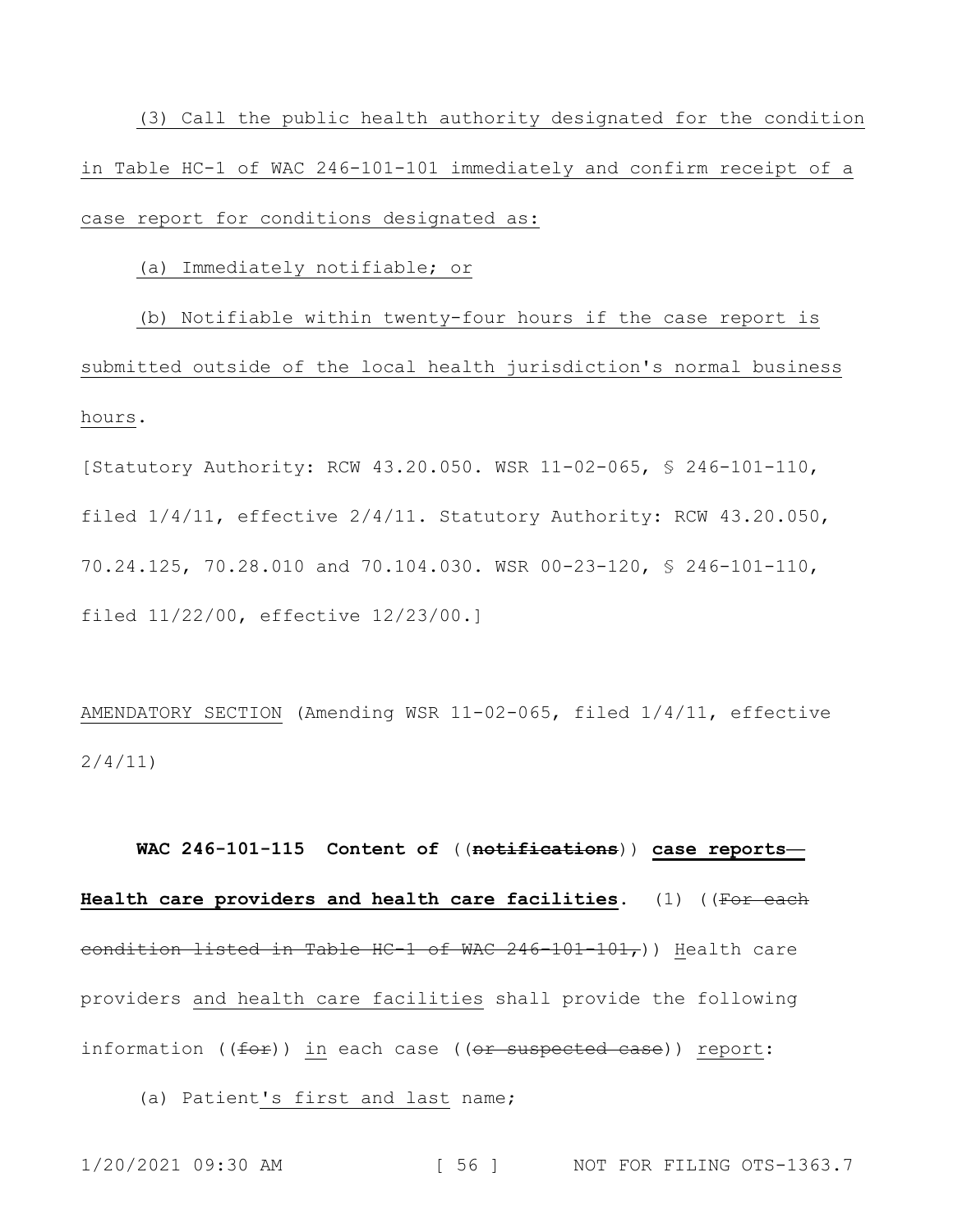(3) Call the public health authority designated for the condition in Table HC-1 of WAC 246-101-101 immediately and confirm receipt of a case report for conditions designated as:

(a) Immediately notifiable; or

(b) Notifiable within twenty-four hours if the case report is submitted outside of the local health jurisdiction's normal business hours.

[Statutory Authority: RCW 43.20.050. WSR 11-02-065, § 246-101-110, filed 1/4/11, effective 2/4/11. Statutory Authority: RCW 43.20.050, 70.24.125, 70.28.010 and 70.104.030. WSR 00-23-120, § 246-101-110, filed 11/22/00, effective 12/23/00.]

AMENDATORY SECTION (Amending WSR 11-02-065, filed 1/4/11, effective 2/4/11)

**WAC 246-101-115 Content of ((~~notifications~~)) case reports—Health care providers and health care facilities.** (1) ((~~For each condition listed in Table HC-1 of WAC 246-101-101,~~)) Health care providers and health care facilities shall provide the following information ((~~for~~)) in each case ((~~or suspected case~~)) report:

(a) Patient's first and last name;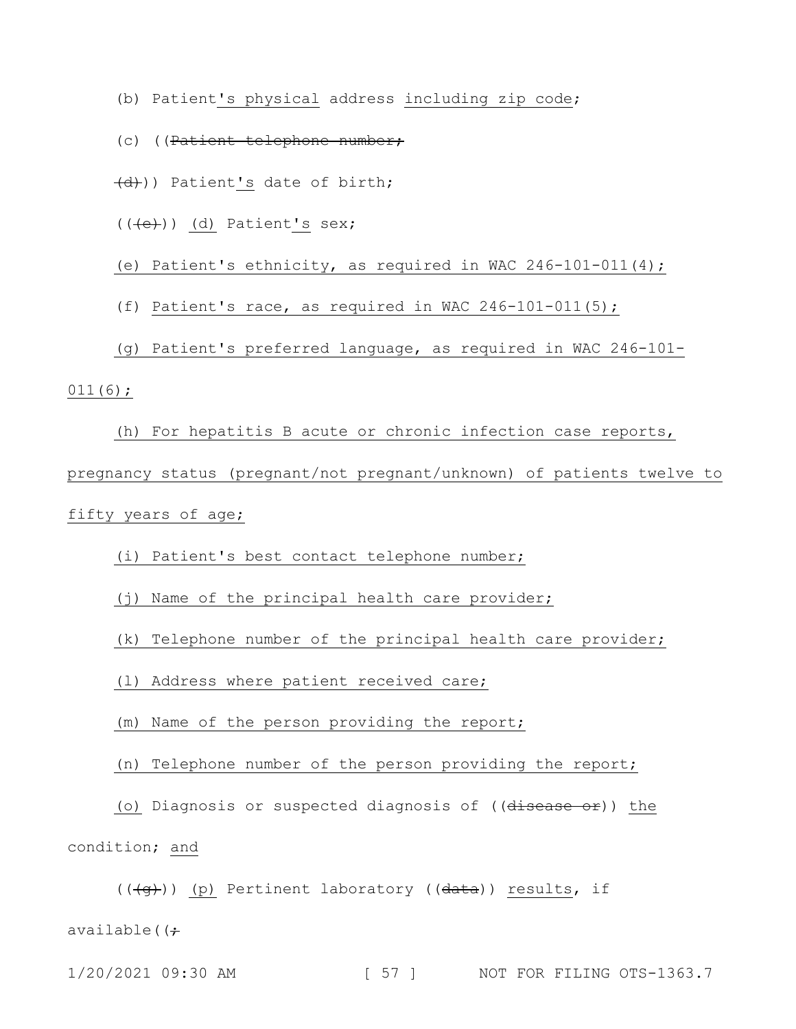(b) Patient's physical address including zip code;

(c) ((~~Patient telephone number;~~

~~(d)~~)) Patient's date of birth;

((~~(e)~~)) (d) Patient's sex;

(e) Patient's ethnicity, as required in WAC 246-101-011(4);

(f) Patient's race, as required in WAC 246-101-011(5);

(g) Patient's preferred language, as required in WAC 246-101-011(6);

(h) For hepatitis B acute or chronic infection case reports, pregnancy status (pregnant/not pregnant/unknown) of patients twelve to fifty years of age;

(i) Patient's best contact telephone number;

(j) Name of the principal health care provider;

(k) Telephone number of the principal health care provider;

(l) Address where patient received care;

(m) Name of the person providing the report;

(n) Telephone number of the person providing the report;

(o) Diagnosis or suspected diagnosis of ((~~disease or~~)) the condition; and

((~~(g)~~)) (p) Pertinent laboratory ((~~data~~)) results, if available((~~;~~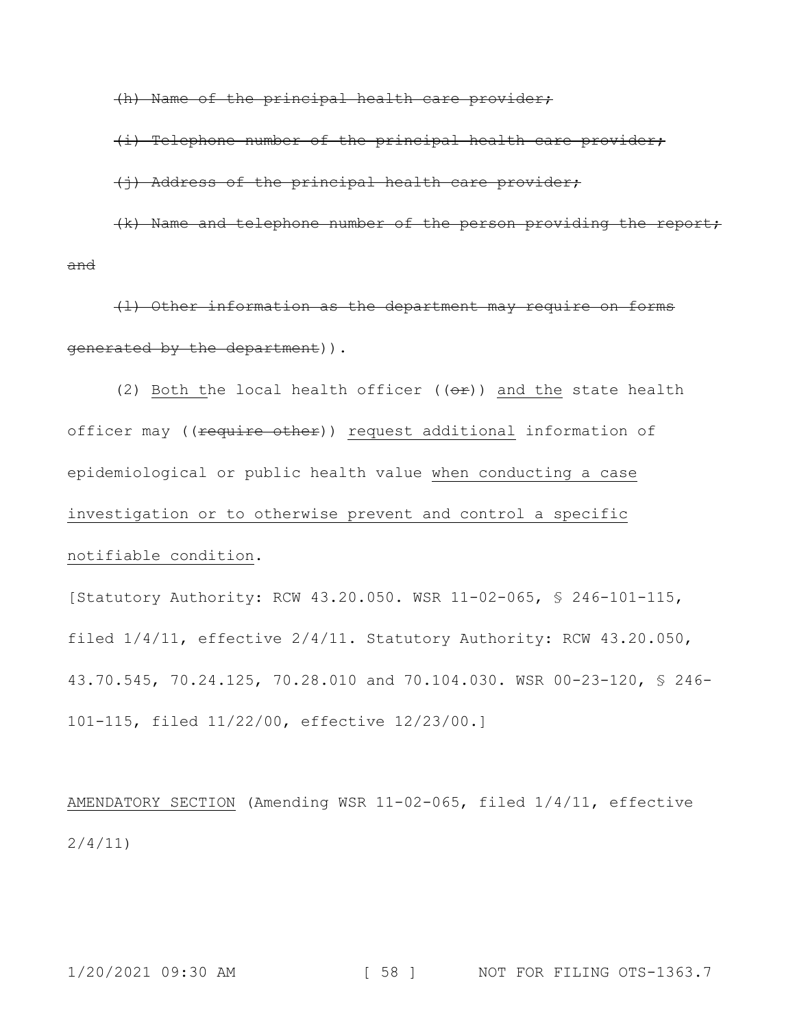~~(h) Name of the principal health care provider;~~

~~(i) Telephone number of the principal health care provider;~~

~~(j) Address of the principal health care provider;~~

~~(k) Name and telephone number of the person providing the report; and~~

~~(l) Other information as the department may require on forms generated by the department~~)).

(2) <u>Both t</u>he local health officer ((~~or~~)) <u>and the</u> state health officer may ((~~require other~~)) <u>request additional</u> information of epidemiological or public health value <u>when conducting a case investigation or to otherwise prevent and control a specific notifiable condition</u>.

[Statutory Authority: RCW 43.20.050. WSR 11-02-065, § 246-101-115, filed 1/4/11, effective 2/4/11. Statutory Authority: RCW 43.20.050, 43.70.545, 70.24.125, 70.28.010 and 70.104.030. WSR 00-23-120, § 246-101-115, filed 11/22/00, effective 12/23/00.]

<u>AMENDATORY SECTION</u> (Amending WSR 11-02-065, filed 1/4/11, effective 2/4/11)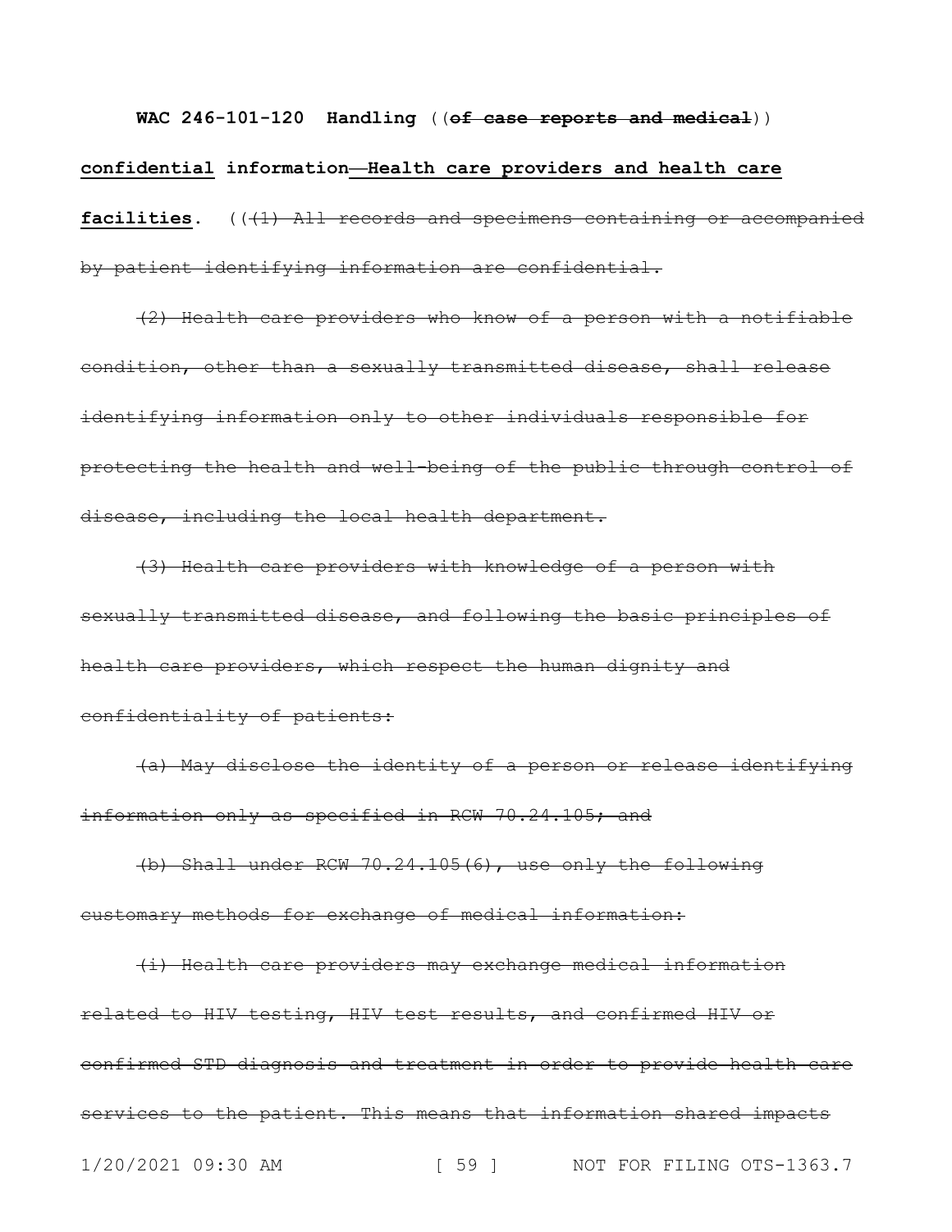**WAC 246-101-120 Handling** ((~~of case reports and medical~~)) **confidential information—Health care providers and health care facilities.** ((~~(1) All records and specimens containing or accompanied by patient identifying information are confidential.~~

~~(2) Health care providers who know of a person with a notifiable condition, other than a sexually transmitted disease, shall release identifying information only to other individuals responsible for protecting the health and well-being of the public through control of disease, including the local health department.~~

~~(3) Health care providers with knowledge of a person with sexually transmitted disease, and following the basic principles of health care providers, which respect the human dignity and confidentiality of patients:~~

~~(a) May disclose the identity of a person or release identifying information only as specified in RCW 70.24.105; and~~

~~(b) Shall under RCW 70.24.105(6), use only the following customary methods for exchange of medical information:~~

~~(i) Health care providers may exchange medical information related to HIV testing, HIV test results, and confirmed HIV or confirmed STD diagnosis and treatment in order to provide health care services to the patient. This means that information shared impacts~~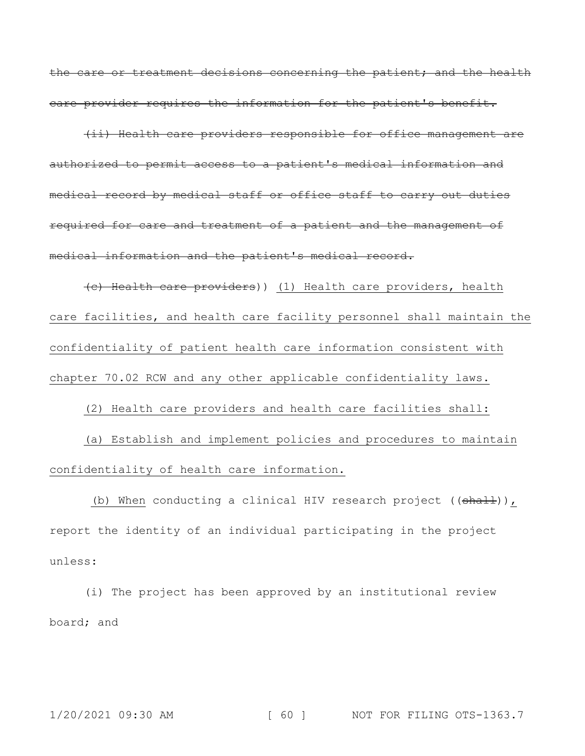~~the care or treatment decisions concerning the patient; and the health care provider requires the information for the patient's benefit.~~

~~(ii) Health care providers responsible for office management are authorized to permit access to a patient's medical information and medical record by medical staff or office staff to carry out duties required for care and treatment of a patient and the management of medical information and the patient's medical record.~~

~~(c) Health care providers~~)) <u>(1) Health care providers, health care facilities, and health care facility personnel shall maintain the confidentiality of patient health care information consistent with chapter 70.02 RCW and any other applicable confidentiality laws.</u>

<u>(2) Health care providers and health care facilities shall:</u>

<u>(a) Establish and implement policies and procedures to maintain confidentiality of health care information.</u>

<u>(b) When</u> conducting a clinical HIV research project ((~~shall~~))<u>,</u> report the identity of an individual participating in the project unless:

(i) The project has been approved by an institutional review board; and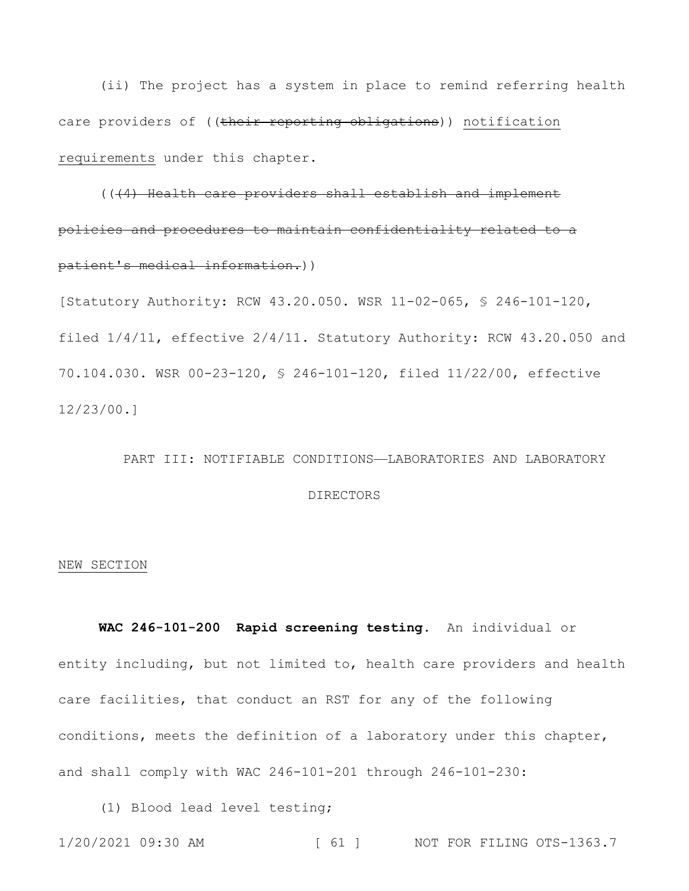(ii) The project has a system in place to remind referring health care providers of ((~~their reporting obligations~~)) <u>notification requirements</u> under this chapter.

((~~(4) Health care providers shall establish and implement policies and procedures to maintain confidentiality related to a patient's medical information.~~))

[Statutory Authority: RCW 43.20.050. WSR 11-02-065, § 246-101-120, filed 1/4/11, effective 2/4/11. Statutory Authority: RCW 43.20.050 and 70.104.030. WSR 00-23-120, § 246-101-120, filed 11/22/00, effective 12/23/00.]

PART III: NOTIFIABLE CONDITIONS—LABORATORIES AND LABORATORY DIRECTORS

<u>NEW SECTION</u>

**WAC 246-101-200 Rapid screening testing.** An individual or entity including, but not limited to, health care providers and health care facilities, that conduct an RST for any of the following conditions, meets the definition of a laboratory under this chapter, and shall comply with WAC 246-101-201 through 246-101-230:

(1) Blood lead level testing;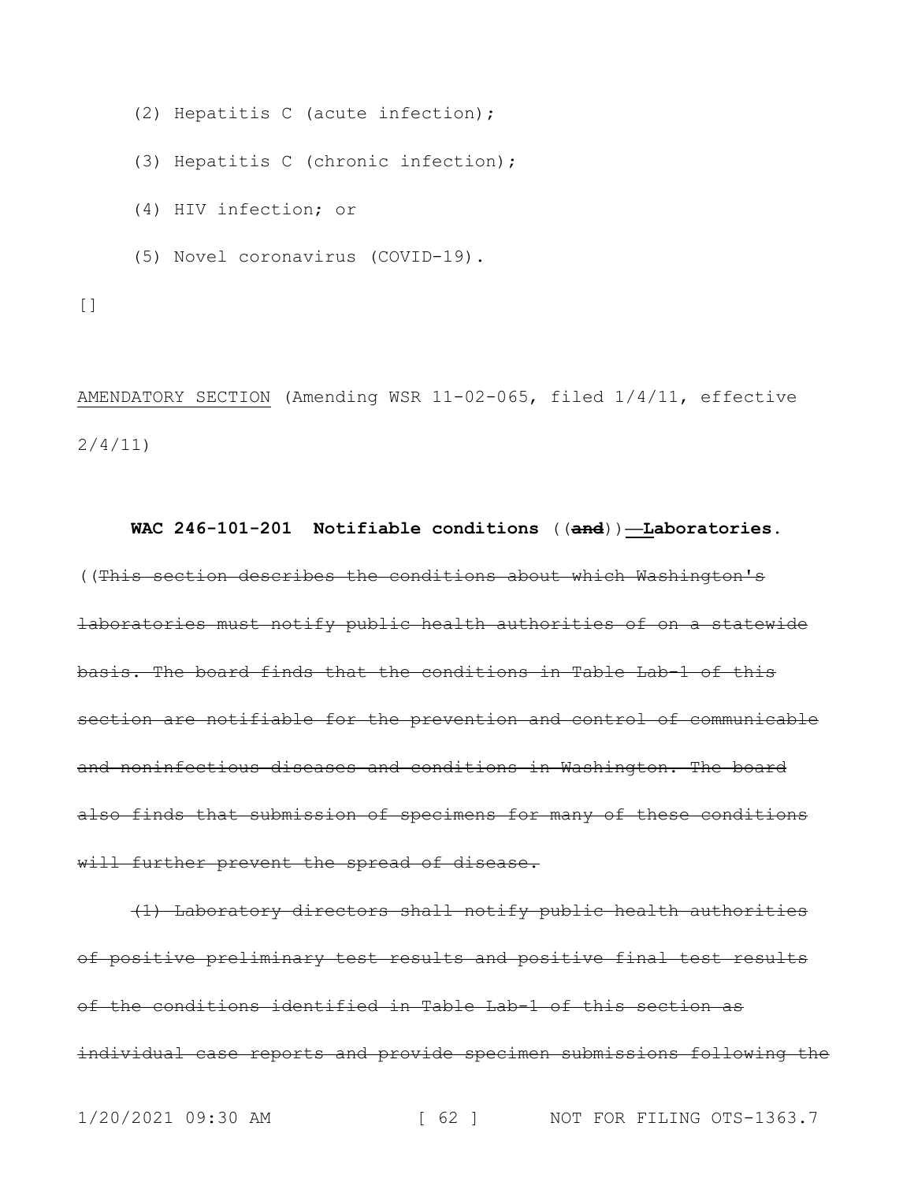(2) Hepatitis C (acute infection);

(3) Hepatitis C (chronic infection);

(4) HIV infection; or

(5) Novel coronavirus (COVID-19).

[]

<u>AMENDATORY SECTION</u> (Amending WSR 11-02-065, filed 1/4/11, effective 2/4/11)

**WAC 246-101-201 Notifiable conditions** ((~~**and**~~)) <u>—</u> **<u>L</u>aboratories.** ((~~This section describes the conditions about which Washington's laboratories must notify public health authorities of on a statewide basis. The board finds that the conditions in Table Lab-1 of this section are notifiable for the prevention and control of communicable and noninfectious diseases and conditions in Washington. The board also finds that submission of specimens for many of these conditions will further prevent the spread of disease.~~

~~(1) Laboratory directors shall notify public health authorities of positive preliminary test results and positive final test results of the conditions identified in Table Lab-1 of this section as individual case reports and provide specimen submissions following the~~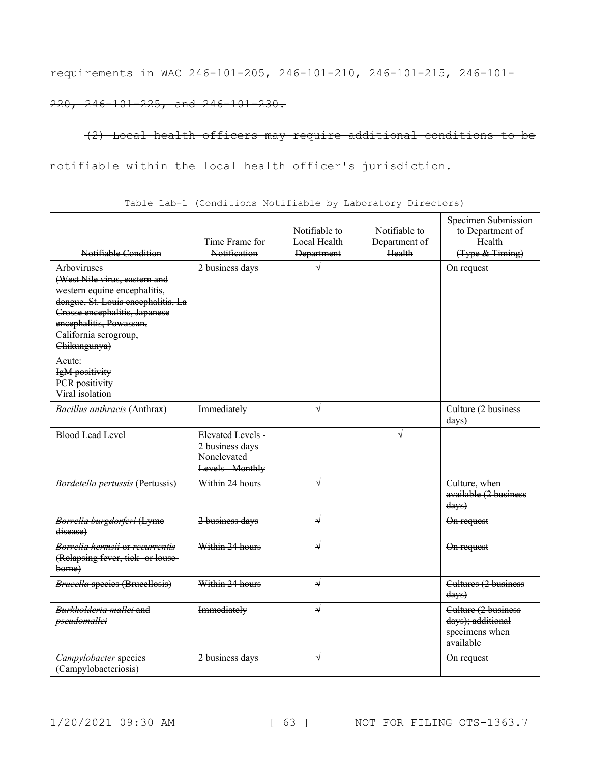~~requirements in WAC 246-101-205, 246-101-210, 246-101-215, 246-101-220, 246-101-225, and 246-101-230.~~

~~(2) Local health officers may require additional conditions to be notifiable within the local health officer's jurisdiction.~~

~~Table Lab-1 (Conditions Notifiable by Laboratory Directors)~~

| ~~Notifiable Condition~~ | ~~Time Frame for Notification~~ | ~~Notifiable to Local Health Department~~ | ~~Notifiable to Department of Health~~ | ~~Specimen Submission to Department of Health (Type & Timing)~~ |
|---|---|---|---|---|
| ~~Arboviruses (West Nile virus, eastern and western equine encephalitis, dengue, St. Louis encephalitis, La Crosse encephalitis, Japanese encephalitis, Powassan, California serogroup, Chikungunya)~~ ~~Acute: IgM positivity PCR positivity Viral isolation~~ | ~~2 business days~~ | ~~√~~ | | ~~On request~~ |
| ~~*Bacillus anthracis* (Anthrax)~~ | ~~Immediately~~ | ~~√~~ | | ~~Culture (2 business days)~~ |
| ~~Blood Lead Level~~ | ~~Elevated Levels - 2 business days Nonelevated Levels - Monthly~~ | | ~~√~~ | |
| ~~*Bordetella pertussis* (Pertussis)~~ | ~~Within 24 hours~~ | ~~√~~ | | ~~Culture, when available (2 business days)~~ |
| ~~*Borrelia burgdorferi* (Lyme disease)~~ | ~~2 business days~~ | ~~√~~ | | ~~On request~~ |
| ~~*Borrelia hermsii* or *recurrentis* (Relapsing fever, tick- or louse-borne)~~ | ~~Within 24 hours~~ | ~~√~~ | | ~~On request~~ |
| ~~*Brucella* species (Brucellosis)~~ | ~~Within 24 hours~~ | ~~√~~ | | ~~Cultures (2 business days)~~ |
| ~~*Burkholderia mallei* and *pseudomallei*~~ | ~~Immediately~~ | ~~√~~ | | ~~Culture (2 business days); additional specimens when available~~ |
| ~~*Campylobacter* species (Campylobacteriosis)~~ | ~~2 business days~~ | ~~√~~ | | ~~On request~~ |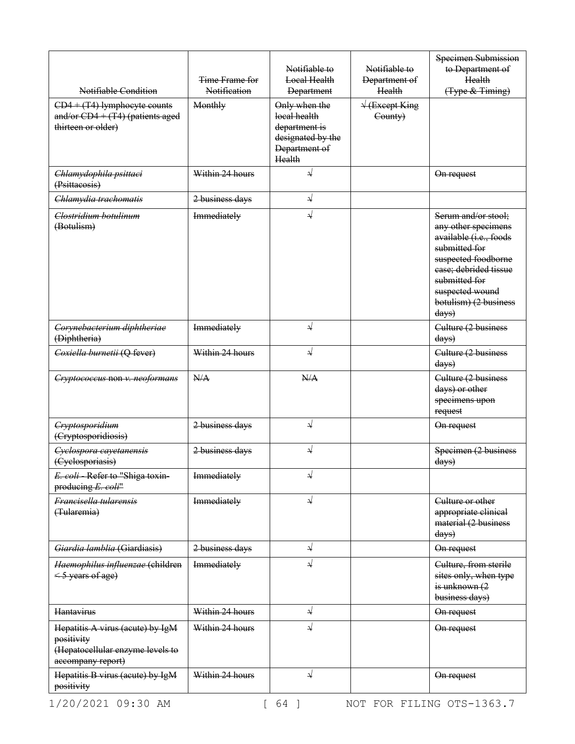| ~~Notifiable Condition~~ | ~~Time Frame for Notification~~ | ~~Notifiable to Local Health Department~~ | ~~Notifiable to Department of Health~~ | ~~Specimen Submission to Department of Health (Type & Timing)~~ |
|---|---|---|---|---|
| ~~CD4 + (T4) lymphocyte counts and/or CD4 + (T4) (patients aged thirteen or older)~~ | ~~Monthly~~ | ~~Only when the local health department is designated by the Department of Health~~ | ~~√ (Except King County)~~ | |
| ~~*Chlamydophila psittaci* (Psittacosis)~~ | ~~Within 24 hours~~ | ~~√~~ | | ~~On request~~ |
| ~~*Chlamydia trachomatis*~~ | ~~2 business days~~ | ~~√~~ | | |
| ~~*Clostridium botulinum* (Botulism)~~ | ~~Immediately~~ | ~~√~~ | | ~~Serum and/or stool; any other specimens available (i.e., foods submitted for suspected foodborne case; debrided tissue submitted for suspected wound botulism) (2 business days)~~ |
| ~~*Corynebacterium diphtheriae* (Diphtheria)~~ | ~~Immediately~~ | ~~√~~ | | ~~Culture (2 business days)~~ |
| ~~*Coxiella burnetii* (Q fever)~~ | ~~Within 24 hours~~ | ~~√~~ | | ~~Culture (2 business days)~~ |
| ~~*Cryptococcus* non *v. neoformans*~~ | ~~N/A~~ | ~~N/A~~ | | ~~Culture (2 business days) or other specimens upon request~~ |
| ~~*Cryptosporidium* (Cryptosporidiosis)~~ | ~~2 business days~~ | ~~√~~ | | ~~On request~~ |
| ~~*Cyclospora cayetanensis* (Cyclosporiasis)~~ | ~~2 business days~~ | ~~√~~ | | ~~Specimen (2 business days)~~ |
| ~~*E. coli* - Refer to "Shiga toxin-producing *E. coli*"~~ | ~~Immediately~~ | ~~√~~ | | |
| ~~*Francisella tularensis* (Tularemia)~~ | ~~Immediately~~ | ~~√~~ | | ~~Culture or other appropriate clinical material (2 business days)~~ |
| ~~*Giardia lamblia* (Giardiasis)~~ | ~~2 business days~~ | ~~√~~ | | ~~On request~~ |
| ~~*Haemophilus influenzae* (children < 5 years of age)~~ | ~~Immediately~~ | ~~√~~ | | ~~Culture, from sterile sites only, when type is unknown (2 business days)~~ |
| ~~Hantavirus~~ | ~~Within 24 hours~~ | ~~√~~ | | ~~On request~~ |
| ~~Hepatitis A virus (acute) by IgM positivity (Hepatocellular enzyme levels to accompany report)~~ | ~~Within 24 hours~~ | ~~√~~ | | ~~On request~~ |
| ~~Hepatitis B virus (acute) by IgM positivity~~ | ~~Within 24 hours~~ | ~~√~~ | | ~~On request~~ |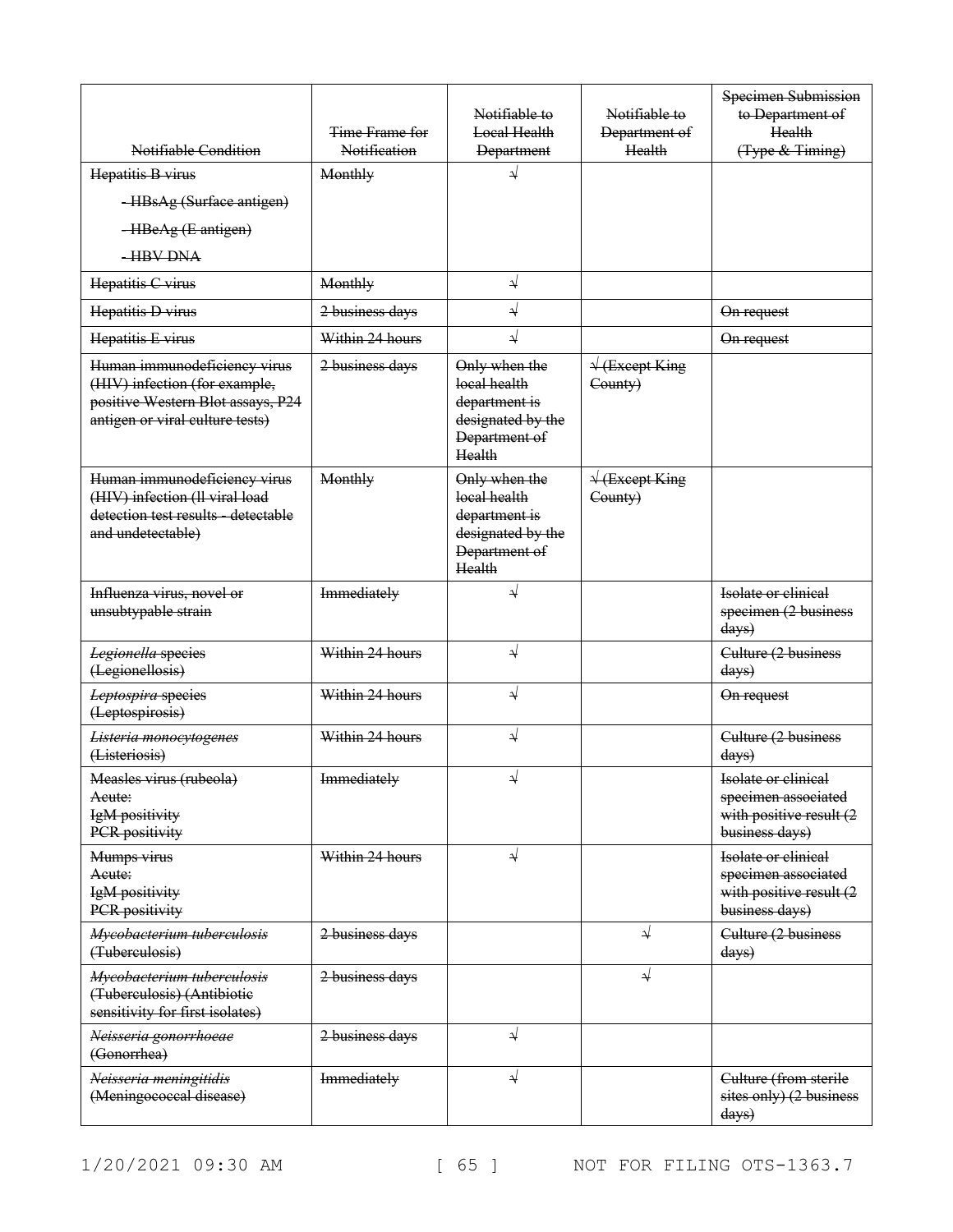| Notifiable Condition | Time Frame for Notification | Notifiable to Local Health Department | Notifiable to Department of Health | Specimen Submission to Department of Health (Type & Timing) |
|---|---|---|---|---|
| Hepatitis B virus<br>- HBsAg (Surface antigen)<br>- HBeAg (E antigen)<br>- HBV DNA | Monthly | √ | | |
| Hepatitis C virus | Monthly | √ | | |
| Hepatitis D virus | 2 business days | √ | | On request |
| Hepatitis E virus | Within 24 hours | √ | | On request |
| Human immunodeficiency virus (HIV) infection (for example, positive Western Blot assays, P24 antigen or viral culture tests) | 2 business days | Only when the local health department is designated by the Department of Health | √ (Except King County) | |
| Human immunodeficiency virus (HIV) infection (ll viral load detection test results - detectable and undetectable) | Monthly | Only when the local health department is designated by the Department of Health | √ (Except King County) | |
| Influenza virus, novel or unsubtypable strain | Immediately | √ | | Isolate or clinical specimen (2 business days) |
| *Legionella* species (Legionellosis) | Within 24 hours | √ | | Culture (2 business days) |
| *Leptospira* species (Leptospirosis) | Within 24 hours | √ | | On request |
| *Listeria monocytogenes* (Listeriosis) | Within 24 hours | √ | | Culture (2 business days) |
| Measles virus (rubeola)<br>Acute:<br>IgM positivity<br>PCR positivity | Immediately | √ | | Isolate or clinical specimen associated with positive result (2 business days) |
| Mumps virus<br>Acute:<br>IgM positivity<br>PCR positivity | Within 24 hours | √ | | Isolate or clinical specimen associated with positive result (2 business days) |
| *Mycobacterium tuberculosis* (Tuberculosis) | 2 business days | | √ | Culture (2 business days) |
| *Mycobacterium tuberculosis* (Tuberculosis) (Antibiotic sensitivity for first isolates) | 2 business days | | √ | |
| *Neisseria gonorrhoeae* (Gonorrhea) | 2 business days | √ | | |
| *Neisseria meningitidis* (Meningococcal disease) | Immediately | √ | | Culture (from sterile sites only) (2 business days) |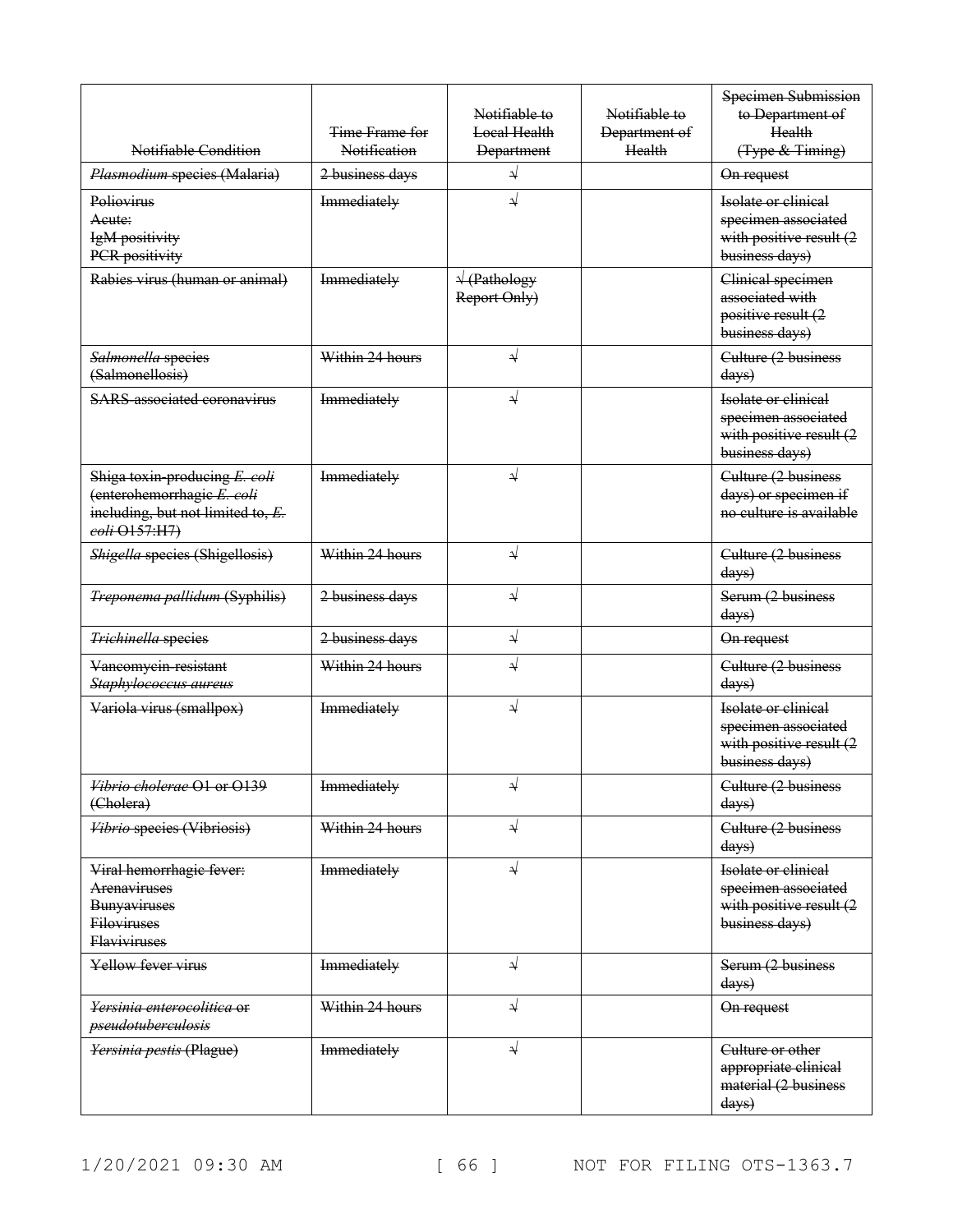| ~~Notifiable Condition~~ | ~~Time Frame for Notification~~ | ~~Notifiable to Local Health Department~~ | ~~Notifiable to Department of Health~~ | ~~Specimen Submission to Department of Health (Type & Timing)~~ |
|---|---|---|---|---|
| ~~*Plasmodium* species (Malaria)~~ | ~~2 business days~~ | ~~√~~ | | ~~On request~~ |
| ~~Poliovirus~~<br>~~Acute:~~<br>~~IgM positivity~~<br>~~PCR positivity~~ | ~~Immediately~~ | ~~√~~ | | ~~Isolate or clinical specimen associated with positive result (2 business days)~~ |
| ~~Rabies virus (human or animal)~~ | ~~Immediately~~ | ~~√ (Pathology Report Only)~~ | | ~~Clinical specimen associated with positive result (2 business days)~~ |
| ~~*Salmonella* species (Salmonellosis)~~ | ~~Within 24 hours~~ | ~~√~~ | | ~~Culture (2 business days)~~ |
| ~~SARS-associated coronavirus~~ | ~~Immediately~~ | ~~√~~ | | ~~Isolate or clinical specimen associated with positive result (2 business days)~~ |
| ~~Shiga toxin-producing *E. coli* (enterohemorrhagic *E. coli* including, but not limited to, *E. coli* O157:H7)~~ | ~~Immediately~~ | ~~√~~ | | ~~Culture (2 business days) or specimen if no culture is available~~ |
| ~~*Shigella* species (Shigellosis)~~ | ~~Within 24 hours~~ | ~~√~~ | | ~~Culture (2 business days)~~ |
| ~~*Treponema pallidum* (Syphilis)~~ | ~~2 business days~~ | ~~√~~ | | ~~Serum (2 business days)~~ |
| ~~*Trichinella* species~~ | ~~2 business days~~ | ~~√~~ | | ~~On request~~ |
| ~~Vancomycin-resistant *Staphylococcus aureus*~~ | ~~Within 24 hours~~ | ~~√~~ | | ~~Culture (2 business days)~~ |
| ~~Variola virus (smallpox)~~ | ~~Immediately~~ | ~~√~~ | | ~~Isolate or clinical specimen associated with positive result (2 business days)~~ |
| ~~*Vibrio cholerae* O1 or O139 (Cholera)~~ | ~~Immediately~~ | ~~√~~ | | ~~Culture (2 business days)~~ |
| ~~*Vibrio* species (Vibriosis)~~ | ~~Within 24 hours~~ | ~~√~~ | | ~~Culture (2 business days)~~ |
| ~~Viral hemorrhagic fever:~~<br>~~Arenaviruses~~<br>~~Bunyaviruses~~<br>~~Filoviruses~~<br>~~Flaviviruses~~ | ~~Immediately~~ | ~~√~~ | | ~~Isolate or clinical specimen associated with positive result (2 business days)~~ |
| ~~Yellow fever virus~~ | ~~Immediately~~ | ~~√~~ | | ~~Serum (2 business days)~~ |
| ~~*Yersinia enterocolitica* or *pseudotuberculosis*~~ | ~~Within 24 hours~~ | ~~√~~ | | ~~On request~~ |
| ~~*Yersinia pestis* (Plague)~~ | ~~Immediately~~ | ~~√~~ | | ~~Culture or other appropriate clinical material (2 business days)~~ |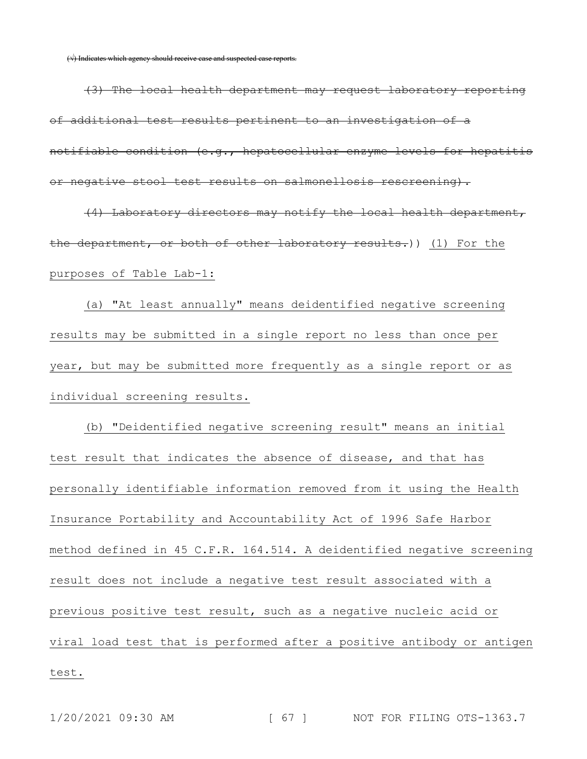~~(√) Indicates which agency should receive case and suspected case reports.~~

~~(3) The local health department may request laboratory reporting of additional test results pertinent to an investigation of a notifiable condition (e.g., hepatocellular enzyme levels for hepatitis or negative stool test results on salmonellosis rescreening).~~

~~(4) Laboratory directors may notify the local health department, the department, or both of other laboratory results.~~)) <u>(1) For the purposes of Table Lab-1:</u>

<u>(a) "At least annually" means deidentified negative screening results may be submitted in a single report no less than once per year, but may be submitted more frequently as a single report or as individual screening results.</u>

<u>(b) "Deidentified negative screening result" means an initial test result that indicates the absence of disease, and that has personally identifiable information removed from it using the Health Insurance Portability and Accountability Act of 1996 Safe Harbor method defined in 45 C.F.R. 164.514. A deidentified negative screening result does not include a negative test result associated with a previous positive test result, such as a negative nucleic acid or viral load test that is performed after a positive antibody or antigen test.</u>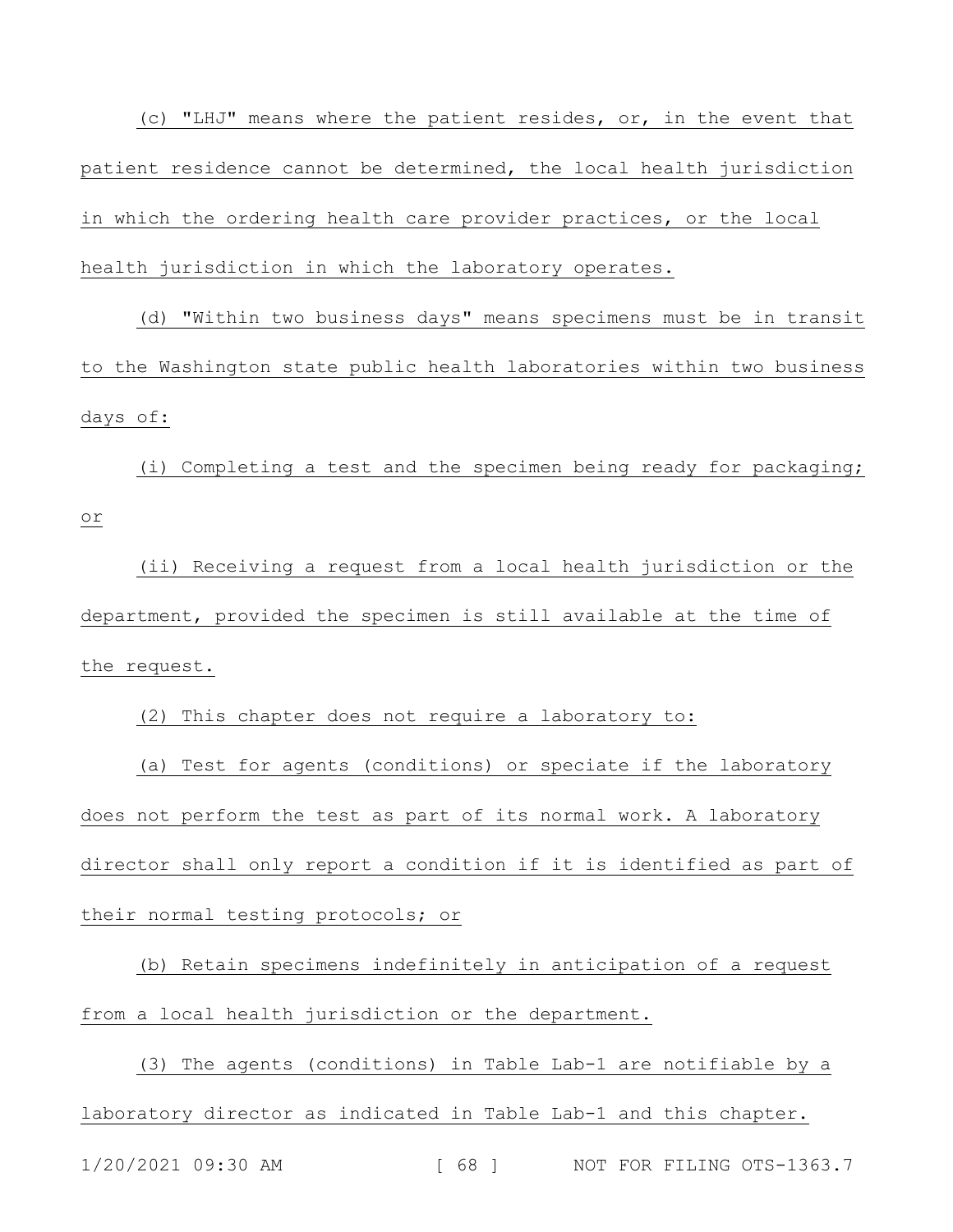(c) "LHJ" means where the patient resides, or, in the event that patient residence cannot be determined, the local health jurisdiction in which the ordering health care provider practices, or the local health jurisdiction in which the laboratory operates.

(d) "Within two business days" means specimens must be in transit to the Washington state public health laboratories within two business days of:

(i) Completing a test and the specimen being ready for packaging; or

(ii) Receiving a request from a local health jurisdiction or the department, provided the specimen is still available at the time of the request.

(2) This chapter does not require a laboratory to:

(a) Test for agents (conditions) or speciate if the laboratory does not perform the test as part of its normal work. A laboratory director shall only report a condition if it is identified as part of their normal testing protocols; or

(b) Retain specimens indefinitely in anticipation of a request from a local health jurisdiction or the department.

(3) The agents (conditions) in Table Lab-1 are notifiable by a laboratory director as indicated in Table Lab-1 and this chapter.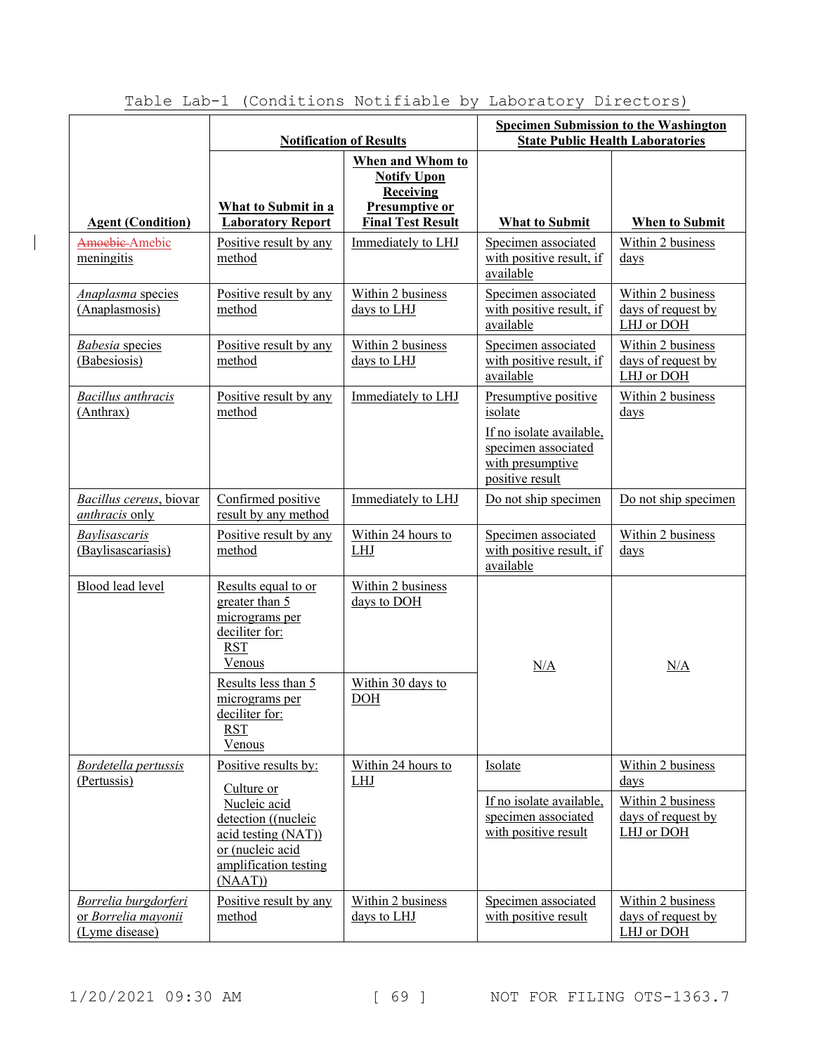Table Lab-1 (Conditions Notifiable by Laboratory Directors)

| Agent (Condition) | Notification of Results | | Specimen Submission to the Washington State Public Health Laboratories | |
|---|---|---|---|---|
| | What to Submit in a Laboratory Report | When and Whom to Notify Upon Receiving Presumptive or Final Test Result | What to Submit | When to Submit |
| ~~Amoebic~~ Amebic meningitis | Positive result by any method | Immediately to LHJ | Specimen associated with positive result, if available | Within 2 business days |
| *Anaplasma* species (Anaplasmosis) | Positive result by any method | Within 2 business days to LHJ | Specimen associated with positive result, if available | Within 2 business days of request by LHJ or DOH |
| *Babesia* species (Babesiosis) | Positive result by any method | Within 2 business days to LHJ | Specimen associated with positive result, if available | Within 2 business days of request by LHJ or DOH |
| *Bacillus anthracis* (Anthrax) | Positive result by any method | Immediately to LHJ | Presumptive positive isolate<br>If no isolate available, specimen associated with presumptive positive result | Within 2 business days |
| *Bacillus cereus*, biovar *anthracis* only | Confirmed positive result by any method | Immediately to LHJ | Do not ship specimen | Do not ship specimen |
| *Baylisascaris* (Baylisascariasis) | Positive result by any method | Within 24 hours to LHJ | Specimen associated with positive result, if available | Within 2 business days |
| Blood lead level | Results equal to or greater than 5 micrograms per deciliter for:<br>RST<br>Venous | Within 2 business days to DOH | N/A | N/A |
| | Results less than 5 micrograms per deciliter for:<br>RST<br>Venous | Within 30 days to DOH | | |
| *Bordetella pertussis* (Pertussis) | Positive results by:<br>Culture or<br>Nucleic acid detection ((nucleic acid testing (NAT)) or (nucleic acid amplification testing (NAAT)) | Within 24 hours to LHJ | Isolate | Within 2 business days |
| | | | If no isolate available, specimen associated with positive result | Within 2 business days of request by LHJ or DOH |
| *Borrelia burgdorferi* or *Borrelia mayonii* (Lyme disease) | Positive result by any method | Within 2 business days to LHJ | Specimen associated with positive result | Within 2 business days of request by LHJ or DOH |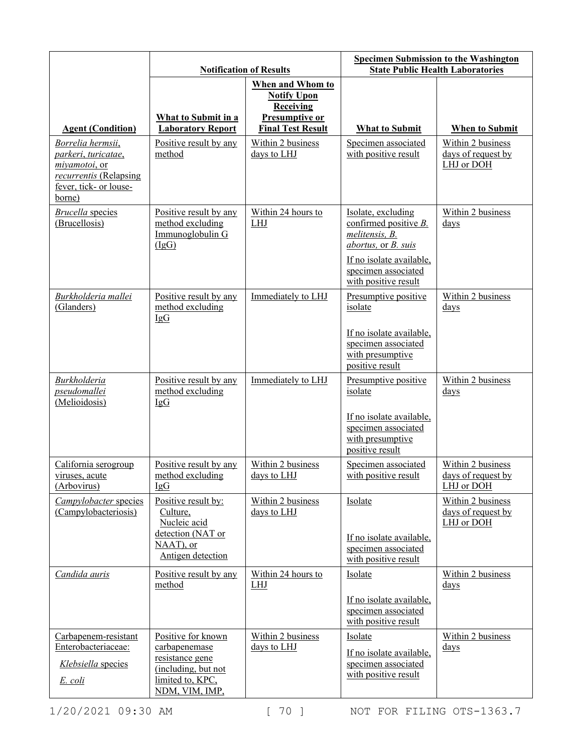| | Notification of Results | | Specimen Submission to the Washington State Public Health Laboratories | |
|---|---|---|---|---|
| **Agent (Condition)** | **What to Submit in a Laboratory Report** | **When and Whom to Notify Upon Receiving Presumptive or Final Test Result** | **What to Submit** | **When to Submit** |
| *Borrelia hermsii*, *parkeri*, *turicatae*, *miyamotoi*, or *recurrentis* (Relapsing fever, tick- or louse-borne) | Positive result by any method | Within 2 business days to LHJ | Specimen associated with positive result | Within 2 business days of request by LHJ or DOH |
| *Brucella* species (Brucellosis) | Positive result by any method excluding Immunoglobulin G (IgG) | Within 24 hours to LHJ | Isolate, excluding confirmed positive *B. melitensis, B. abortus,* or *B. suis*<br><br>If no isolate available, specimen associated with positive result | Within 2 business days |
| *Burkholderia mallei* (Glanders) | Positive result by any method excluding IgG | Immediately to LHJ | Presumptive positive isolate<br><br>If no isolate available, specimen associated with presumptive positive result | Within 2 business days |
| *Burkholderia pseudomallei* (Melioidosis) | Positive result by any method excluding IgG | Immediately to LHJ | Presumptive positive isolate<br><br>If no isolate available, specimen associated with presumptive positive result | Within 2 business days |
| California serogroup viruses, acute (Arbovirus) | Positive result by any method excluding IgG | Within 2 business days to LHJ | Specimen associated with positive result | Within 2 business days of request by LHJ or DOH |
| *Campylobacter* species (Campylobacteriosis) | Positive result by:<br>Culture,<br>Nucleic acid detection (NAT or NAAT), or<br>Antigen detection | Within 2 business days to LHJ | Isolate<br><br>If no isolate available, specimen associated with positive result | Within 2 business days of request by LHJ or DOH |
| *Candida auris* | Positive result by any method | Within 24 hours to LHJ | Isolate<br><br>If no isolate available, specimen associated with positive result | Within 2 business days |
| Carbapenem-resistant Enterobacteriaceae:<br>*Klebsiella* species<br>*E. coli* | Positive for known carbapenemase resistance gene (including, but not limited to, KPC, NDM, VIM, IMP, | Within 2 business days to LHJ | Isolate<br>If no isolate available, specimen associated with positive result | Within 2 business days |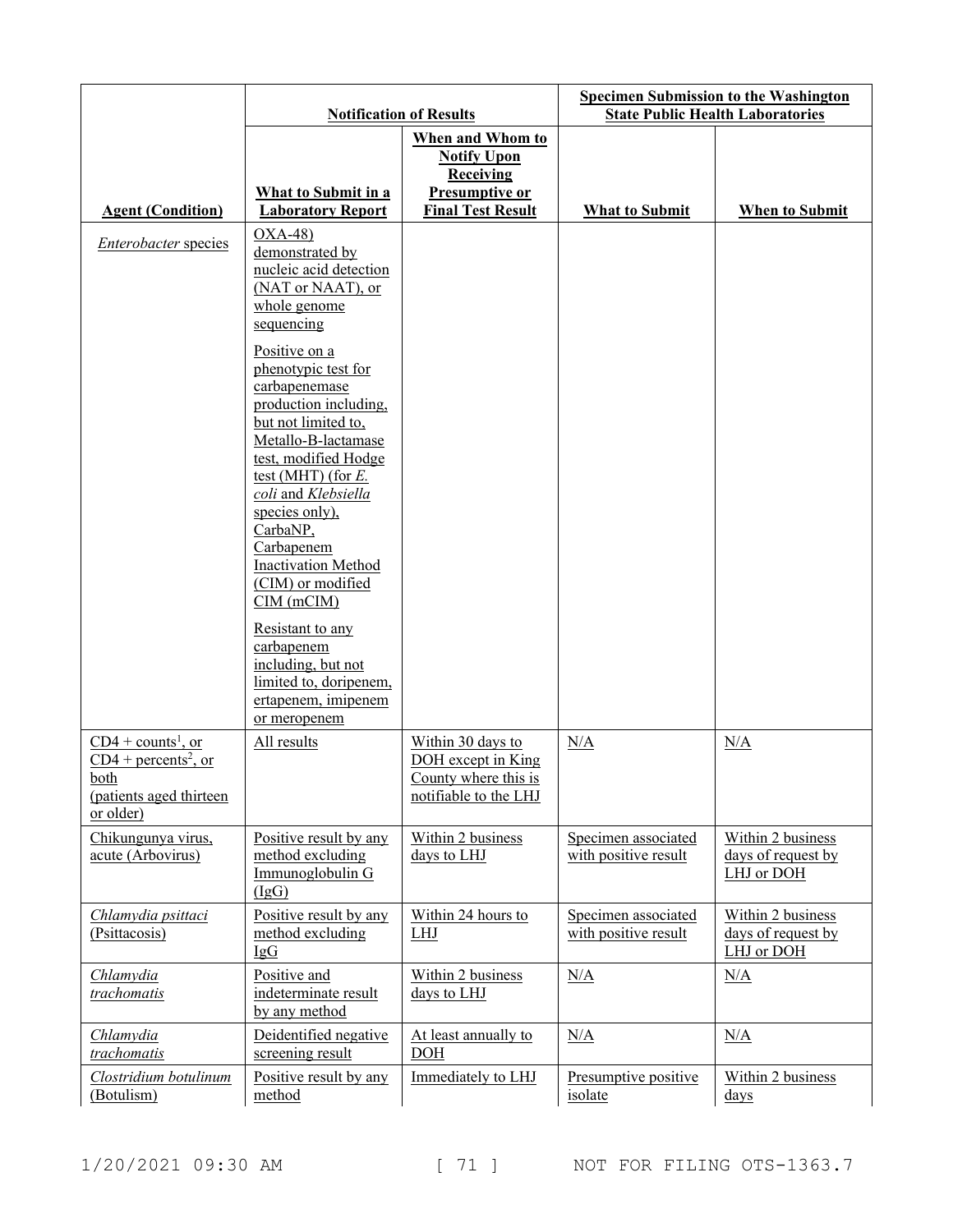| | Notification of Results | | Specimen Submission to the Washington State Public Health Laboratories | |
|---|---|---|---|---|
| **Agent (Condition)** | **What to Submit in a Laboratory Report** | **When and Whom to Notify Upon Receiving Presumptive or Final Test Result** | **What to Submit** | **When to Submit** |
| *Enterobacter* species | OXA-48) demonstrated by nucleic acid detection (NAT or NAAT), or whole genome sequencing<br><br>Positive on a phenotypic test for carbapenemase production including, but not limited to, Metallo-B-lactamase test, modified Hodge test (MHT) (for *E. coli* and *Klebsiella* species only), CarbaNP, Carbapenem Inactivation Method (CIM) or modified CIM (mCIM)<br><br>Resistant to any carbapenem including, but not limited to, doripenem, ertapenem, imipenem or meropenem | | | |
| CD4 + counts[1], or CD4 + percents[2], or both (patients aged thirteen or older) | All results | Within 30 days to DOH except in King County where this is notifiable to the LHJ | N/A | N/A |
| Chikungunya virus, acute (Arbovirus) | Positive result by any method excluding Immunoglobulin G (IgG) | Within 2 business days to LHJ | Specimen associated with positive result | Within 2 business days of request by LHJ or DOH |
| *Chlamydia psittaci* (Psittacosis) | Positive result by any method excluding IgG | Within 24 hours to LHJ | Specimen associated with positive result | Within 2 business days of request by LHJ or DOH |
| *Chlamydia trachomatis* | Positive and indeterminate result by any method | Within 2 business days to LHJ | N/A | N/A |
| *Chlamydia trachomatis* | Deidentified negative screening result | At least annually to DOH | N/A | N/A |
| *Clostridium botulinum* (Botulism) | Positive result by any method | Immediately to LHJ | Presumptive positive isolate | Within 2 business days |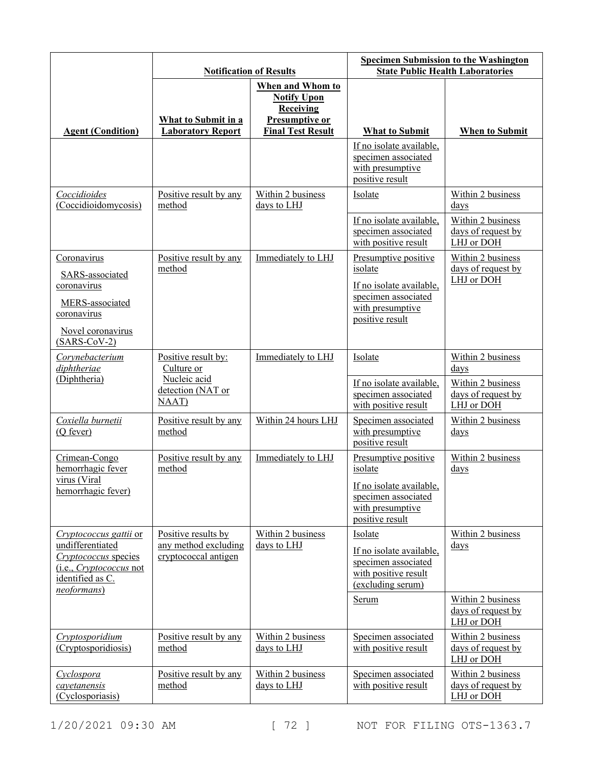| | Notification of Results | | Specimen Submission to the Washington State Public Health Laboratories | |
|---|---|---|---|---|
| **Agent (Condition)** | **What to Submit in a Laboratory Report** | **When and Whom to Notify Upon Receiving Presumptive or Final Test Result** | **What to Submit** | **When to Submit** |
| | | | If no isolate available, specimen associated with presumptive positive result | |
| *Coccidioides* (Coccidioidomycosis) | Positive result by any method | Within 2 business days to LHJ | Isolate | Within 2 business days |
| | | | If no isolate available, specimen associated with positive result | Within 2 business days of request by LHJ or DOH |
| Coronavirus<br>SARS-associated coronavirus<br>MERS-associated coronavirus<br>Novel coronavirus (SARS-CoV-2) | Positive result by any method | Immediately to LHJ | Presumptive positive isolate<br>If no isolate available, specimen associated with presumptive positive result | Within 2 business days of request by LHJ or DOH |
| *Corynebacterium diphtheriae* (Diphtheria) | Positive result by:<br>Culture or<br>Nucleic acid detection (NAT or NAAT) | Immediately to LHJ | Isolate | Within 2 business days |
| | | | If no isolate available, specimen associated with positive result | Within 2 business days of request by LHJ or DOH |
| *Coxiella burnetii* (Q fever) | Positive result by any method | Within 24 hours LHJ | Specimen associated with presumptive positive result | Within 2 business days |
| Crimean-Congo hemorrhagic fever virus (Viral hemorrhagic fever) | Positive result by any method | Immediately to LHJ | Presumptive positive isolate<br>If no isolate available, specimen associated with presumptive positive result | Within 2 business days |
| *Cryptococcus gattii* or undifferentiated *Cryptococcus* species (i.e., *Cryptococcus* not identified as C. *neoformans*) | Positive results by any method excluding cryptococcal antigen | Within 2 business days to LHJ | Isolate<br>If no isolate available, specimen associated with positive result (excluding serum) | Within 2 business days |
| | | | Serum | Within 2 business days of request by LHJ or DOH |
| *Cryptosporidium* (Cryptosporidiosis) | Positive result by any method | Within 2 business days to LHJ | Specimen associated with positive result | Within 2 business days of request by LHJ or DOH |
| *Cyclospora cayetanensis* (Cyclosporiasis) | Positive result by any method | Within 2 business days to LHJ | Specimen associated with positive result | Within 2 business days of request by LHJ or DOH |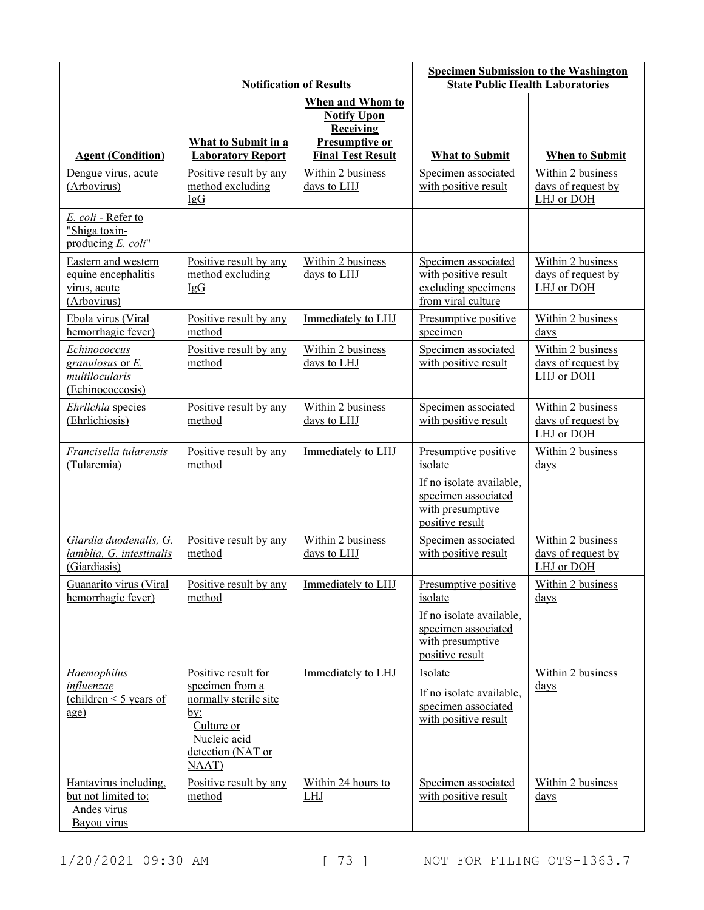| | Notification of Results | | Specimen Submission to the Washington State Public Health Laboratories | |
|---|---|---|---|---|
| **Agent (Condition)** | **What to Submit in a Laboratory Report** | **When and Whom to Notify Upon Receiving Presumptive or Final Test Result** | **What to Submit** | **When to Submit** |
| Dengue virus, acute (Arbovirus) | Positive result by any method excluding IgG | Within 2 business days to LHJ | Specimen associated with positive result | Within 2 business days of request by LHJ or DOH |
| *E. coli* - Refer to "Shiga toxin-producing *E. coli*" | | | | |
| Eastern and western equine encephalitis virus, acute (Arbovirus) | Positive result by any method excluding IgG | Within 2 business days to LHJ | Specimen associated with positive result excluding specimens from viral culture | Within 2 business days of request by LHJ or DOH |
| Ebola virus (Viral hemorrhagic fever) | Positive result by any method | Immediately to LHJ | Presumptive positive specimen | Within 2 business days |
| *Echinococcus granulosus* or *E. multilocularis* (Echinococcosis) | Positive result by any method | Within 2 business days to LHJ | Specimen associated with positive result | Within 2 business days of request by LHJ or DOH |
| *Ehrlichia* species (Ehrlichiosis) | Positive result by any method | Within 2 business days to LHJ | Specimen associated with positive result | Within 2 business days of request by LHJ or DOH |
| *Francisella tularensis* (Tularemia) | Positive result by any method | Immediately to LHJ | Presumptive positive isolate<br>If no isolate available, specimen associated with presumptive positive result | Within 2 business days |
| *Giardia duodenalis, G. lamblia, G. intestinalis* (Giardiasis) | Positive result by any method | Within 2 business days to LHJ | Specimen associated with positive result | Within 2 business days of request by LHJ or DOH |
| Guanarito virus (Viral hemorrhagic fever) | Positive result by any method | Immediately to LHJ | Presumptive positive isolate<br>If no isolate available, specimen associated with presumptive positive result | Within 2 business days |
| *Haemophilus influenzae* (children < 5 years of age) | Positive result for specimen from a normally sterile site by:<br>Culture or<br>Nucleic acid detection (NAT or NAAT) | Immediately to LHJ | Isolate<br>If no isolate available, specimen associated with positive result | Within 2 business days |
| Hantavirus including, but not limited to:<br>Andes virus<br>Bayou virus | Positive result by any method | Within 24 hours to LHJ | Specimen associated with positive result | Within 2 business days |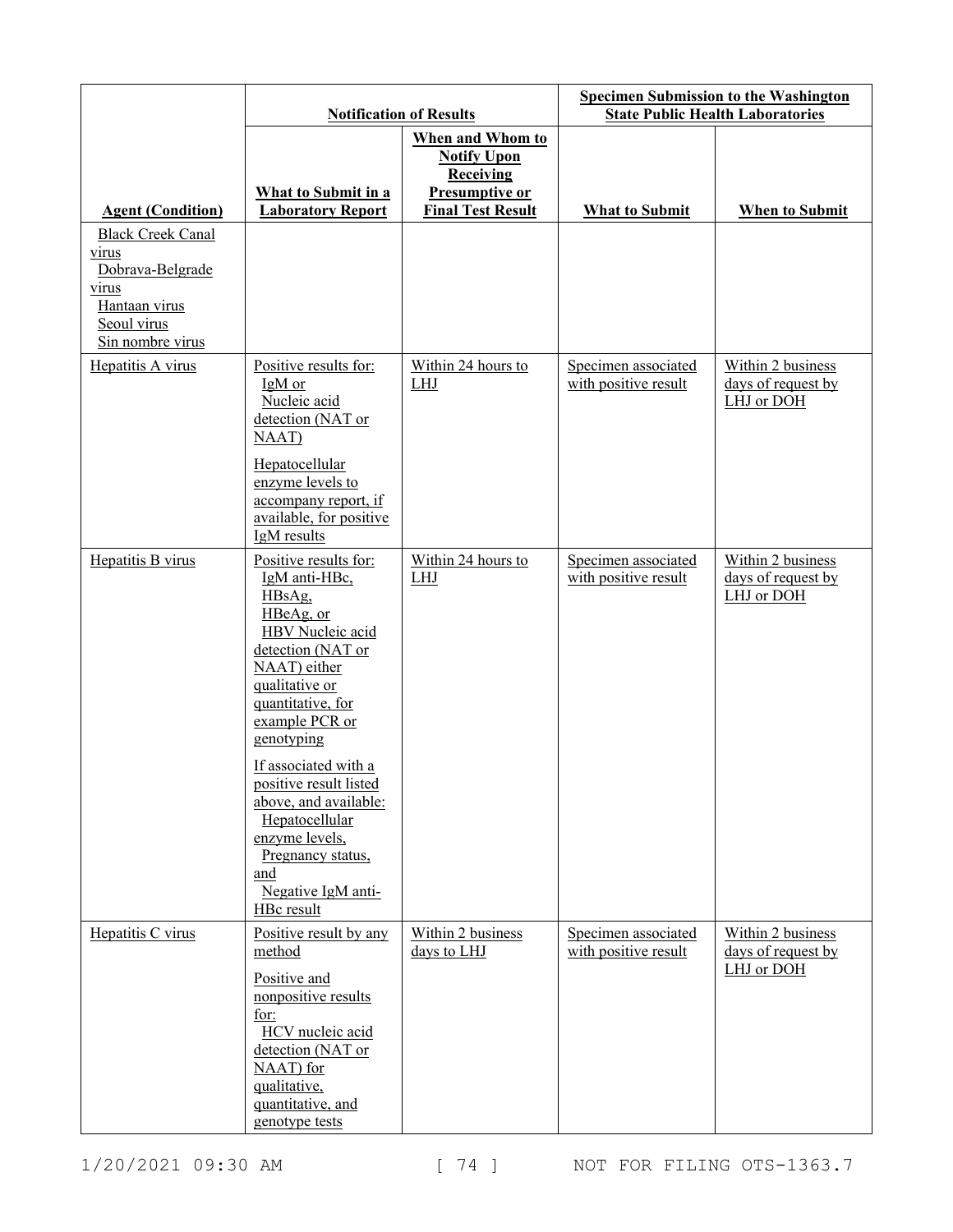| Agent (Condition) | Notification of Results | | Specimen Submission to the Washington State Public Health Laboratories | |
|---|---|---|---|---|
| | What to Submit in a Laboratory Report | When and Whom to Notify Upon Receiving Presumptive or Final Test Result | What to Submit | When to Submit |
| Black Creek Canal virus<br>Dobrava-Belgrade virus<br>Hantaan virus<br>Seoul virus<br>Sin nombre virus | | | | |
| Hepatitis A virus | Positive results for:<br>IgM or<br>Nucleic acid detection (NAT or NAAT)<br><br>Hepatocellular enzyme levels to accompany report, if available, for positive IgM results | Within 24 hours to LHJ | Specimen associated with positive result | Within 2 business days of request by LHJ or DOH |
| Hepatitis B virus | Positive results for:<br>IgM anti-HBc,<br>HBsAg,<br>HBeAg, or<br>HBV Nucleic acid detection (NAT or NAAT) either qualitative or quantitative, for example PCR or genotyping<br><br>If associated with a positive result listed above, and available:<br>Hepatocellular enzyme levels,<br>Pregnancy status, and<br>Negative IgM anti-HBc result | Within 24 hours to LHJ | Specimen associated with positive result | Within 2 business days of request by LHJ or DOH |
| Hepatitis C virus | Positive result by any method<br><br>Positive and nonpositive results for:<br>HCV nucleic acid detection (NAT or NAAT) for qualitative, quantitative, and genotype tests | Within 2 business days to LHJ | Specimen associated with positive result | Within 2 business days of request by LHJ or DOH |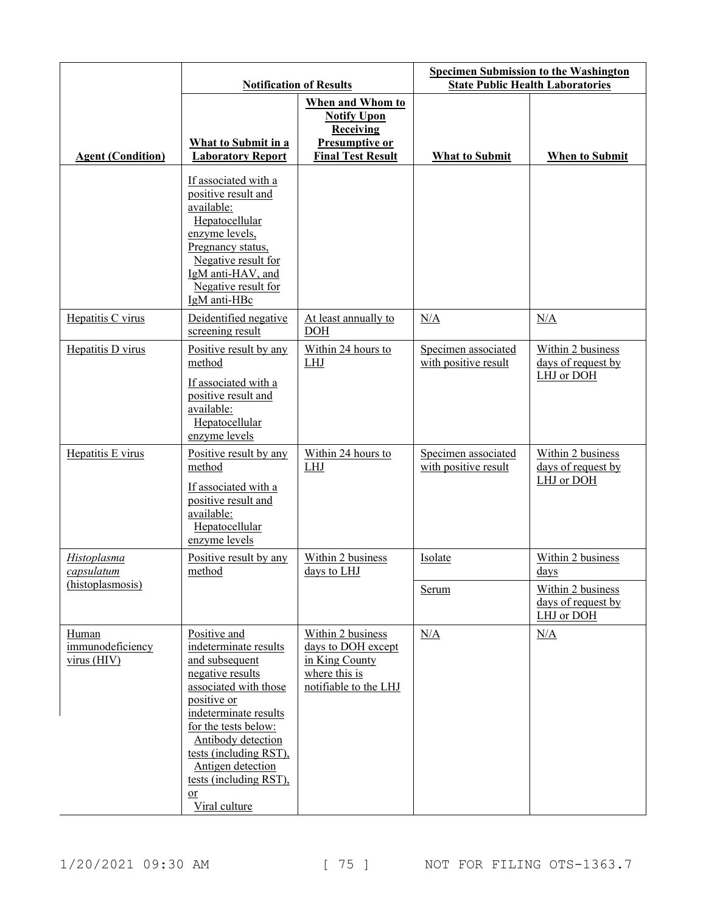| Agent (Condition) | Notification of Results | | Specimen Submission to the Washington State Public Health Laboratories | |
|---|---|---|---|---|
| | What to Submit in a Laboratory Report | When and Whom to Notify Upon Receiving Presumptive or Final Test Result | What to Submit | When to Submit |
| | If associated with a positive result and available: Hepatocellular enzyme levels, Pregnancy status, Negative result for IgM anti-HAV, and Negative result for IgM anti-HBc | | | |
| Hepatitis C virus | Deidentified negative screening result | At least annually to DOH | N/A | N/A |
| Hepatitis D virus | Positive result by any method<br>If associated with a positive result and available: Hepatocellular enzyme levels | Within 24 hours to LHJ | Specimen associated with positive result | Within 2 business days of request by LHJ or DOH |
| Hepatitis E virus | Positive result by any method<br>If associated with a positive result and available: Hepatocellular enzyme levels | Within 24 hours to LHJ | Specimen associated with positive result | Within 2 business days of request by LHJ or DOH |
| *Histoplasma capsulatum* (histoplasmosis) | Positive result by any method | Within 2 business days to LHJ | Isolate | Within 2 business days |
| | | | Serum | Within 2 business days of request by LHJ or DOH |
| Human immunodeficiency virus (HIV) | Positive and indeterminate results and subsequent negative results associated with those positive or indeterminate results for the tests below: Antibody detection tests (including RST), Antigen detection tests (including RST), or Viral culture | Within 2 business days to DOH except in King County where this is notifiable to the LHJ | N/A | N/A |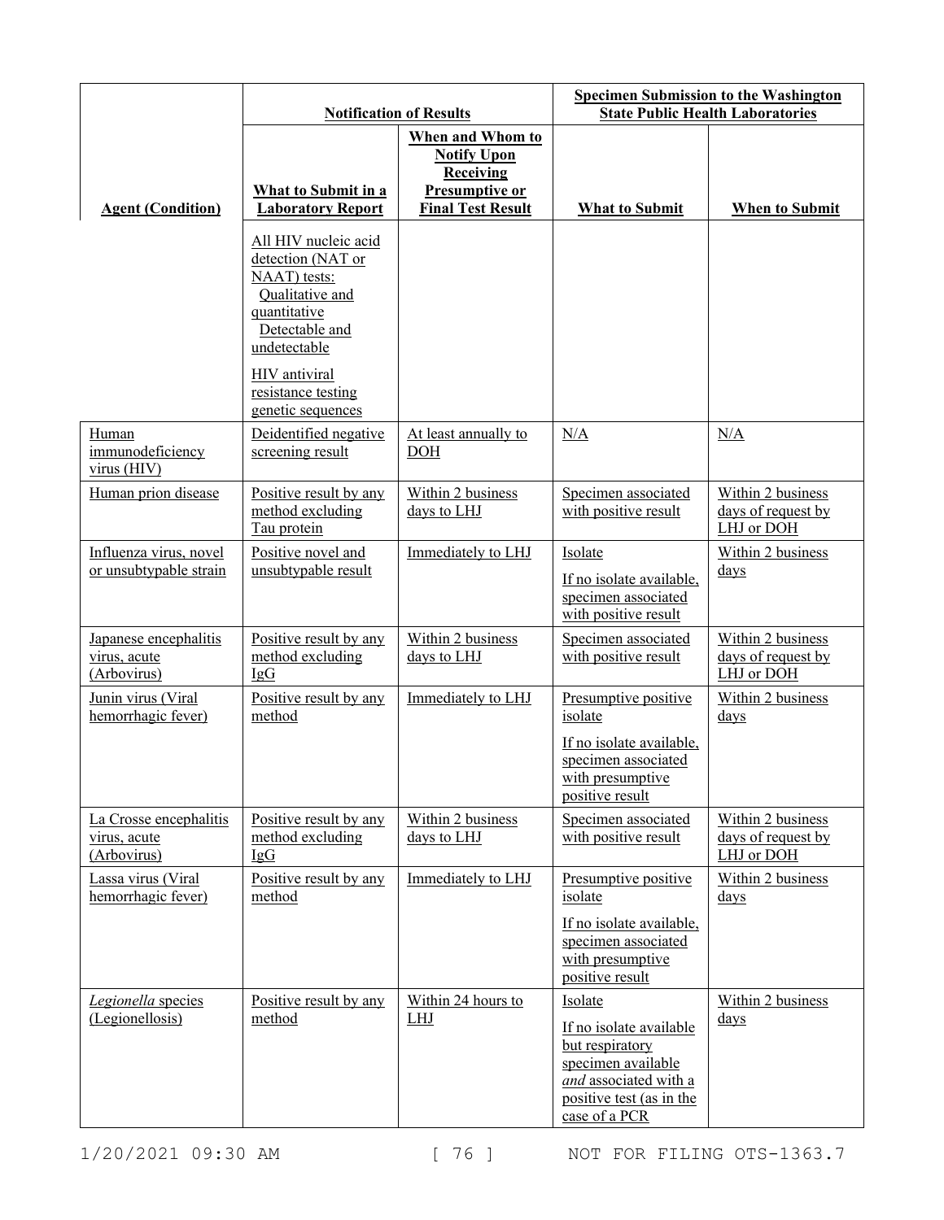| Agent (Condition) | Notification of Results | | Specimen Submission to the Washington State Public Health Laboratories | |
|---|---|---|---|---|
| | What to Submit in a Laboratory Report | When and Whom to Notify Upon Receiving Presumptive or Final Test Result | What to Submit | When to Submit |
| | All HIV nucleic acid detection (NAT or NAAT) tests: Qualitative and quantitative Detectable and undetectable<br><br>HIV antiviral resistance testing genetic sequences | | | |
| Human immunodeficiency virus (HIV) | Deidentified negative screening result | At least annually to DOH | N/A | N/A |
| Human prion disease | Positive result by any method excluding Tau protein | Within 2 business days to LHJ | Specimen associated with positive result | Within 2 business days of request by LHJ or DOH |
| Influenza virus, novel or unsubtypable strain | Positive novel and unsubtypable result | Immediately to LHJ | Isolate<br><br>If no isolate available, specimen associated with positive result | Within 2 business days |
| Japanese encephalitis virus, acute (Arbovirus) | Positive result by any method excluding IgG | Within 2 business days to LHJ | Specimen associated with positive result | Within 2 business days of request by LHJ or DOH |
| Junin virus (Viral hemorrhagic fever) | Positive result by any method | Immediately to LHJ | Presumptive positive isolate<br><br>If no isolate available, specimen associated with presumptive positive result | Within 2 business days |
| La Crosse encephalitis virus, acute (Arbovirus) | Positive result by any method excluding IgG | Within 2 business days to LHJ | Specimen associated with positive result | Within 2 business days of request by LHJ or DOH |
| Lassa virus (Viral hemorrhagic fever) | Positive result by any method | Immediately to LHJ | Presumptive positive isolate<br><br>If no isolate available, specimen associated with presumptive positive result | Within 2 business days |
| *Legionella* species (Legionellosis) | Positive result by any method | Within 24 hours to LHJ | Isolate<br><br>If no isolate available but respiratory specimen available *and* associated with a positive test (as in the case of a PCR | Within 2 business days |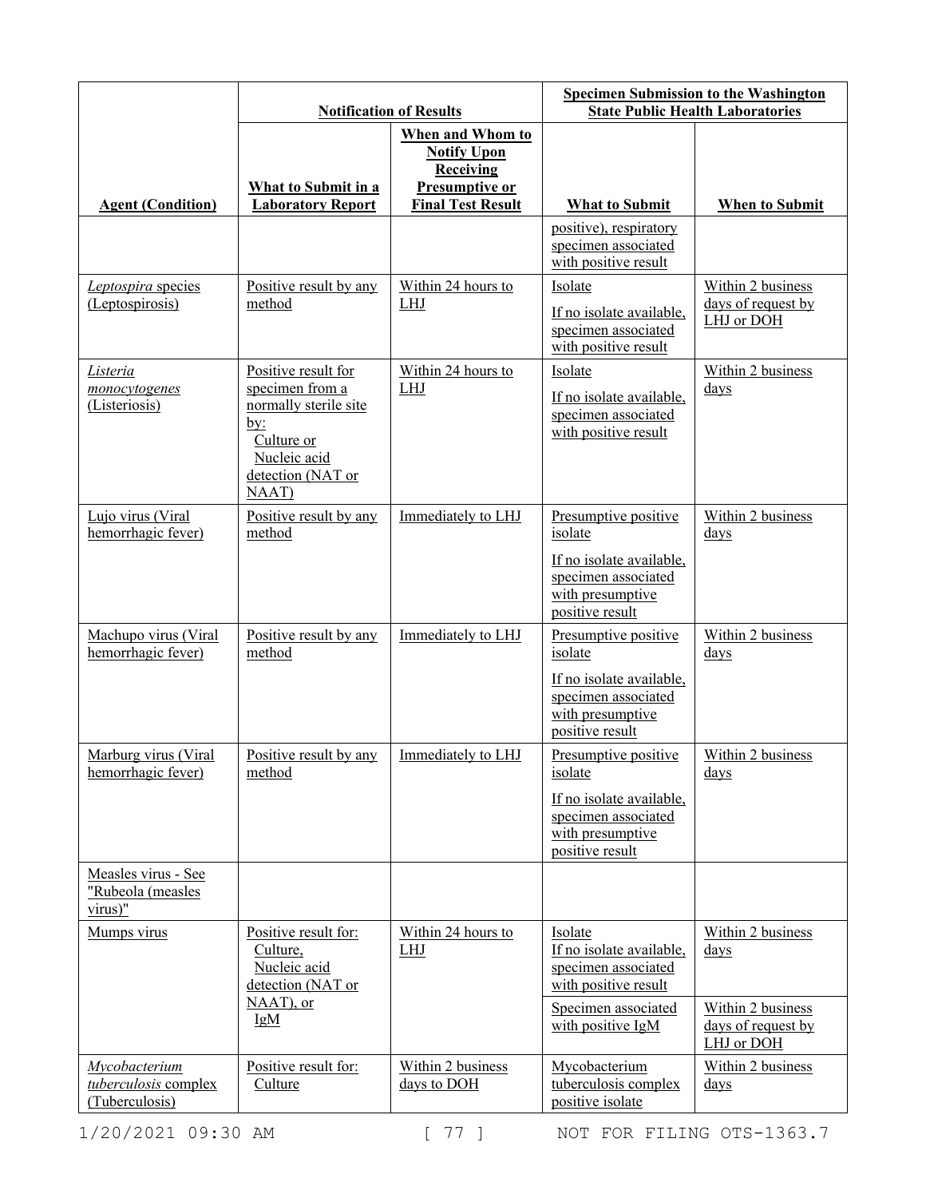| Agent (Condition) | Notification of Results | | Specimen Submission to the Washington State Public Health Laboratories | |
|---|---|---|---|---|
| | What to Submit in a Laboratory Report | When and Whom to Notify Upon Receiving Presumptive or Final Test Result | What to Submit | When to Submit |
| | | | positive), respiratory specimen associated with positive result | |
| *Leptospira* species (Leptospirosis) | Positive result by any method | Within 24 hours to LHJ | Isolate<br>If no isolate available, specimen associated with positive result | Within 2 business days of request by LHJ or DOH |
| *Listeria monocytogenes* (Listeriosis) | Positive result for specimen from a normally sterile site by:<br>Culture or<br>Nucleic acid detection (NAT or NAAT) | Within 24 hours to LHJ | Isolate<br>If no isolate available, specimen associated with positive result | Within 2 business days |
| Lujo virus (Viral hemorrhagic fever) | Positive result by any method | Immediately to LHJ | Presumptive positive isolate<br>If no isolate available, specimen associated with presumptive positive result | Within 2 business days |
| Machupo virus (Viral hemorrhagic fever) | Positive result by any method | Immediately to LHJ | Presumptive positive isolate<br>If no isolate available, specimen associated with presumptive positive result | Within 2 business days |
| Marburg virus (Viral hemorrhagic fever) | Positive result by any method | Immediately to LHJ | Presumptive positive isolate<br>If no isolate available, specimen associated with presumptive positive result | Within 2 business days |
| Measles virus - See "Rubeola (measles virus)" | | | | |
| Mumps virus | Positive result for:<br>Culture,<br>Nucleic acid detection (NAT or NAAT), or<br>IgM | Within 24 hours to LHJ | Isolate<br>If no isolate available, specimen associated with positive result | Within 2 business days |
| | | | Specimen associated with positive IgM | Within 2 business days of request by LHJ or DOH |
| *Mycobacterium tuberculosis* complex (Tuberculosis) | Positive result for:<br>Culture | Within 2 business days to DOH | Mycobacterium tuberculosis complex positive isolate | Within 2 business days |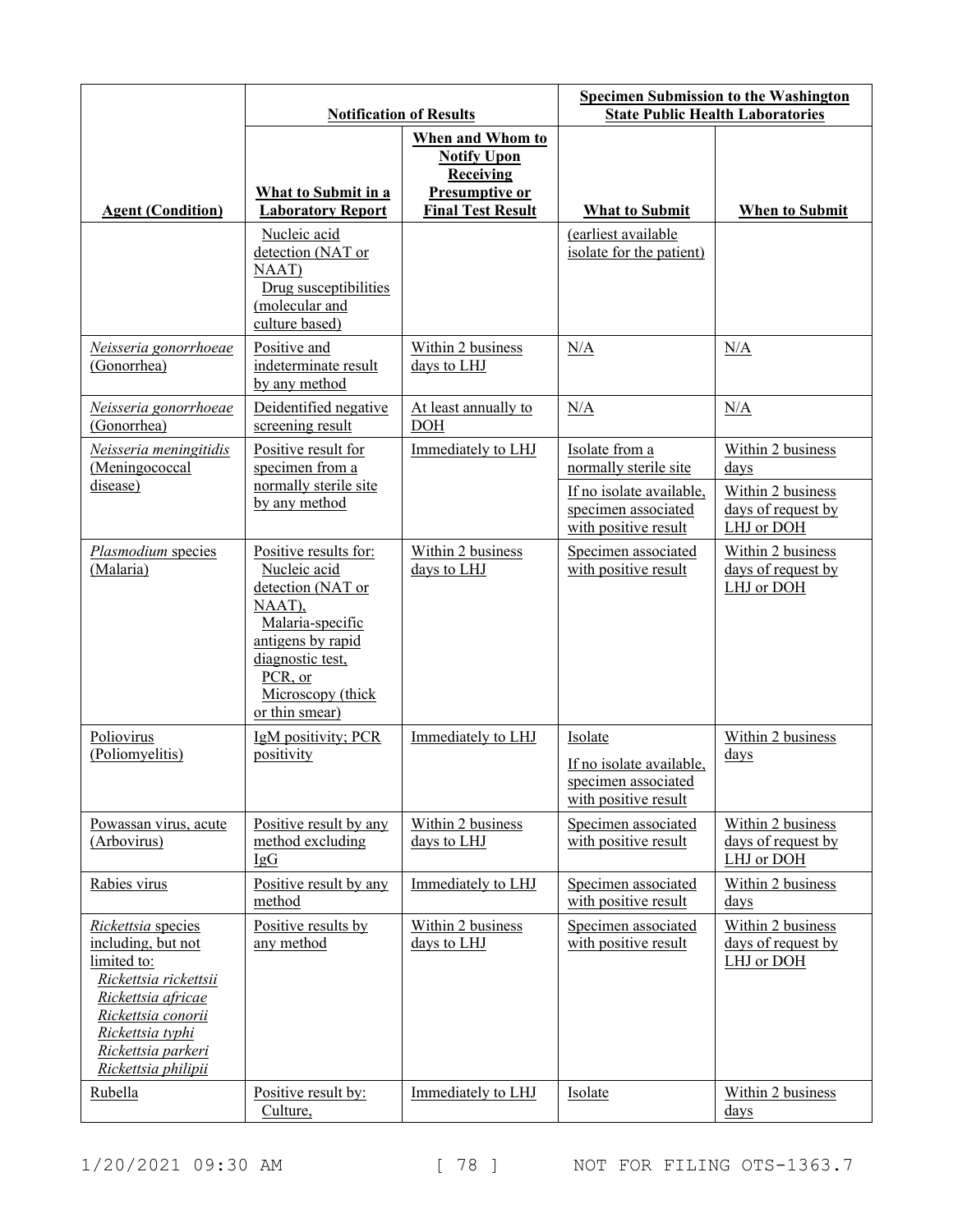| Agent (Condition) | Notification of Results | | Specimen Submission to the Washington State Public Health Laboratories | |
|---|---|---|---|---|
| | What to Submit in a Laboratory Report | When and Whom to Notify Upon Receiving Presumptive or Final Test Result | What to Submit | When to Submit |
| | Nucleic acid detection (NAT or NAAT)<br>Drug susceptibilities (molecular and culture based) | | (earliest available isolate for the patient) | |
| *Neisseria gonorrhoeae* (Gonorrhea) | Positive and indeterminate result by any method | Within 2 business days to LHJ | N/A | N/A |
| *Neisseria gonorrhoeae* (Gonorrhea) | Deidentified negative screening result | At least annually to DOH | N/A | N/A |
| *Neisseria meningitidis* (Meningococcal disease) | Positive result for specimen from a normally sterile site by any method | Immediately to LHJ | Isolate from a normally sterile site | Within 2 business days |
| | | | If no isolate available, specimen associated with positive result | Within 2 business days of request by LHJ or DOH |
| *Plasmodium* species (Malaria) | Positive results for:<br>Nucleic acid detection (NAT or NAAT),<br>Malaria-specific antigens by rapid diagnostic test,<br>PCR, or<br>Microscopy (thick or thin smear) | Within 2 business days to LHJ | Specimen associated with positive result | Within 2 business days of request by LHJ or DOH |
| Poliovirus (Poliomyelitis) | IgM positivity; PCR positivity | Immediately to LHJ | Isolate<br>If no isolate available, specimen associated with positive result | Within 2 business days |
| Powassan virus, acute (Arbovirus) | Positive result by any method excluding IgG | Within 2 business days to LHJ | Specimen associated with positive result | Within 2 business days of request by LHJ or DOH |
| Rabies virus | Positive result by any method | Immediately to LHJ | Specimen associated with positive result | Within 2 business days |
| *Rickettsia* species including, but not limited to:<br>*Rickettsia rickettsii*<br>*Rickettsia africae*<br>*Rickettsia conorii*<br>*Rickettsia typhi*<br>*Rickettsia parkeri*<br>*Rickettsia philipii* | Positive results by any method | Within 2 business days to LHJ | Specimen associated with positive result | Within 2 business days of request by LHJ or DOH |
| Rubella | Positive result by:<br>Culture, | Immediately to LHJ | Isolate | Within 2 business days |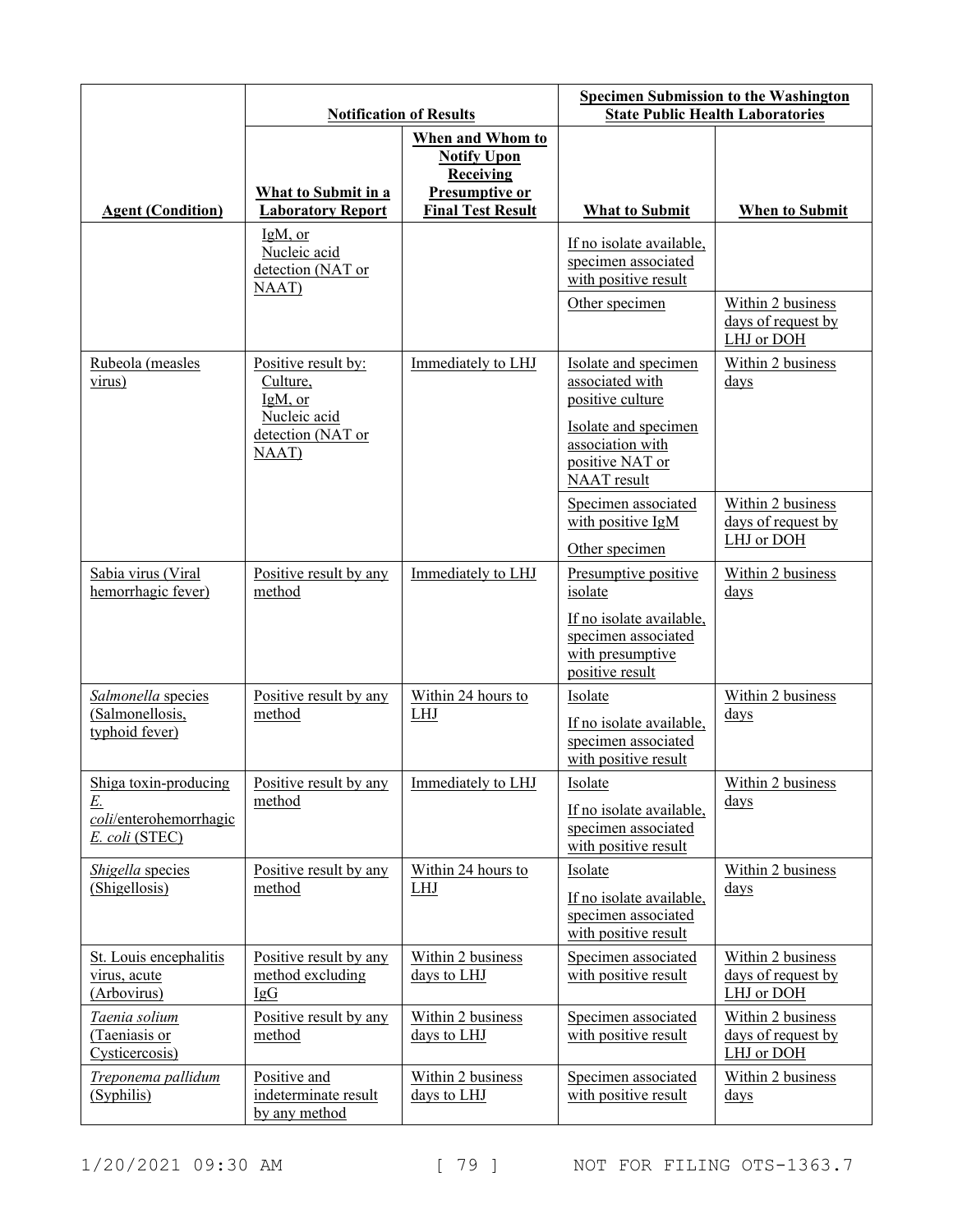| | Notification of Results | | Specimen Submission to the Washington State Public Health Laboratories | |
|---|---|---|---|---|
| Agent (Condition) | What to Submit in a Laboratory Report | When and Whom to Notify Upon Receiving Presumptive or Final Test Result | What to Submit | When to Submit |
| | IgM, or<br>Nucleic acid detection (NAT or NAAT) | | If no isolate available, specimen associated with positive result | |
| | | | Other specimen | Within 2 business days of request by LHJ or DOH |
| Rubeola (measles virus) | Positive result by:<br>Culture,<br>IgM, or<br>Nucleic acid detection (NAT or NAAT) | Immediately to LHJ | Isolate and specimen associated with positive culture<br><br>Isolate and specimen association with positive NAT or NAAT result | Within 2 business days |
| | | | Specimen associated with positive IgM<br><br>Other specimen | Within 2 business days of request by LHJ or DOH |
| Sabia virus (Viral hemorrhagic fever) | Positive result by any method | Immediately to LHJ | Presumptive positive isolate<br><br>If no isolate available, specimen associated with presumptive positive result | Within 2 business days |
| *Salmonella* species (Salmonellosis, typhoid fever) | Positive result by any method | Within 24 hours to LHJ | Isolate<br><br>If no isolate available, specimen associated with positive result | Within 2 business days |
| Shiga toxin-producing *E. coli*/enterohemorrhagic *E. coli* (STEC) | Positive result by any method | Immediately to LHJ | Isolate<br><br>If no isolate available, specimen associated with positive result | Within 2 business days |
| *Shigella* species (Shigellosis) | Positive result by any method | Within 24 hours to LHJ | Isolate<br><br>If no isolate available, specimen associated with positive result | Within 2 business days |
| St. Louis encephalitis virus, acute (Arbovirus) | Positive result by any method excluding IgG | Within 2 business days to LHJ | Specimen associated with positive result | Within 2 business days of request by LHJ or DOH |
| *Taenia solium* (Taeniasis or Cysticercosis) | Positive result by any method | Within 2 business days to LHJ | Specimen associated with positive result | Within 2 business days of request by LHJ or DOH |
| *Treponema pallidum* (Syphilis) | Positive and indeterminate result by any method | Within 2 business days to LHJ | Specimen associated with positive result | Within 2 business days |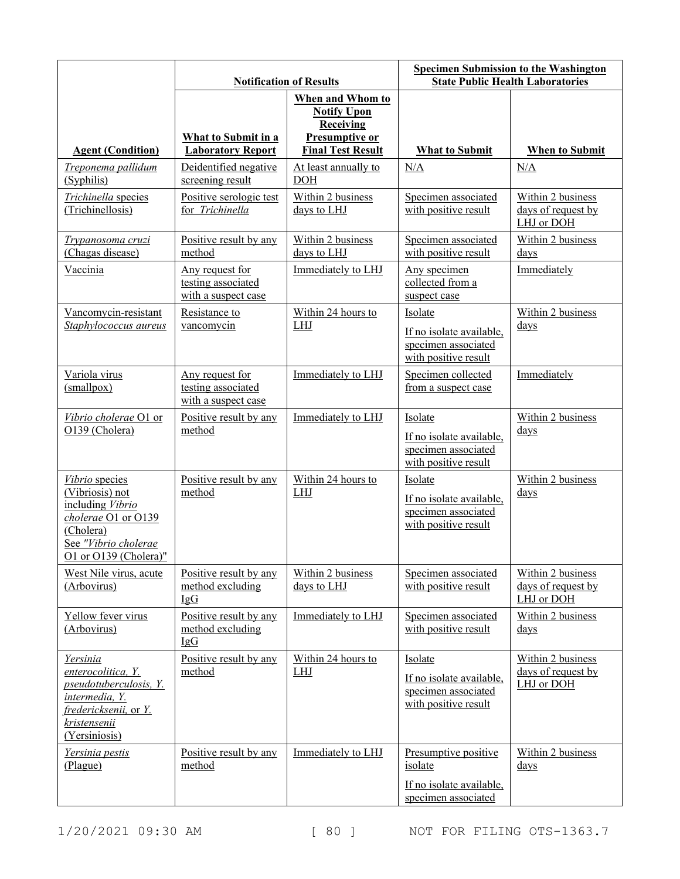| | Notification of Results | | Specimen Submission to the Washington State Public Health Laboratories | |
|---|---|---|---|---|
| **Agent (Condition)** | **What to Submit in a Laboratory Report** | **When and Whom to Notify Upon Receiving Presumptive or Final Test Result** | **What to Submit** | **When to Submit** |
| *Treponema pallidum* (Syphilis) | Deidentified negative screening result | At least annually to DOH | N/A | N/A |
| *Trichinella* species (Trichinellosis) | Positive serologic test for *Trichinella* | Within 2 business days to LHJ | Specimen associated with positive result | Within 2 business days of request by LHJ or DOH |
| *Trypanosoma cruzi* (Chagas disease) | Positive result by any method | Within 2 business days to LHJ | Specimen associated with positive result | Within 2 business days |
| Vaccinia | Any request for testing associated with a suspect case | Immediately to LHJ | Any specimen collected from a suspect case | Immediately |
| Vancomycin-resistant *Staphylococcus aureus* | Resistance to vancomycin | Within 24 hours to LHJ | Isolate<br><br>If no isolate available, specimen associated with positive result | Within 2 business days |
| Variola virus (smallpox) | Any request for testing associated with a suspect case | Immediately to LHJ | Specimen collected from a suspect case | Immediately |
| *Vibrio cholerae* O1 or O139 (Cholera) | Positive result by any method | Immediately to LHJ | Isolate<br><br>If no isolate available, specimen associated with positive result | Within 2 business days |
| *Vibrio* species (Vibriosis) not including *Vibrio cholerae* O1 or O139 (Cholera) See *"Vibrio cholerae* O1 or O139 (Cholera)" | Positive result by any method | Within 24 hours to LHJ | Isolate<br><br>If no isolate available, specimen associated with positive result | Within 2 business days |
| West Nile virus, acute (Arbovirus) | Positive result by any method excluding IgG | Within 2 business days to LHJ | Specimen associated with positive result | Within 2 business days of request by LHJ or DOH |
| Yellow fever virus (Arbovirus) | Positive result by any method excluding IgG | Immediately to LHJ | Specimen associated with positive result | Within 2 business days |
| *Yersinia enterocolitica, Y. pseudotuberculosis, Y. intermedia, Y. fredericksenii,* or *Y. kristensenii* (Yersiniosis) | Positive result by any method | Within 24 hours to LHJ | Isolate<br><br>If no isolate available, specimen associated with positive result | Within 2 business days of request by LHJ or DOH |
| *Yersinia pestis* (Plague) | Positive result by any method | Immediately to LHJ | Presumptive positive isolate<br><br>If no isolate available, specimen associated | Within 2 business days |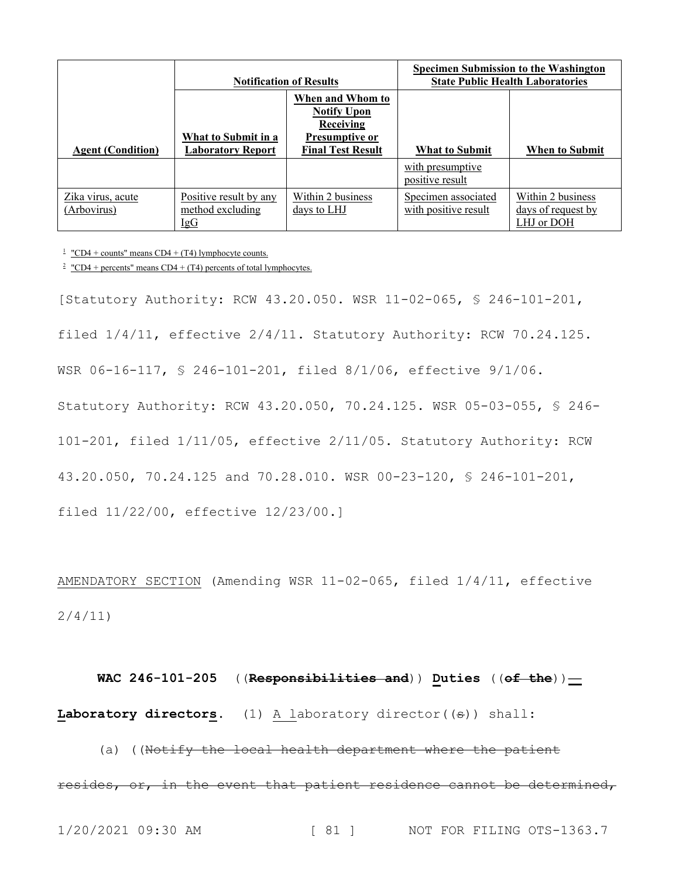| Agent (Condition) | Notification of Results | | Specimen Submission to the Washington State Public Health Laboratories | |
|---|---|---|---|---|
| | What to Submit in a Laboratory Report | When and Whom to Notify Upon Receiving Presumptive or Final Test Result | What to Submit | When to Submit |
| | | | with presumptive positive result | |
| Zika virus, acute (Arbovirus) | Positive result by any method excluding IgG | Within 2 business days to LHJ | Specimen associated with positive result | Within 2 business days of request by LHJ or DOH |

[1] "CD4 + counts" means CD4 + (T4) lymphocyte counts.

[2] "CD4 + percents" means CD4 + (T4) percents of total lymphocytes.

[Statutory Authority: RCW 43.20.050. WSR 11-02-065, § 246-101-201, filed 1/4/11, effective 2/4/11. Statutory Authority: RCW 70.24.125. WSR 06-16-117, § 246-101-201, filed 8/1/06, effective 9/1/06. Statutory Authority: RCW 43.20.050, 70.24.125. WSR 05-03-055, § 246-101-201, filed 1/11/05, effective 2/11/05. Statutory Authority: RCW 43.20.050, 70.24.125 and 70.28.010. WSR 00-23-120, § 246-101-201, filed 11/22/00, effective 12/23/00.]

AMENDATORY SECTION (Amending WSR 11-02-065, filed 1/4/11, effective 2/4/11)

**WAC 246-101-205** ((**Responsibilities and**)) **Duties** ((**of the**))**—Laboratory directors.** (1) A laboratory director((s)) shall:

(a) ((Notify the local health department where the patient resides, or, in the event that patient residence cannot be determined,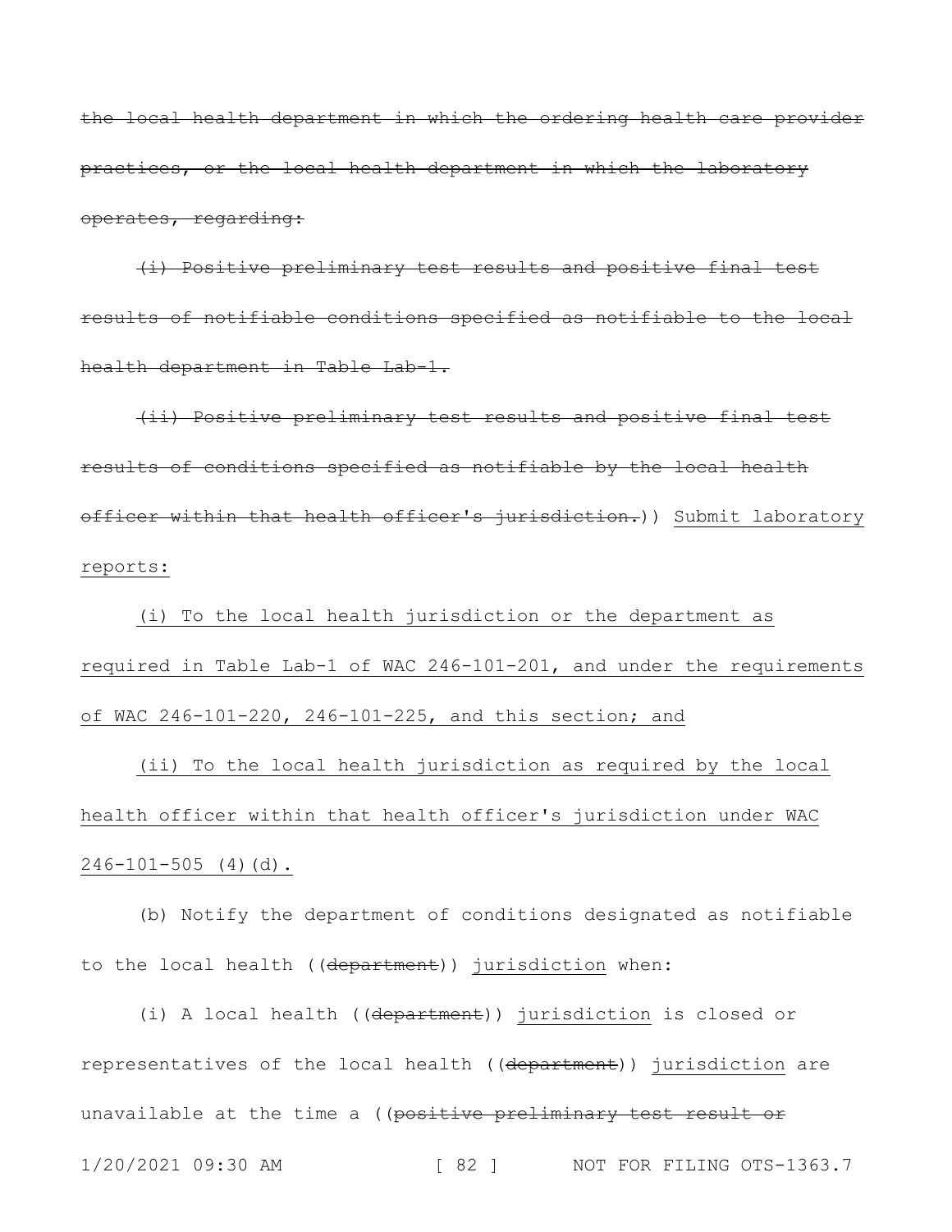~~the local health department in which the ordering health care provider practices, or the local health department in which the laboratory operates, regarding:~~

~~(i) Positive preliminary test results and positive final test results of notifiable conditions specified as notifiable to the local health department in Table Lab-1.~~

~~(ii) Positive preliminary test results and positive final test results of conditions specified as notifiable by the local health officer within that health officer's jurisdiction.~~)) <u>Submit laboratory reports:</u>

<u>(i) To the local health jurisdiction or the department as required in Table Lab-1 of WAC 246-101-201, and under the requirements of WAC 246-101-220, 246-101-225, and this section; and</u>

<u>(ii) To the local health jurisdiction as required by the local health officer within that health officer's jurisdiction under WAC 246-101-505 (4)(d).</u>

(b) Notify the department of conditions designated as notifiable to the local health ((~~department~~)) <u>jurisdiction</u> when:

(i) A local health ((~~department~~)) <u>jurisdiction</u> is closed or representatives of the local health ((~~department~~)) <u>jurisdiction</u> are unavailable at the time a ((~~positive preliminary test result or~~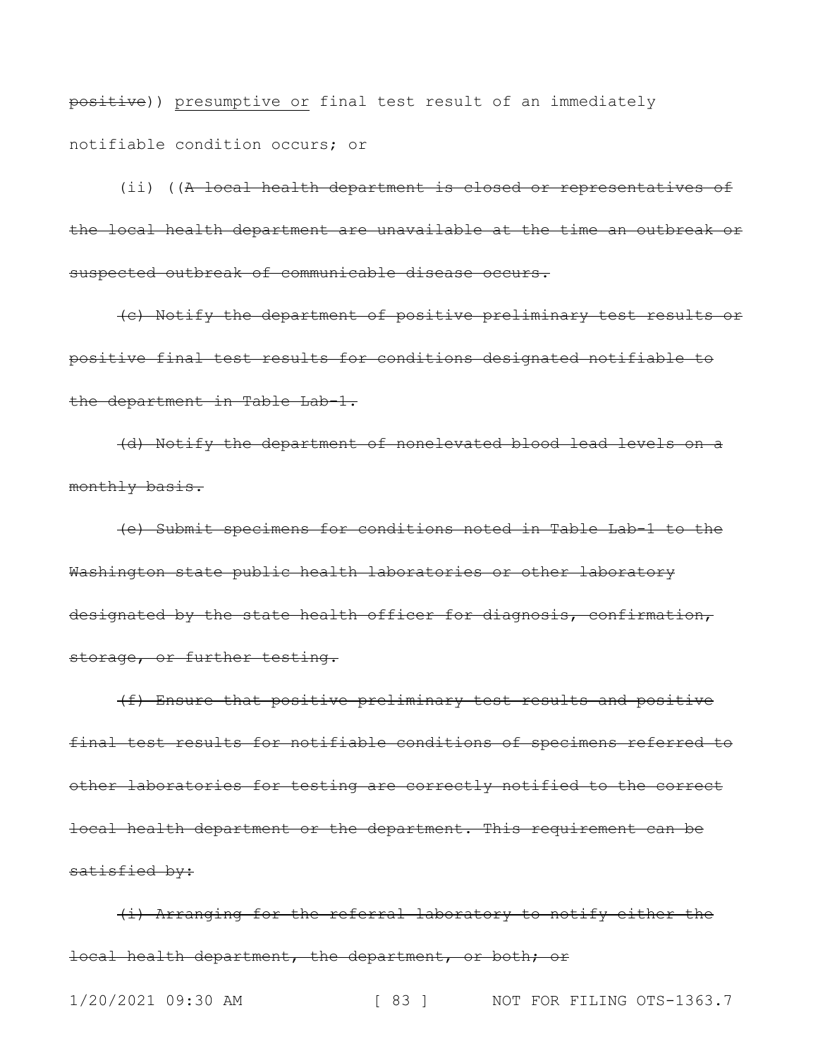~~positive~~)) <u>presumptive or</u> final test result of an immediately notifiable condition occurs; or

(ii) ((~~A local health department is closed or representatives of the local health department are unavailable at the time an outbreak or suspected outbreak of communicable disease occurs.~~

~~(c) Notify the department of positive preliminary test results or positive final test results for conditions designated notifiable to the department in Table Lab-1.~~

~~(d) Notify the department of nonelevated blood lead levels on a monthly basis.~~

~~(e) Submit specimens for conditions noted in Table Lab-1 to the Washington state public health laboratories or other laboratory designated by the state health officer for diagnosis, confirmation, storage, or further testing.~~

~~(f) Ensure that positive preliminary test results and positive final test results for notifiable conditions of specimens referred to other laboratories for testing are correctly notified to the correct local health department or the department. This requirement can be satisfied by:~~

~~(i) Arranging for the referral laboratory to notify either the local health department, the department, or both; or~~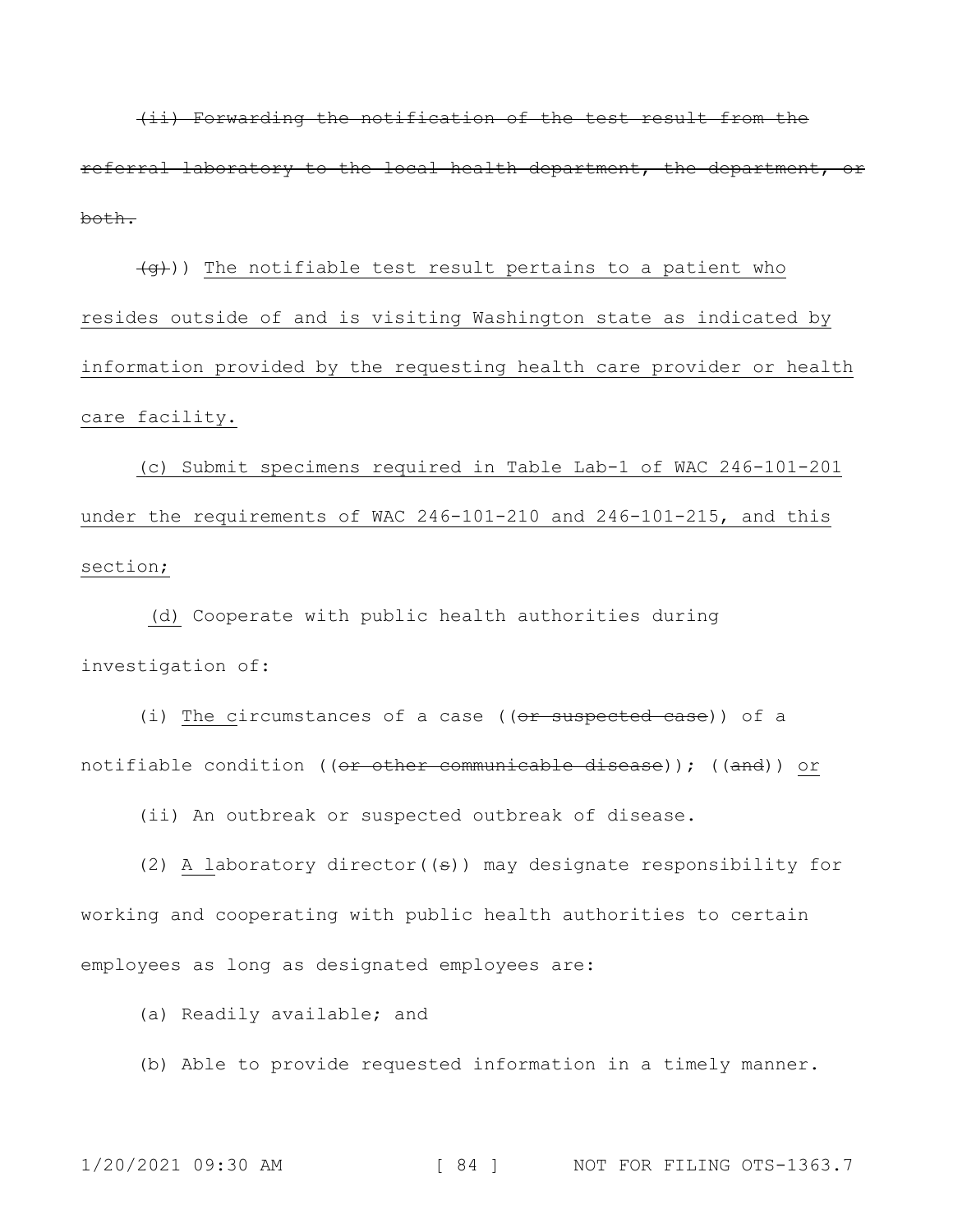~~(ii) Forwarding the notification of the test result from the referral laboratory to the local health department, the department, or both.~~

((~~(g)~~)) <u>The notifiable test result pertains to a patient who resides outside of and is visiting Washington state as indicated by information provided by the requesting health care provider or health care facility.</u>

<u>(c) Submit specimens required in Table Lab-1 of WAC 246-101-201 under the requirements of WAC 246-101-210 and 246-101-215, and this section;</u>

<u>(d)</u> Cooperate with public health authorities during investigation of:

(i) <u>The c</u>ircumstances of a case ((~~or suspected case~~)) of a notifiable condition ((~~or other communicable disease~~)); ((~~and~~)) <u>or</u>

(ii) An outbreak or suspected outbreak of disease.

(2) <u>A l</u>aboratory director((~~s~~)) may designate responsibility for working and cooperating with public health authorities to certain employees as long as designated employees are:

(a) Readily available; and

(b) Able to provide requested information in a timely manner.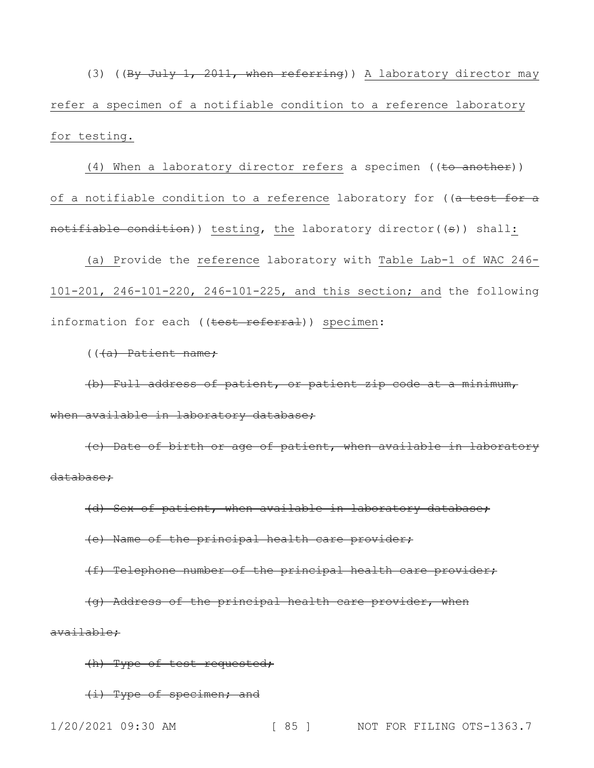(3) ((~~By July 1, 2011, when referring~~)) <u>A laboratory director may refer a specimen of a notifiable condition to a reference laboratory for testing.</u>

<u>(4) When a laboratory director refers</u> a specimen ((~~to another~~)) <u>of a notifiable condition to a reference</u> laboratory for ((~~a test for a notifiable condition~~)) <u>testing</u>, <u>the</u> laboratory director((~~s~~)) shall<u>:</u>

<u>(a) P</u>rovide the <u>reference</u> laboratory with <u>Table Lab-1 of WAC 246-101-201, 246-101-220, 246-101-225, and this section; and</u> the following information for each ((~~test referral~~)) <u>specimen</u>:

((~~(a) Patient name;~~

~~(b) Full address of patient, or patient zip code at a minimum, when available in laboratory database;~~

~~(c) Date of birth or age of patient, when available in laboratory database;~~

~~(d) Sex of patient, when available in laboratory database;~~

~~(e) Name of the principal health care provider;~~

~~(f) Telephone number of the principal health care provider;~~

~~(g) Address of the principal health care provider, when available;~~

~~(h) Type of test requested;~~

~~(i) Type of specimen; and~~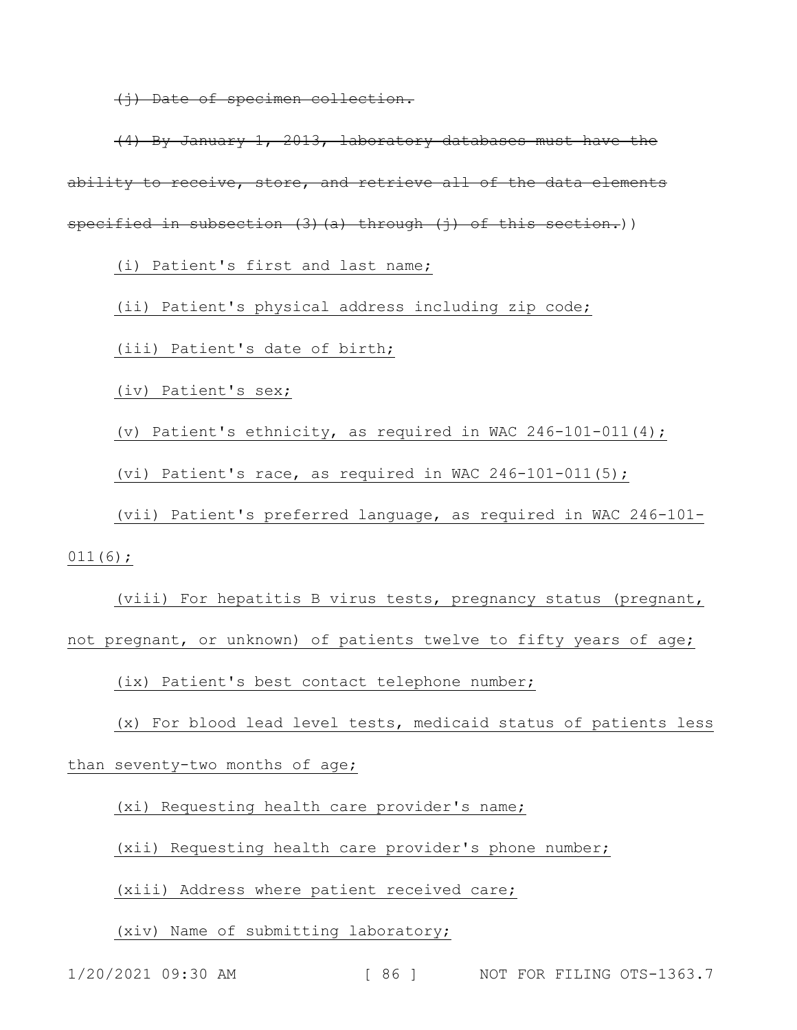~~(j) Date of specimen collection.~~

~~(4) By January 1, 2013, laboratory databases must have the ability to receive, store, and retrieve all of the data elements specified in subsection (3)(a) through (j) of this section.~~))

<u>(i) Patient's first and last name;</u>

<u>(ii) Patient's physical address including zip code;</u>

<u>(iii) Patient's date of birth;</u>

<u>(iv) Patient's sex;</u>

<u>(v) Patient's ethnicity, as required in WAC 246-101-011(4);</u>

<u>(vi) Patient's race, as required in WAC 246-101-011(5);</u>

<u>(vii) Patient's preferred language, as required in WAC 246-101-011(6);</u>

<u>(viii) For hepatitis B virus tests, pregnancy status (pregnant, not pregnant, or unknown) of patients twelve to fifty years of age;</u>

<u>(ix) Patient's best contact telephone number;</u>

<u>(x) For blood lead level tests, medicaid status of patients less than seventy-two months of age;</u>

<u>(xi) Requesting health care provider's name;</u>

<u>(xii) Requesting health care provider's phone number;</u>

<u>(xiii) Address where patient received care;</u>

<u>(xiv) Name of submitting laboratory;</u>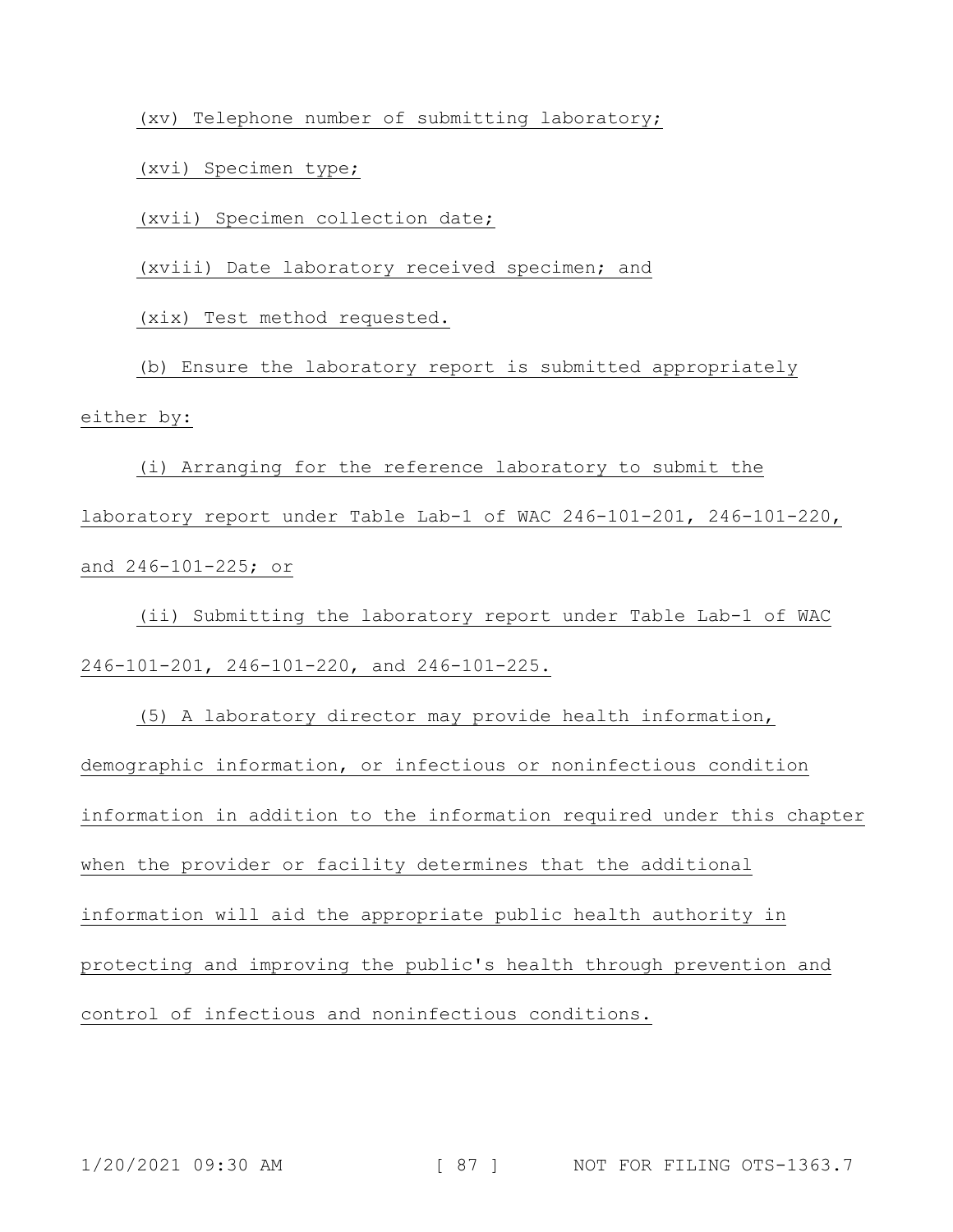(xv) Telephone number of submitting laboratory;

(xvi) Specimen type;

(xvii) Specimen collection date;

(xviii) Date laboratory received specimen; and

(xix) Test method requested.

(b) Ensure the laboratory report is submitted appropriately either by:

(i) Arranging for the reference laboratory to submit the laboratory report under Table Lab-1 of WAC 246-101-201, 246-101-220, and 246-101-225; or

(ii) Submitting the laboratory report under Table Lab-1 of WAC 246-101-201, 246-101-220, and 246-101-225.

(5) A laboratory director may provide health information, demographic information, or infectious or noninfectious condition information in addition to the information required under this chapter when the provider or facility determines that the additional information will aid the appropriate public health authority in protecting and improving the public's health through prevention and control of infectious and noninfectious conditions.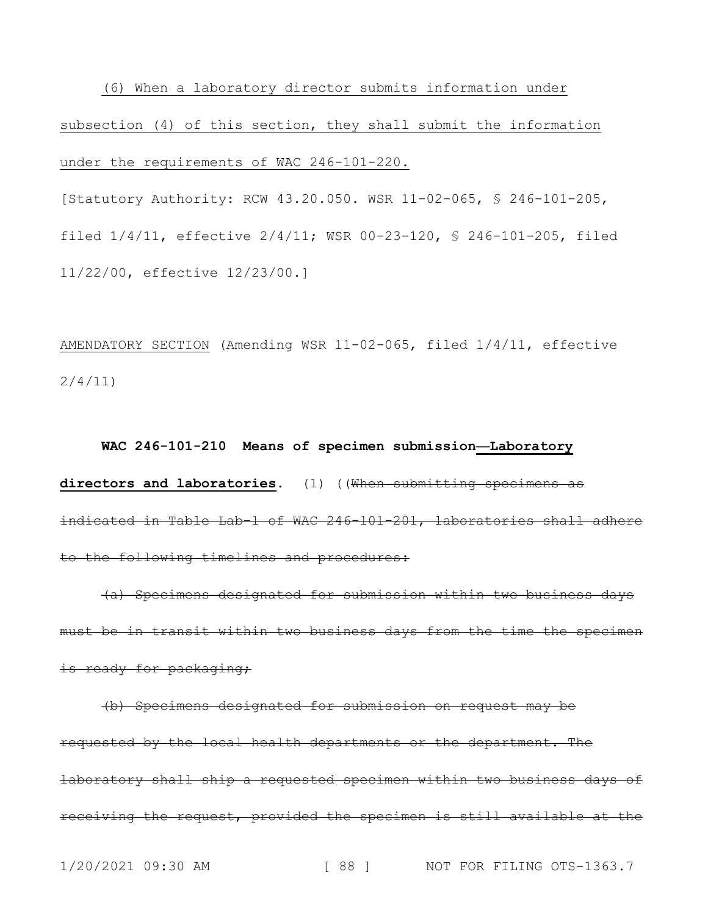<u>(6) When a laboratory director submits information under subsection (4) of this section, they shall submit the information under the requirements of WAC 246-101-220.</u>

[Statutory Authority: RCW 43.20.050. WSR 11-02-065, § 246-101-205, filed 1/4/11, effective 2/4/11; WSR 00-23-120, § 246-101-205, filed 11/22/00, effective 12/23/00.]

<u>AMENDATORY SECTION</u> (Amending WSR 11-02-065, filed 1/4/11, effective 2/4/11)

**WAC 246-101-210 Means of specimen submission<u>—Laboratory directors and laboratories</u>.** (1) ((~~When submitting specimens as indicated in Table Lab-1 of WAC 246-101-201, laboratories shall adhere to the following timelines and procedures:~~

~~(a) Specimens designated for submission within two business days must be in transit within two business days from the time the specimen is ready for packaging;~~

~~(b) Specimens designated for submission on request may be requested by the local health departments or the department. The laboratory shall ship a requested specimen within two business days of receiving the request, provided the specimen is still available at the~~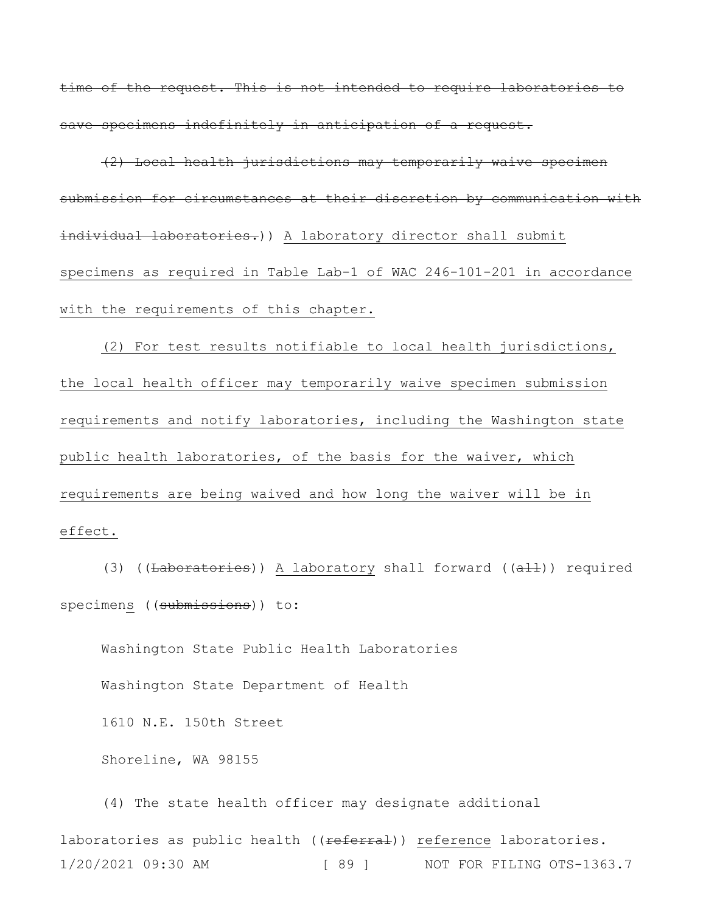~~time of the request. This is not intended to require laboratories to save specimens indefinitely in anticipation of a request.~~

~~(2) Local health jurisdictions may temporarily waive specimen submission for circumstances at their discretion by communication with individual laboratories.~~)) <u>A laboratory director shall submit specimens as required in Table Lab-1 of WAC 246-101-201 in accordance with the requirements of this chapter.</u>

<u>(2) For test results notifiable to local health jurisdictions, the local health officer may temporarily waive specimen submission requirements and notify laboratories, including the Washington state public health laboratories, of the basis for the waiver, which requirements are being waived and how long the waiver will be in effect.</u>

(3) ((~~Laboratories~~)) <u>A laboratory</u> shall forward ((~~all~~)) required specimen<u>s</u> ((~~submissions~~)) to:

Washington State Public Health Laboratories

Washington State Department of Health

1610 N.E. 150th Street

Shoreline, WA 98155

(4) The state health officer may designate additional laboratories as public health ((~~referral~~)) <u>reference</u> laboratories.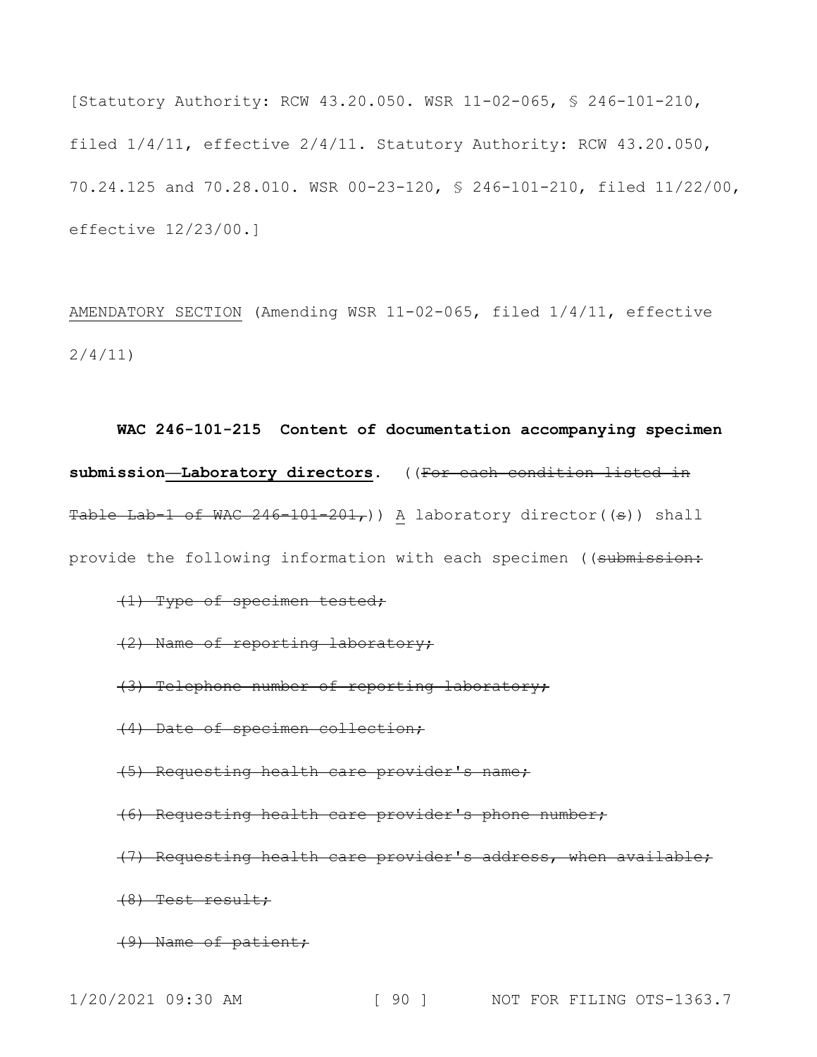[Statutory Authority: RCW 43.20.050. WSR 11-02-065, § 246-101-210, filed 1/4/11, effective 2/4/11. Statutory Authority: RCW 43.20.050, 70.24.125 and 70.28.010. WSR 00-23-120, § 246-101-210, filed 11/22/00, effective 12/23/00.]

<u>AMENDATORY SECTION</u> (Amending WSR 11-02-065, filed 1/4/11, effective 2/4/11)

**WAC 246-101-215 Content of documentation accompanying specimen submission—Laboratory directors.** ((~~For each condition listed in Table Lab-1 of WAC 246-101-201,~~)) <u>A</u> laboratory director((~~s~~)) shall provide the following information with each specimen ((~~submission:~~

~~(1) Type of specimen tested;~~

~~(2) Name of reporting laboratory;~~

~~(3) Telephone number of reporting laboratory;~~

~~(4) Date of specimen collection;~~

~~(5) Requesting health care provider's name;~~

~~(6) Requesting health care provider's phone number;~~

~~(7) Requesting health care provider's address, when available;~~

~~(8) Test result;~~

~~(9) Name of patient;~~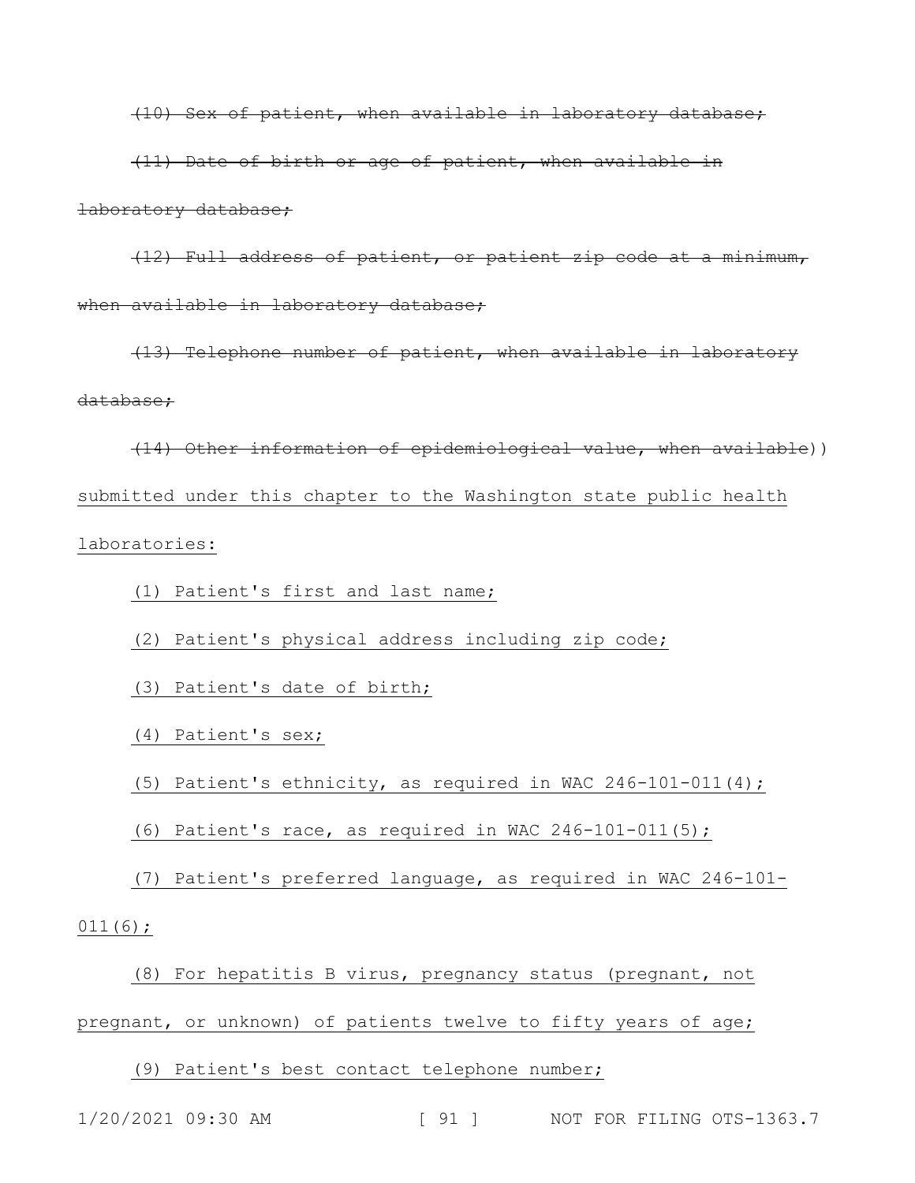~~(10) Sex of patient, when available in laboratory database;~~

~~(11) Date of birth or age of patient, when available in laboratory database;~~

~~(12) Full address of patient, or patient zip code at a minimum, when available in laboratory database;~~

~~(13) Telephone number of patient, when available in laboratory database;~~

~~(14) Other information of epidemiological value, when available~~)) <u>submitted under this chapter to the Washington state public health laboratories:</u>

<u>(1) Patient's first and last name;</u>

<u>(2) Patient's physical address including zip code;</u>

<u>(3) Patient's date of birth;</u>

<u>(4) Patient's sex;</u>

<u>(5) Patient's ethnicity, as required in WAC 246-101-011(4);</u>

<u>(6) Patient's race, as required in WAC 246-101-011(5);</u>

<u>(7) Patient's preferred language, as required in WAC 246-101-011(6);</u>

<u>(8) For hepatitis B virus, pregnancy status (pregnant, not pregnant, or unknown) of patients twelve to fifty years of age;</u>

<u>(9) Patient's best contact telephone number;</u>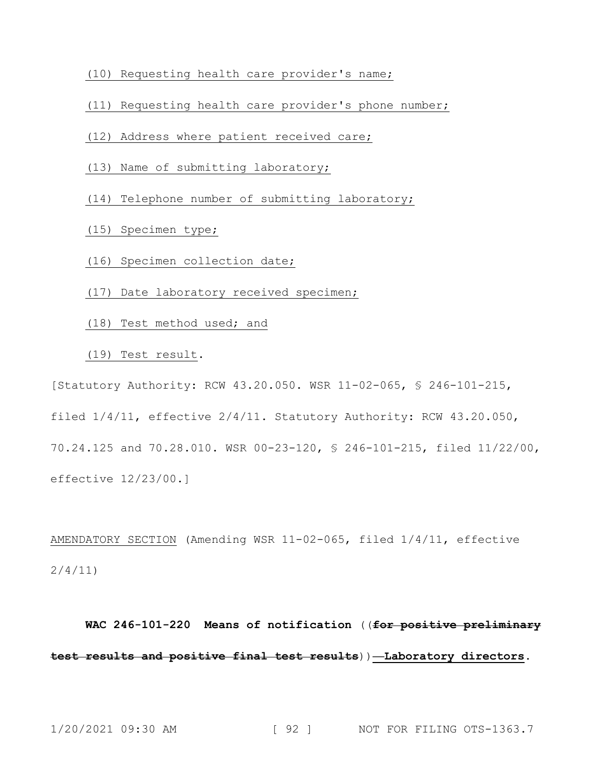(10) Requesting health care provider's name;

(11) Requesting health care provider's phone number;

(12) Address where patient received care;

(13) Name of submitting laboratory;

(14) Telephone number of submitting laboratory;

(15) Specimen type;

(16) Specimen collection date;

(17) Date laboratory received specimen;

(18) Test method used; and

(19) Test result.

[Statutory Authority: RCW 43.20.050. WSR 11-02-065, § 246-101-215, filed 1/4/11, effective 2/4/11. Statutory Authority: RCW 43.20.050, 70.24.125 and 70.28.010. WSR 00-23-120, § 246-101-215, filed 11/22/00, effective 12/23/00.]

AMENDATORY SECTION (Amending WSR 11-02-065, filed 1/4/11, effective 2/4/11)

**WAC 246-101-220 Means of notification** ((~~**for positive preliminary test results and positive final test results**~~))**—Laboratory directors**.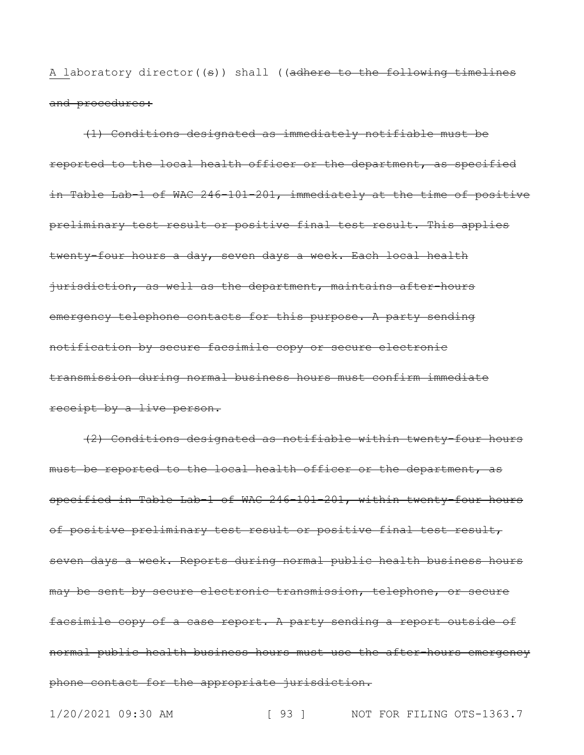<u>A l</u>aboratory director((~~s~~)) shall ((~~adhere to the following timelines and procedures:~~

~~(1) Conditions designated as immediately notifiable must be reported to the local health officer or the department, as specified in Table Lab-1 of WAC 246-101-201, immediately at the time of positive preliminary test result or positive final test result. This applies twenty-four hours a day, seven days a week. Each local health jurisdiction, as well as the department, maintains after-hours emergency telephone contacts for this purpose. A party sending notification by secure facsimile copy or secure electronic transmission during normal business hours must confirm immediate receipt by a live person.~~

~~(2) Conditions designated as notifiable within twenty-four hours must be reported to the local health officer or the department, as specified in Table Lab-1 of WAC 246-101-201, within twenty-four hours of positive preliminary test result or positive final test result, seven days a week. Reports during normal public health business hours may be sent by secure electronic transmission, telephone, or secure facsimile copy of a case report. A party sending a report outside of normal public health business hours must use the after-hours emergency phone contact for the appropriate jurisdiction.~~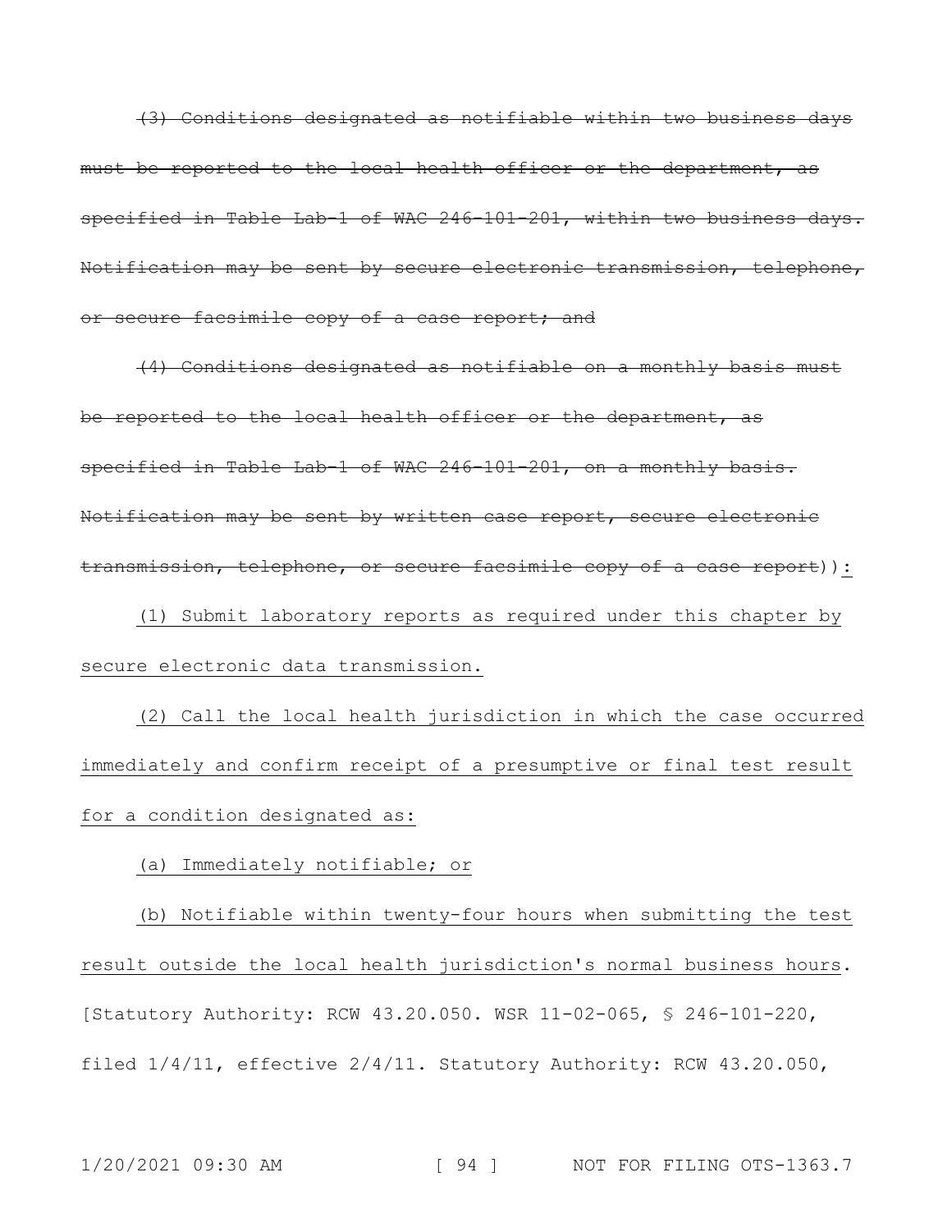~~(3) Conditions designated as notifiable within two business days must be reported to the local health officer or the department, as specified in Table Lab-1 of WAC 246-101-201, within two business days. Notification may be sent by secure electronic transmission, telephone, or secure facsimile copy of a case report; and~~

~~(4) Conditions designated as notifiable on a monthly basis must be reported to the local health officer or the department, as specified in Table Lab-1 of WAC 246-101-201, on a monthly basis. Notification may be sent by written case report, secure electronic transmission, telephone, or secure facsimile copy of a case report~~)):

<u>(1) Submit laboratory reports as required under this chapter by secure electronic data transmission.</u>

<u>(2) Call the local health jurisdiction in which the case occurred immediately and confirm receipt of a presumptive or final test result for a condition designated as:</u>

<u>(a) Immediately notifiable; or</u>

<u>(b) Notifiable within twenty-four hours when submitting the test result outside the local health jurisdiction's normal business hours</u>.

[Statutory Authority: RCW 43.20.050. WSR 11-02-065, § 246-101-220, filed 1/4/11, effective 2/4/11. Statutory Authority: RCW 43.20.050,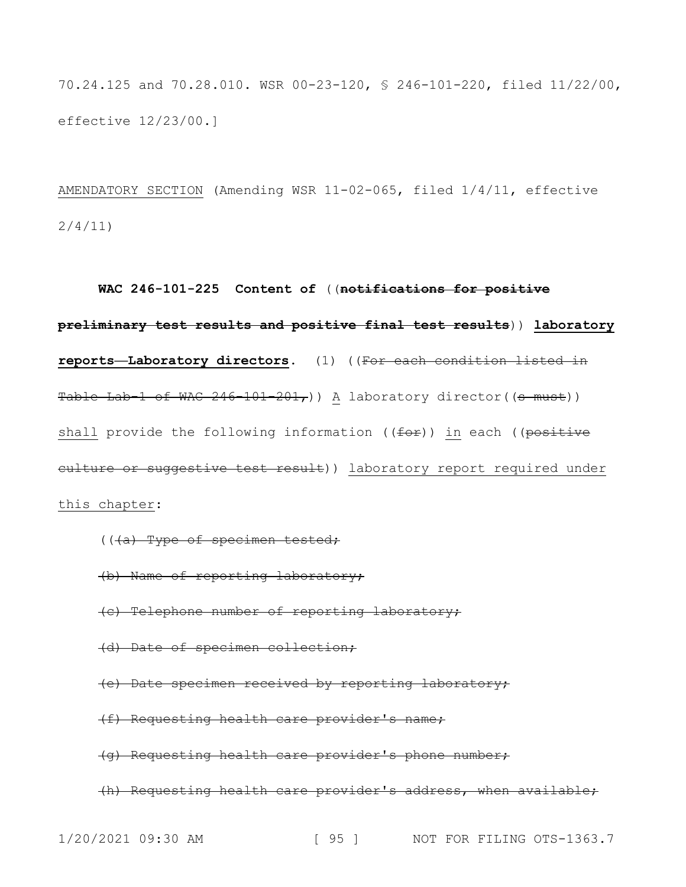70.24.125 and 70.28.010. WSR 00-23-120, § 246-101-220, filed 11/22/00, effective 12/23/00.]

<u>AMENDATORY SECTION</u> (Amending WSR 11-02-065, filed 1/4/11, effective 2/4/11)

**WAC 246-101-225 Content of** ((~~**notifications for positive preliminary test results and positive final test results**~~)) <u>**laboratory reports—Laboratory directors**</u>**.** (1) ((~~For each condition listed in Table Lab-1 of WAC 246-101-201,~~)) <u>A</u> laboratory director((~~s must~~)) <u>shall</u> provide the following information ((~~for~~)) <u>in</u> each ((~~positive culture or suggestive test result~~)) <u>laboratory report required under this chapter</u>:

((~~(a) Type of specimen tested;~~

~~(b) Name of reporting laboratory;~~

~~(c) Telephone number of reporting laboratory;~~

~~(d) Date of specimen collection;~~

~~(e) Date specimen received by reporting laboratory;~~

~~(f) Requesting health care provider's name;~~

~~(g) Requesting health care provider's phone number;~~

~~(h) Requesting health care provider's address, when available;~~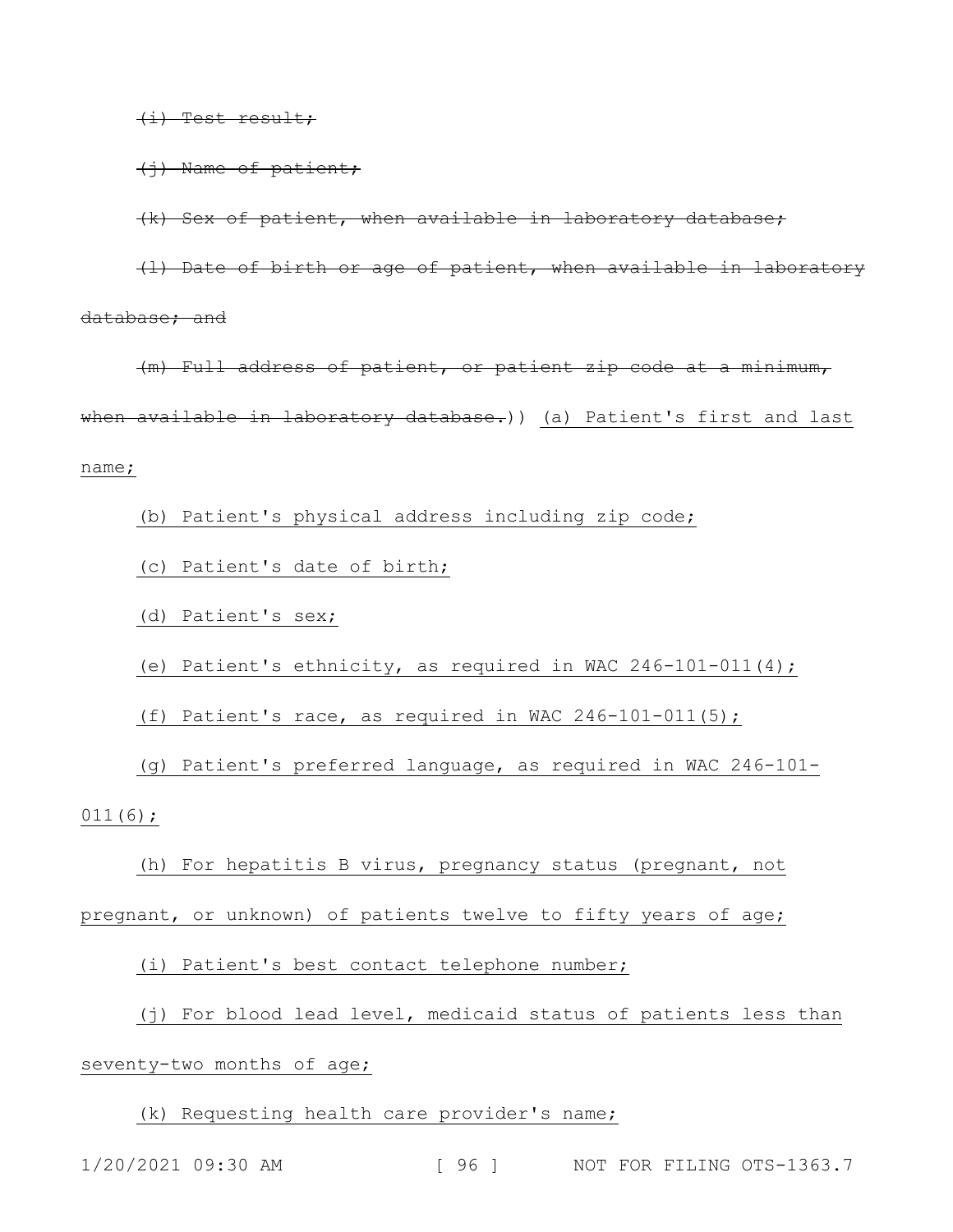~~(i) Test result;~~

~~(j) Name of patient;~~

~~(k) Sex of patient, when available in laboratory database;~~

~~(l) Date of birth or age of patient, when available in laboratory database; and~~

~~(m) Full address of patient, or patient zip code at a minimum, when available in laboratory database.~~)) <u>(a) Patient's first and last name;</u>

<u>(b) Patient's physical address including zip code;</u>

<u>(c) Patient's date of birth;</u>

<u>(d) Patient's sex;</u>

<u>(e) Patient's ethnicity, as required in WAC 246-101-011(4);</u>

<u>(f) Patient's race, as required in WAC 246-101-011(5);</u>

<u>(g) Patient's preferred language, as required in WAC 246-101-011(6);</u>

<u>(h) For hepatitis B virus, pregnancy status (pregnant, not pregnant, or unknown) of patients twelve to fifty years of age;</u>

<u>(i) Patient's best contact telephone number;</u>

<u>(j) For blood lead level, medicaid status of patients less than seventy-two months of age;</u>

<u>(k) Requesting health care provider's name;</u>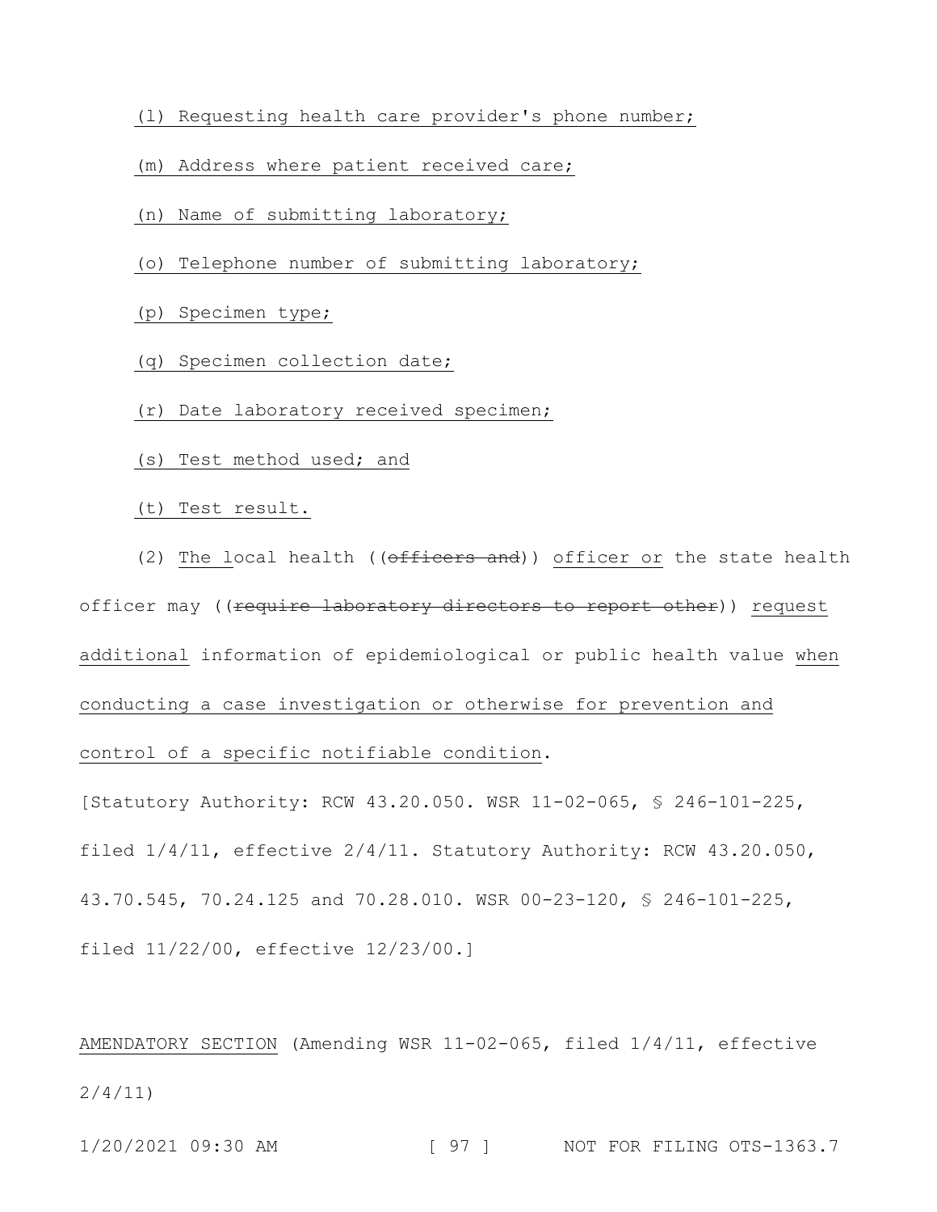(l) Requesting health care provider's phone number;

(m) Address where patient received care;

(n) Name of submitting laboratory;

(o) Telephone number of submitting laboratory;

(p) Specimen type;

(q) Specimen collection date;

(r) Date laboratory received specimen;

(s) Test method used; and

(t) Test result.

(2) The local health ((~~officers and~~)) officer or the state health officer may ((~~require laboratory directors to report other~~)) request additional information of epidemiological or public health value when conducting a case investigation or otherwise for prevention and control of a specific notifiable condition.

[Statutory Authority: RCW 43.20.050. WSR 11-02-065, § 246-101-225, filed 1/4/11, effective 2/4/11. Statutory Authority: RCW 43.20.050, 43.70.545, 70.24.125 and 70.28.010. WSR 00-23-120, § 246-101-225, filed 11/22/00, effective 12/23/00.]

AMENDATORY SECTION (Amending WSR 11-02-065, filed 1/4/11, effective 2/4/11)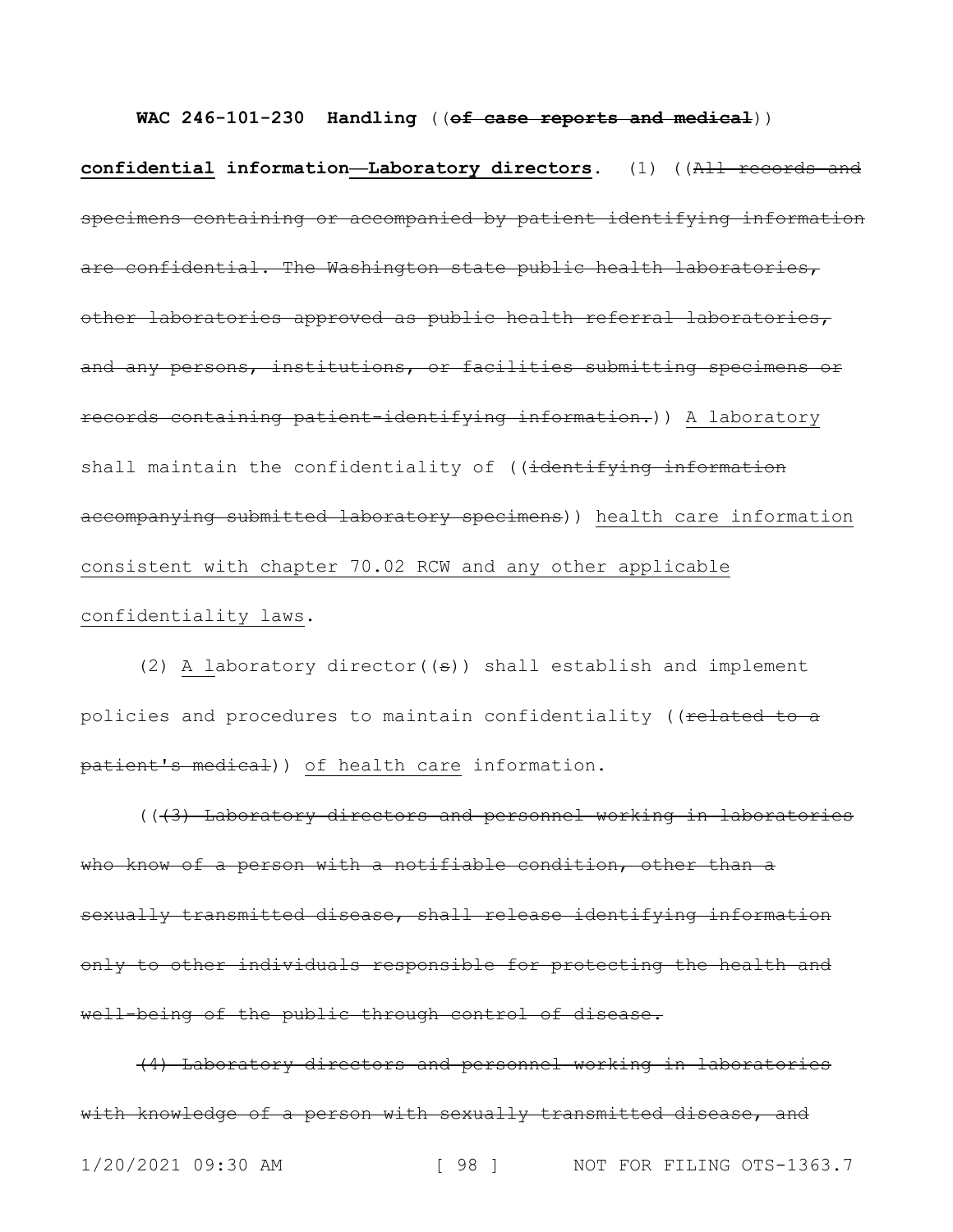**WAC 246-101-230 Handling** ((~~of case reports and medical~~)) **confidential information—Laboratory directors.** (1) ((~~All records and specimens containing or accompanied by patient identifying information are confidential. The Washington state public health laboratories, other laboratories approved as public health referral laboratories, and any persons, institutions, or facilities submitting specimens or records containing patient-identifying information.~~)) A laboratory shall maintain the confidentiality of ((~~identifying information accompanying submitted laboratory specimens~~)) health care information consistent with chapter 70.02 RCW and any other applicable confidentiality laws.

(2) A laboratory director((~~s~~)) shall establish and implement policies and procedures to maintain confidentiality ((~~related to a patient's medical~~)) of health care information.

((~~(3) Laboratory directors and personnel working in laboratories who know of a person with a notifiable condition, other than a sexually transmitted disease, shall release identifying information only to other individuals responsible for protecting the health and well-being of the public through control of disease.~~

~~(4) Laboratory directors and personnel working in laboratories with knowledge of a person with sexually transmitted disease, and~~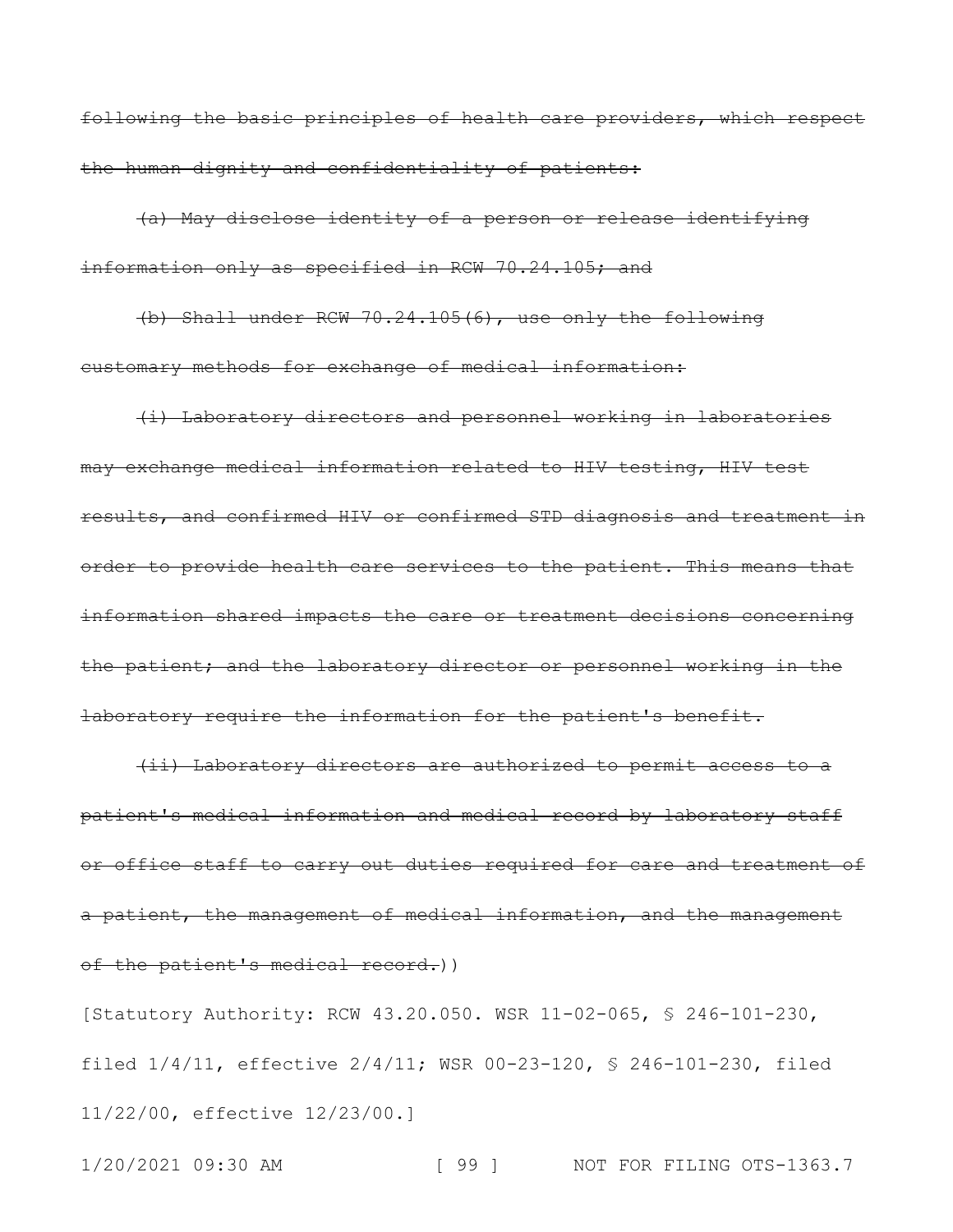~~following the basic principles of health care providers, which respect the human dignity and confidentiality of patients:~~

~~(a) May disclose identity of a person or release identifying information only as specified in RCW 70.24.105; and~~

~~(b) Shall under RCW 70.24.105(6), use only the following customary methods for exchange of medical information:~~

~~(i) Laboratory directors and personnel working in laboratories may exchange medical information related to HIV testing, HIV test results, and confirmed HIV or confirmed STD diagnosis and treatment in order to provide health care services to the patient. This means that information shared impacts the care or treatment decisions concerning the patient; and the laboratory director or personnel working in the laboratory require the information for the patient's benefit.~~

~~(ii) Laboratory directors are authorized to permit access to a patient's medical information and medical record by laboratory staff or office staff to carry out duties required for care and treatment of a patient, the management of medical information, and the management of the patient's medical record.~~))

[Statutory Authority: RCW 43.20.050. WSR 11-02-065, § 246-101-230, filed 1/4/11, effective 2/4/11; WSR 00-23-120, § 246-101-230, filed 11/22/00, effective 12/23/00.]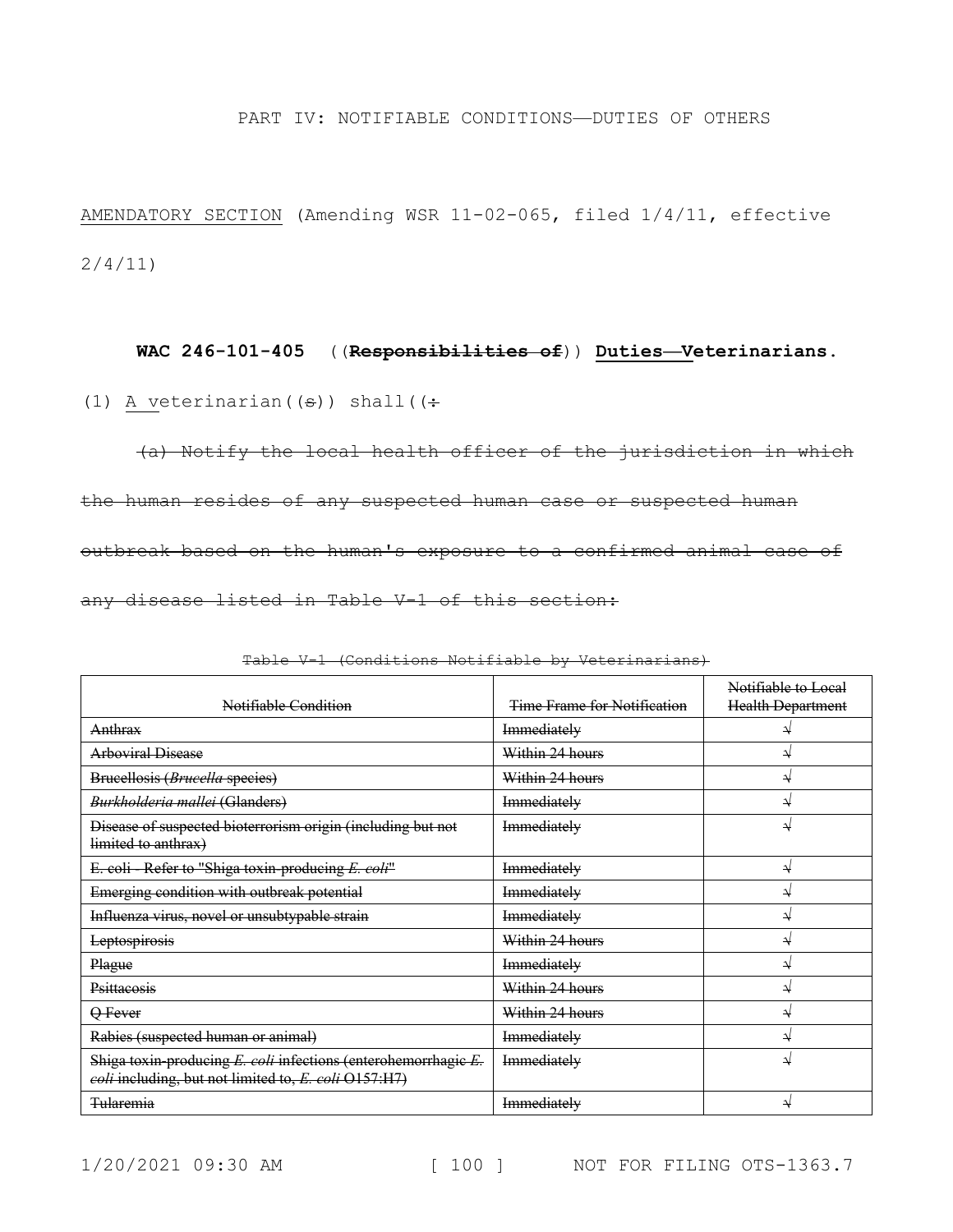PART IV: NOTIFIABLE CONDITIONS—DUTIES OF OTHERS

AMENDATORY SECTION (Amending WSR 11-02-065, filed 1/4/11, effective 2/4/11)

**WAC 246-101-405** ((~~**Responsibilities of**~~)) **Duties—Veterinarians.**

(1) A veterinarian((~~s~~)) shall((~~:~~

~~(a) Notify the local health officer of the jurisdiction in which the human resides of any suspected human case or suspected human outbreak based on the human's exposure to a confirmed animal case of any disease listed in Table V-1 of this section:~~

~~Table V-1 (Conditions Notifiable by Veterinarians)~~

| ~~Notifiable Condition~~ | ~~Time Frame for Notification~~ | ~~Notifiable to Local Health Department~~ |
|---|---|---|
| ~~Anthrax~~ | ~~Immediately~~ | ~~√~~ |
| ~~Arboviral Disease~~ | ~~Within 24 hours~~ | ~~√~~ |
| ~~Brucellosis (*Brucella* species)~~ | ~~Within 24 hours~~ | ~~√~~ |
| ~~*Burkholderia mallei* (Glanders)~~ | ~~Immediately~~ | ~~√~~ |
| ~~Disease of suspected bioterrorism origin (including but not limited to anthrax)~~ | ~~Immediately~~ | ~~√~~ |
| ~~E. coli - Refer to "Shiga toxin-producing *E. coli*"~~ | ~~Immediately~~ | ~~√~~ |
| ~~Emerging condition with outbreak potential~~ | ~~Immediately~~ | ~~√~~ |
| ~~Influenza virus, novel or unsubtypable strain~~ | ~~Immediately~~ | ~~√~~ |
| ~~Leptospirosis~~ | ~~Within 24 hours~~ | ~~√~~ |
| ~~Plague~~ | ~~Immediately~~ | ~~√~~ |
| ~~Psittacosis~~ | ~~Within 24 hours~~ | ~~√~~ |
| ~~Q Fever~~ | ~~Within 24 hours~~ | ~~√~~ |
| ~~Rabies (suspected human or animal)~~ | ~~Immediately~~ | ~~√~~ |
| ~~Shiga toxin-producing *E. coli* infections (enterohemorrhagic *E. coli* including, but not limited to, *E. coli* O157:H7)~~ | ~~Immediately~~ | ~~√~~ |
| ~~Tularemia~~ | ~~Immediately~~ | ~~√~~ |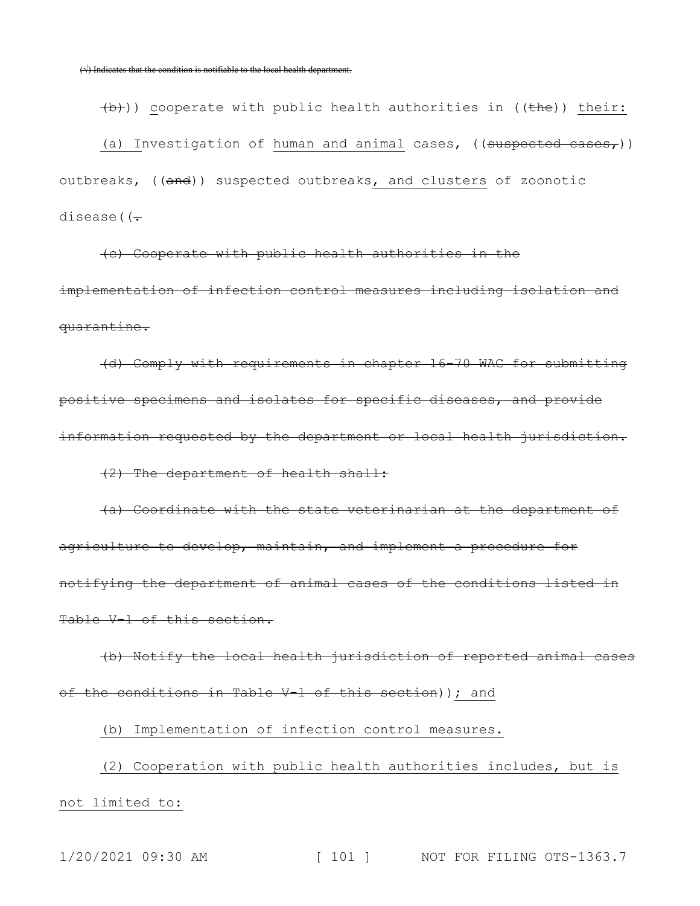~~(√) Indicates that the condition is notifiable to the local health department.~~

~~(b)~~)) cooperate with public health authorities in ((~~the~~)) their:

(a) Investigation of human and animal cases, ((~~suspected cases,~~)) outbreaks, ((~~and~~)) suspected outbreaks, and clusters of zoonotic disease((~~.~~

~~(c) Cooperate with public health authorities in the implementation of infection control measures including isolation and quarantine.~~

~~(d) Comply with requirements in chapter 16-70 WAC for submitting positive specimens and isolates for specific diseases, and provide information requested by the department or local health jurisdiction.~~

~~(2) The department of health shall:~~

~~(a) Coordinate with the state veterinarian at the department of agriculture to develop, maintain, and implement a procedure for notifying the department of animal cases of the conditions listed in Table V-1 of this section.~~

~~(b) Notify the local health jurisdiction of reported animal cases of the conditions in Table V-1 of this section~~)); and

(b) Implementation of infection control measures.

(2) Cooperation with public health authorities includes, but is not limited to: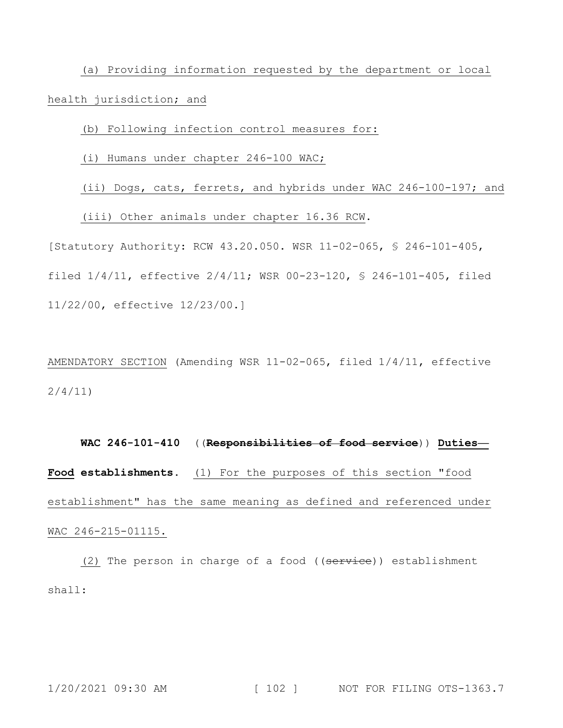(a) Providing information requested by the department or local health jurisdiction; and

(b) Following infection control measures for:

(i) Humans under chapter 246-100 WAC;

(ii) Dogs, cats, ferrets, and hybrids under WAC 246-100-197; and

(iii) Other animals under chapter 16.36 RCW.

[Statutory Authority: RCW 43.20.050. WSR 11-02-065, § 246-101-405, filed 1/4/11, effective 2/4/11; WSR 00-23-120, § 246-101-405, filed 11/22/00, effective 12/23/00.]

AMENDATORY SECTION (Amending WSR 11-02-065, filed 1/4/11, effective 2/4/11)

**WAC 246-101-410** ((~~**Responsibilities of food service**~~)) **Duties—Food establishments.** (1) For the purposes of this section "food establishment" has the same meaning as defined and referenced under WAC 246-215-01115.

(2) The person in charge of a food ((~~service~~)) establishment shall: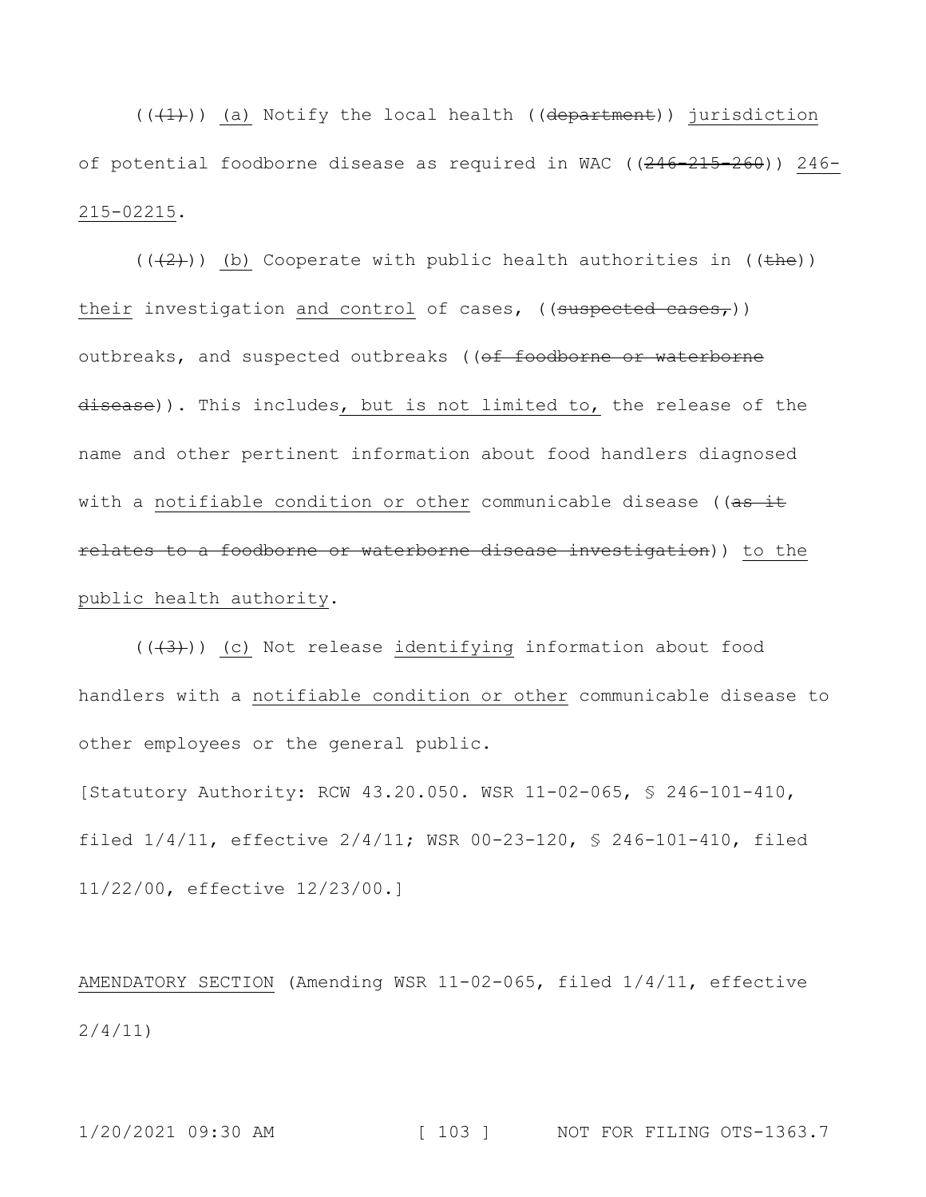(((1))) (a) Notify the local health ((department)) jurisdiction of potential foodborne disease as required in WAC ((246-215-260)) 246-215-02215.

(((2))) (b) Cooperate with public health authorities in ((the)) their investigation and control of cases, ((suspected cases,)) outbreaks, and suspected outbreaks ((of foodborne or waterborne disease)). This includes, but is not limited to, the release of the name and other pertinent information about food handlers diagnosed with a notifiable condition or other communicable disease ((as it relates to a foodborne or waterborne disease investigation)) to the public health authority.

(((3))) (c) Not release identifying information about food handlers with a notifiable condition or other communicable disease to other employees or the general public.

[Statutory Authority: RCW 43.20.050. WSR 11-02-065, § 246-101-410, filed 1/4/11, effective 2/4/11; WSR 00-23-120, § 246-101-410, filed 11/22/00, effective 12/23/00.]

AMENDATORY SECTION (Amending WSR 11-02-065, filed 1/4/11, effective 2/4/11)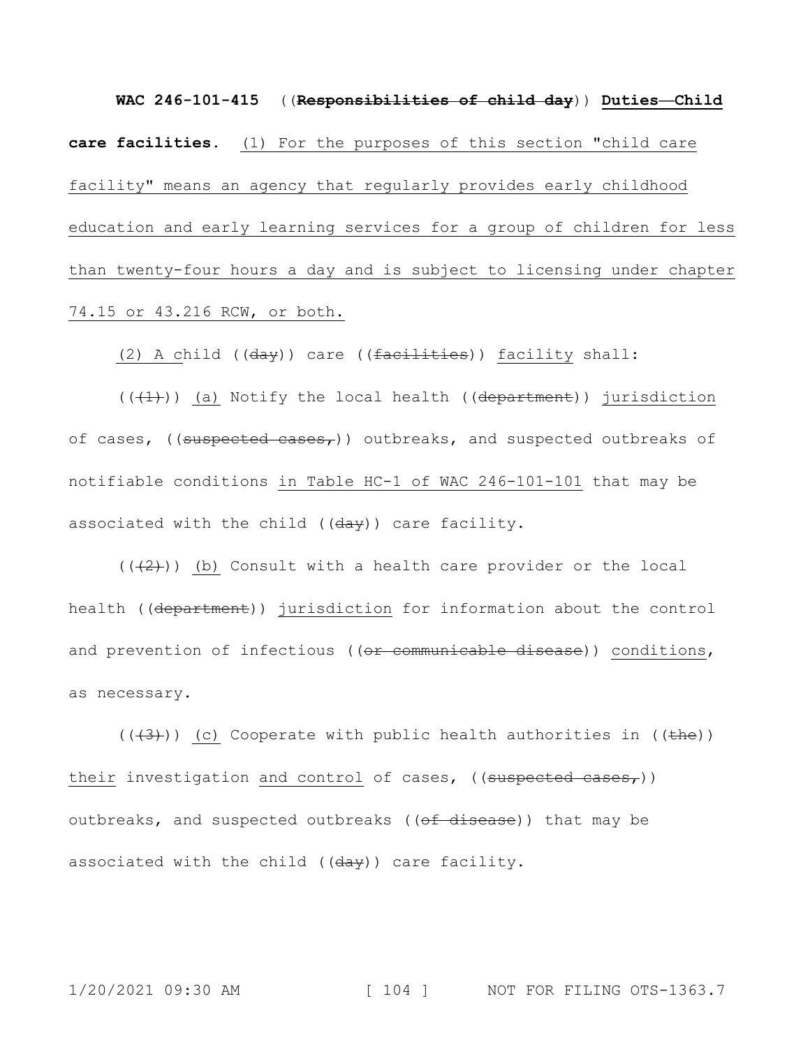**WAC 246-101-415** ((~~Responsibilities of child day~~)) <u>**Duties—Child care facilities.**</u> <u>(1) For the purposes of this section "child care facility" means an agency that regularly provides early childhood education and early learning services for a group of children for less than twenty-four hours a day and is subject to licensing under chapter 74.15 or 43.216 RCW, or both.</u>

<u>(2) A c</u>hild ((~~day~~)) care ((~~facilities~~)) <u>facility</u> shall:

((~~(1)~~)) <u>(a)</u> Notify the local health ((~~department~~)) <u>jurisdiction</u> of cases, ((~~suspected cases,~~)) outbreaks, and suspected outbreaks of notifiable conditions <u>in Table HC-1 of WAC 246-101-101</u> that may be associated with the child ((~~day~~)) care facility.

((~~(2)~~)) <u>(b)</u> Consult with a health care provider or the local health ((~~department~~)) <u>jurisdiction</u> for information about the control and prevention of infectious ((~~or communicable disease~~)) <u>conditions</u>, as necessary.

((~~(3)~~)) <u>(c)</u> Cooperate with public health authorities in ((~~the~~)) <u>their</u> investigation <u>and control</u> of cases, ((~~suspected cases,~~)) outbreaks, and suspected outbreaks ((~~of disease~~)) that may be associated with the child ((~~day~~)) care facility.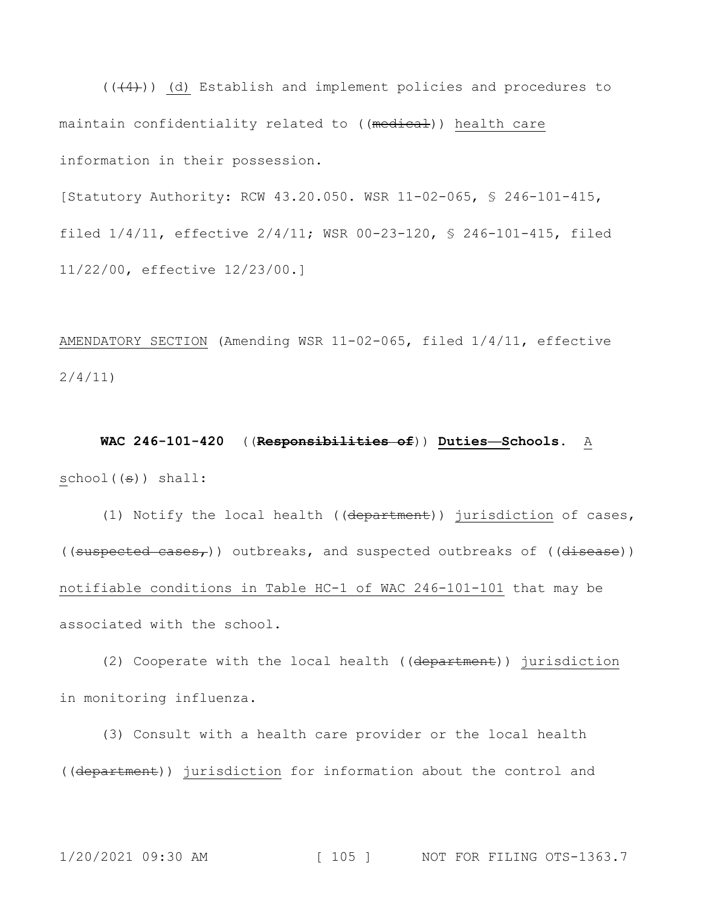((~~(4)~~)) <u>(d)</u> Establish and implement policies and procedures to maintain confidentiality related to ((~~medical~~)) <u>health care</u> information in their possession.

[Statutory Authority: RCW 43.20.050. WSR 11-02-065, § 246-101-415, filed 1/4/11, effective 2/4/11; WSR 00-23-120, § 246-101-415, filed 11/22/00, effective 12/23/00.]

<u>AMENDATORY SECTION</u> (Amending WSR 11-02-065, filed 1/4/11, effective 2/4/11)

**WAC 246-101-420** ((~~**Responsibilities of**~~)) <u>**Duties—Schools**</u>**.** <u>A</u> <u>school</u>((~~s~~)) shall:

(1) Notify the local health ((~~department~~)) <u>jurisdiction</u> of cases, ((~~suspected cases,~~)) outbreaks, and suspected outbreaks of ((~~disease~~)) <u>notifiable conditions in Table HC-1 of WAC 246-101-101</u> that may be associated with the school.

(2) Cooperate with the local health ((~~department~~)) <u>jurisdiction</u> in monitoring influenza.

(3) Consult with a health care provider or the local health ((~~department~~)) <u>jurisdiction</u> for information about the control and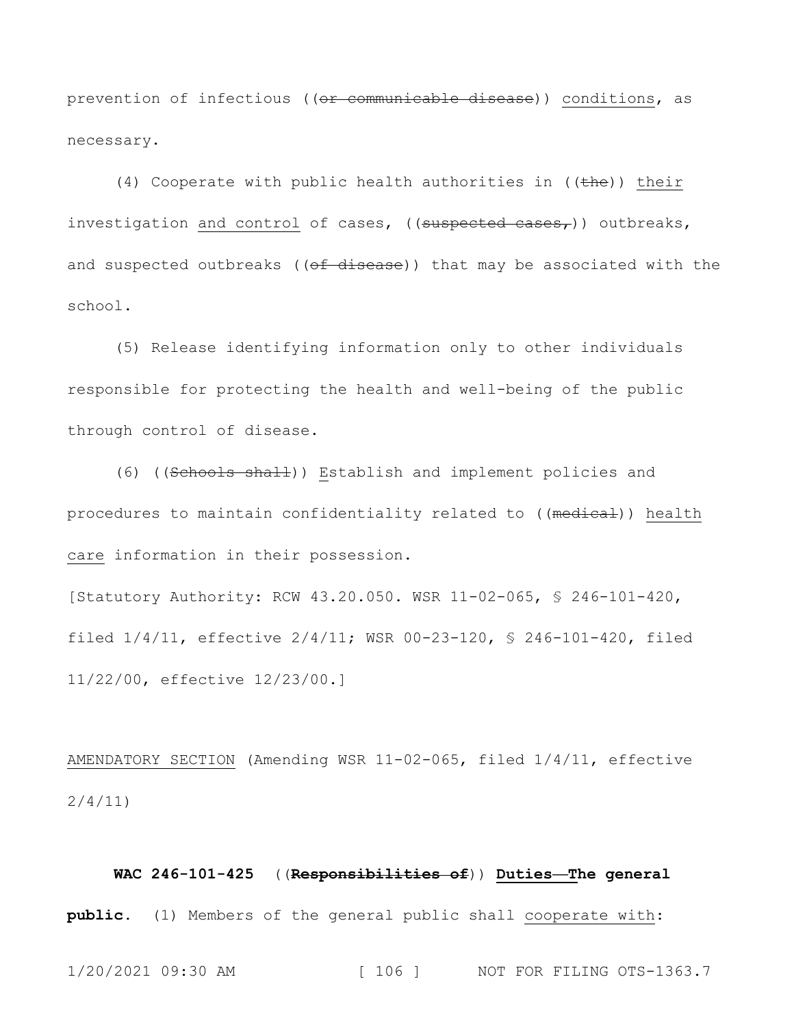prevention of infectious ((~~or communicable disease~~)) <u>conditions</u>, as necessary.

(4) Cooperate with public health authorities in ((~~the~~)) <u>their</u> investigation <u>and control</u> of cases, ((~~suspected cases,~~)) outbreaks, and suspected outbreaks ((~~of disease~~)) that may be associated with the school.

(5) Release identifying information only to other individuals responsible for protecting the health and well-being of the public through control of disease.

(6) ((~~Schools shall~~)) <u>E</u>stablish and implement policies and procedures to maintain confidentiality related to ((~~medical~~)) <u>health care</u> information in their possession.

[Statutory Authority: RCW 43.20.050. WSR 11-02-065, § 246-101-420, filed 1/4/11, effective 2/4/11; WSR 00-23-120, § 246-101-420, filed 11/22/00, effective 12/23/00.]

<u>AMENDATORY SECTION</u> (Amending WSR 11-02-065, filed 1/4/11, effective 2/4/11)

**WAC 246-101-425** ((~~**Responsibilities of**~~)) <u>**Duties—The general**</u> **public.** (1) Members of the general public shall <u>cooperate with</u>: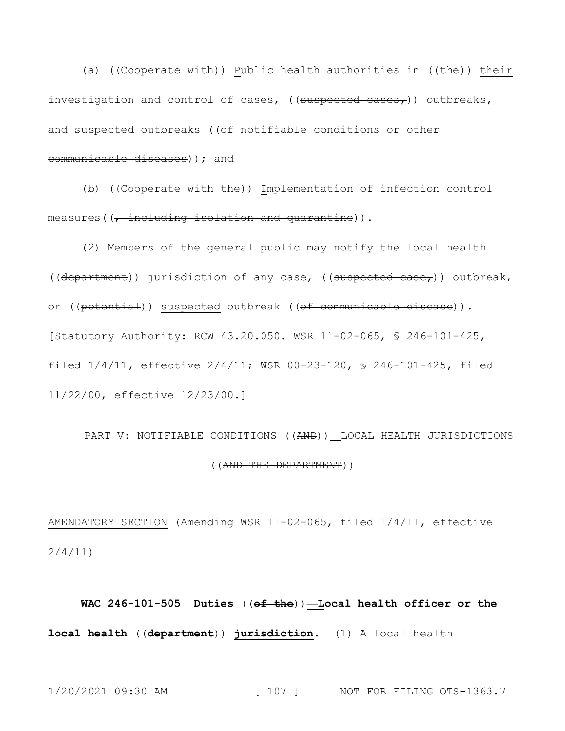(a) ((~~Cooperate with~~)) <u>P</u>ublic health authorities in ((~~the~~)) <u>their</u> investigation <u>and control</u> of cases, ((~~suspected cases,~~)) outbreaks, and suspected outbreaks ((~~of notifiable conditions or other communicable diseases~~)); and

(b) ((~~Cooperate with the~~)) <u>I</u>mplementation of infection control measures((~~, including isolation and quarantine~~)).

(2) Members of the general public may notify the local health ((~~department~~)) <u>jurisdiction</u> of any case, ((~~suspected case,~~)) outbreak, or ((~~potential~~)) <u>suspected</u> outbreak ((~~of communicable disease~~)).

[Statutory Authority: RCW 43.20.050. WSR 11-02-065, § 246-101-425, filed 1/4/11, effective 2/4/11; WSR 00-23-120, § 246-101-425, filed 11/22/00, effective 12/23/00.]

PART V: NOTIFIABLE CONDITIONS ((~~AND~~))<u>—</u>LOCAL HEALTH JURISDICTIONS ((~~AND THE DEPARTMENT~~))

<u>AMENDATORY SECTION</u> (Amending WSR 11-02-065, filed 1/4/11, effective 2/4/11)

**WAC 246-101-505 Duties** ((~~**of the**~~))<u>**—**</u>**Local health officer or the local health** ((~~**department**~~)) <u>**jurisdiction**</u>**.** (1) <u>A l</u>ocal health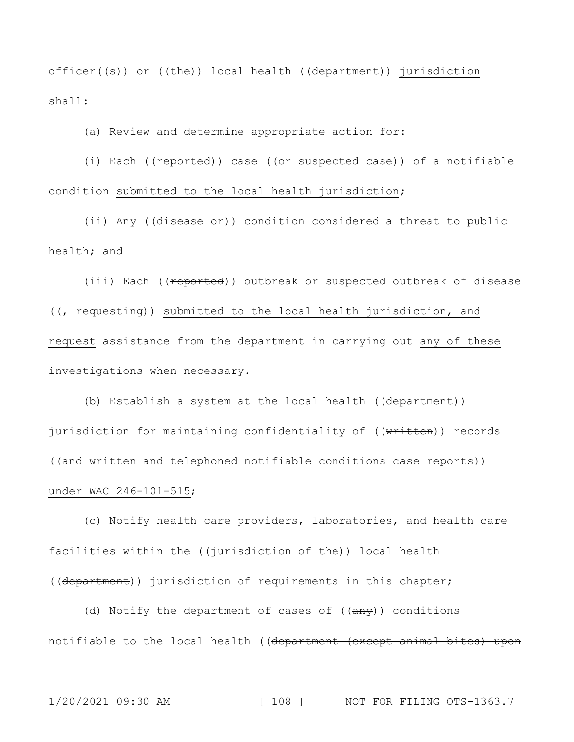officer((s)) or ((the)) local health ((department)) jurisdiction shall:

(a) Review and determine appropriate action for:

(i) Each ((reported)) case ((or suspected case)) of a notifiable condition submitted to the local health jurisdiction;

(ii) Any ((disease or)) condition considered a threat to public health; and

(iii) Each ((reported)) outbreak or suspected outbreak of disease ((, requesting)) submitted to the local health jurisdiction, and request assistance from the department in carrying out any of these investigations when necessary.

(b) Establish a system at the local health ((department)) jurisdiction for maintaining confidentiality of ((written)) records ((and written and telephoned notifiable conditions case reports)) under WAC 246-101-515;

(c) Notify health care providers, laboratories, and health care facilities within the ((jurisdiction of the)) local health ((department)) jurisdiction of requirements in this chapter;

(d) Notify the department of cases of ((any)) conditions notifiable to the local health ((department (except animal bites) upon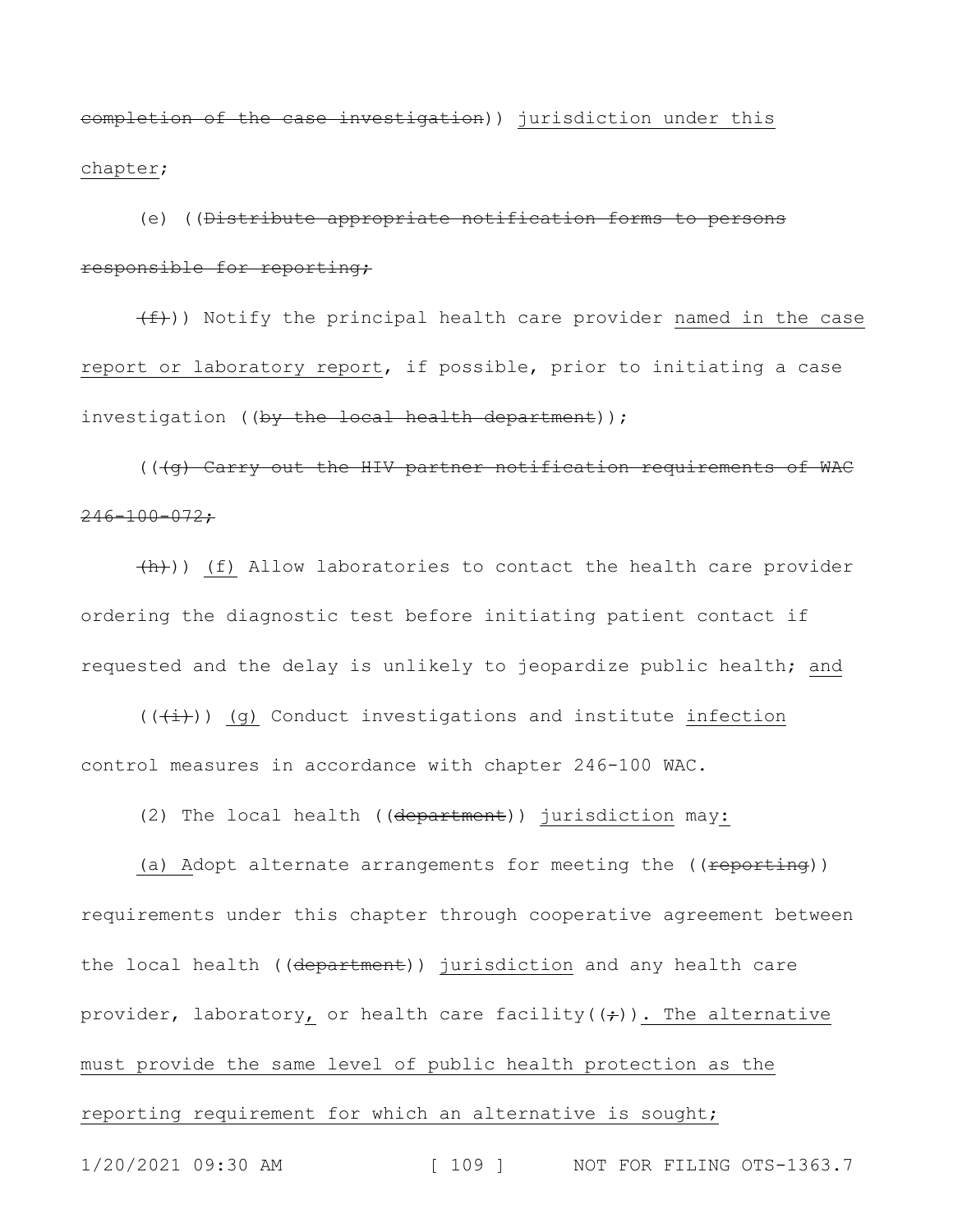completion of the case investigation)) jurisdiction under this chapter;

(e) ((Distribute appropriate notification forms to persons responsible for reporting;

(f))) Notify the principal health care provider named in the case report or laboratory report, if possible, prior to initiating a case investigation ((by the local health department));

(((g) Carry out the HIV partner notification requirements of WAC 246-100-072;

(h))) (f) Allow laboratories to contact the health care provider ordering the diagnostic test before initiating patient contact if requested and the delay is unlikely to jeopardize public health; and

(((i))) (g) Conduct investigations and institute infection control measures in accordance with chapter 246-100 WAC.

(2) The local health ((department)) jurisdiction may:

(a) Adopt alternate arrangements for meeting the ((reporting)) requirements under this chapter through cooperative agreement between the local health ((department)) jurisdiction and any health care provider, laboratory, or health care facility((;)). The alternative must provide the same level of public health protection as the reporting requirement for which an alternative is sought;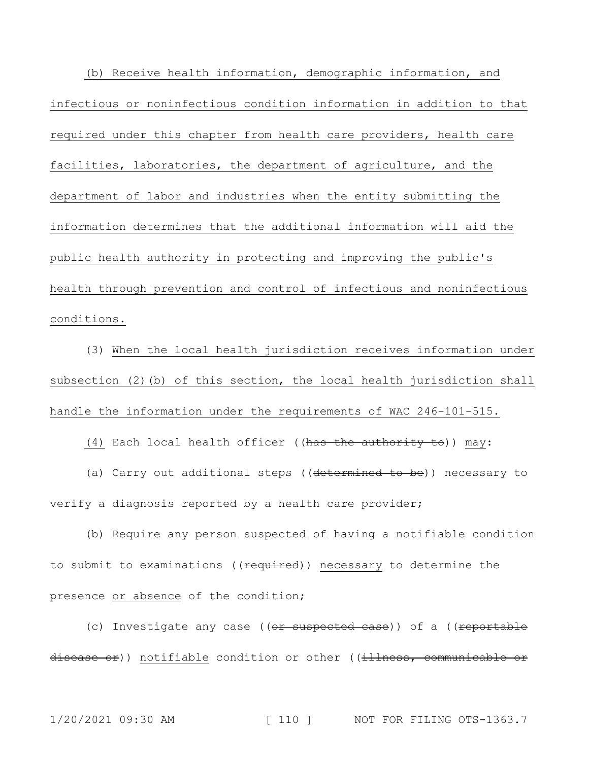(b) Receive health information, demographic information, and infectious or noninfectious condition information in addition to that required under this chapter from health care providers, health care facilities, laboratories, the department of agriculture, and the department of labor and industries when the entity submitting the information determines that the additional information will aid the public health authority in protecting and improving the public's health through prevention and control of infectious and noninfectious conditions.

(3) When the local health jurisdiction receives information under subsection (2)(b) of this section, the local health jurisdiction shall handle the information under the requirements of WAC 246-101-515.

(4) Each local health officer ((~~has the authority to~~)) may:

(a) Carry out additional steps ((~~determined to be~~)) necessary to verify a diagnosis reported by a health care provider;

(b) Require any person suspected of having a notifiable condition to submit to examinations ((~~required~~)) necessary to determine the presence or absence of the condition;

(c) Investigate any case ((~~or suspected case~~)) of a ((~~reportable disease or~~)) notifiable condition or other ((~~illness, communicable or~~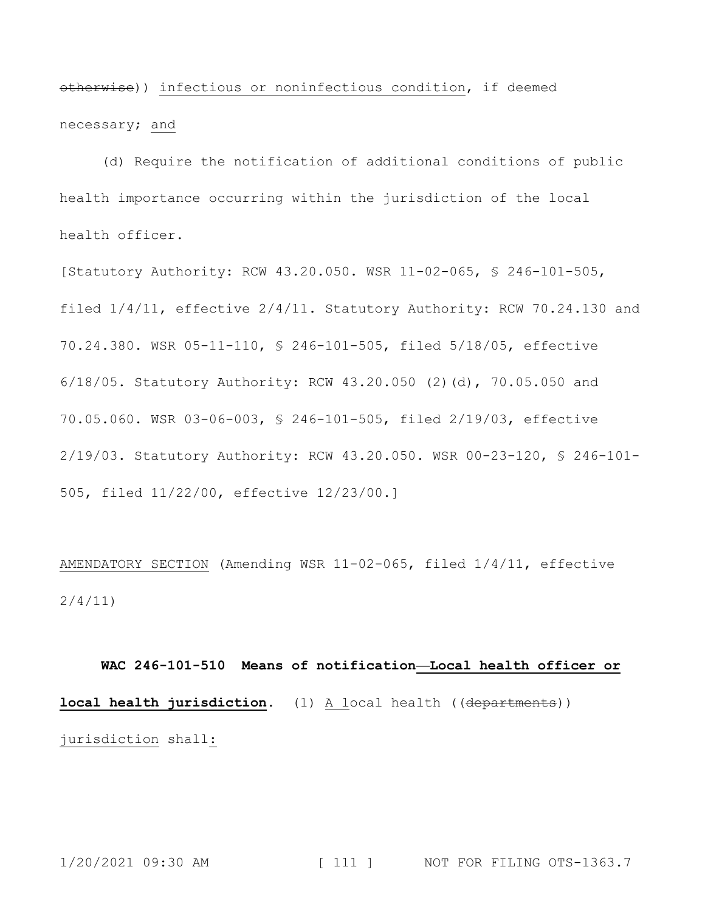~~otherwise~~)) <u>infectious or noninfectious condition</u>, if deemed necessary; <u>and</u>

(d) Require the notification of additional conditions of public health importance occurring within the jurisdiction of the local health officer.

[Statutory Authority: RCW 43.20.050. WSR 11-02-065, § 246-101-505, filed 1/4/11, effective 2/4/11. Statutory Authority: RCW 70.24.130 and 70.24.380. WSR 05-11-110, § 246-101-505, filed 5/18/05, effective 6/18/05. Statutory Authority: RCW 43.20.050 (2)(d), 70.05.050 and 70.05.060. WSR 03-06-003, § 246-101-505, filed 2/19/03, effective 2/19/03. Statutory Authority: RCW 43.20.050. WSR 00-23-120, § 246-101-505, filed 11/22/00, effective 12/23/00.]

<u>AMENDATORY SECTION</u> (Amending WSR 11-02-065, filed 1/4/11, effective 2/4/11)

**WAC 246-101-510 Means of notification<u>—Local health officer or local health jurisdiction</u>.** (1) <u>A l</u>ocal health ((~~departments~~)) <u>jurisdiction</u> shall<u>:</u>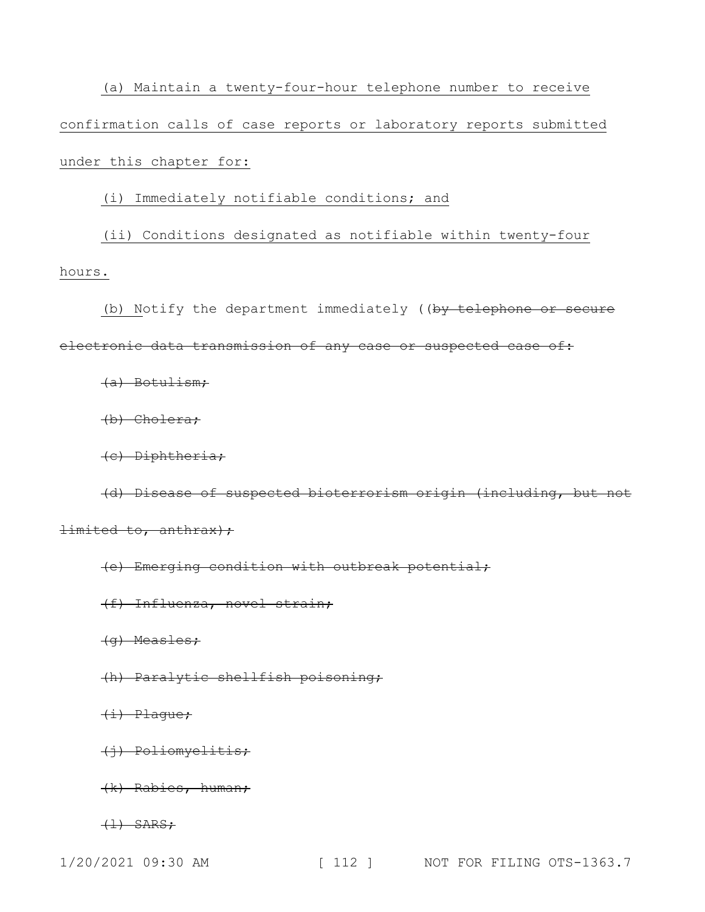(a) Maintain a twenty-four-hour telephone number to receive confirmation calls of case reports or laboratory reports submitted under this chapter for:

(i) Immediately notifiable conditions; and

(ii) Conditions designated as notifiable within twenty-four hours.

(b) Notify the department immediately ~~((by telephone or secure electronic data transmission of any case or suspected case of:~~

~~(a) Botulism;~~

~~(b) Cholera;~~

~~(c) Diphtheria;~~

~~(d) Disease of suspected bioterrorism origin (including, but not limited to, anthrax);~~

~~(e) Emerging condition with outbreak potential;~~

~~(f) Influenza, novel strain;~~

~~(g) Measles;~~

~~(h) Paralytic shellfish poisoning;~~

~~(i) Plague;~~

~~(j) Poliomyelitis;~~

~~(k) Rabies, human;~~

~~(l) SARS;~~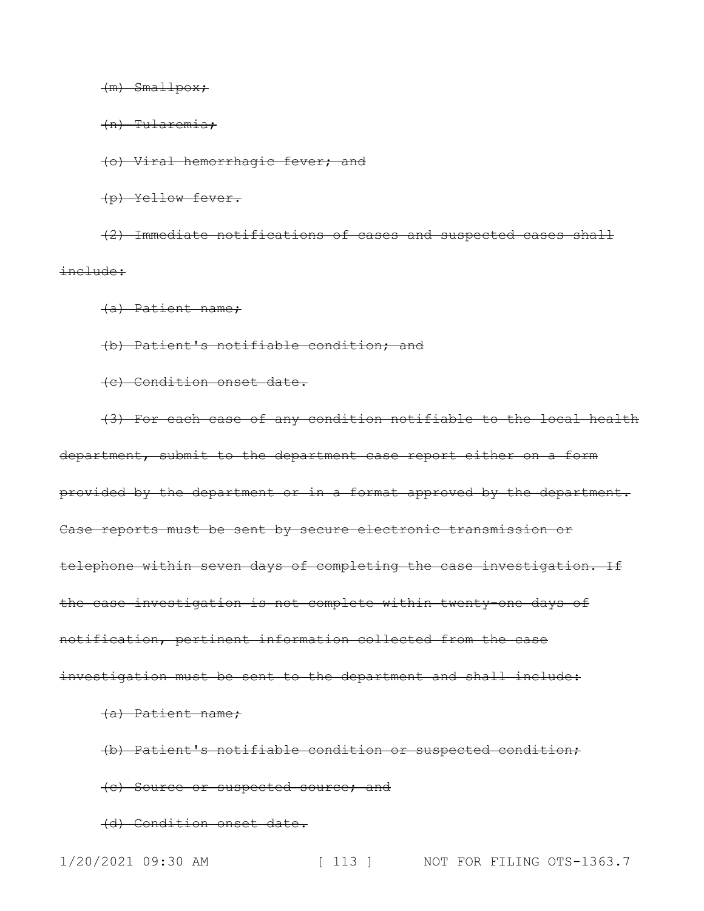~~(m) Smallpox;~~

~~(n) Tularemia;~~

~~(o) Viral hemorrhagic fever; and~~

~~(p) Yellow fever.~~

~~(2) Immediate notifications of cases and suspected cases shall include:~~

~~(a) Patient name;~~

~~(b) Patient's notifiable condition; and~~

~~(c) Condition onset date.~~

~~(3) For each case of any condition notifiable to the local health department, submit to the department case report either on a form provided by the department or in a format approved by the department. Case reports must be sent by secure electronic transmission or telephone within seven days of completing the case investigation. If the case investigation is not complete within twenty-one days of notification, pertinent information collected from the case investigation must be sent to the department and shall include:~~

~~(a) Patient name;~~

~~(b) Patient's notifiable condition or suspected condition;~~

~~(c) Source or suspected source; and~~

~~(d) Condition onset date.~~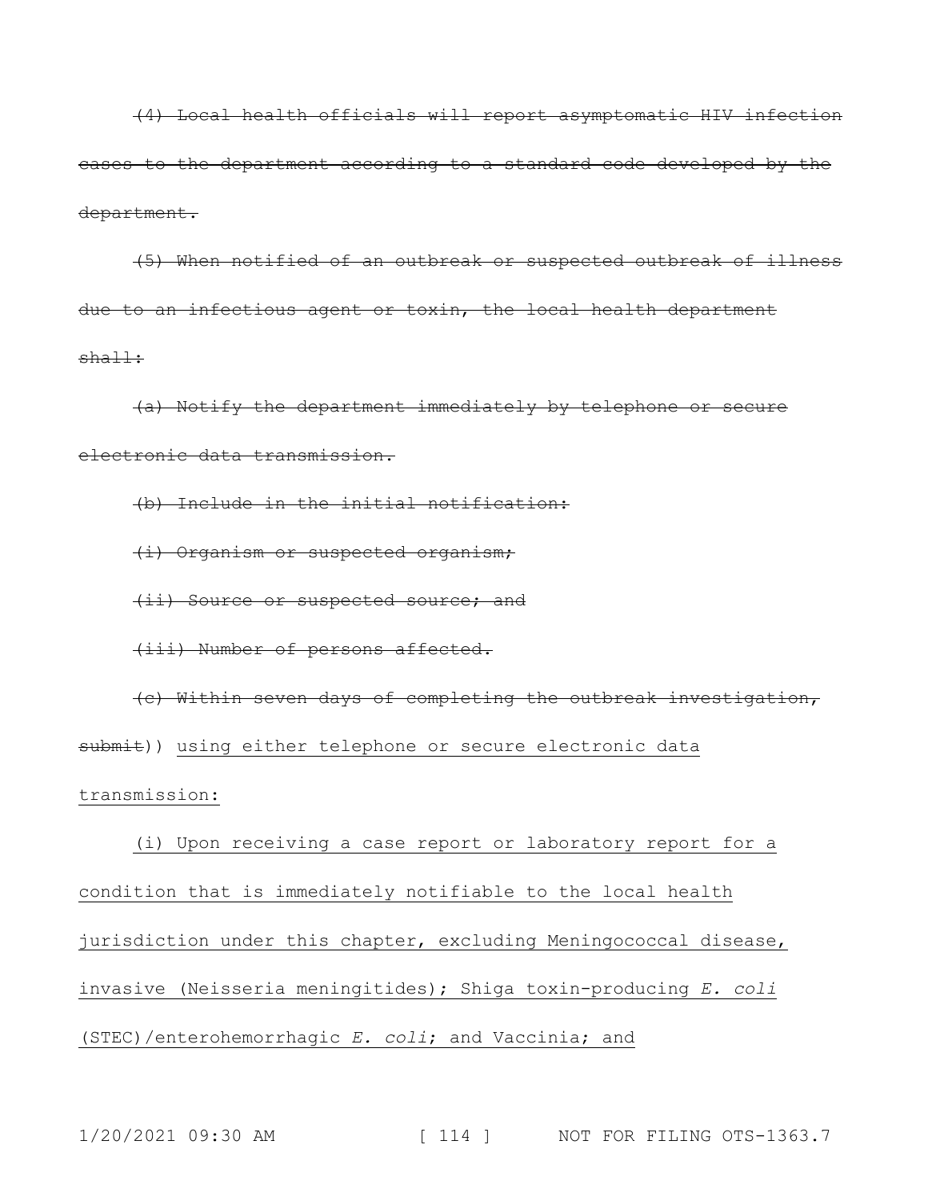~~(4) Local health officials will report asymptomatic HIV infection cases to the department according to a standard code developed by the department.~~

~~(5) When notified of an outbreak or suspected outbreak of illness due to an infectious agent or toxin, the local health department shall:~~

~~(a) Notify the department immediately by telephone or secure electronic data transmission.~~

~~(b) Include in the initial notification:~~

~~(i) Organism or suspected organism;~~

~~(ii) Source or suspected source; and~~

~~(iii) Number of persons affected.~~

~~(c) Within seven days of completing the outbreak investigation, submit~~)) <u>using either telephone or secure electronic data transmission:</u>

<u>(i) Upon receiving a case report or laboratory report for a condition that is immediately notifiable to the local health jurisdiction under this chapter, excluding Meningococcal disease, invasive (Neisseria meningitides); Shiga toxin-producing *E. coli* (STEC)/enterohemorrhagic *E. coli*; and Vaccinia; and</u>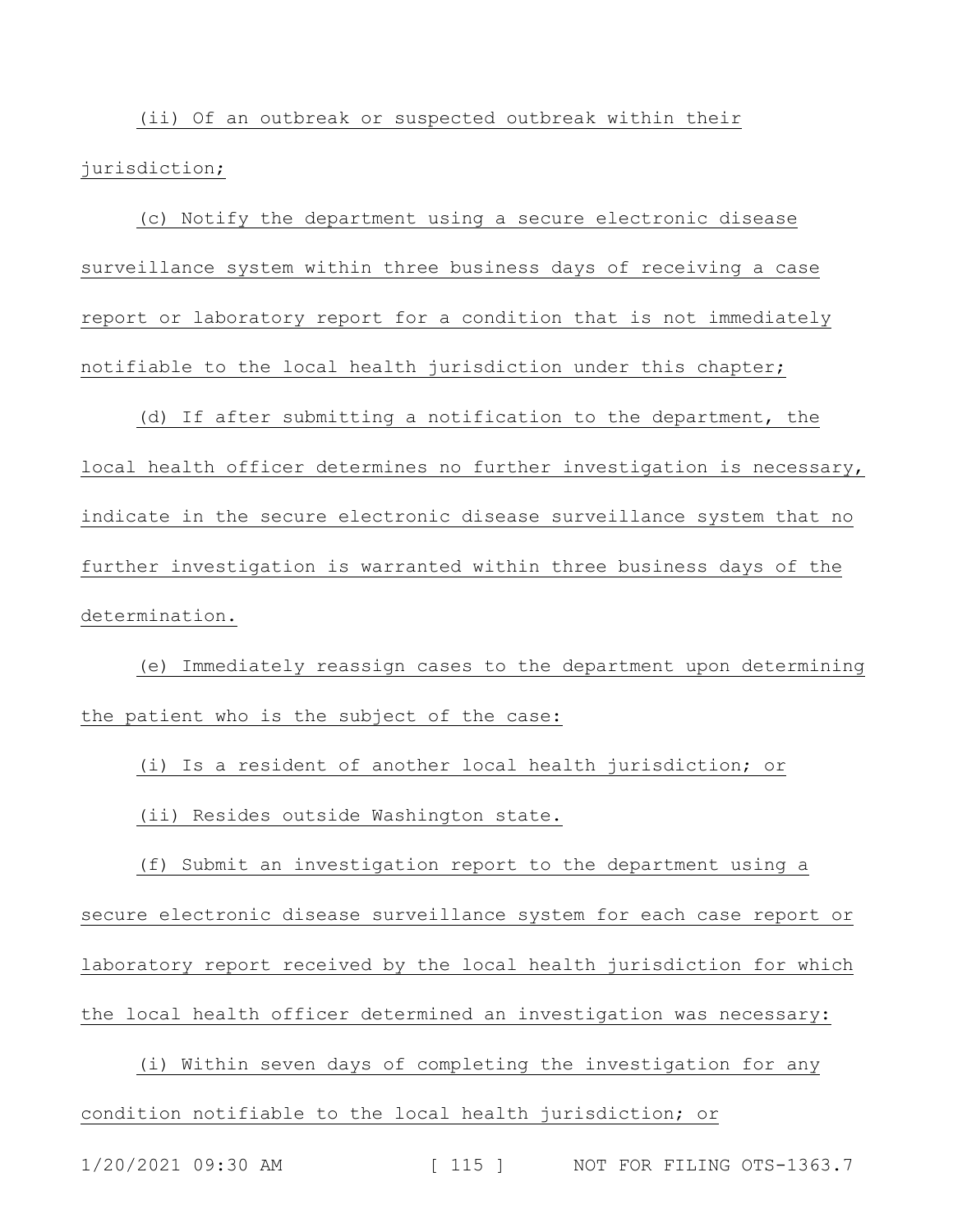(ii) Of an outbreak or suspected outbreak within their jurisdiction;

(c) Notify the department using a secure electronic disease surveillance system within three business days of receiving a case report or laboratory report for a condition that is not immediately notifiable to the local health jurisdiction under this chapter;

(d) If after submitting a notification to the department, the local health officer determines no further investigation is necessary, indicate in the secure electronic disease surveillance system that no further investigation is warranted within three business days of the determination.

(e) Immediately reassign cases to the department upon determining the patient who is the subject of the case:

(i) Is a resident of another local health jurisdiction; or

(ii) Resides outside Washington state.

(f) Submit an investigation report to the department using a secure electronic disease surveillance system for each case report or laboratory report received by the local health jurisdiction for which the local health officer determined an investigation was necessary:

(i) Within seven days of completing the investigation for any condition notifiable to the local health jurisdiction; or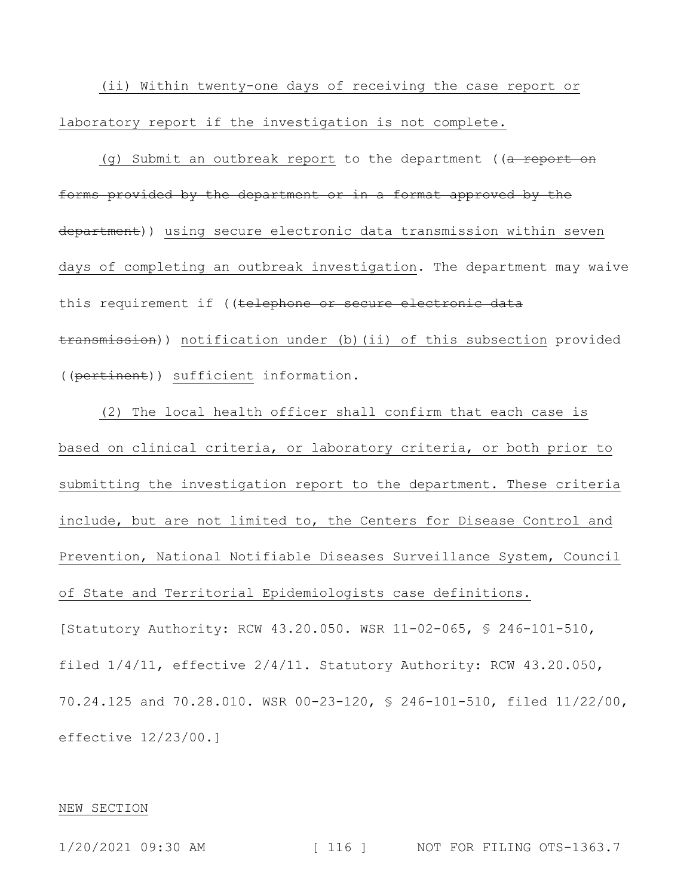(ii) Within twenty-one days of receiving the case report or laboratory report if the investigation is not complete.

(g) Submit an outbreak report to the department ((~~a report on forms provided by the department or in a format approved by the department~~)) using secure electronic data transmission within seven days of completing an outbreak investigation. The department may waive this requirement if ((~~telephone or secure electronic data transmission~~)) notification under (b)(ii) of this subsection provided ((~~pertinent~~)) sufficient information.

(2) The local health officer shall confirm that each case is based on clinical criteria, or laboratory criteria, or both prior to submitting the investigation report to the department. These criteria include, but are not limited to, the Centers for Disease Control and Prevention, National Notifiable Diseases Surveillance System, Council of State and Territorial Epidemiologists case definitions.

[Statutory Authority: RCW 43.20.050. WSR 11-02-065, § 246-101-510, filed 1/4/11, effective 2/4/11. Statutory Authority: RCW 43.20.050, 70.24.125 and 70.28.010. WSR 00-23-120, § 246-101-510, filed 11/22/00, effective 12/23/00.]

NEW SECTION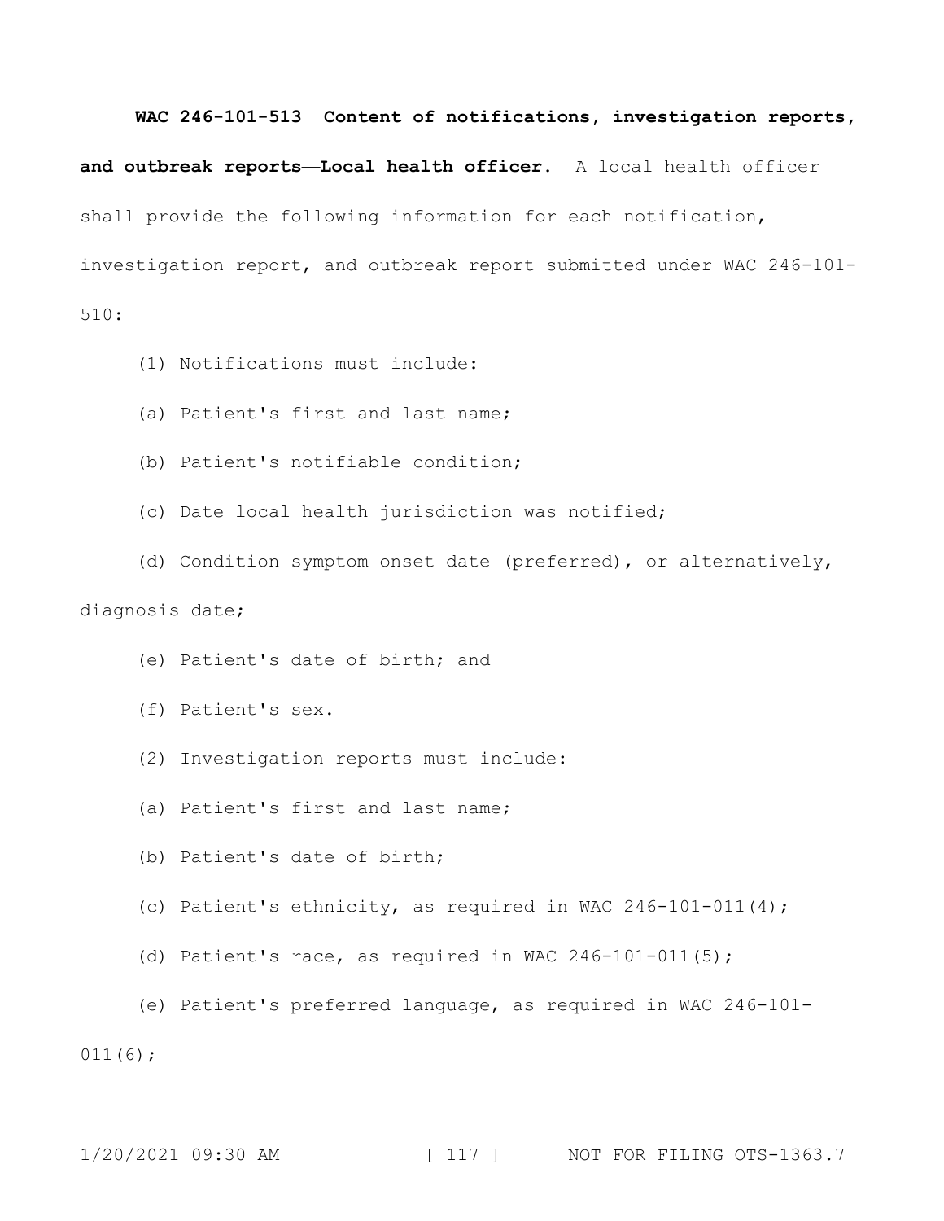**WAC 246-101-513 Content of notifications, investigation reports, and outbreak reports—Local health officer.** A local health officer shall provide the following information for each notification, investigation report, and outbreak report submitted under WAC 246-101-510:

(1) Notifications must include:

(a) Patient's first and last name;

(b) Patient's notifiable condition;

(c) Date local health jurisdiction was notified;

(d) Condition symptom onset date (preferred), or alternatively, diagnosis date;

(e) Patient's date of birth; and

(f) Patient's sex.

(2) Investigation reports must include:

(a) Patient's first and last name;

(b) Patient's date of birth;

(c) Patient's ethnicity, as required in WAC 246-101-011(4);

(d) Patient's race, as required in WAC 246-101-011(5);

(e) Patient's preferred language, as required in WAC 246-101-011(6);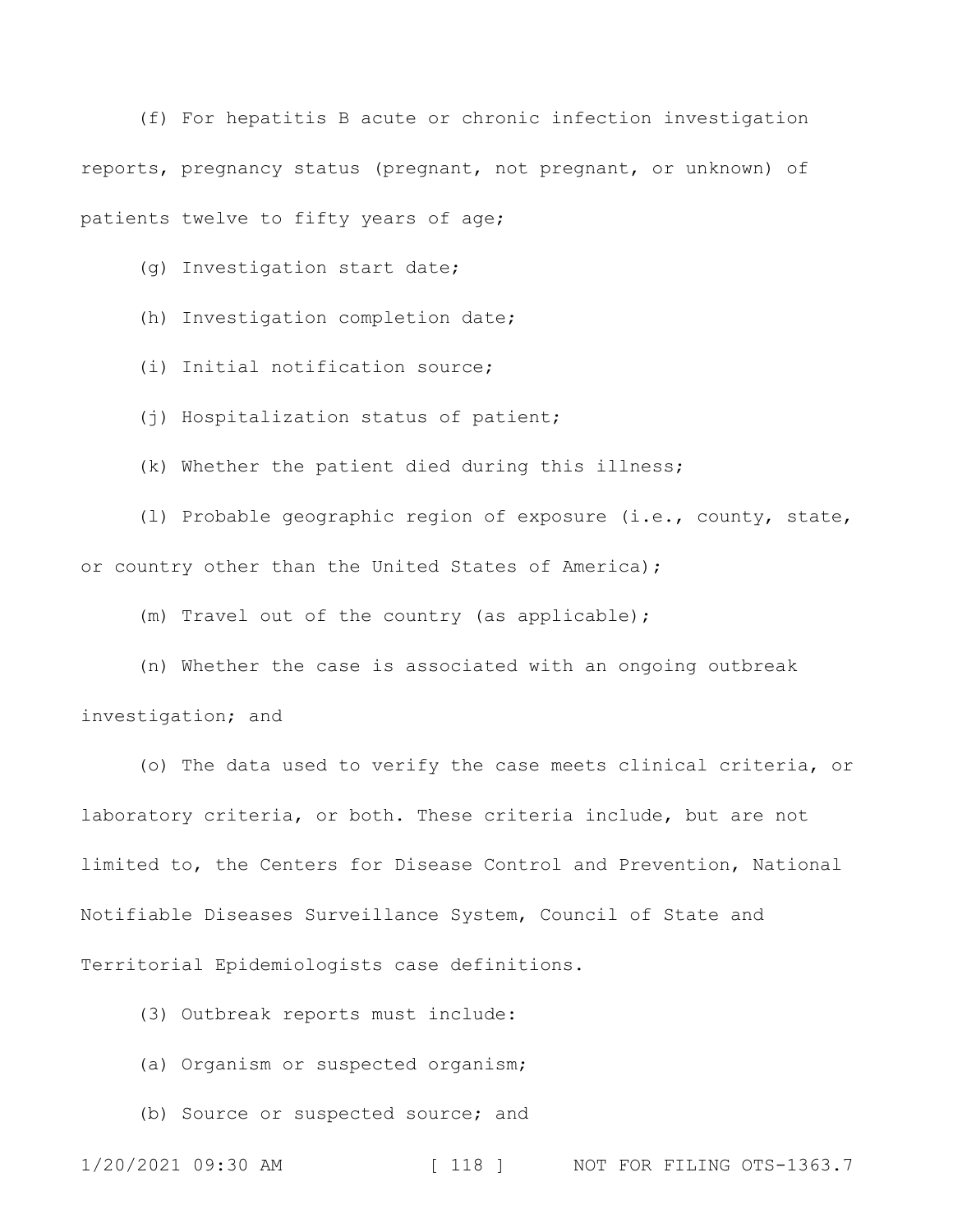(f) For hepatitis B acute or chronic infection investigation reports, pregnancy status (pregnant, not pregnant, or unknown) of patients twelve to fifty years of age;

(g) Investigation start date;

(h) Investigation completion date;

(i) Initial notification source;

(j) Hospitalization status of patient;

(k) Whether the patient died during this illness;

(l) Probable geographic region of exposure (i.e., county, state, or country other than the United States of America);

(m) Travel out of the country (as applicable);

(n) Whether the case is associated with an ongoing outbreak investigation; and

(o) The data used to verify the case meets clinical criteria, or laboratory criteria, or both. These criteria include, but are not limited to, the Centers for Disease Control and Prevention, National Notifiable Diseases Surveillance System, Council of State and Territorial Epidemiologists case definitions.

(3) Outbreak reports must include:

(a) Organism or suspected organism;

(b) Source or suspected source; and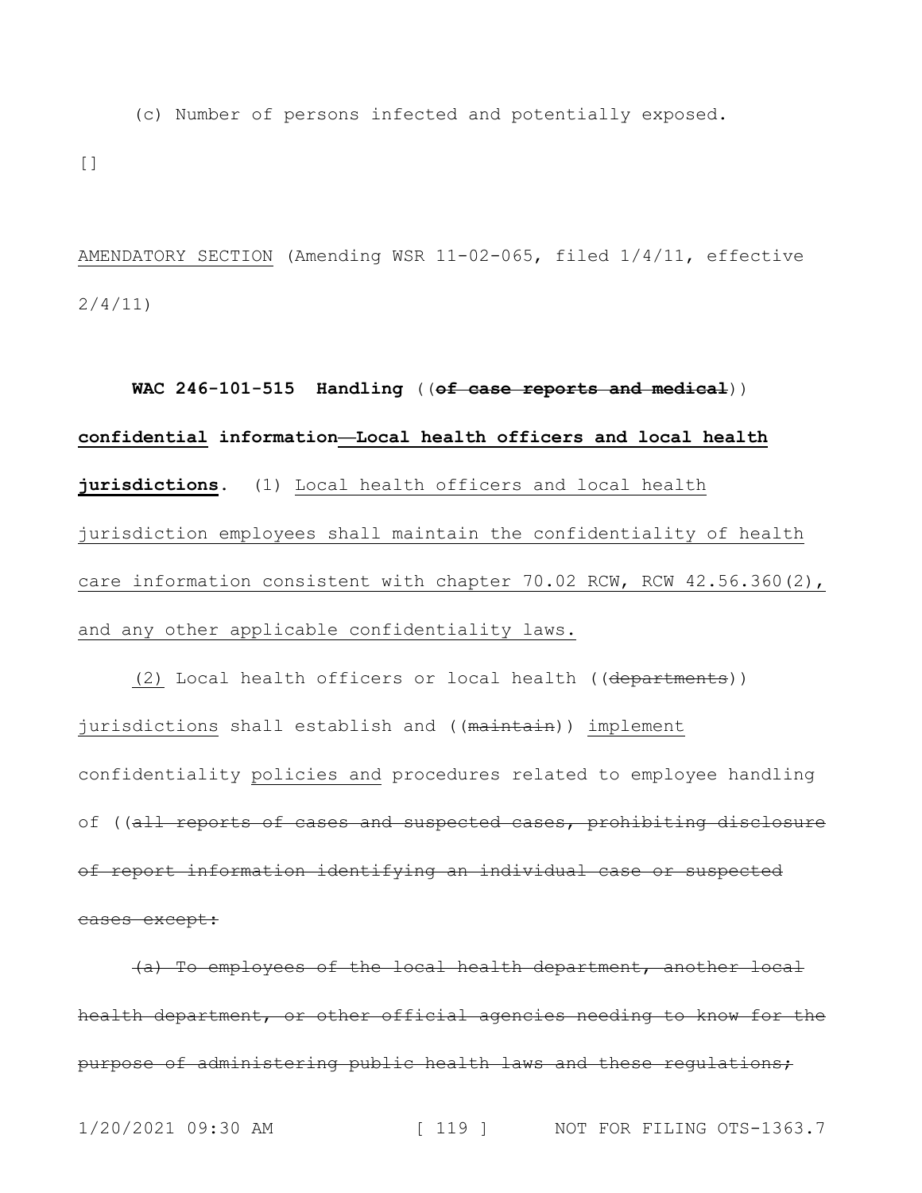(c) Number of persons infected and potentially exposed.

[]

<u>AMENDATORY SECTION</u> (Amending WSR 11-02-065, filed 1/4/11, effective 2/4/11)

**WAC 246-101-515 Handling** ((~~**of case reports and medical**~~)) <u>**confidential**</u> **information**<u>**—Local health officers and local health jurisdictions**</u>. (1) <u>Local health officers and local health jurisdiction employees shall maintain the confidentiality of health care information consistent with chapter 70.02 RCW, RCW 42.56.360(2), and any other applicable confidentiality laws.</u>

<u>(2)</u> Local health officers or local health ((~~departments~~)) <u>jurisdictions</u> shall establish and ((~~maintain~~)) <u>implement</u> confidentiality <u>policies and</u> procedures related to employee handling of ((~~all reports of cases and suspected cases, prohibiting disclosure of report information identifying an individual case or suspected cases except:~~

~~(a) To employees of the local health department, another local health department, or other official agencies needing to know for the purpose of administering public health laws and these regulations;~~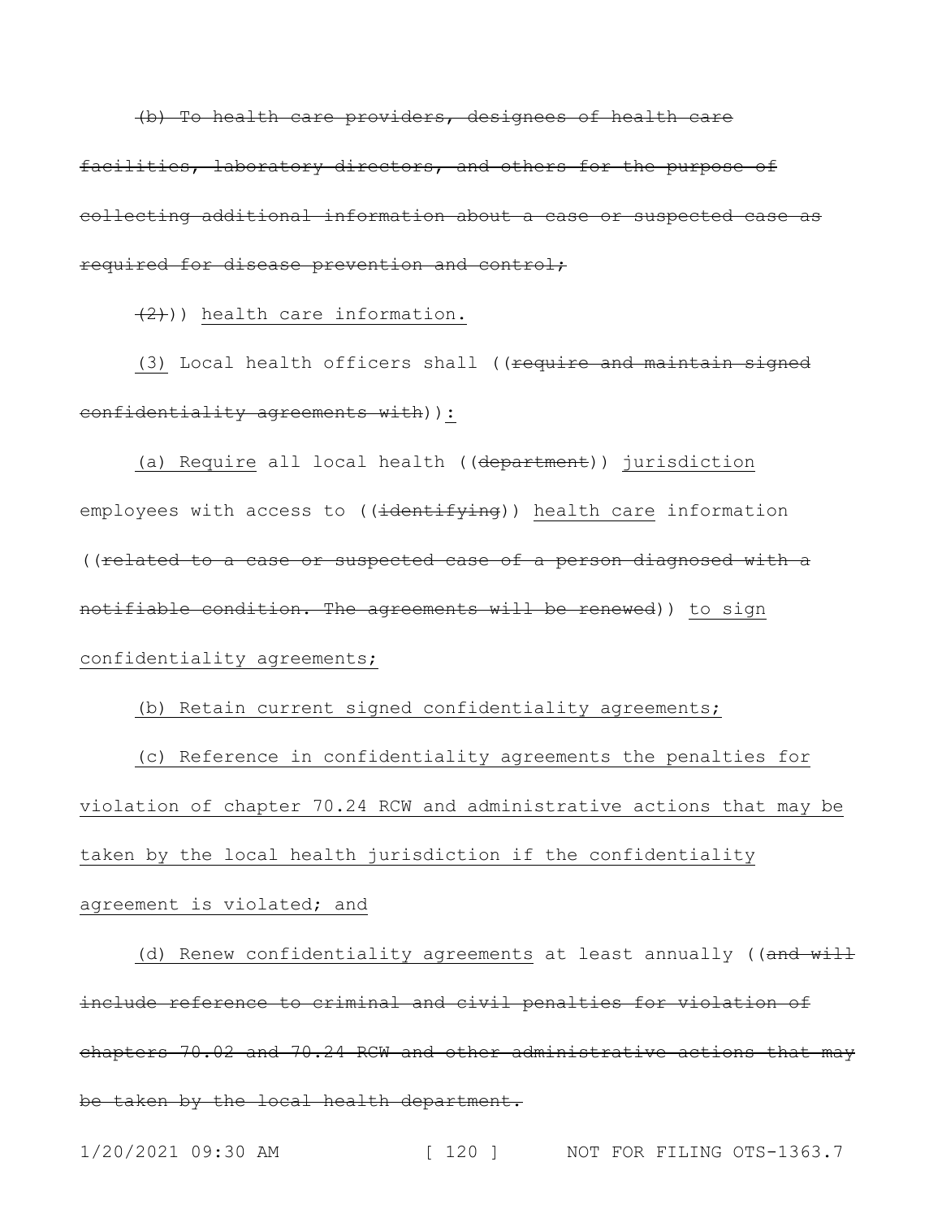~~(b) To health care providers, designees of health care facilities, laboratory directors, and others for the purpose of collecting additional information about a case or suspected case as required for disease prevention and control;~~

~~(2)~~)) <u>health care information.</u>

<u>(3)</u> Local health officers shall ((~~require and maintain signed confidentiality agreements with~~))<u>:</u>

<u>(a) Require</u> all local health ((~~department~~)) <u>jurisdiction</u> employees with access to ((~~identifying~~)) <u>health care</u> information ((~~related to a case or suspected case of a person diagnosed with a notifiable condition. The agreements will be renewed~~)) <u>to sign confidentiality agreements;</u>

<u>(b) Retain current signed confidentiality agreements;</u>

<u>(c) Reference in confidentiality agreements the penalties for violation of chapter 70.24 RCW and administrative actions that may be taken by the local health jurisdiction if the confidentiality agreement is violated; and</u>

<u>(d) Renew confidentiality agreements</u> at least annually ((~~and will include reference to criminal and civil penalties for violation of chapters 70.02 and 70.24 RCW and other administrative actions that may be taken by the local health department.~~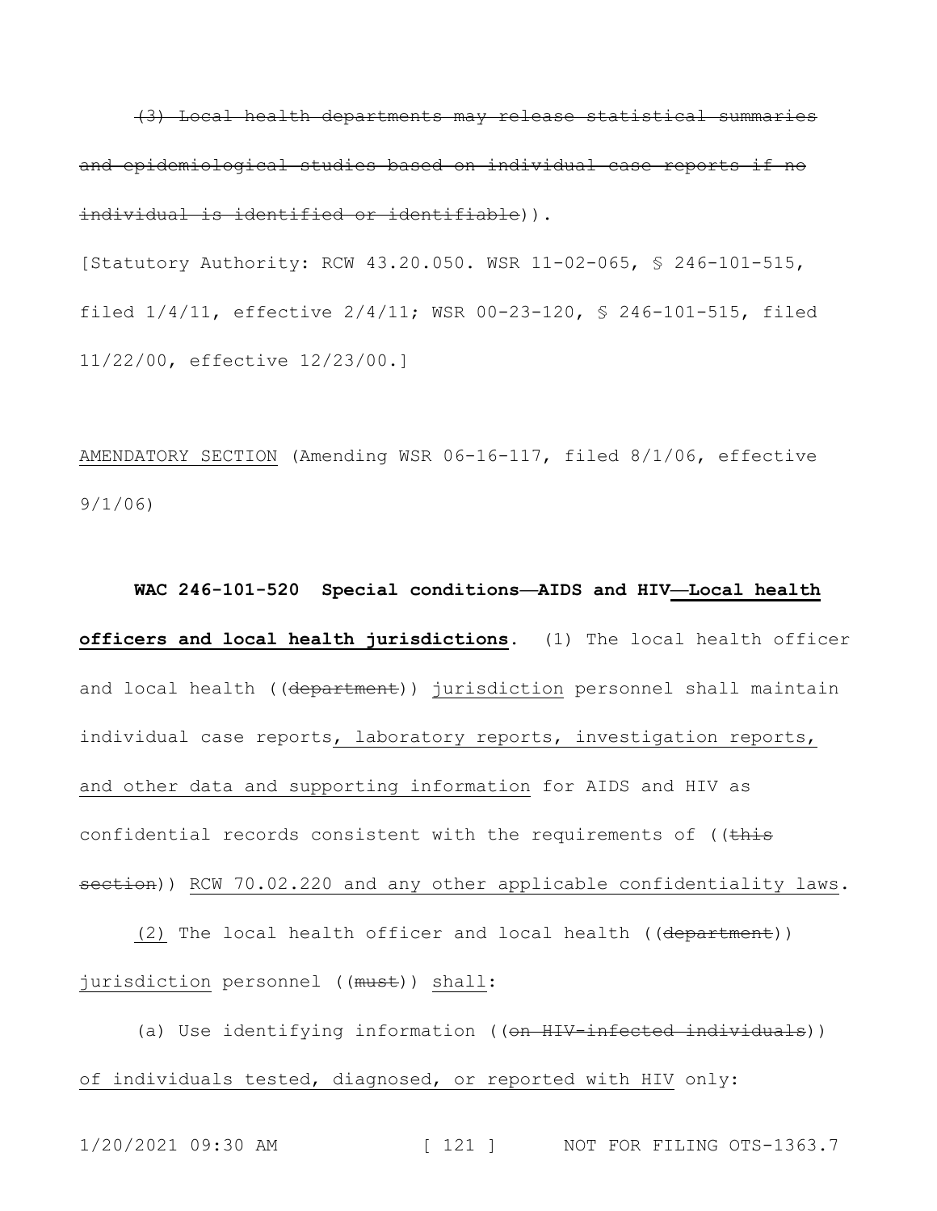~~(3) Local health departments may release statistical summaries and epidemiological studies based on individual case reports if no individual is identified or identifiable~~)).

[Statutory Authority: RCW 43.20.050. WSR 11-02-065, § 246-101-515, filed 1/4/11, effective 2/4/11; WSR 00-23-120, § 246-101-515, filed 11/22/00, effective 12/23/00.]

<u>AMENDATORY SECTION</u> (Amending WSR 06-16-117, filed 8/1/06, effective 9/1/06)

**WAC 246-101-520 Special conditions—AIDS and HIV<u>—Local health officers and local health jurisdictions</u>.** (1) The local health officer and local health ((~~department~~)) <u>jurisdiction</u> personnel shall maintain individual case reports<u>, laboratory reports, investigation reports, and other data and supporting information</u> for AIDS and HIV as confidential records consistent with the requirements of ((~~this section~~)) <u>RCW 70.02.220 and any other applicable confidentiality laws</u>.

<u>(2)</u> The local health officer and local health ((~~department~~)) <u>jurisdiction</u> personnel ((~~must~~)) <u>shall</u>:

(a) Use identifying information ((~~on HIV-infected individuals~~)) <u>of individuals tested, diagnosed, or reported with HIV</u> only: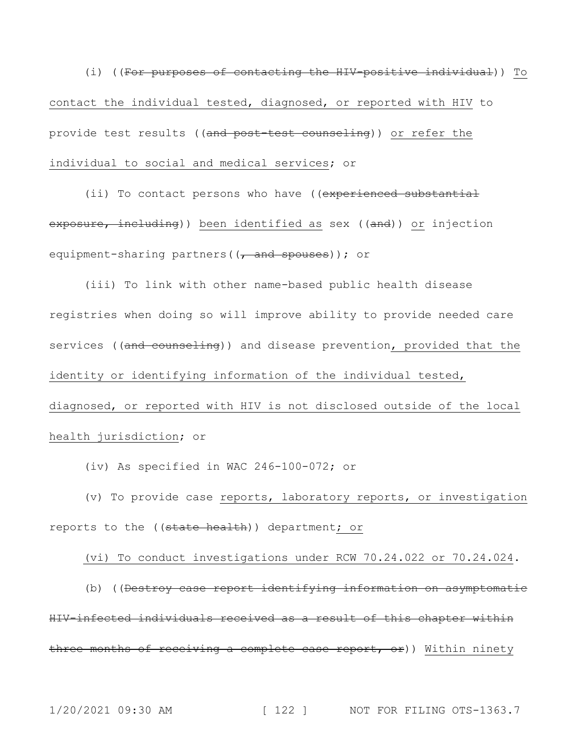(i) ((~~For purposes of contacting the HIV-positive individual~~)) <u>To contact the individual tested, diagnosed, or reported with HIV</u> to provide test results ((~~and post-test counseling~~)) <u>or refer the individual to social and medical services</u>; or

(ii) To contact persons who have ((~~experienced substantial exposure, including~~)) <u>been identified as</u> sex ((~~and~~)) <u>or</u> injection equipment-sharing partners((~~, and spouses~~)); or

(iii) To link with other name-based public health disease registries when doing so will improve ability to provide needed care services ((~~and counseling~~)) and disease prevention<u>, provided that the identity or identifying information of the individual tested, diagnosed, or reported with HIV is not disclosed outside of the local health jurisdiction</u>; or

(iv) As specified in WAC 246-100-072; or

(v) To provide case <u>reports, laboratory reports, or investigation</u> reports to the ((~~state health~~)) department<u>; or</u>

<u>(vi) To conduct investigations under RCW 70.24.022 or 70.24.024</u>.

(b) ((~~Destroy case report identifying information on asymptomatic HIV-infected individuals received as a result of this chapter within three months of receiving a complete case report, or~~)) <u>Within ninety</u>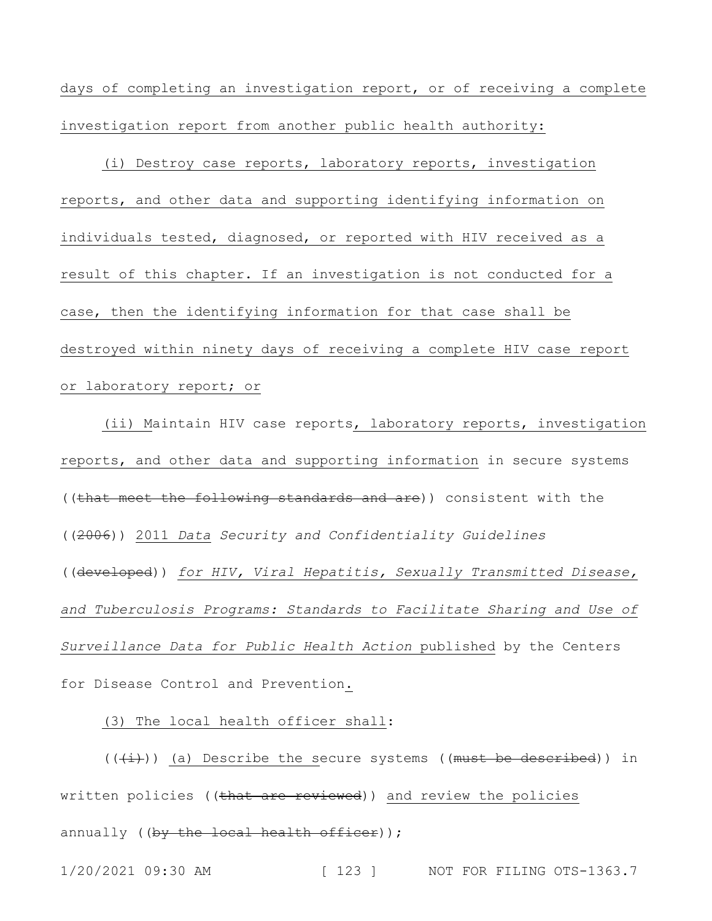days of completing an investigation report, or of receiving a complete investigation report from another public health authority:

(i) Destroy case reports, laboratory reports, investigation reports, and other data and supporting identifying information on individuals tested, diagnosed, or reported with HIV received as a result of this chapter. If an investigation is not conducted for a case, then the identifying information for that case shall be destroyed within ninety days of receiving a complete HIV case report or laboratory report; or

(ii) Maintain HIV case reports, laboratory reports, investigation reports, and other data and supporting information in secure systems ((~~that meet the following standards and are~~)) consistent with the ((~~2006~~)) 2011 *Data Security and Confidentiality Guidelines* ((~~developed~~)) *for HIV, Viral Hepatitis, Sexually Transmitted Disease, and Tuberculosis Programs: Standards to Facilitate Sharing and Use of Surveillance Data for Public Health Action* published by the Centers for Disease Control and Prevention.

(3) The local health officer shall:

((~~(i)~~)) (a) Describe the secure systems ((~~must be described~~)) in written policies ((~~that are reviewed~~)) and review the policies annually ((~~by the local health officer~~));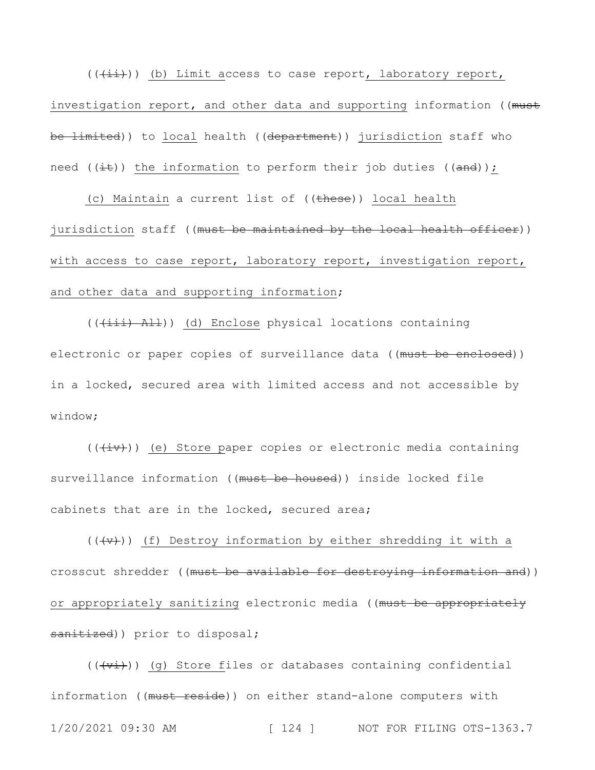((~~(ii)~~)) <u>(b) Limit a</u>ccess to case report<u>, laboratory report, investigation report, and other data and supporting</u> information ((~~must be limited~~)) to <u>local</u> health ((~~department~~)) <u>jurisdiction</u> staff who need ((~~it~~)) <u>the information</u> to perform their job duties ((~~and~~))<u>;</u>

<u>(c) Maintain</u> a current list of ((~~these~~)) <u>local health jurisdiction</u> staff ((~~must be maintained by the local health officer~~)) <u>with access to case report, laboratory report, investigation report, and other data and supporting information</u>;

((~~(iii) All~~)) <u>(d) Enclose</u> physical locations containing electronic or paper copies of surveillance data ((~~must be enclosed~~)) in a locked, secured area with limited access and not accessible by window;

((~~(iv)~~)) <u>(e) Store p</u>aper copies or electronic media containing surveillance information ((~~must be housed~~)) inside locked file cabinets that are in the locked, secured area;

((~~(v)~~)) <u>(f) Destroy information by either shredding it with a</u> crosscut shredder ((~~must be available for destroying information and~~)) <u>or appropriately sanitizing</u> electronic media ((~~must be appropriately sanitized~~)) prior to disposal;

((~~(vi)~~)) <u>(g) Store f</u>iles or databases containing confidential information ((~~must reside~~)) on either stand-alone computers with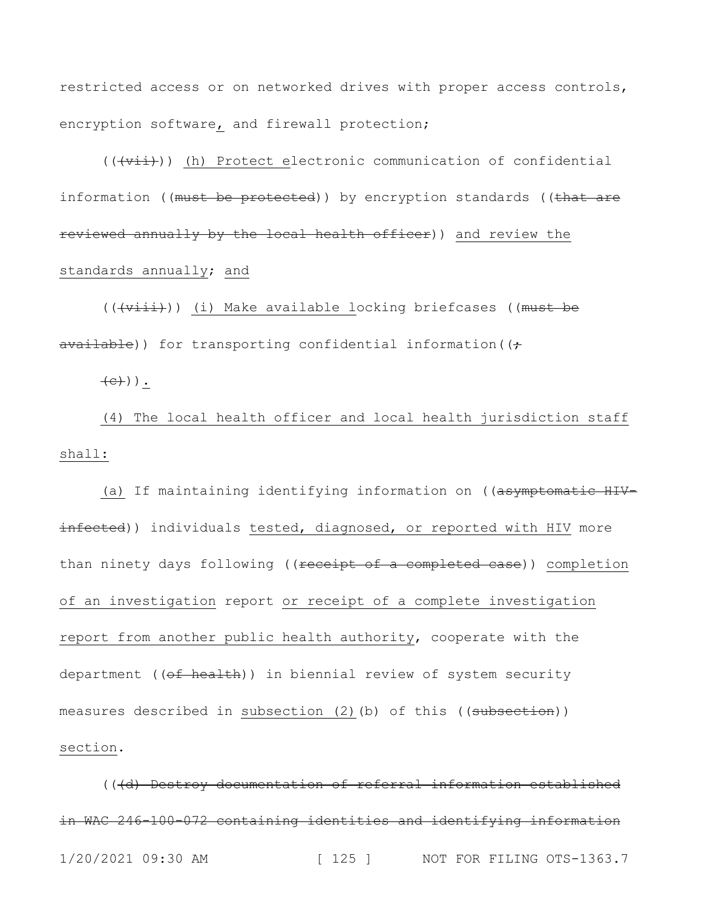restricted access or on networked drives with proper access controls, encryption software, and firewall protection;

(((vii))) (h) Protect electronic communication of confidential information ((must be protected)) by encryption standards ((that are reviewed annually by the local health officer)) and review the standards annually; and

(((viii))) (i) Make available locking briefcases ((must be available)) for transporting confidential information((;

(c))).

(4) The local health officer and local health jurisdiction staff shall:

(a) If maintaining identifying information on ((asymptomatic HIV-infected)) individuals tested, diagnosed, or reported with HIV more than ninety days following ((receipt of a completed case)) completion of an investigation report or receipt of a complete investigation report from another public health authority, cooperate with the department ((of health)) in biennial review of system security measures described in subsection (2)(b) of this ((subsection)) section.

(((d) Destroy documentation of referral information established in WAC 246-100-072 containing identities and identifying information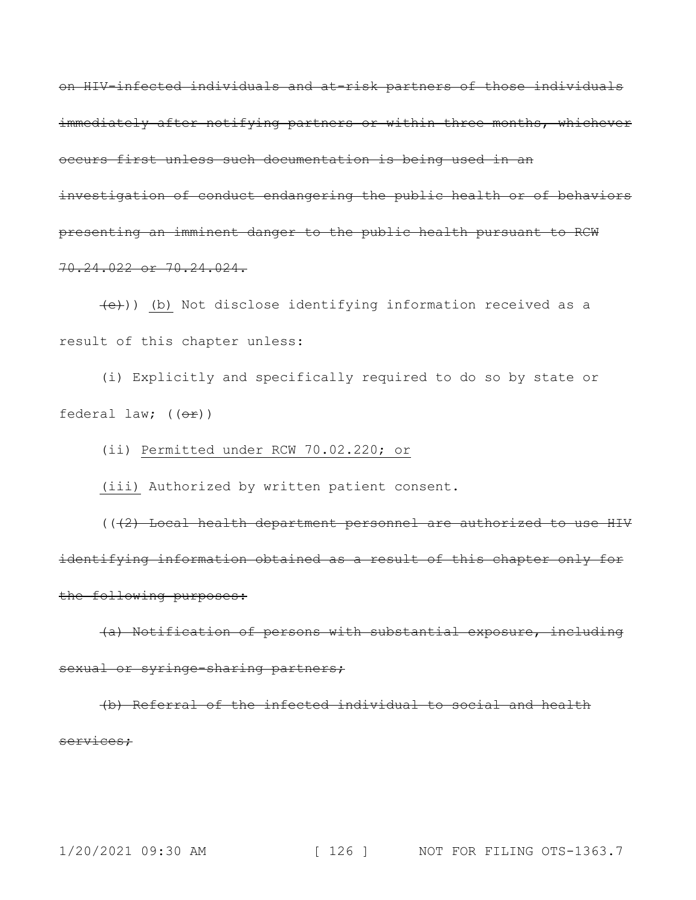~~on HIV-infected individuals and at-risk partners of those individuals immediately after notifying partners or within three months, whichever occurs first unless such documentation is being used in an investigation of conduct endangering the public health or of behaviors presenting an imminent danger to the public health pursuant to RCW 70.24.022 or 70.24.024.~~

~~(e)~~)) <u>(b)</u> Not disclose identifying information received as a result of this chapter unless:

(i) Explicitly and specifically required to do so by state or federal law; ((~~or~~))

(ii) <u>Permitted under RCW 70.02.220; or</u>

<u>(iii)</u> Authorized by written patient consent.

((~~(2) Local health department personnel are authorized to use HIV identifying information obtained as a result of this chapter only for the following purposes:~~

~~(a) Notification of persons with substantial exposure, including sexual or syringe-sharing partners;~~

~~(b) Referral of the infected individual to social and health services;~~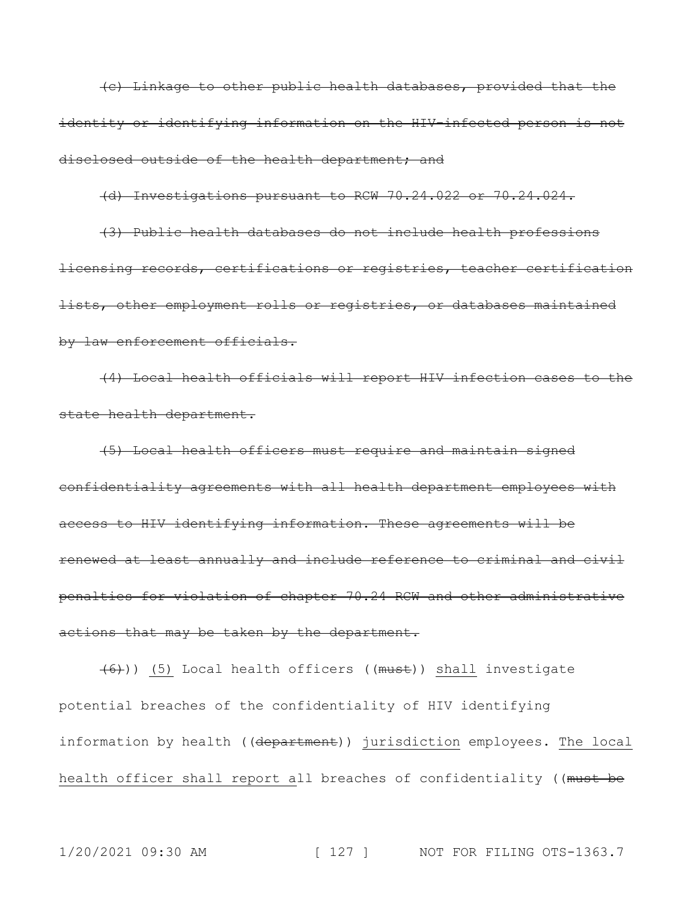~~(c) Linkage to other public health databases, provided that the identity or identifying information on the HIV-infected person is not disclosed outside of the health department; and~~

~~(d) Investigations pursuant to RCW 70.24.022 or 70.24.024.~~

~~(3) Public health databases do not include health professions licensing records, certifications or registries, teacher certification lists, other employment rolls or registries, or databases maintained by law enforcement officials.~~

~~(4) Local health officials will report HIV infection cases to the state health department.~~

~~(5) Local health officers must require and maintain signed confidentiality agreements with all health department employees with access to HIV identifying information. These agreements will be renewed at least annually and include reference to criminal and civil penalties for violation of chapter 70.24 RCW and other administrative actions that may be taken by the department.~~

~~(6)~~)) <u>(5)</u> Local health officers ((~~must~~)) <u>shall</u> investigate potential breaches of the confidentiality of HIV identifying information by health ((~~department~~)) <u>jurisdiction</u> employees. <u>The local health officer shall report a</u>ll breaches of confidentiality ((~~must be~~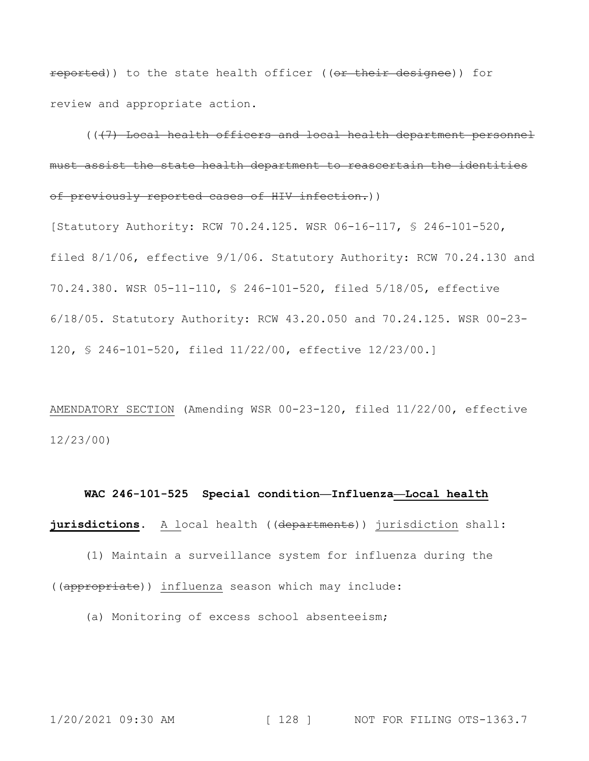~~reported~~)) to the state health officer ((~~or their designee~~)) for review and appropriate action.

((~~(7) Local health officers and local health department personnel must assist the state health department to reascertain the identities of previously reported cases of HIV infection.~~))

[Statutory Authority: RCW 70.24.125. WSR 06-16-117, § 246-101-520, filed 8/1/06, effective 9/1/06. Statutory Authority: RCW 70.24.130 and 70.24.380. WSR 05-11-110, § 246-101-520, filed 5/18/05, effective 6/18/05. Statutory Authority: RCW 43.20.050 and 70.24.125. WSR 00-23-120, § 246-101-520, filed 11/22/00, effective 12/23/00.]

<u>AMENDATORY SECTION</u> (Amending WSR 00-23-120, filed 11/22/00, effective 12/23/00)

**WAC 246-101-525 Special condition—Influenza<u>—Local health jurisdictions</u>.** <u>A l</u>ocal health ((~~departments~~)) <u>jurisdiction</u> shall:

(1) Maintain a surveillance system for influenza during the ((~~appropriate~~)) <u>influenza</u> season which may include:

(a) Monitoring of excess school absenteeism;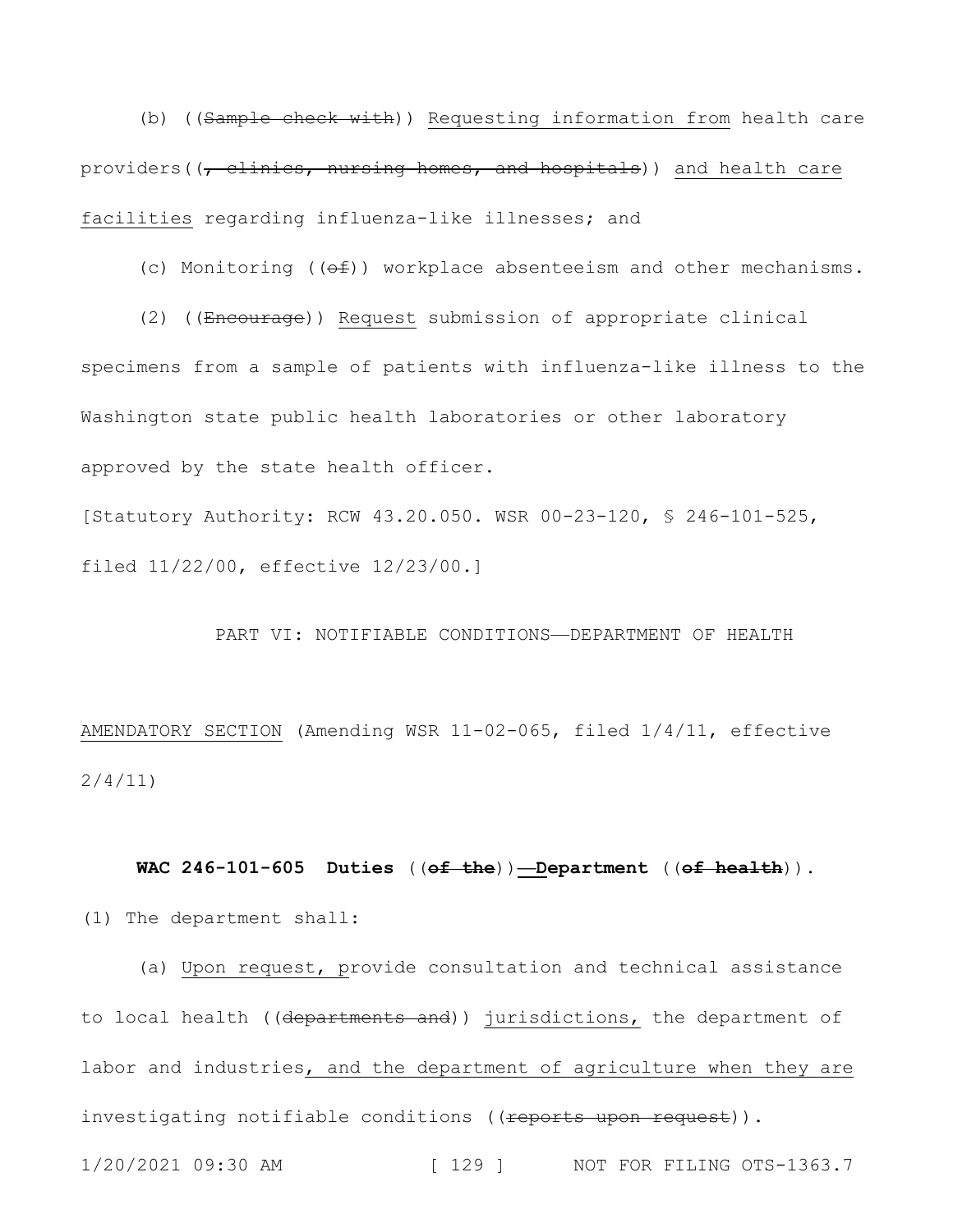(b) ((~~Sample check with~~)) Requesting information from health care providers((~~, clinics, nursing homes, and hospitals~~)) and health care facilities regarding influenza-like illnesses; and

(c) Monitoring ((~~of~~)) workplace absenteeism and other mechanisms.

(2) ((~~Encourage~~)) Request submission of appropriate clinical specimens from a sample of patients with influenza-like illness to the Washington state public health laboratories or other laboratory approved by the state health officer.

[Statutory Authority: RCW 43.20.050. WSR 00-23-120, § 246-101-525, filed 11/22/00, effective 12/23/00.]

PART VI: NOTIFIABLE CONDITIONS—DEPARTMENT OF HEALTH

AMENDATORY SECTION (Amending WSR 11-02-065, filed 1/4/11, effective 2/4/11)

**WAC 246-101-605 Duties** ((~~**of the**~~))**—Department** ((~~**of health**~~)).

(1) The department shall:

(a) Upon request, provide consultation and technical assistance to local health ((~~departments and~~)) jurisdictions, the department of labor and industries, and the department of agriculture when they are investigating notifiable conditions ((~~reports upon request~~)).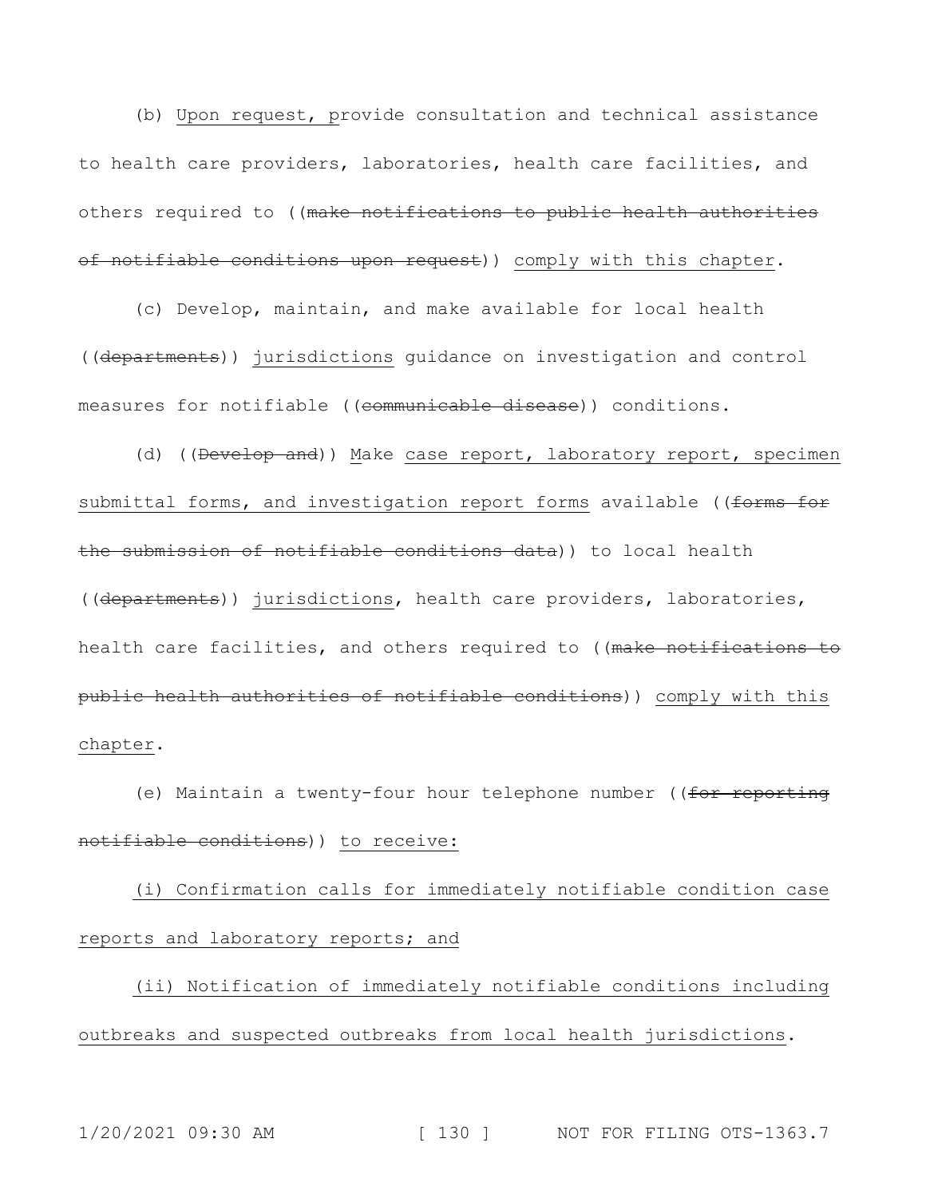(b) Upon request, provide consultation and technical assistance to health care providers, laboratories, health care facilities, and others required to ((make notifications to public health authorities of notifiable conditions upon request)) comply with this chapter.

(c) Develop, maintain, and make available for local health ((departments)) jurisdictions guidance on investigation and control measures for notifiable ((communicable disease)) conditions.

(d) ((Develop and)) Make case report, laboratory report, specimen submittal forms, and investigation report forms available ((forms for the submission of notifiable conditions data)) to local health ((departments)) jurisdictions, health care providers, laboratories, health care facilities, and others required to ((make notifications to public health authorities of notifiable conditions)) comply with this chapter.

(e) Maintain a twenty-four hour telephone number ((for reporting notifiable conditions)) to receive:

(i) Confirmation calls for immediately notifiable condition case reports and laboratory reports; and

(ii) Notification of immediately notifiable conditions including outbreaks and suspected outbreaks from local health jurisdictions.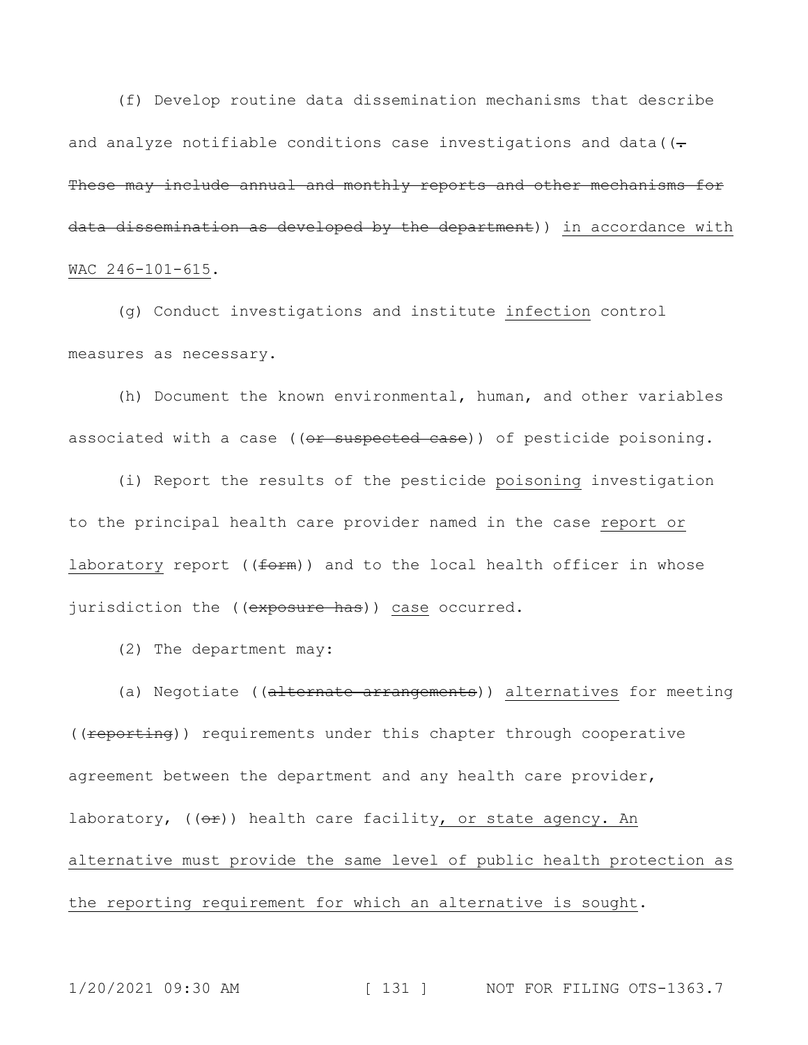(f) Develop routine data dissemination mechanisms that describe and analyze notifiable conditions case investigations and data((~~. These may include annual and monthly reports and other mechanisms for data dissemination as developed by the department~~)) <u>in accordance with WAC 246-101-615</u>.

(g) Conduct investigations and institute <u>infection</u> control measures as necessary.

(h) Document the known environmental, human, and other variables associated with a case ((~~or suspected case~~)) of pesticide poisoning.

(i) Report the results of the pesticide <u>poisoning</u> investigation to the principal health care provider named in the case <u>report or laboratory</u> report ((~~form~~)) and to the local health officer in whose jurisdiction the ((~~exposure has~~)) <u>case</u> occurred.

(2) The department may:

(a) Negotiate ((~~alternate arrangements~~)) <u>alternatives</u> for meeting ((~~reporting~~)) requirements under this chapter through cooperative agreement between the department and any health care provider, laboratory, ((~~or~~)) health care facility<u>, or state agency. An alternative must provide the same level of public health protection as the reporting requirement for which an alternative is sought</u>.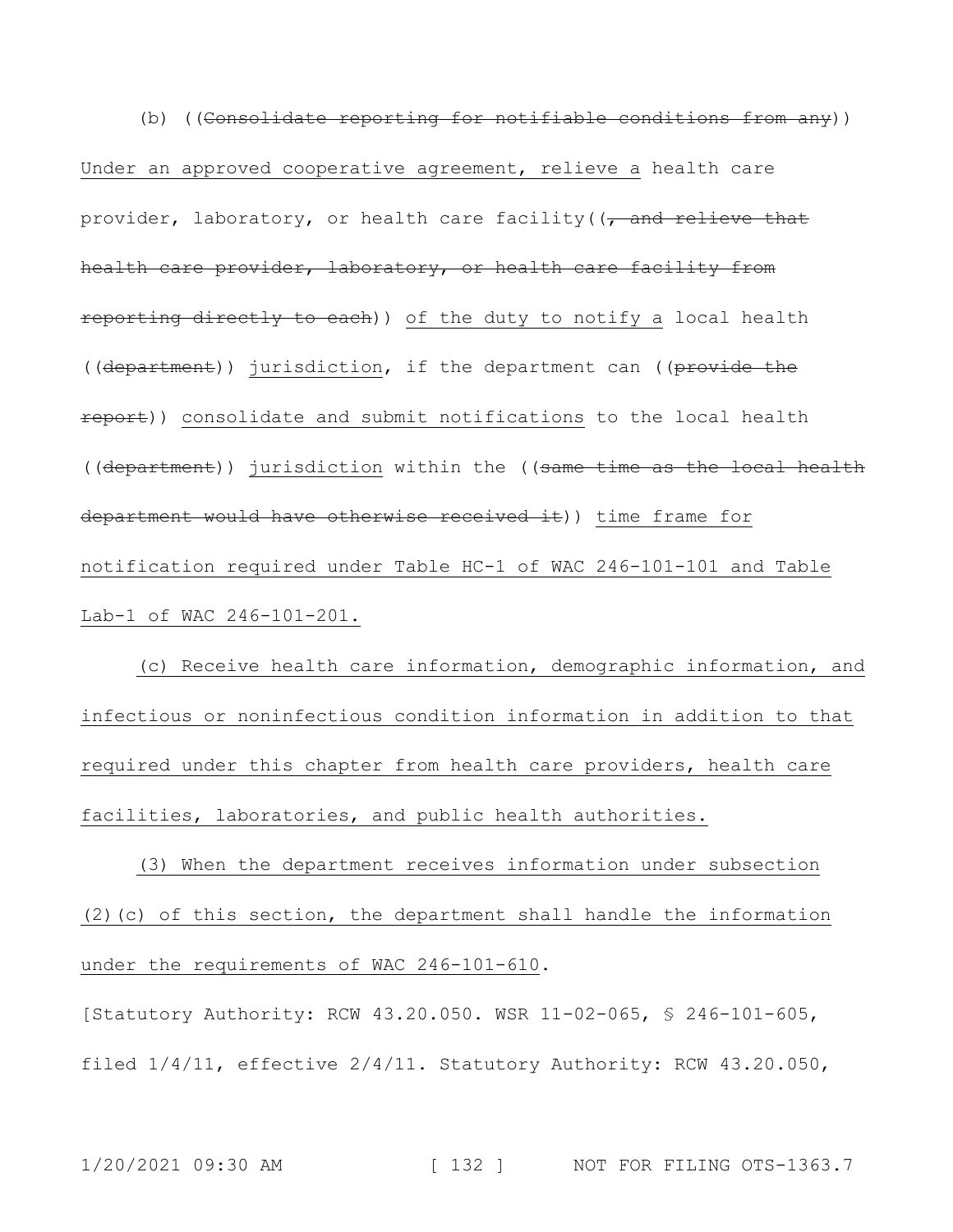(b) ((~~Consolidate reporting for notifiable conditions from any~~)) <u>Under an approved cooperative agreement, relieve a</u> health care provider, laboratory, or health care facility((~~, and relieve that health care provider, laboratory, or health care facility from reporting directly to each~~)) <u>of the duty to notify a</u> local health ((~~department~~)) <u>jurisdiction</u>, if the department can ((~~provide the report~~)) <u>consolidate and submit notifications</u> to the local health ((~~department~~)) <u>jurisdiction</u> within the ((~~same time as the local health department would have otherwise received it~~)) <u>time frame for notification required under Table HC-1 of WAC 246-101-101 and Table Lab-1 of WAC 246-101-201.</u>

<u>(c) Receive health care information, demographic information, and infectious or noninfectious condition information in addition to that required under this chapter from health care providers, health care facilities, laboratories, and public health authorities.</u>

<u>(3) When the department receives information under subsection (2)(c) of this section, the department shall handle the information under the requirements of WAC 246-101-610</u>.

[Statutory Authority: RCW 43.20.050. WSR 11-02-065, § 246-101-605, filed 1/4/11, effective 2/4/11. Statutory Authority: RCW 43.20.050,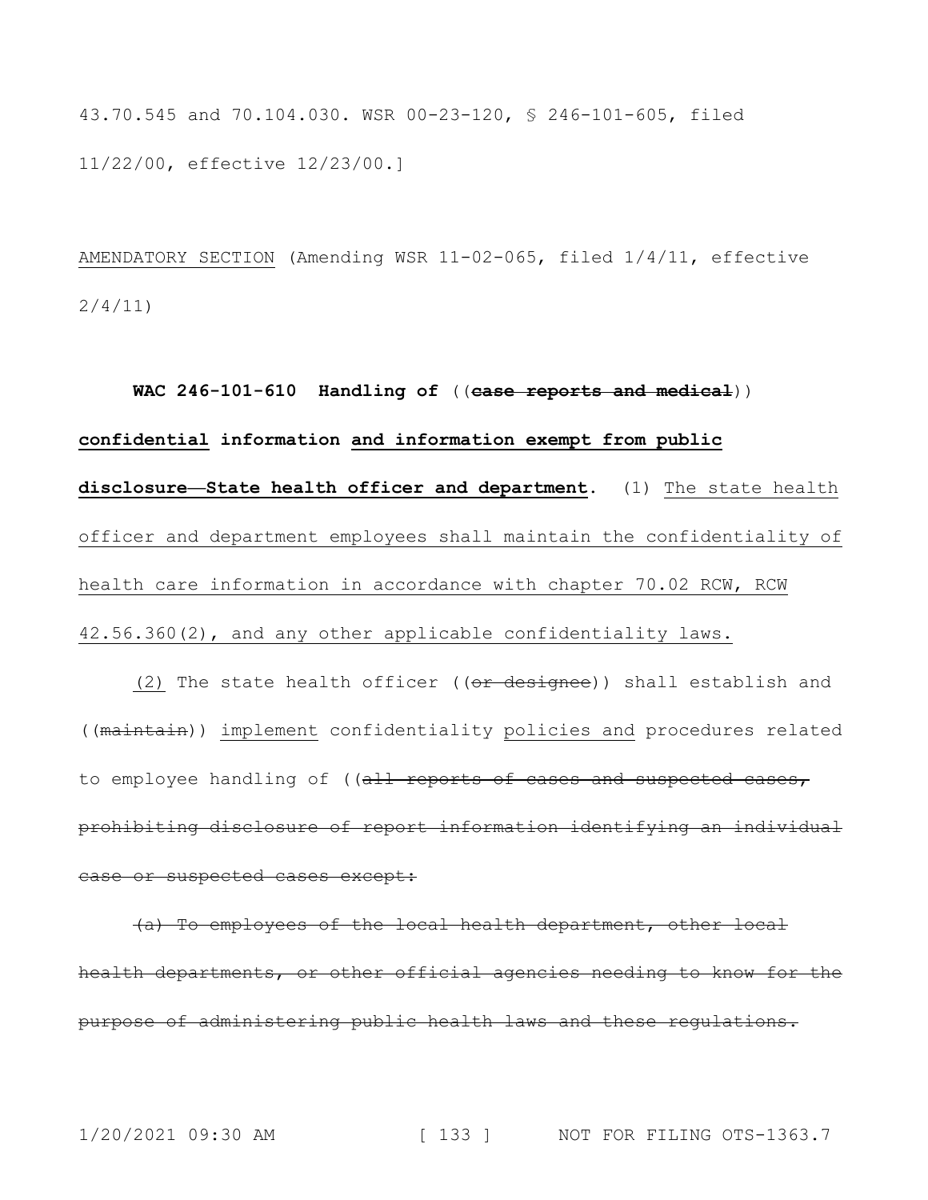43.70.545 and 70.104.030. WSR 00-23-120, § 246-101-605, filed 11/22/00, effective 12/23/00.]

<u>AMENDATORY SECTION</u> (Amending WSR 11-02-065, filed 1/4/11, effective 2/4/11)

**WAC 246-101-610 Handling of** ((~~**case reports and medical**~~)) **<u>confidential</u> information <u>and information exempt from public disclosure—State health officer and department</u>.** (1) <u>The state health officer and department employees shall maintain the confidentiality of health care information in accordance with chapter 70.02 RCW, RCW 42.56.360(2), and any other applicable confidentiality laws.</u>

<u>(2)</u> The state health officer ((~~or designee~~)) shall establish and ((~~maintain~~)) <u>implement</u> confidentiality <u>policies and</u> procedures related to employee handling of ((~~all reports of cases and suspected cases, prohibiting disclosure of report information identifying an individual case or suspected cases except:~~

~~(a) To employees of the local health department, other local health departments, or other official agencies needing to know for the purpose of administering public health laws and these regulations.~~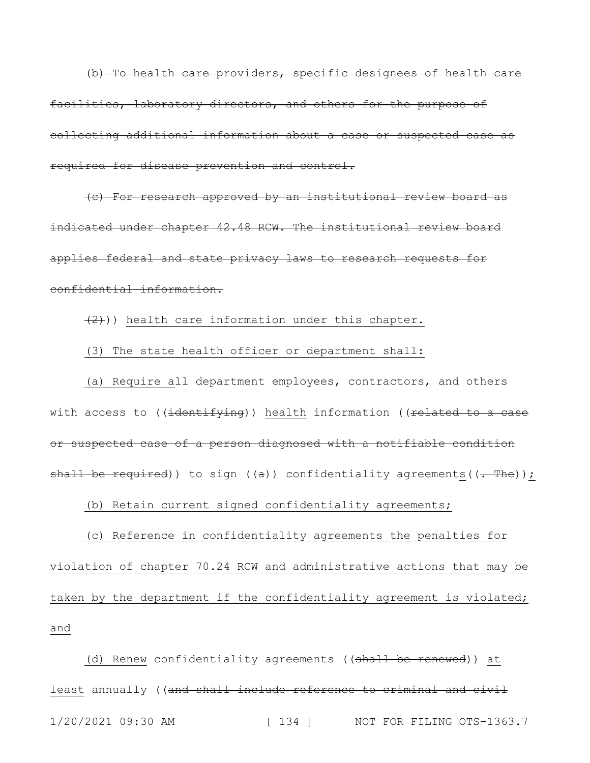~~(b) To health care providers, specific designees of health care facilities, laboratory directors, and others for the purpose of collecting additional information about a case or suspected case as required for disease prevention and control.~~

~~(c) For research approved by an institutional review board as indicated under chapter 42.48 RCW. The institutional review board applies federal and state privacy laws to research requests for confidential information.~~

((~~(2)~~)) <u>health care information under this chapter.</u>

<u>(3) The state health officer or department shall:</u>

<u>(a) Require a</u>ll department employees, contractors, and others with access to ((~~identifying~~)) <u>health</u> information ((~~related to a case or suspected case of a person diagnosed with a notifiable condition shall be required~~)) to sign ((~~a~~)) confidentiality agreement<u>s</u>((~~. The~~))<u>;</u>

<u>(b) Retain current signed confidentiality agreements;</u>

<u>(c) Reference in confidentiality agreements the penalties for violation of chapter 70.24 RCW and administrative actions that may be taken by the department if the confidentiality agreement is violated; and</u>

<u>(d) Renew</u> confidentiality agreements ((~~shall be renewed~~)) <u>at least</u> annually ((~~and shall include reference to criminal and civil~~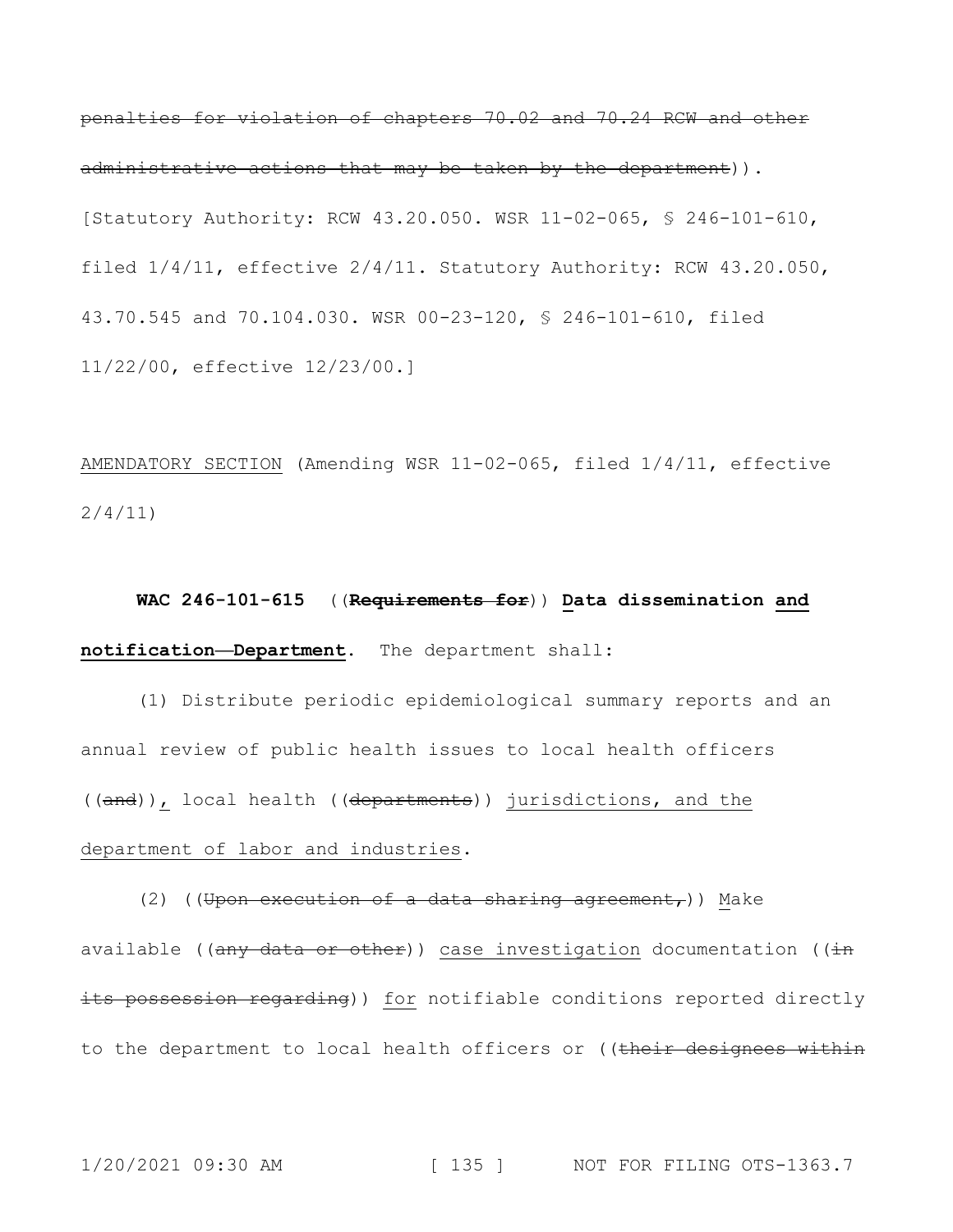~~penalties for violation of chapters 70.02 and 70.24 RCW and other administrative actions that may be taken by the department~~)).

[Statutory Authority: RCW 43.20.050. WSR 11-02-065, § 246-101-610, filed 1/4/11, effective 2/4/11. Statutory Authority: RCW 43.20.050, 43.70.545 and 70.104.030. WSR 00-23-120, § 246-101-610, filed 11/22/00, effective 12/23/00.]

<u>AMENDATORY SECTION</u> (Amending WSR 11-02-065, filed 1/4/11, effective 2/4/11)

**WAC 246-101-615** ((~~**Requirements for**~~)) <u>**Data dissemination and notification—Department**</u>**.** The department shall:

(1) Distribute periodic epidemiological summary reports and an annual review of public health issues to local health officers ((~~and~~))<u>,</u> local health ((~~departments~~)) <u>jurisdictions, and the department of labor and industries</u>.

(2) ((~~Upon execution of a data sharing agreement,~~)) <u>M</u>ake available ((~~any data or other~~)) <u>case investigation</u> documentation ((~~in its possession regarding~~)) <u>for</u> notifiable conditions reported directly to the department to local health officers or ((~~their designees within~~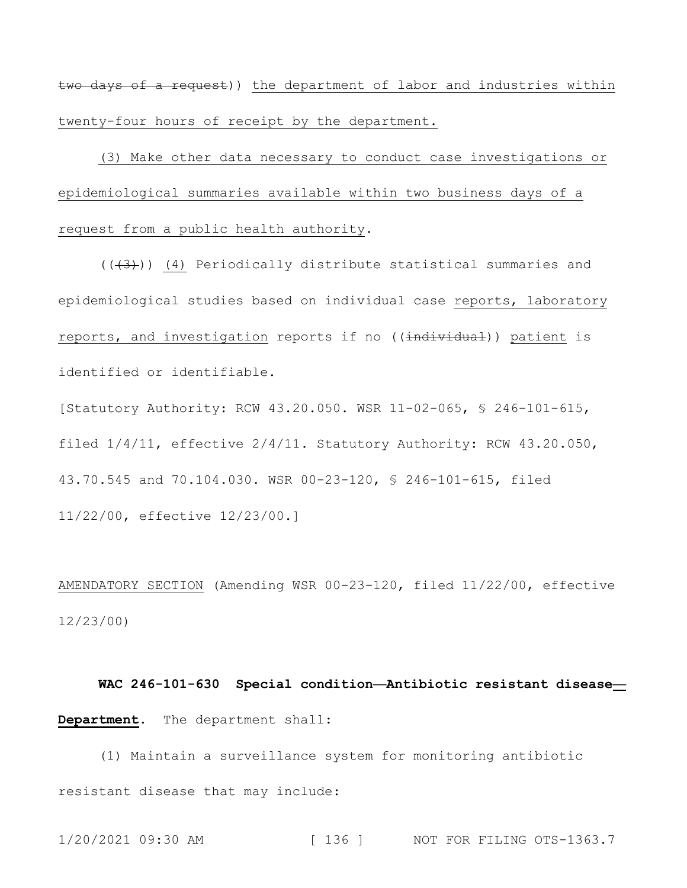two days of a request)) the department of labor and industries within twenty-four hours of receipt by the department.

(3) Make other data necessary to conduct case investigations or epidemiological summaries available within two business days of a request from a public health authority.

(((3))) (4) Periodically distribute statistical summaries and epidemiological studies based on individual case reports, laboratory reports, and investigation reports if no ((individual)) patient is identified or identifiable.

[Statutory Authority: RCW 43.20.050. WSR 11-02-065, § 246-101-615, filed 1/4/11, effective 2/4/11. Statutory Authority: RCW 43.20.050, 43.70.545 and 70.104.030. WSR 00-23-120, § 246-101-615, filed 11/22/00, effective 12/23/00.]

AMENDATORY SECTION (Amending WSR 00-23-120, filed 11/22/00, effective 12/23/00)

**WAC 246-101-630 Special condition—Antibiotic resistant disease—Department.** The department shall:

(1) Maintain a surveillance system for monitoring antibiotic resistant disease that may include: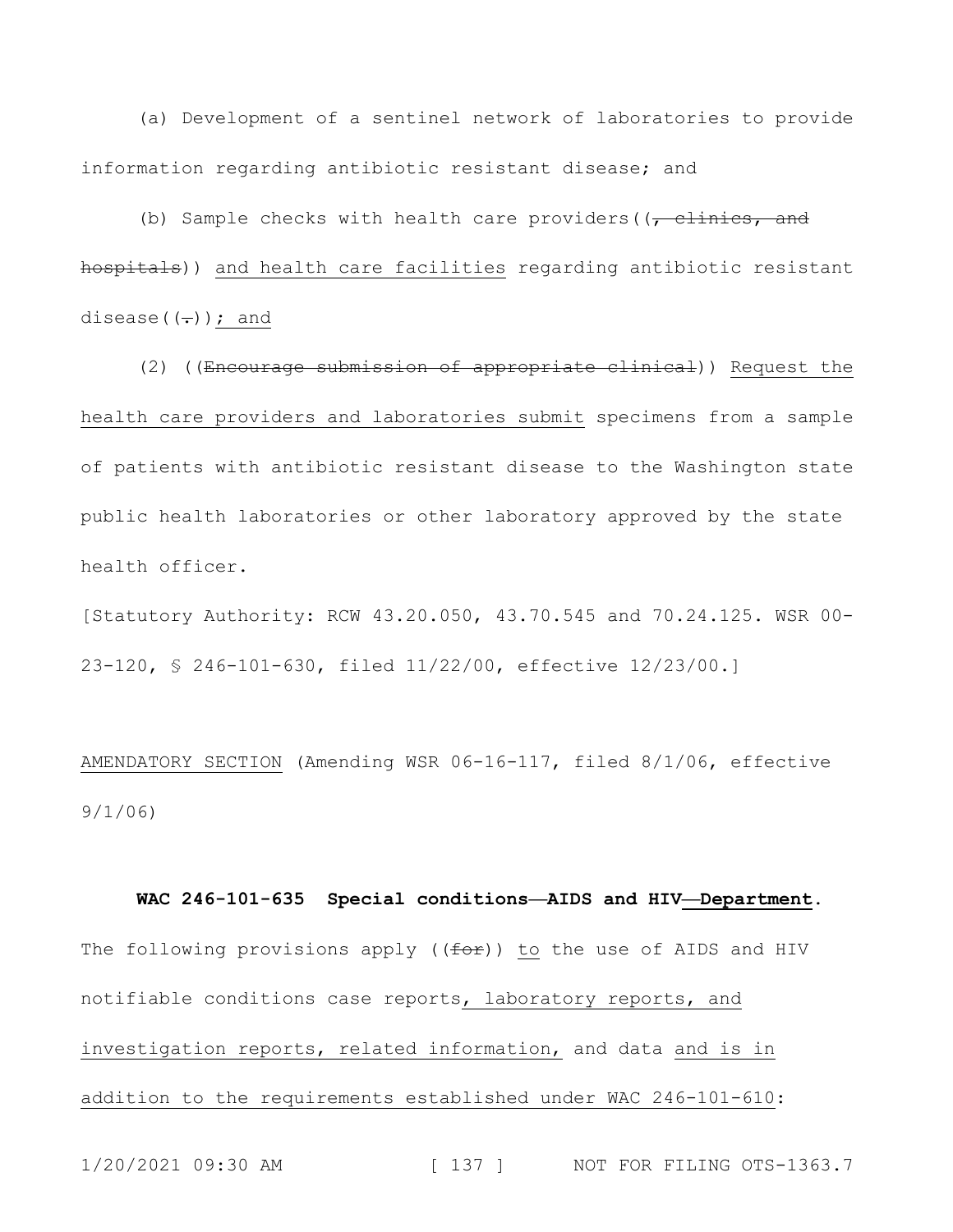(a) Development of a sentinel network of laboratories to provide information regarding antibiotic resistant disease; and

(b) Sample checks with health care providers((~~, clinics, and hospitals~~)) <u>and health care facilities</u> regarding antibiotic resistant disease((~~.~~))<u>; and</u>

(2) ((~~Encourage submission of appropriate clinical~~)) <u>Request the health care providers and laboratories submit</u> specimens from a sample of patients with antibiotic resistant disease to the Washington state public health laboratories or other laboratory approved by the state health officer.

[Statutory Authority: RCW 43.20.050, 43.70.545 and 70.24.125. WSR 00-23-120, § 246-101-630, filed 11/22/00, effective 12/23/00.]

<u>AMENDATORY SECTION</u> (Amending WSR 06-16-117, filed 8/1/06, effective 9/1/06)

**WAC 246-101-635 Special conditions—AIDS and HIV<u>—Department</u>.** The following provisions apply ((~~for~~)) <u>to</u> the use of AIDS and HIV notifiable conditions case reports<u>, laboratory reports, and investigation reports, related information,</u> and data <u>and is in addition to the requirements established under WAC 246-101-610</u>: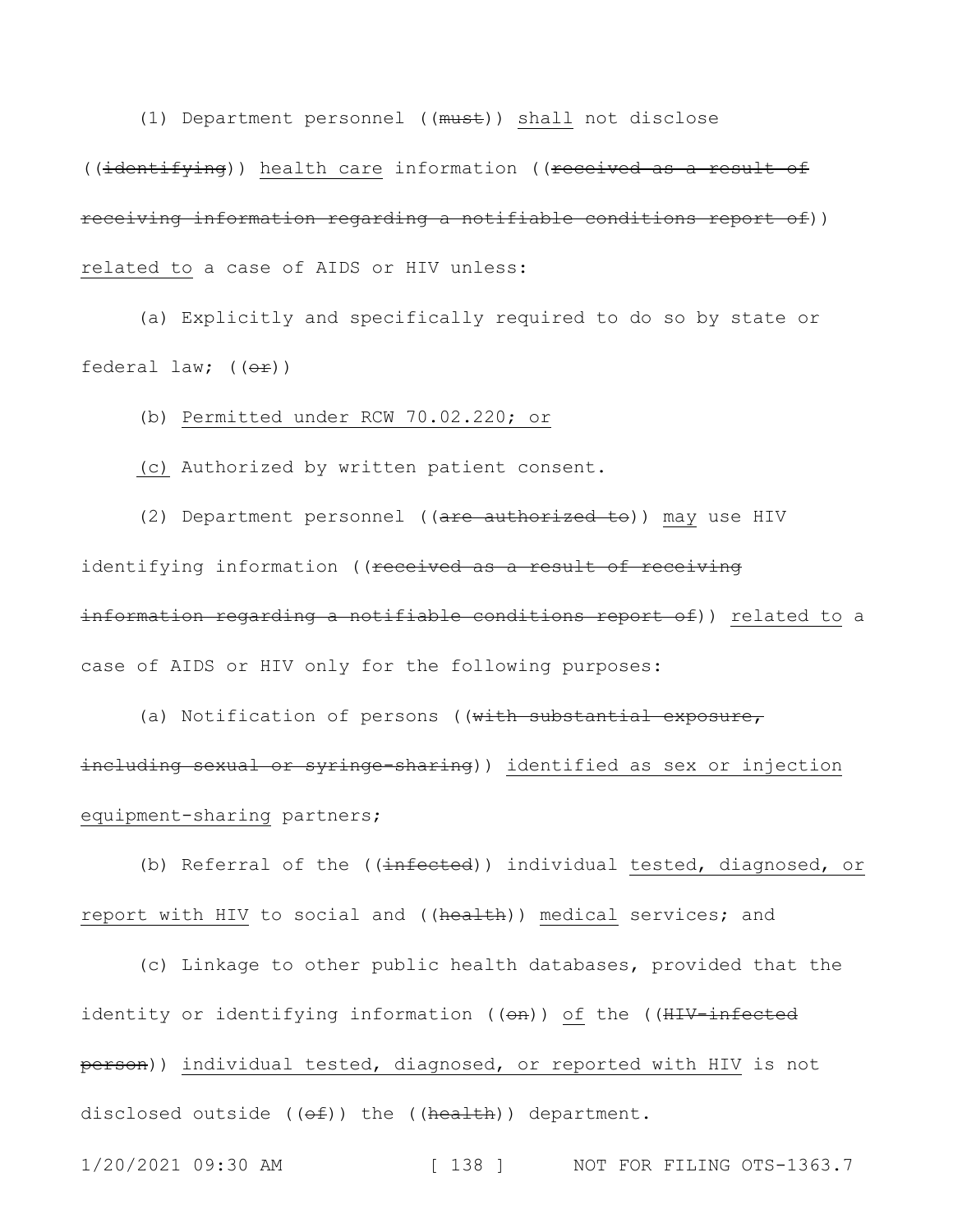(1) Department personnel ((~~must~~)) <u>shall</u> not disclose ((~~identifying~~)) <u>health care</u> information ((~~received as a result of receiving information regarding a notifiable conditions report of~~)) <u>related to</u> a case of AIDS or HIV unless:

(a) Explicitly and specifically required to do so by state or federal law; ((~~or~~))

(b) <u>Permitted under RCW 70.02.220; or</u>

<u>(c)</u> Authorized by written patient consent.

(2) Department personnel ((~~are authorized to~~)) <u>may</u> use HIV identifying information ((~~received as a result of receiving information regarding a notifiable conditions report of~~)) <u>related to</u> a case of AIDS or HIV only for the following purposes:

(a) Notification of persons ((~~with substantial exposure, including sexual or syringe-sharing~~)) <u>identified as sex or injection equipment-sharing</u> partners;

(b) Referral of the ((~~infected~~)) individual <u>tested, diagnosed, or report with HIV</u> to social and ((~~health~~)) <u>medical</u> services; and

(c) Linkage to other public health databases, provided that the identity or identifying information ((~~on~~)) <u>of</u> the ((~~HIV-infected person~~)) <u>individual tested, diagnosed, or reported with HIV</u> is not disclosed outside ((~~of~~)) the ((~~health~~)) department.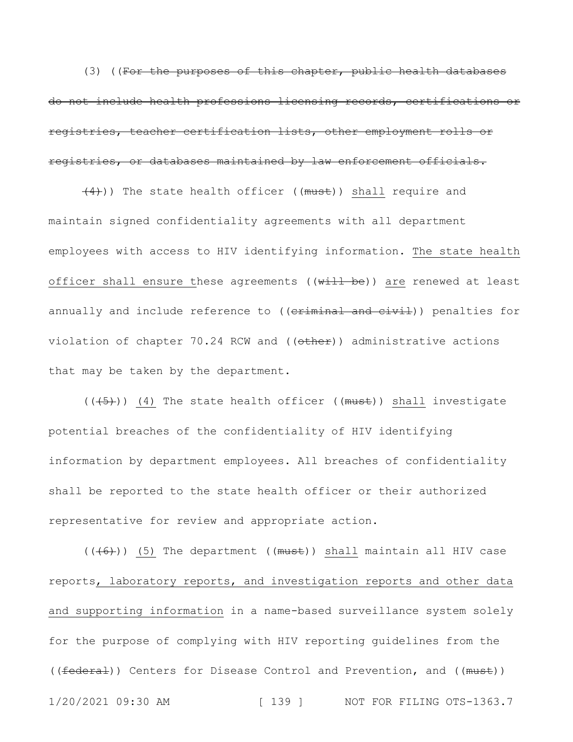(3) ((~~For the purposes of this chapter, public health databases do not include health professions licensing records, certifications or registries, teacher certification lists, other employment rolls or registries, or databases maintained by law enforcement officials.~~

~~(4)~~)) The state health officer ((~~must~~)) <u>shall</u> require and maintain signed confidentiality agreements with all department employees with access to HIV identifying information. <u>The state health officer shall ensure t</u>hese agreements ((~~will be~~)) <u>are</u> renewed at least annually and include reference to ((~~criminal and civil~~)) penalties for violation of chapter 70.24 RCW and ((~~other~~)) administrative actions that may be taken by the department.

((~~(5)~~)) <u>(4)</u> The state health officer ((~~must~~)) <u>shall</u> investigate potential breaches of the confidentiality of HIV identifying information by department employees. All breaches of confidentiality shall be reported to the state health officer or their authorized representative for review and appropriate action.

((~~(6)~~)) <u>(5)</u> The department ((~~must~~)) <u>shall</u> maintain all HIV case reports<u>, laboratory reports, and investigation reports and other data and supporting information</u> in a name-based surveillance system solely for the purpose of complying with HIV reporting guidelines from the ((~~federal~~)) Centers for Disease Control and Prevention, and ((~~must~~))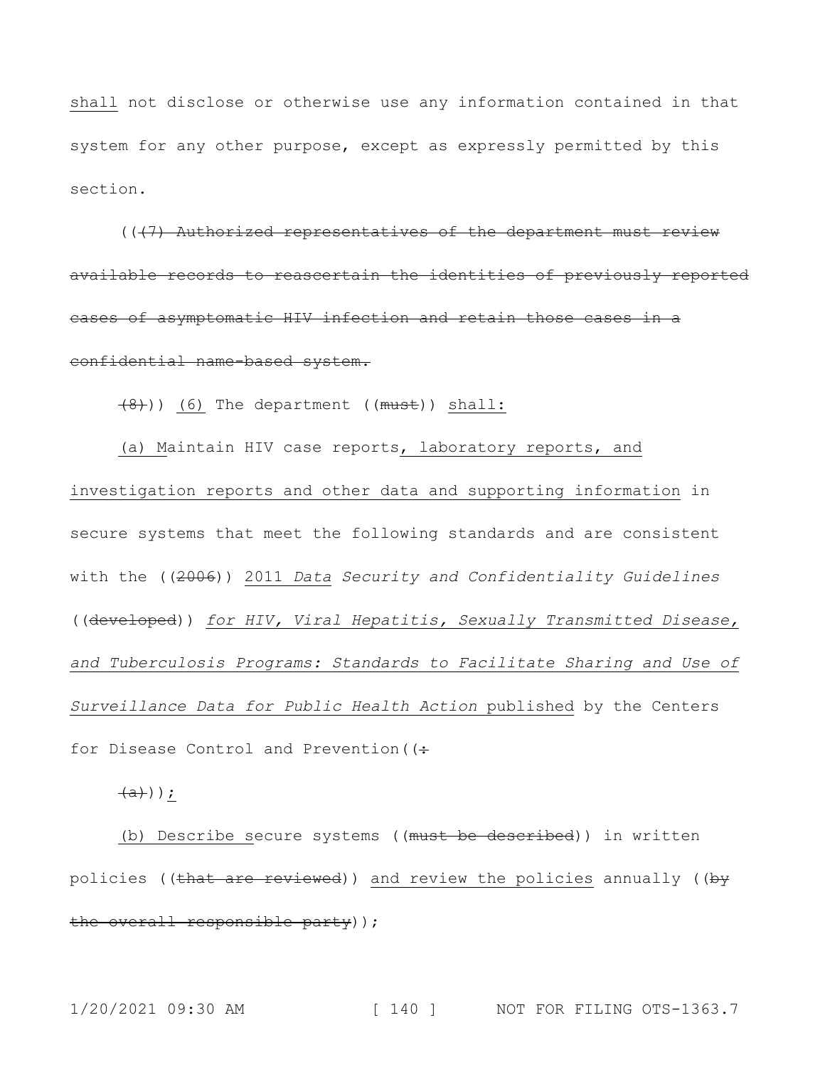shall not disclose or otherwise use any information contained in that system for any other purpose, except as expressly permitted by this section.

(( ~~(7) Authorized representatives of the department must review available records to reascertain the identities of previously reported cases of asymptomatic HIV infection and retain those cases in a confidential name-based system.~~

~~(8)~~)) (6) The department ((~~must~~)) shall:

(a) Maintain HIV case reports, laboratory reports, and investigation reports and other data and supporting information in secure systems that meet the following standards and are consistent with the ((~~2006~~)) 2011 *Data Security and Confidentiality Guidelines* ((~~developed~~)) *for HIV, Viral Hepatitis, Sexually Transmitted Disease, and Tuberculosis Programs: Standards to Facilitate Sharing and Use of Surveillance Data for Public Health Action* published by the Centers for Disease Control and Prevention((~~:~~

~~(a)~~));

(b) Describe secure systems ((~~must be described~~)) in written policies ((~~that are reviewed~~)) and review the policies annually ((~~by the overall responsible party~~));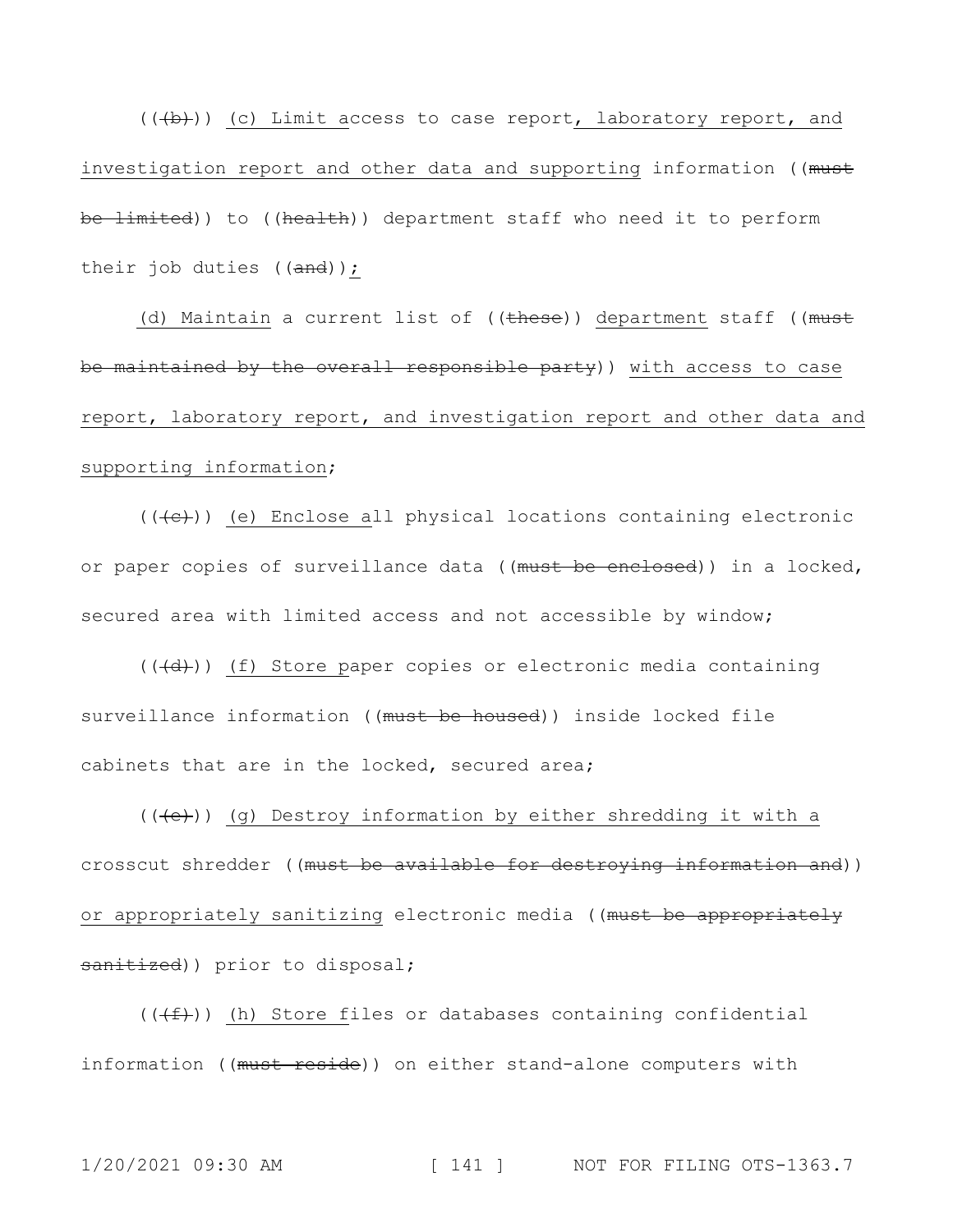(((b))) (c) Limit access to case report, laboratory report, and investigation report and other data and supporting information ((must be limited)) to ((health)) department staff who need it to perform their job duties ((and));

(d) Maintain a current list of ((these)) department staff ((must be maintained by the overall responsible party)) with access to case report, laboratory report, and investigation report and other data and supporting information;

(((c))) (e) Enclose all physical locations containing electronic or paper copies of surveillance data ((must be enclosed)) in a locked, secured area with limited access and not accessible by window;

(((d))) (f) Store paper copies or electronic media containing surveillance information ((must be housed)) inside locked file cabinets that are in the locked, secured area;

(((e))) (g) Destroy information by either shredding it with a crosscut shredder ((must be available for destroying information and)) or appropriately sanitizing electronic media ((must be appropriately sanitized)) prior to disposal;

(((f))) (h) Store files or databases containing confidential information ((must reside)) on either stand-alone computers with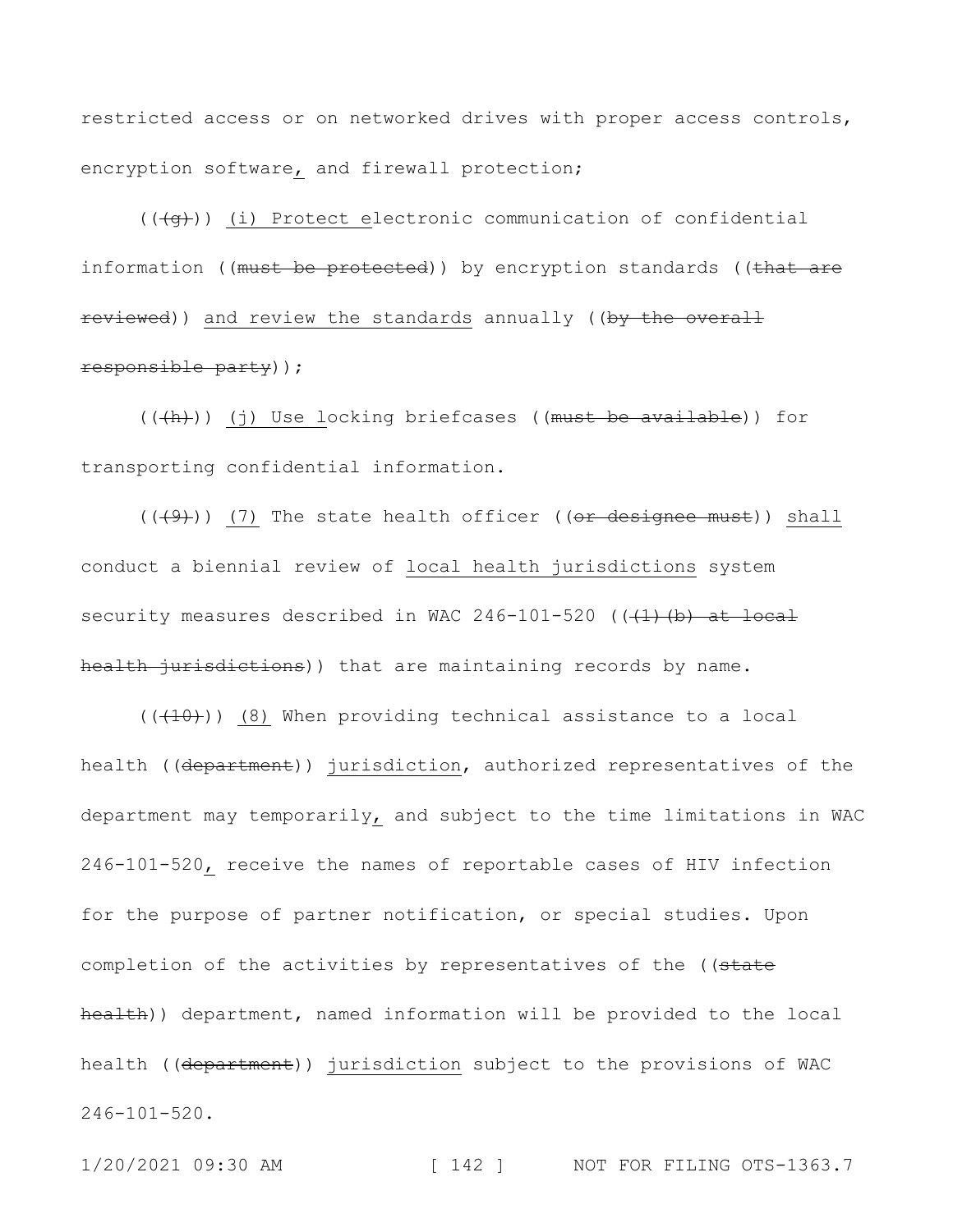restricted access or on networked drives with proper access controls, encryption software, and firewall protection;

((~~(g)~~)) (i) Protect electronic communication of confidential information ((~~must be protected~~)) by encryption standards ((~~that are reviewed~~)) and review the standards annually ((~~by the overall responsible party~~));

((~~(h)~~)) (j) Use locking briefcases ((~~must be available~~)) for transporting confidential information.

((~~(9)~~)) (7) The state health officer ((~~or designee must~~)) shall conduct a biennial review of local health jurisdictions system security measures described in WAC 246-101-520 ((~~(1)(b) at local health jurisdictions~~)) that are maintaining records by name.

((~~(10)~~)) (8) When providing technical assistance to a local health ((~~department~~)) jurisdiction, authorized representatives of the department may temporarily, and subject to the time limitations in WAC 246-101-520, receive the names of reportable cases of HIV infection for the purpose of partner notification, or special studies. Upon completion of the activities by representatives of the ((~~state health~~)) department, named information will be provided to the local health ((~~department~~)) jurisdiction subject to the provisions of WAC 246-101-520.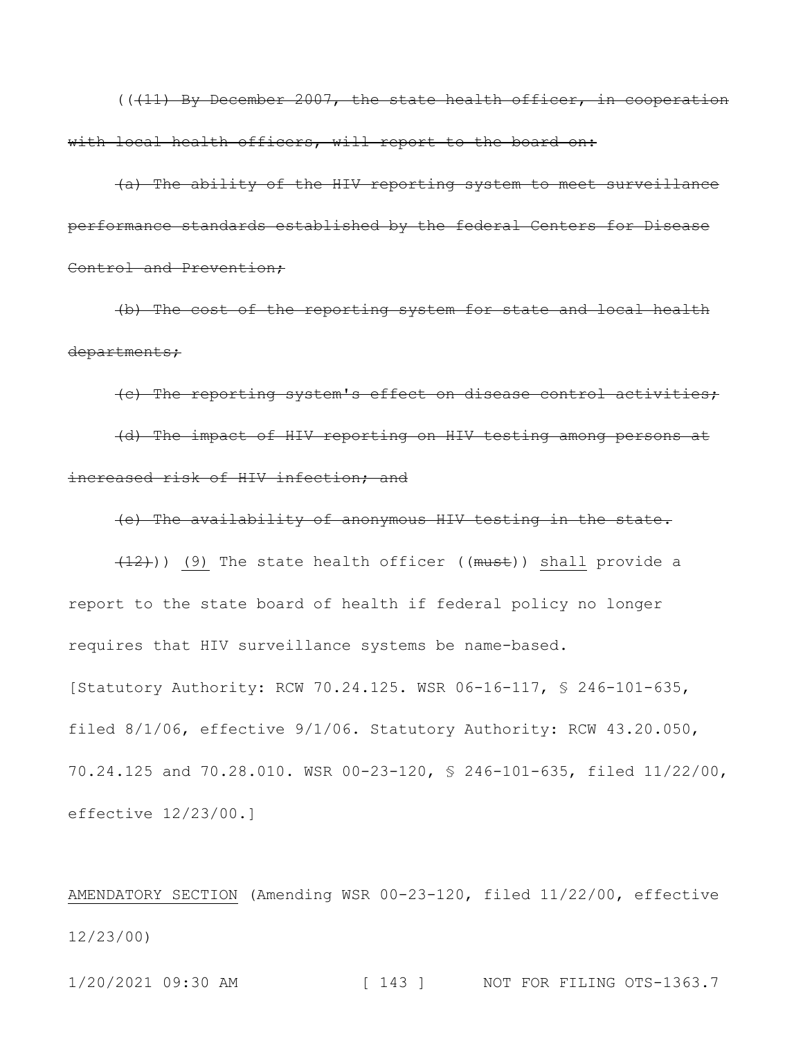((~~(11) By December 2007, the state health officer, in cooperation with local health officers, will report to the board on:~~

~~(a) The ability of the HIV reporting system to meet surveillance performance standards established by the federal Centers for Disease Control and Prevention;~~

~~(b) The cost of the reporting system for state and local health departments;~~

~~(c) The reporting system's effect on disease control activities;~~

~~(d) The impact of HIV reporting on HIV testing among persons at increased risk of HIV infection; and~~

~~(e) The availability of anonymous HIV testing in the state.~~

~~(12)~~)) <u>(9)</u> The state health officer ((~~must~~)) <u>shall</u> provide a report to the state board of health if federal policy no longer requires that HIV surveillance systems be name-based.

[Statutory Authority: RCW 70.24.125. WSR 06-16-117, § 246-101-635, filed 8/1/06, effective 9/1/06. Statutory Authority: RCW 43.20.050, 70.24.125 and 70.28.010. WSR 00-23-120, § 246-101-635, filed 11/22/00, effective 12/23/00.]

<u>AMENDATORY SECTION</u> (Amending WSR 00-23-120, filed 11/22/00, effective 12/23/00)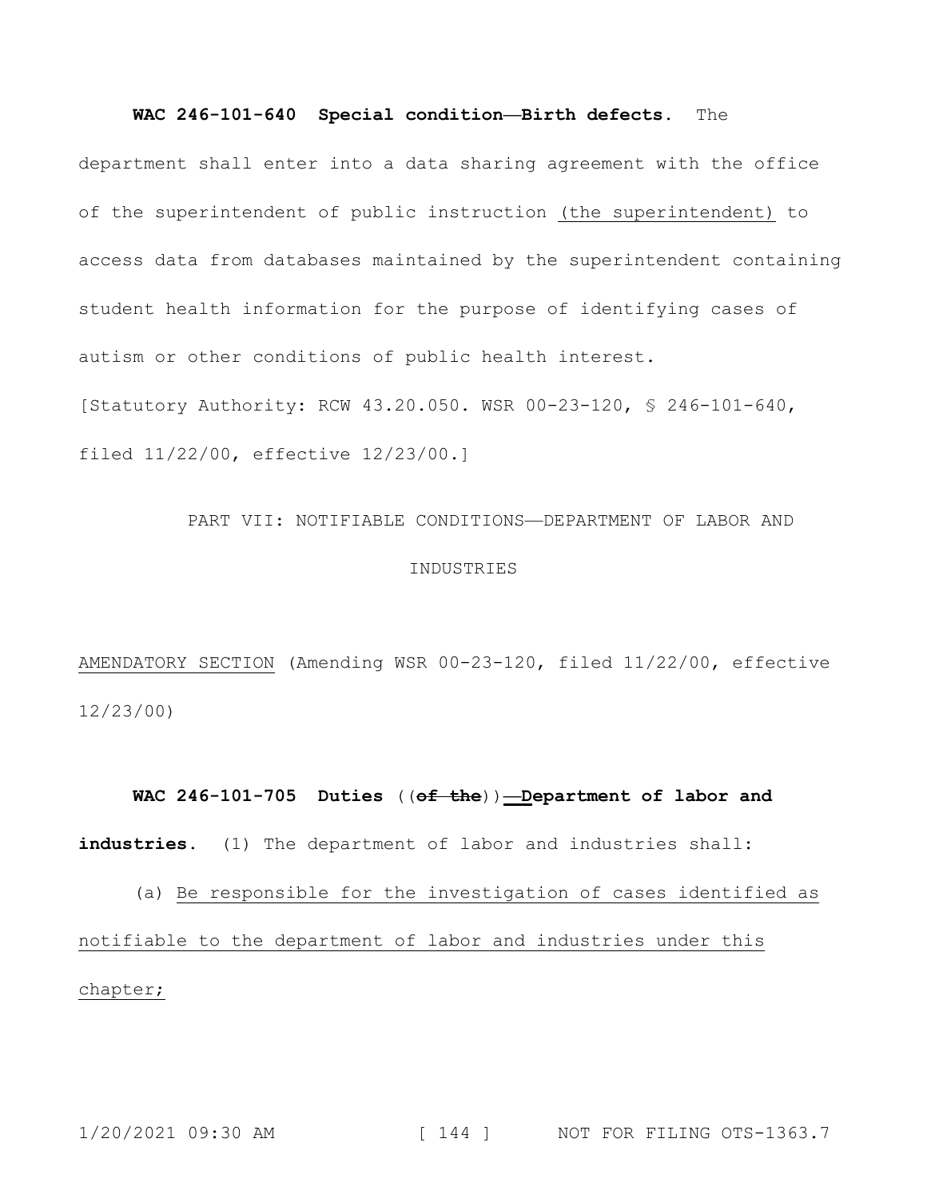**WAC 246-101-640 Special condition—Birth defects.** The department shall enter into a data sharing agreement with the office of the superintendent of public instruction (the superintendent) to access data from databases maintained by the superintendent containing student health information for the purpose of identifying cases of autism or other conditions of public health interest.

[Statutory Authority: RCW 43.20.050. WSR 00-23-120, § 246-101-640, filed 11/22/00, effective 12/23/00.]

PART VII: NOTIFIABLE CONDITIONS—DEPARTMENT OF LABOR AND INDUSTRIES

AMENDATORY SECTION (Amending WSR 00-23-120, filed 11/22/00, effective 12/23/00)

**WAC 246-101-705 Duties** ((~~of the~~))—**Department of labor and industries.** (1) The department of labor and industries shall:

(a) Be responsible for the investigation of cases identified as notifiable to the department of labor and industries under this chapter;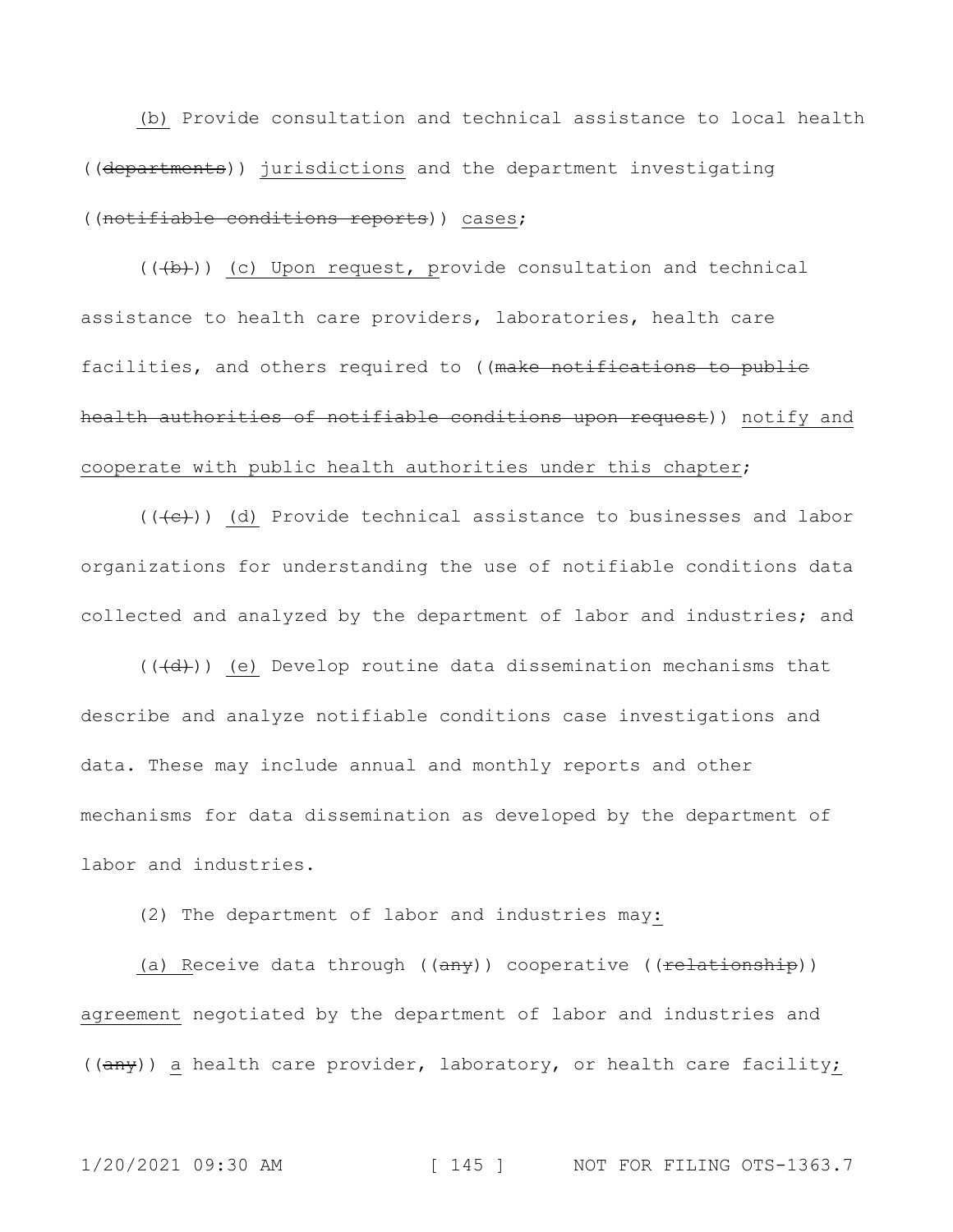(b) Provide consultation and technical assistance to local health ((~~departments~~)) jurisdictions and the department investigating ((~~notifiable conditions reports~~)) cases;

((~~(b)~~)) (c) Upon request, provide consultation and technical assistance to health care providers, laboratories, health care facilities, and others required to ((~~make notifications to public health authorities of notifiable conditions upon request~~)) notify and cooperate with public health authorities under this chapter;

((~~(c)~~)) (d) Provide technical assistance to businesses and labor organizations for understanding the use of notifiable conditions data collected and analyzed by the department of labor and industries; and

((~~(d)~~)) (e) Develop routine data dissemination mechanisms that describe and analyze notifiable conditions case investigations and data. These may include annual and monthly reports and other mechanisms for data dissemination as developed by the department of labor and industries.

(2) The department of labor and industries may:

(a) Receive data through ((~~any~~)) cooperative ((~~relationship~~)) agreement negotiated by the department of labor and industries and ((~~any~~)) a health care provider, laboratory, or health care facility;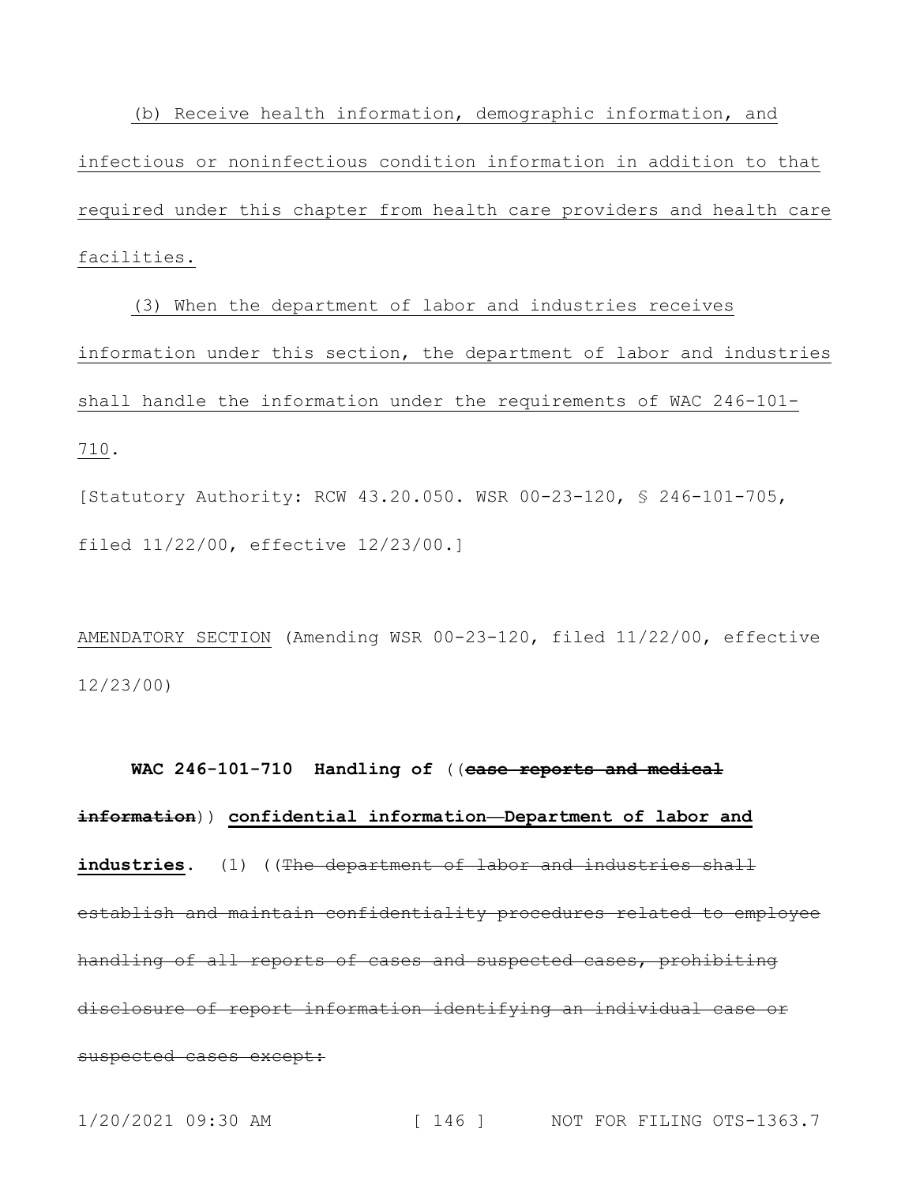(b) Receive health information, demographic information, and infectious or noninfectious condition information in addition to that required under this chapter from health care providers and health care facilities.

(3) When the department of labor and industries receives information under this section, the department of labor and industries shall handle the information under the requirements of WAC 246-101-710.

[Statutory Authority: RCW 43.20.050. WSR 00-23-120, § 246-101-705, filed 11/22/00, effective 12/23/00.]

AMENDATORY SECTION (Amending WSR 00-23-120, filed 11/22/00, effective 12/23/00)

**WAC 246-101-710 Handling of** ((~~**case reports and medical information**~~)) **confidential information—Department of labor and industries**. (1) ((~~The department of labor and industries shall establish and maintain confidentiality procedures related to employee handling of all reports of cases and suspected cases, prohibiting disclosure of report information identifying an individual case or suspected cases except:~~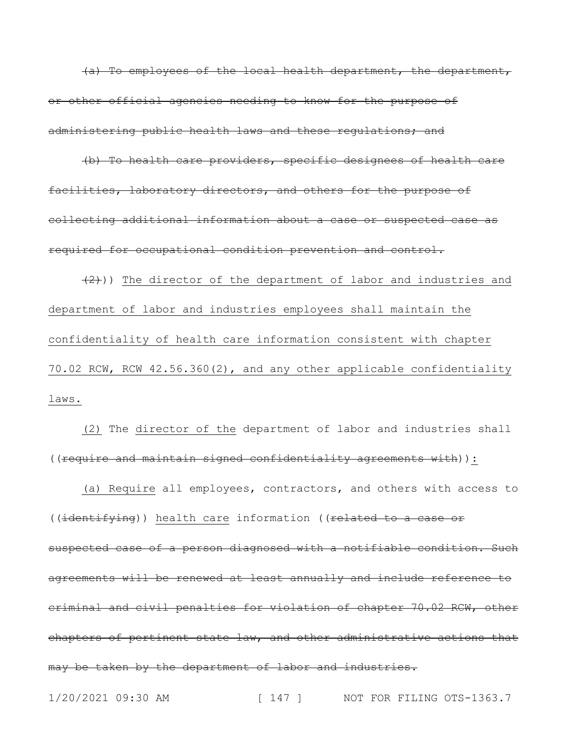~~(a) To employees of the local health department, the department, or other official agencies needing to know for the purpose of administering public health laws and these regulations; and~~

~~(b) To health care providers, specific designees of health care facilities, laboratory directors, and others for the purpose of collecting additional information about a case or suspected case as required for occupational condition prevention and control.~~

~~(2)~~)) <u>The director of the department of labor and industries and department of labor and industries employees shall maintain the confidentiality of health care information consistent with chapter 70.02 RCW, RCW 42.56.360(2), and any other applicable confidentiality laws.</u>

<u>(2)</u> The <u>director of the</u> department of labor and industries shall ((~~require and maintain signed confidentiality agreements with~~))<u>:</u>

<u>(a) Require</u> all employees, contractors, and others with access to ((~~identifying~~)) <u>health care</u> information ((~~related to a case or suspected case of a person diagnosed with a notifiable condition. Such agreements will be renewed at least annually and include reference to criminal and civil penalties for violation of chapter 70.02 RCW, other chapters of pertinent state law, and other administrative actions that may be taken by the department of labor and industries.~~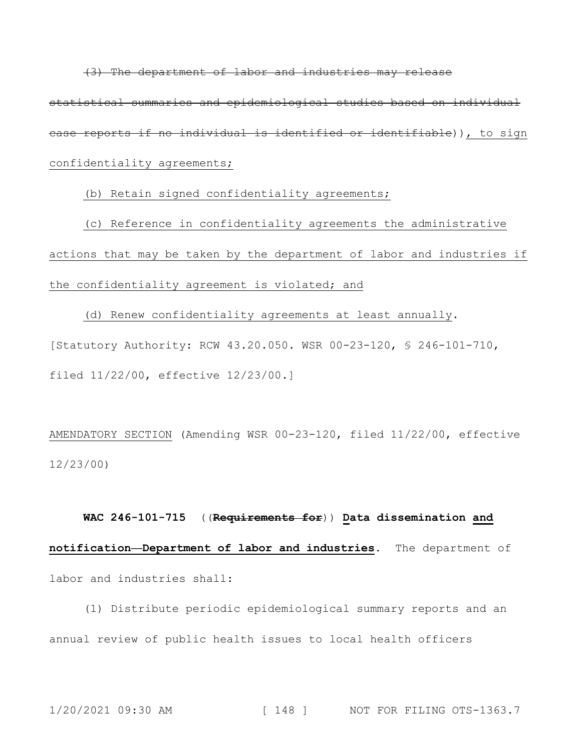~~(3) The department of labor and industries may release statistical summaries and epidemiological studies based on individual case reports if no individual is identified or identifiable~~)), to sign confidentiality agreements;

(b) Retain signed confidentiality agreements;

(c) Reference in confidentiality agreements the administrative actions that may be taken by the department of labor and industries if the confidentiality agreement is violated; and

(d) Renew confidentiality agreements at least annually.

[Statutory Authority: RCW 43.20.050. WSR 00-23-120, § 246-101-710, filed 11/22/00, effective 12/23/00.]

AMENDATORY SECTION (Amending WSR 00-23-120, filed 11/22/00, effective 12/23/00)

**WAC 246-101-715** ((~~**Requirements for**~~)) **Data dissemination and notification—Department of labor and industries.** The department of labor and industries shall:

(1) Distribute periodic epidemiological summary reports and an annual review of public health issues to local health officers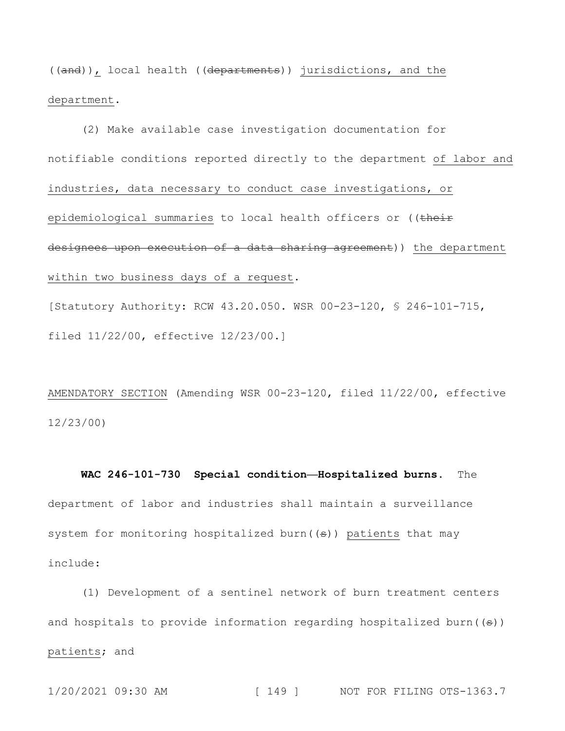((~~and~~)), local health ((~~departments~~)) <u>jurisdictions, and the department</u>.

(2) Make available case investigation documentation for notifiable conditions reported directly to the department <u>of labor and industries, data necessary to conduct case investigations, or epidemiological summaries</u> to local health officers or ((~~their designees upon execution of a data sharing agreement~~)) <u>the department within two business days of a request</u>.

[Statutory Authority: RCW 43.20.050. WSR 00-23-120, § 246-101-715, filed 11/22/00, effective 12/23/00.]

<u>AMENDATORY SECTION</u> (Amending WSR 00-23-120, filed 11/22/00, effective 12/23/00)

**WAC 246-101-730 Special condition—Hospitalized burns.** The department of labor and industries shall maintain a surveillance system for monitoring hospitalized burn((~~s~~)) <u>patients</u> that may include:

(1) Development of a sentinel network of burn treatment centers and hospitals to provide information regarding hospitalized burn((~~s~~)) <u>patients</u>; and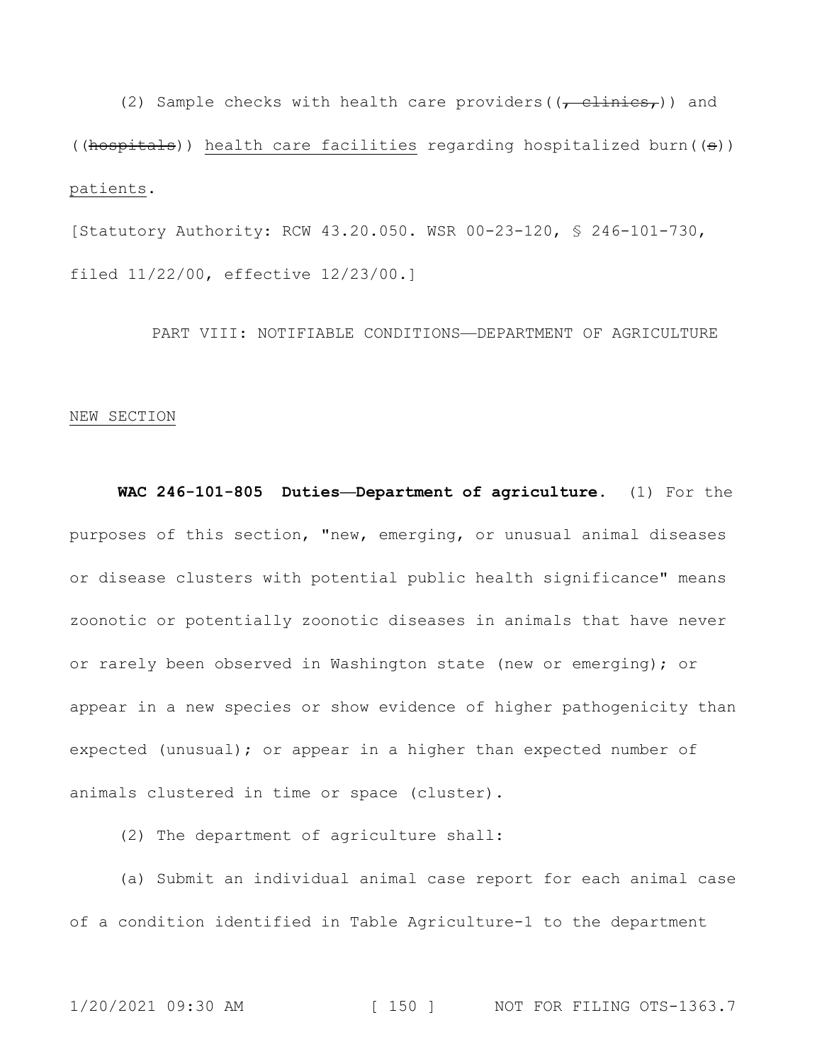(2) Sample checks with health care providers((~~, clinics,~~)) and ((~~hospitals~~)) <u>health care facilities</u> regarding hospitalized burn((~~s~~)) <u>patients</u>.

[Statutory Authority: RCW 43.20.050. WSR 00-23-120, § 246-101-730, filed 11/22/00, effective 12/23/00.]

PART VIII: NOTIFIABLE CONDITIONS—DEPARTMENT OF AGRICULTURE

<u>NEW SECTION</u>

**WAC 246-101-805 Duties—Department of agriculture.** (1) For the purposes of this section, "new, emerging, or unusual animal diseases or disease clusters with potential public health significance" means zoonotic or potentially zoonotic diseases in animals that have never or rarely been observed in Washington state (new or emerging); or appear in a new species or show evidence of higher pathogenicity than expected (unusual); or appear in a higher than expected number of animals clustered in time or space (cluster).

(2) The department of agriculture shall:

(a) Submit an individual animal case report for each animal case of a condition identified in Table Agriculture-1 to the department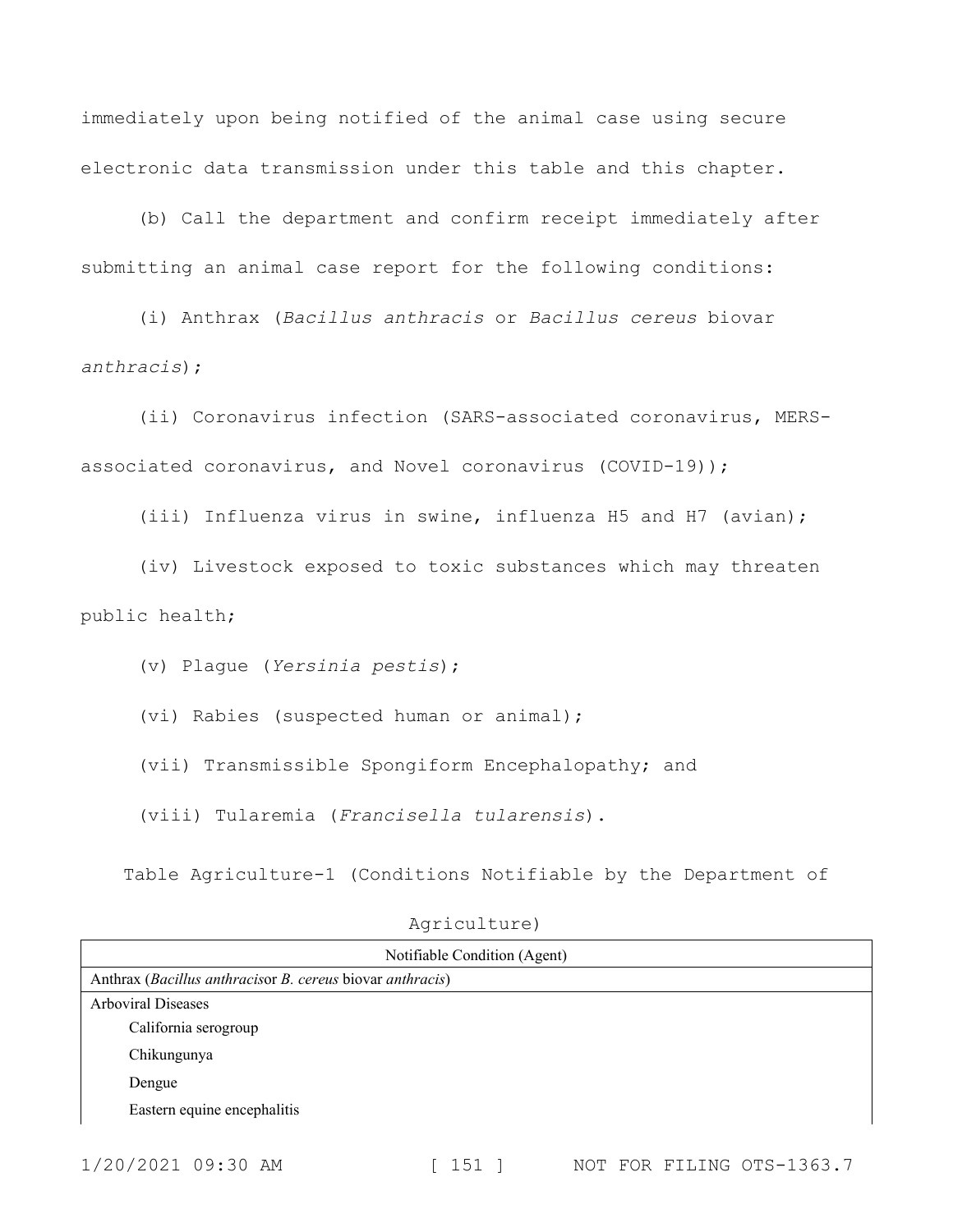immediately upon being notified of the animal case using secure electronic data transmission under this table and this chapter.

(b) Call the department and confirm receipt immediately after submitting an animal case report for the following conditions:

(i) Anthrax (*Bacillus anthracis* or *Bacillus cereus* biovar *anthracis*);

(ii) Coronavirus infection (SARS-associated coronavirus, MERS-associated coronavirus, and Novel coronavirus (COVID-19));

(iii) Influenza virus in swine, influenza H5 and H7 (avian);

(iv) Livestock exposed to toxic substances which may threaten public health;

(v) Plague (*Yersinia pestis*);

(vi) Rabies (suspected human or animal);

(vii) Transmissible Spongiform Encephalopathy; and

(viii) Tularemia (*Francisella tularensis*).

Table Agriculture-1 (Conditions Notifiable by the Department of Agriculture)

| Notifiable Condition (Agent) |
|---|
| Anthrax (*Bacillus anthracis*or *B. cereus* biovar *anthracis*) |
| Arboviral Diseases<br>California serogroup<br>Chikungunya<br>Dengue<br>Eastern equine encephalitis |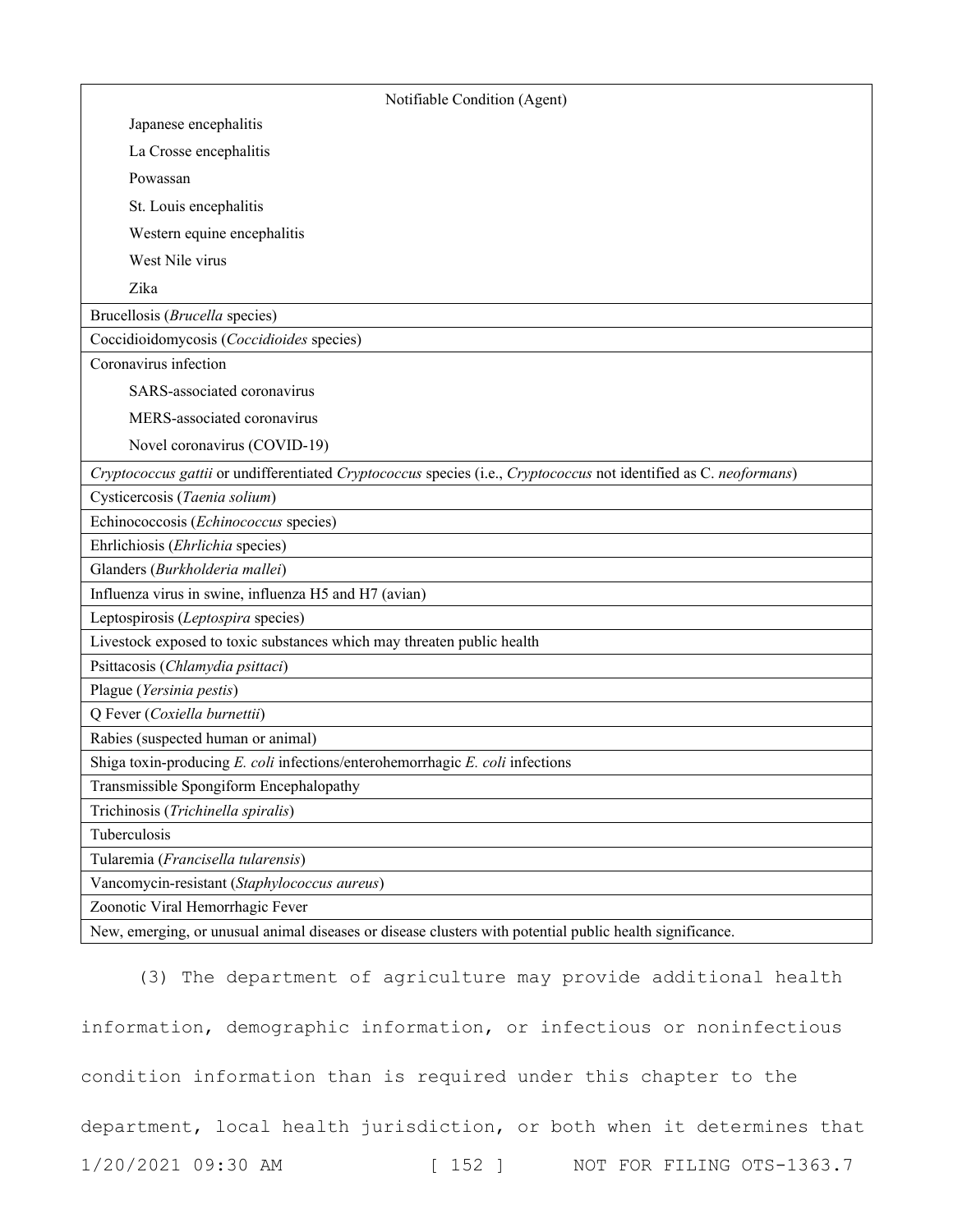| Notifiable Condition (Agent) |
| --- |
| Japanese encephalitis |
| La Crosse encephalitis |
| Powassan |
| St. Louis encephalitis |
| Western equine encephalitis |
| West Nile virus |
| Zika |
| Brucellosis (*Brucella* species) |
| Coccidioidomycosis (*Coccidioides* species) |
| Coronavirus infection |
| SARS-associated coronavirus |
| MERS-associated coronavirus |
| Novel coronavirus (COVID-19) |
| *Cryptococcus gattii* or undifferentiated *Cryptococcus* species (i.e., *Cryptococcus* not identified as C. *neoformans*) |
| Cysticercosis (*Taenia solium*) |
| Echinococcosis (*Echinococcus* species) |
| Ehrlichiosis (*Ehrlichia* species) |
| Glanders (*Burkholderia mallei*) |
| Influenza virus in swine, influenza H5 and H7 (avian) |
| Leptospirosis (*Leptospira* species) |
| Livestock exposed to toxic substances which may threaten public health |
| Psittacosis (*Chlamydia psittaci*) |
| Plague (*Yersinia pestis*) |
| Q Fever (*Coxiella burnettii*) |
| Rabies (suspected human or animal) |
| Shiga toxin-producing *E. coli* infections/enterohemorrhagic *E. coli* infections |
| Transmissible Spongiform Encephalopathy |
| Trichinosis (*Trichinella spiralis*) |
| Tuberculosis |
| Tularemia (*Francisella tularensis*) |
| Vancomycin-resistant (*Staphylococcus aureus*) |
| Zoonotic Viral Hemorrhagic Fever |
| New, emerging, or unusual animal diseases or disease clusters with potential public health significance. |

(3) The department of agriculture may provide additional health information, demographic information, or infectious or noninfectious condition information than is required under this chapter to the department, local health jurisdiction, or both when it determines that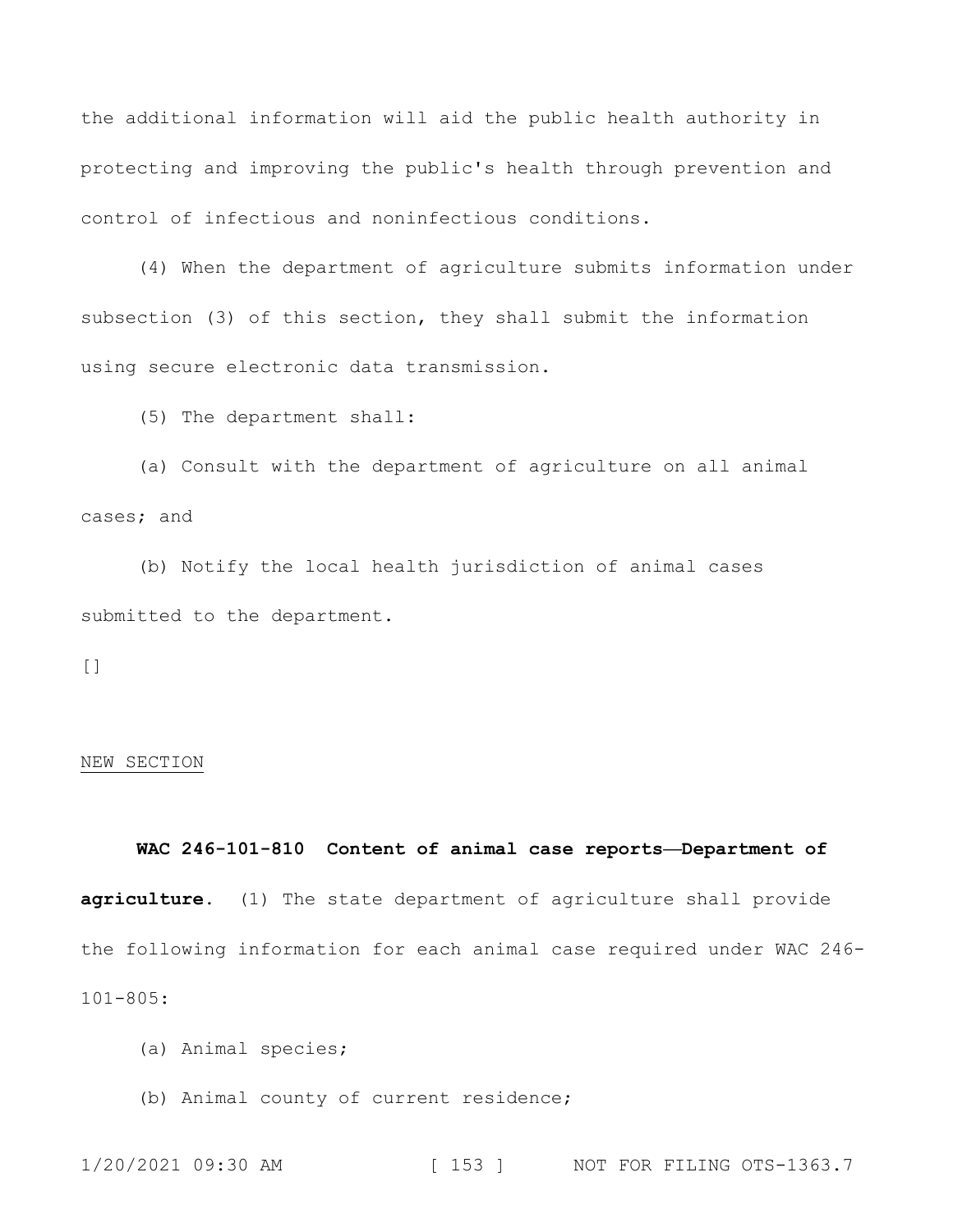the additional information will aid the public health authority in protecting and improving the public's health through prevention and control of infectious and noninfectious conditions.

(4) When the department of agriculture submits information under subsection (3) of this section, they shall submit the information using secure electronic data transmission.

(5) The department shall:

(a) Consult with the department of agriculture on all animal cases; and

(b) Notify the local health jurisdiction of animal cases submitted to the department.

[]

NEW SECTION

**WAC 246-101-810 Content of animal case reports—Department of agriculture.** (1) The state department of agriculture shall provide the following information for each animal case required under WAC 246-101-805:

(a) Animal species;

(b) Animal county of current residence;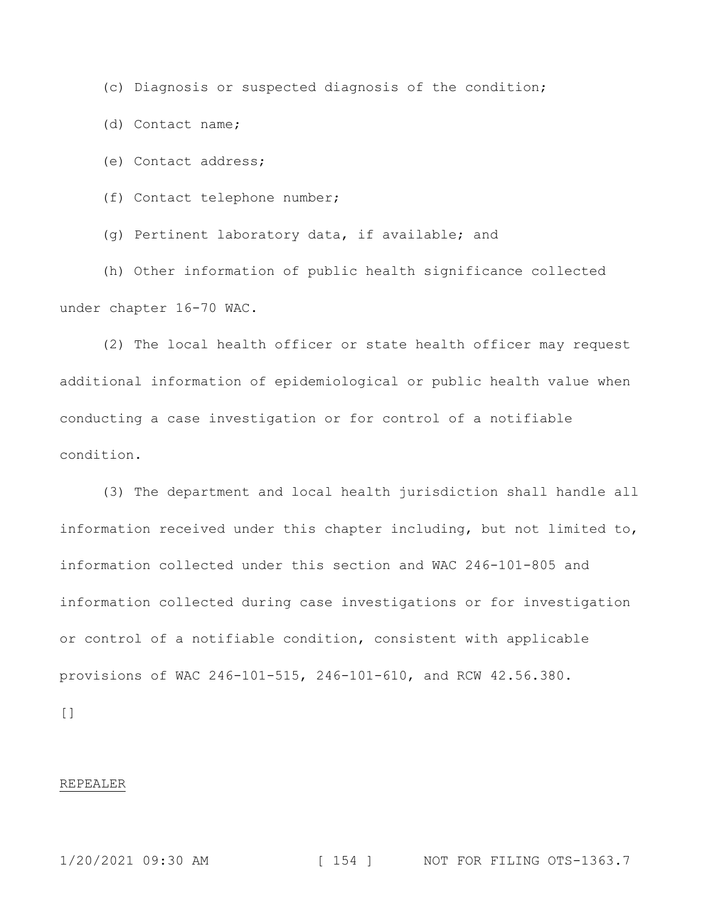(c) Diagnosis or suspected diagnosis of the condition;

(d) Contact name;

(e) Contact address;

(f) Contact telephone number;

(g) Pertinent laboratory data, if available; and

(h) Other information of public health significance collected under chapter 16-70 WAC.

(2) The local health officer or state health officer may request additional information of epidemiological or public health value when conducting a case investigation or for control of a notifiable condition.

(3) The department and local health jurisdiction shall handle all information received under this chapter including, but not limited to, information collected under this section and WAC 246-101-805 and information collected during case investigations or for investigation or control of a notifiable condition, consistent with applicable provisions of WAC 246-101-515, 246-101-610, and RCW 42.56.380.

[]

<u>REPEALER</u>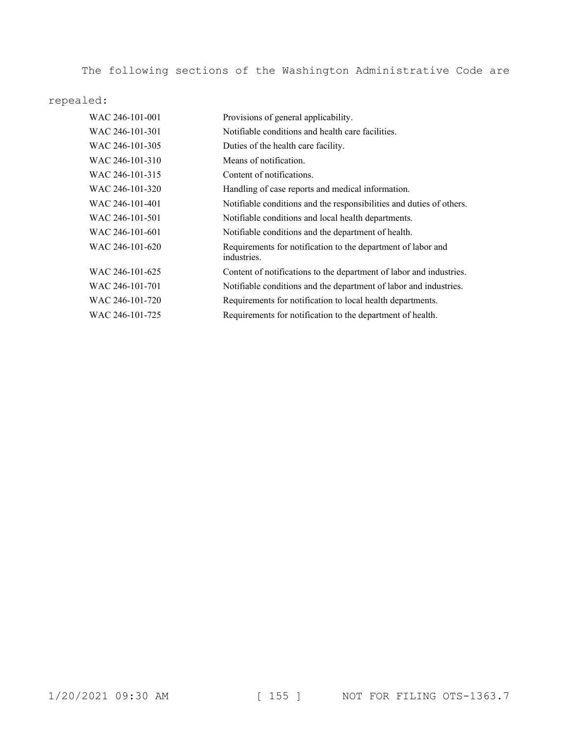The following sections of the Washington Administrative Code are repealed:

| | |
|---|---|
| WAC 246-101-001 | Provisions of general applicability. |
| WAC 246-101-301 | Notifiable conditions and health care facilities. |
| WAC 246-101-305 | Duties of the health care facility. |
| WAC 246-101-310 | Means of notification. |
| WAC 246-101-315 | Content of notifications. |
| WAC 246-101-320 | Handling of case reports and medical information. |
| WAC 246-101-401 | Notifiable conditions and the responsibilities and duties of others. |
| WAC 246-101-501 | Notifiable conditions and local health departments. |
| WAC 246-101-601 | Notifiable conditions and the department of health. |
| WAC 246-101-620 | Requirements for notification to the department of labor and industries. |
| WAC 246-101-625 | Content of notifications to the department of labor and industries. |
| WAC 246-101-701 | Notifiable conditions and the department of labor and industries. |
| WAC 246-101-720 | Requirements for notification to local health departments. |
| WAC 246-101-725 | Requirements for notification to the department of health. |

1/20/2021 09:30 AM NOT FOR FILING OTS-1363.7